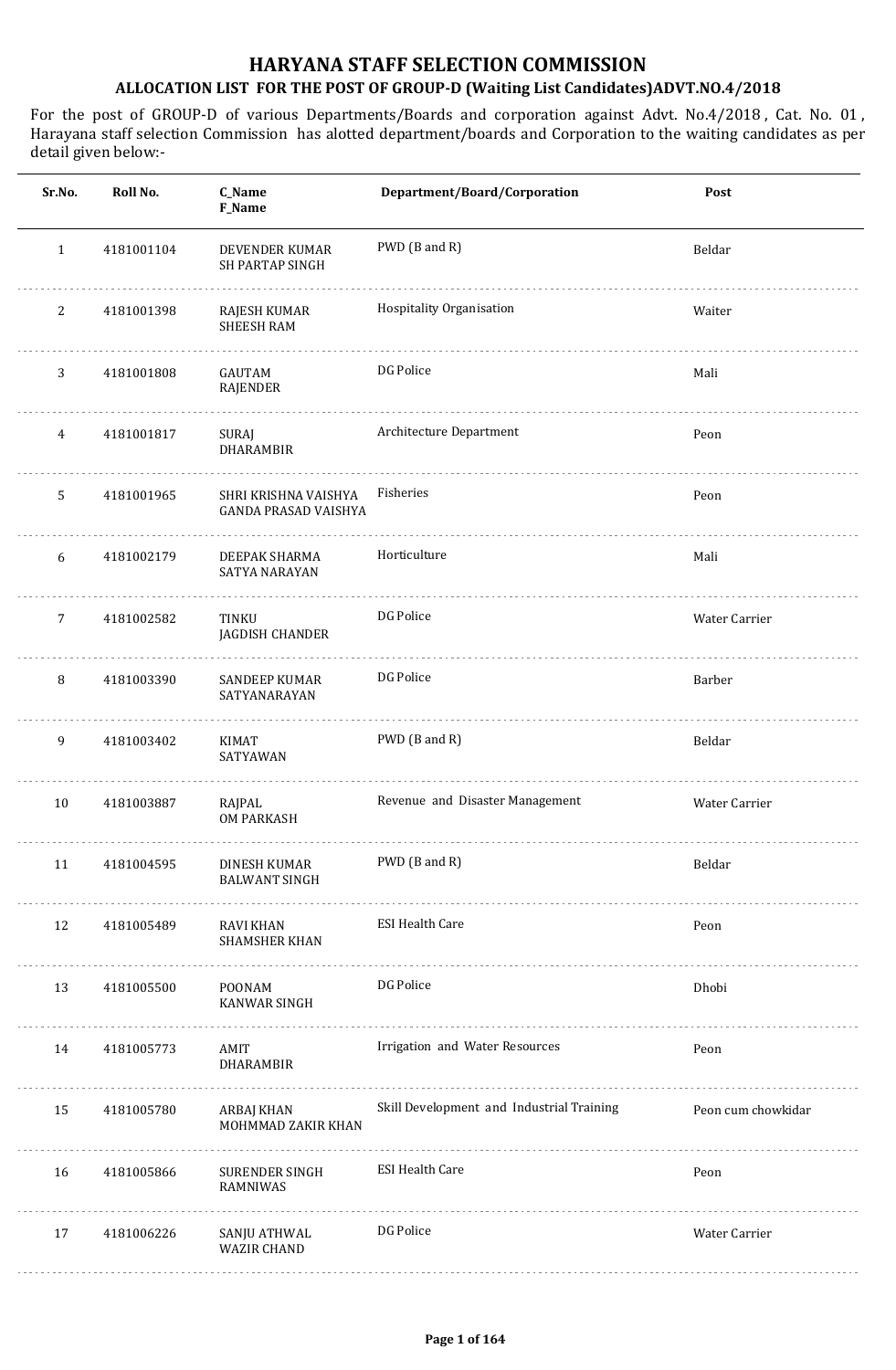# HARYANA STAFF SELECTION COMMISSION

## ALLOCATION LIST FOR THE POST OF GROUP-D (Waiting List Candidates)ADVT.NO.4/2018

For the post of GROUP-D of various Departments/Boards and corporation against Advt. No.4/2018 , Cat. No. 01 , Harayana staff selection Commission has alotted department/boards and Corporation to the waiting candidates as per detail given below:-

| Sr.No. | Roll No. | C_Name<br>F_Name | Department/Board/Corporation | Post |
|---|---|---|---|---|
| 1 | 4181001104 | DEVENDER KUMAR<br>SH PARTAP SINGH | PWD (B and R) | Beldar |
| 2 | 4181001398 | RAJESH KUMAR<br>SHEESH RAM | Hospitality Organisation | Waiter |
| 3 | 4181001808 | GAUTAM<br>RAJENDER | DG Police | Mali |
| 4 | 4181001817 | SURAJ<br>DHARAMBIR | Architecture Department | Peon |
| 5 | 4181001965 | SHRI KRISHNA VAISHYA<br>GANDA PRASAD VAISHYA | Fisheries | Peon |
| 6 | 4181002179 | DEEPAK SHARMA<br>SATYA NARAYAN | Horticulture | Mali |
| 7 | 4181002582 | TINKU<br>JAGDISH CHANDER | DG Police | Water Carrier |
| 8 | 4181003390 | SANDEEP KUMAR<br>SATYANARAYAN | DG Police | Barber |
| 9 | 4181003402 | KIMAT<br>SATYAWAN | PWD (B and R) | Beldar |
| 10 | 4181003887 | RAJPAL<br>OM PARKASH | Revenue and Disaster Management | Water Carrier |
| 11 | 4181004595 | DINESH KUMAR<br>BALWANT SINGH | PWD (B and R) | Beldar |
| 12 | 4181005489 | RAVI KHAN<br>SHAMSHER KHAN | ESI Health Care | Peon |
| 13 | 4181005500 | POONAM<br>KANWAR SINGH | DG Police | Dhobi |
| 14 | 4181005773 | AMIT<br>DHARAMBIR | Irrigation and Water Resources | Peon |
| 15 | 4181005780 | ARBAJ KHAN<br>MOHMMAD ZAKIR KHAN | Skill Development and Industrial Training | Peon cum chowkidar |
| 16 | 4181005866 | SURENDER SINGH<br>RAMNIWAS | ESI Health Care | Peon |
| 17 | 4181006226 | SANJU ATHWAL<br>WAZIR CHAND | DG Police | Water Carrier |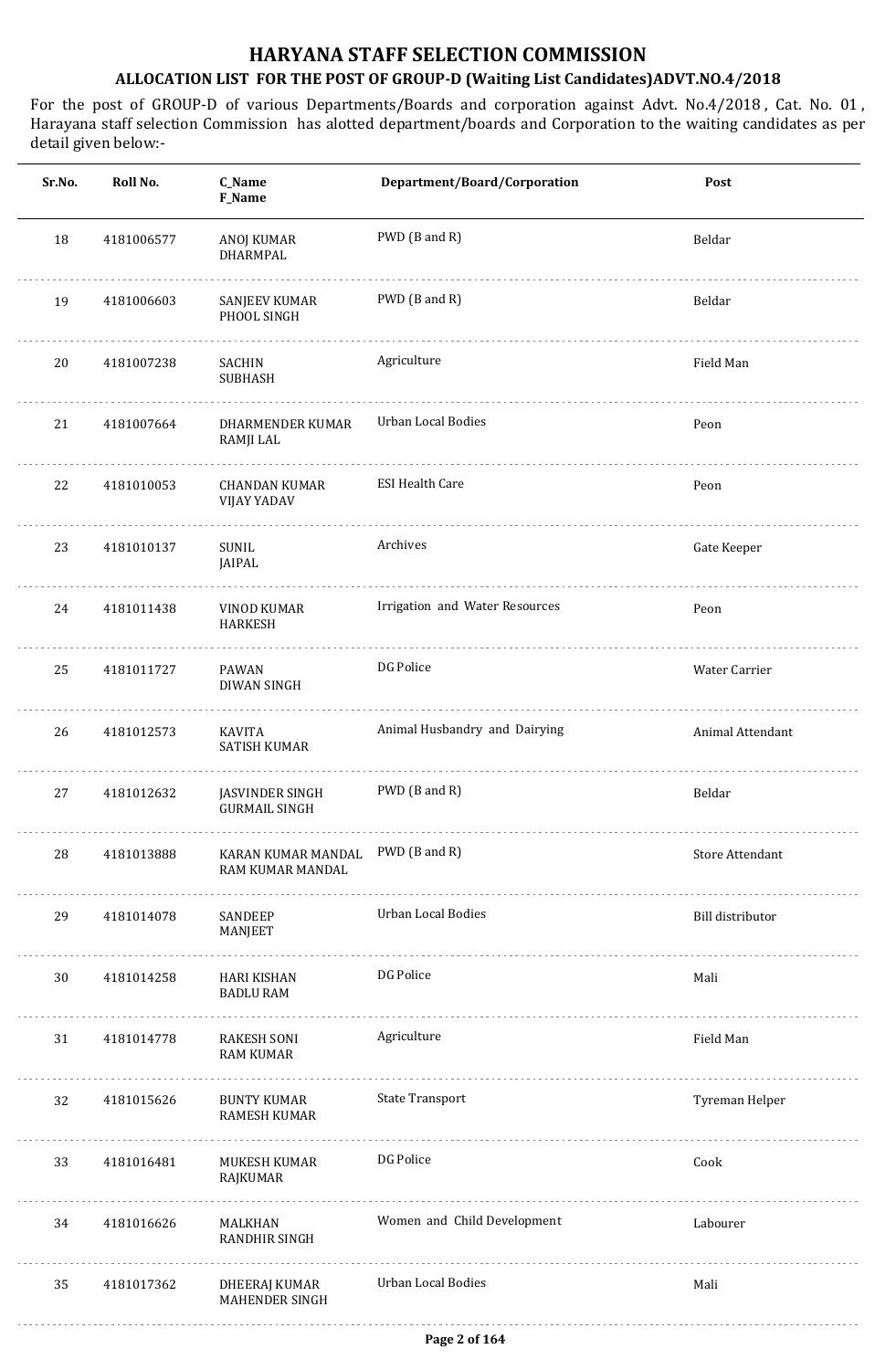# HARYANA STAFF SELECTION COMMISSION

## ALLOCATION LIST FOR THE POST OF GROUP-D (Waiting List Candidates)ADVT.NO.4/2018

For the post of GROUP-D of various Departments/Boards and corporation against Advt. No.4/2018 , Cat. No. 01 , Harayana staff selection Commission has alotted department/boards and Corporation to the waiting candidates as per detail given below:-

| Sr.No. | Roll No. | C_Name<br>F_Name | Department/Board/Corporation | Post |
|---|---|---|---|---|
| 18 | 4181006577 | ANOJ KUMAR<br>DHARMPAL | PWD (B and R) | Beldar |
| 19 | 4181006603 | SANJEEV KUMAR<br>PHOOL SINGH | PWD (B and R) | Beldar |
| 20 | 4181007238 | SACHIN<br>SUBHASH | Agriculture | Field Man |
| 21 | 4181007664 | DHARMENDER KUMAR<br>RAMJI LAL | Urban Local Bodies | Peon |
| 22 | 4181010053 | CHANDAN KUMAR<br>VIJAY YADAV | ESI Health Care | Peon |
| 23 | 4181010137 | SUNIL<br>JAIPAL | Archives | Gate Keeper |
| 24 | 4181011438 | VINOD KUMAR<br>HARKESH | Irrigation and Water Resources | Peon |
| 25 | 4181011727 | PAWAN<br>DIWAN SINGH | DG Police | Water Carrier |
| 26 | 4181012573 | KAVITA<br>SATISH KUMAR | Animal Husbandry and Dairying | Animal Attendant |
| 27 | 4181012632 | JASVINDER SINGH<br>GURMAIL SINGH | PWD (B and R) | Beldar |
| 28 | 4181013888 | KARAN KUMAR MANDAL<br>RAM KUMAR MANDAL | PWD (B and R) | Store Attendant |
| 29 | 4181014078 | SANDEEP<br>MANJEET | Urban Local Bodies | Bill distributor |
| 30 | 4181014258 | HARI KISHAN<br>BADLU RAM | DG Police | Mali |
| 31 | 4181014778 | RAKESH SONI<br>RAM KUMAR | Agriculture | Field Man |
| 32 | 4181015626 | BUNTY KUMAR<br>RAMESH KUMAR | State Transport | Tyreman Helper |
| 33 | 4181016481 | MUKESH KUMAR<br>RAJKUMAR | DG Police | Cook |
| 34 | 4181016626 | MALKHAN<br>RANDHIR SINGH | Women and Child Development | Labourer |
| 35 | 4181017362 | DHEERAJ KUMAR<br>MAHENDER SINGH | Urban Local Bodies | Mali |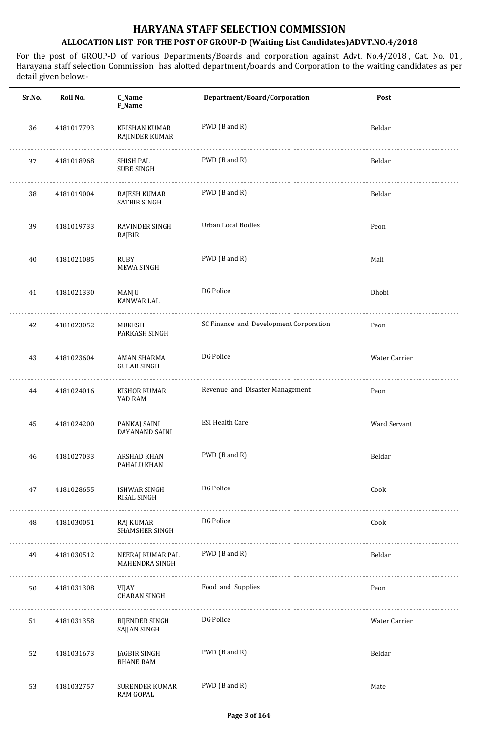# HARYANA STAFF SELECTION COMMISSION

## ALLOCATION LIST FOR THE POST OF GROUP-D (Waiting List Candidates)ADVT.NO.4/2018

For the post of GROUP-D of various Departments/Boards and corporation against Advt. No.4/2018 , Cat. No. 01 , Harayana staff selection Commission has alotted department/boards and Corporation to the waiting candidates as per detail given below:-

| Sr.No. | Roll No. | C_Name<br>F_Name | Department/Board/Corporation | Post |
|---|---|---|---|---|
| 36 | 4181017793 | KRISHAN KUMAR<br>RAJINDER KUMAR | PWD (B and R) | Beldar |
| 37 | 4181018968 | SHISH PAL<br>SUBE SINGH | PWD (B and R) | Beldar |
| 38 | 4181019004 | RAJESH KUMAR<br>SATBIR SINGH | PWD (B and R) | Beldar |
| 39 | 4181019733 | RAVINDER SINGH<br>RAJBIR | Urban Local Bodies | Peon |
| 40 | 4181021085 | RUBY<br>MEWA SINGH | PWD (B and R) | Mali |
| 41 | 4181021330 | MANJU<br>KANWAR LAL | DG Police | Dhobi |
| 42 | 4181023052 | MUKESH<br>PARKASH SINGH | SC Finance and Development Corporation | Peon |
| 43 | 4181023604 | AMAN SHARMA<br>GULAB SINGH | DG Police | Water Carrier |
| 44 | 4181024016 | KISHOR KUMAR<br>YAD RAM | Revenue and Disaster Management | Peon |
| 45 | 4181024200 | PANKAJ SAINI<br>DAYANAND SAINI | ESI Health Care | Ward Servant |
| 46 | 4181027033 | ARSHAD KHAN<br>PAHALU KHAN | PWD (B and R) | Beldar |
| 47 | 4181028655 | ISHWAR SINGH<br>RISAL SINGH | DG Police | Cook |
| 48 | 4181030051 | RAJ KUMAR<br>SHAMSHER SINGH | DG Police | Cook |
| 49 | 4181030512 | NEERAJ KUMAR PAL<br>MAHENDRA SINGH | PWD (B and R) | Beldar |
| 50 | 4181031308 | VIJAY<br>CHARAN SINGH | Food and Supplies | Peon |
| 51 | 4181031358 | BIJENDER SINGH<br>SAJJAN SINGH | DG Police | Water Carrier |
| 52 | 4181031673 | JAGBIR SINGH<br>BHANE RAM | PWD (B and R) | Beldar |
| 53 | 4181032757 | SURENDER KUMAR<br>RAM GOPAL | PWD (B and R) | Mate |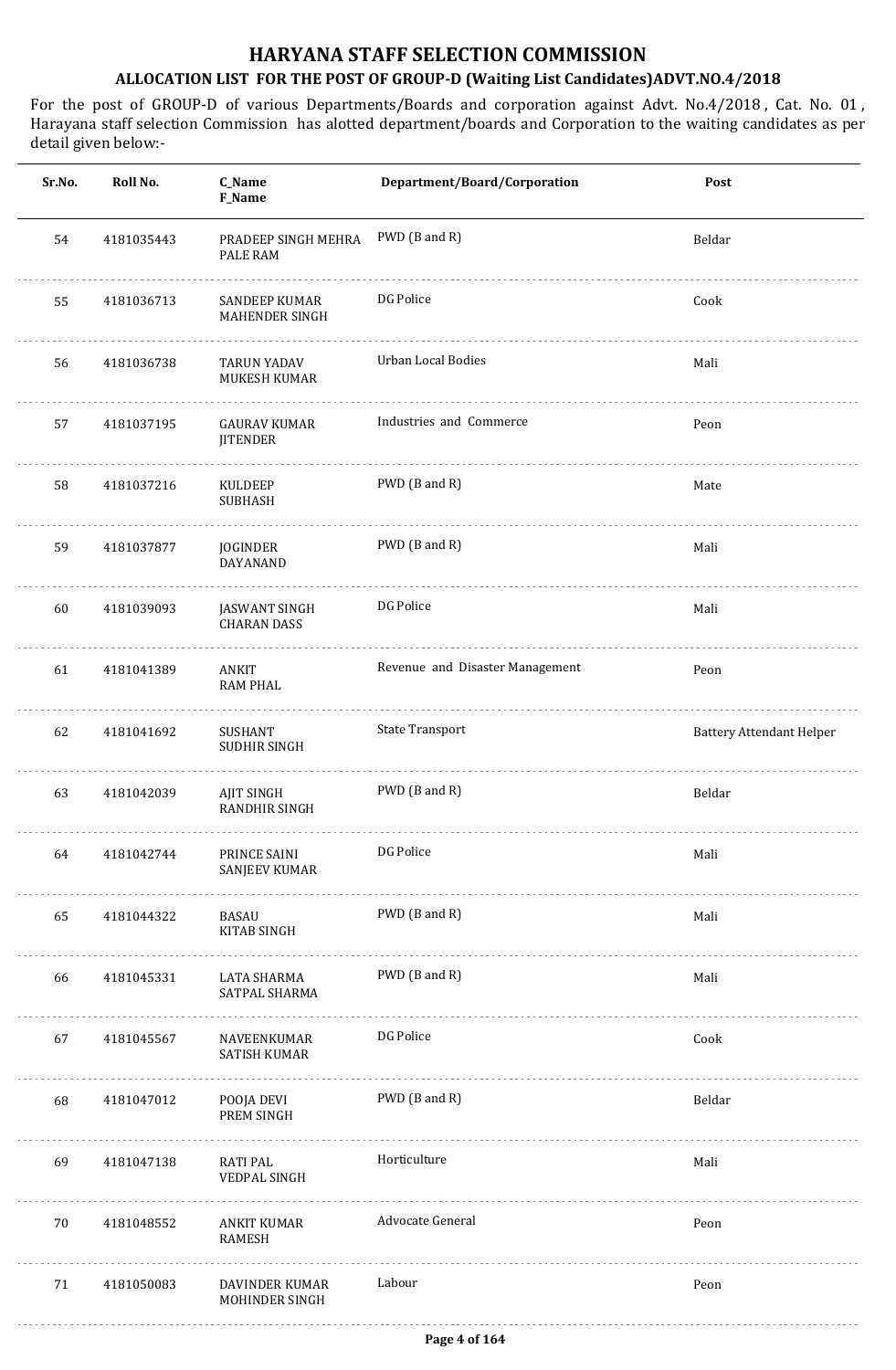# HARYANA STAFF SELECTION COMMISSION

## ALLOCATION LIST FOR THE POST OF GROUP-D (Waiting List Candidates)ADVT.NO.4/2018

For the post of GROUP-D of various Departments/Boards and corporation against Advt. No.4/2018 , Cat. No. 01 , Harayana staff selection Commission has alotted department/boards and Corporation to the waiting candidates as per detail given below:-

| Sr.No. | Roll No. | C_Name<br>F_Name | Department/Board/Corporation | Post |
|---|---|---|---|---|
| 54 | 4181035443 | PRADEEP SINGH MEHRA<br>PALE RAM | PWD (B and R) | Beldar |
| 55 | 4181036713 | SANDEEP KUMAR<br>MAHENDER SINGH | DG Police | Cook |
| 56 | 4181036738 | TARUN YADAV<br>MUKESH KUMAR | Urban Local Bodies | Mali |
| 57 | 4181037195 | GAURAV KUMAR<br>JITENDER | Industries and Commerce | Peon |
| 58 | 4181037216 | KULDEEP<br>SUBHASH | PWD (B and R) | Mate |
| 59 | 4181037877 | JOGINDER<br>DAYANAND | PWD (B and R) | Mali |
| 60 | 4181039093 | JASWANT SINGH<br>CHARAN DASS | DG Police | Mali |
| 61 | 4181041389 | ANKIT<br>RAM PHAL | Revenue and Disaster Management | Peon |
| 62 | 4181041692 | SUSHANT<br>SUDHIR SINGH | State Transport | Battery Attendant Helper |
| 63 | 4181042039 | AJIT SINGH<br>RANDHIR SINGH | PWD (B and R) | Beldar |
| 64 | 4181042744 | PRINCE SAINI<br>SANJEEV KUMAR | DG Police | Mali |
| 65 | 4181044322 | BASAU<br>KITAB SINGH | PWD (B and R) | Mali |
| 66 | 4181045331 | LATA SHARMA<br>SATPAL SHARMA | PWD (B and R) | Mali |
| 67 | 4181045567 | NAVEENKUMAR<br>SATISH KUMAR | DG Police | Cook |
| 68 | 4181047012 | POOJA DEVI<br>PREM SINGH | PWD (B and R) | Beldar |
| 69 | 4181047138 | RATI PAL<br>VEDPAL SINGH | Horticulture | Mali |
| 70 | 4181048552 | ANKIT KUMAR<br>RAMESH | Advocate General | Peon |
| 71 | 4181050083 | DAVINDER KUMAR<br>MOHINDER SINGH | Labour | Peon |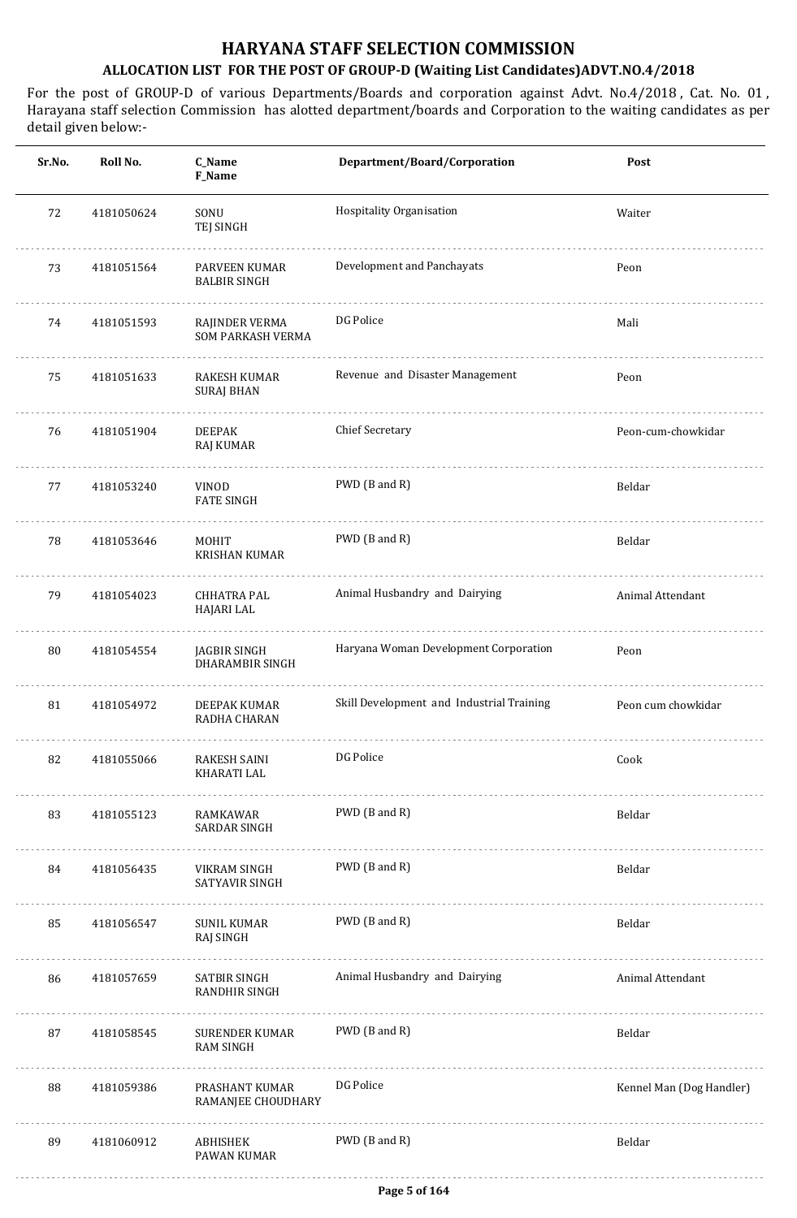# HARYANA STAFF SELECTION COMMISSION

## ALLOCATION LIST FOR THE POST OF GROUP-D (Waiting List Candidates)ADVT.NO.4/2018

For the post of GROUP-D of various Departments/Boards and corporation against Advt. No.4/2018 , Cat. No. 01 , Harayana staff selection Commission has alotted department/boards and Corporation to the waiting candidates as per detail given below:-

| Sr.No. | Roll No. | C_Name F_Name | Department/Board/Corporation | Post |
|---|---|---|---|---|
| 72 | 4181050624 | SONU TEJ SINGH | Hospitality Organisation | Waiter |
| 73 | 4181051564 | PARVEEN KUMAR BALBIR SINGH | Development and Panchayats | Peon |
| 74 | 4181051593 | RAJINDER VERMA SOM PARKASH VERMA | DG Police | Mali |
| 75 | 4181051633 | RAKESH KUMAR SURAJ BHAN | Revenue and Disaster Management | Peon |
| 76 | 4181051904 | DEEPAK RAJ KUMAR | Chief Secretary | Peon-cum-chowkidar |
| 77 | 4181053240 | VINOD FATE SINGH | PWD (B and R) | Beldar |
| 78 | 4181053646 | MOHIT KRISHAN KUMAR | PWD (B and R) | Beldar |
| 79 | 4181054023 | CHHATRA PAL HAJARI LAL | Animal Husbandry and Dairying | Animal Attendant |
| 80 | 4181054554 | JAGBIR SINGH DHARAMBIR SINGH | Haryana Woman Development Corporation | Peon |
| 81 | 4181054972 | DEEPAK KUMAR RADHA CHARAN | Skill Development and Industrial Training | Peon cum chowkidar |
| 82 | 4181055066 | RAKESH SAINI KHARATI LAL | DG Police | Cook |
| 83 | 4181055123 | RAMKAWAR SARDAR SINGH | PWD (B and R) | Beldar |
| 84 | 4181056435 | VIKRAM SINGH SATYAVIR SINGH | PWD (B and R) | Beldar |
| 85 | 4181056547 | SUNIL KUMAR RAJ SINGH | PWD (B and R) | Beldar |
| 86 | 4181057659 | SATBIR SINGH RANDHIR SINGH | Animal Husbandry and Dairying | Animal Attendant |
| 87 | 4181058545 | SURENDER KUMAR RAM SINGH | PWD (B and R) | Beldar |
| 88 | 4181059386 | PRASHANT KUMAR RAMANJEE CHOUDHARY | DG Police | Kennel Man (Dog Handler) |
| 89 | 4181060912 | ABHISHEK PAWAN KUMAR | PWD (B and R) | Beldar |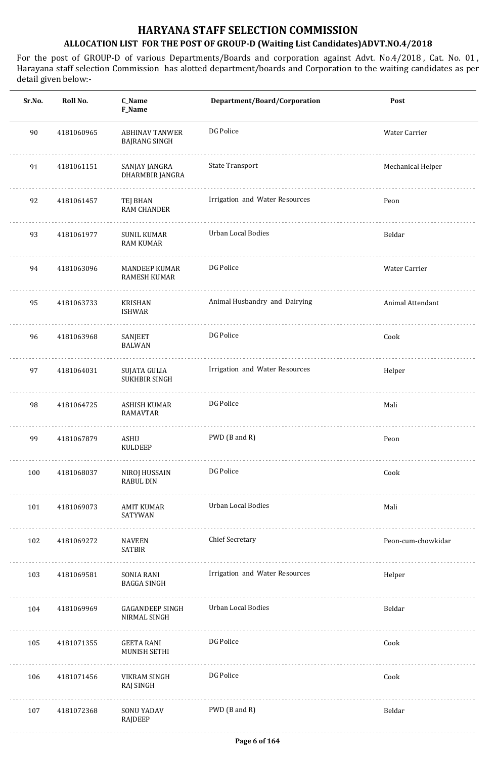# HARYANA STAFF SELECTION COMMISSION

## ALLOCATION LIST FOR THE POST OF GROUP-D (Waiting List Candidates)ADVT.NO.4/2018

For the post of GROUP-D of various Departments/Boards and corporation against Advt. No.4/2018 , Cat. No. 01 , Harayana staff selection Commission has alotted department/boards and Corporation to the waiting candidates as per detail given below:-

| Sr.No. | Roll No. | C_Name<br>F_Name | Department/Board/Corporation | Post |
|---|---|---|---|---|
| 90 | 4181060965 | ABHINAV TANWER<br>BAJRANG SINGH | DG Police | Water Carrier |
| 91 | 4181061151 | SANJAY JANGRA<br>DHARMBIR JANGRA | State Transport | Mechanical Helper |
| 92 | 4181061457 | TEJ BHAN<br>RAM CHANDER | Irrigation and Water Resources | Peon |
| 93 | 4181061977 | SUNIL KUMAR<br>RAM KUMAR | Urban Local Bodies | Beldar |
| 94 | 4181063096 | MANDEEP KUMAR<br>RAMESH KUMAR | DG Police | Water Carrier |
| 95 | 4181063733 | KRISHAN<br>ISHWAR | Animal Husbandry and Dairying | Animal Attendant |
| 96 | 4181063968 | SANJEET<br>BALWAN | DG Police | Cook |
| 97 | 4181064031 | SUJATA GULIA<br>SUKHBIR SINGH | Irrigation and Water Resources | Helper |
| 98 | 4181064725 | ASHISH KUMAR<br>RAMAVTAR | DG Police | Mali |
| 99 | 4181067879 | ASHU<br>KULDEEP | PWD (B and R) | Peon |
| 100 | 4181068037 | NIROJ HUSSAIN<br>RABUL DIN | DG Police | Cook |
| 101 | 4181069073 | AMIT KUMAR<br>SATYWAN | Urban Local Bodies | Mali |
| 102 | 4181069272 | NAVEEN<br>SATBIR | Chief Secretary | Peon-cum-chowkidar |
| 103 | 4181069581 | SONIA RANI<br>BAGGA SINGH | Irrigation and Water Resources | Helper |
| 104 | 4181069969 | GAGANDEEP SINGH<br>NIRMAL SINGH | Urban Local Bodies | Beldar |
| 105 | 4181071355 | GEETA RANI<br>MUNISH SETHI | DG Police | Cook |
| 106 | 4181071456 | VIKRAM SINGH<br>RAJ SINGH | DG Police | Cook |
| 107 | 4181072368 | SONU YADAV<br>RAJDEEP | PWD (B and R) | Beldar |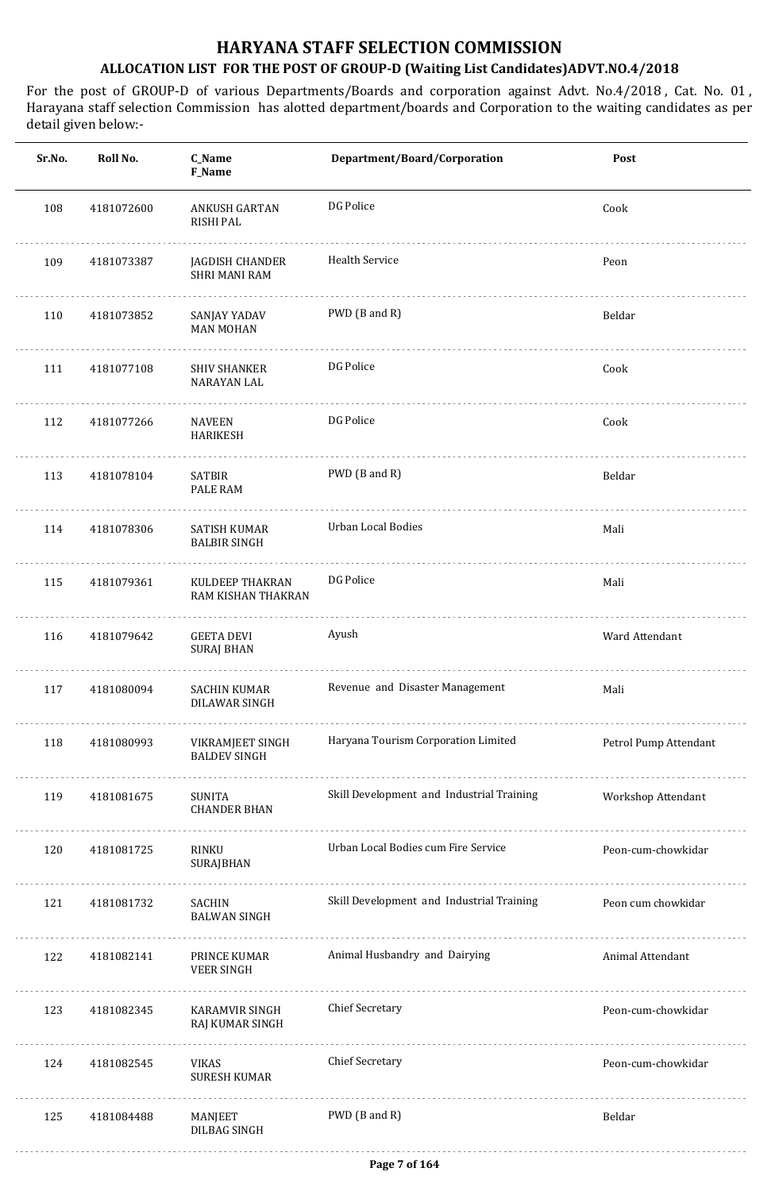# HARYANA STAFF SELECTION COMMISSION

## ALLOCATION LIST FOR THE POST OF GROUP-D (Waiting List Candidates)ADVT.NO.4/2018

For the post of GROUP-D of various Departments/Boards and corporation against Advt. No.4/2018 , Cat. No. 01 , Harayana staff selection Commission has alotted department/boards and Corporation to the waiting candidates as per detail given below:-

| Sr.No. | Roll No. | C_Name F_Name | Department/Board/Corporation | Post |
|---|---|---|---|---|
| 108 | 4181072600 | ANKUSH GARTAN RISHI PAL | DG Police | Cook |
| 109 | 4181073387 | JAGDISH CHANDER SHRI MANI RAM | Health Service | Peon |
| 110 | 4181073852 | SANJAY YADAV MAN MOHAN | PWD (B and R) | Beldar |
| 111 | 4181077108 | SHIV SHANKER NARAYAN LAL | DG Police | Cook |
| 112 | 4181077266 | NAVEEN HARIKESH | DG Police | Cook |
| 113 | 4181078104 | SATBIR PALE RAM | PWD (B and R) | Beldar |
| 114 | 4181078306 | SATISH KUMAR BALBIR SINGH | Urban Local Bodies | Mali |
| 115 | 4181079361 | KULDEEP THAKRAN RAM KISHAN THAKRAN | DG Police | Mali |
| 116 | 4181079642 | GEETA DEVI SURAJ BHAN | Ayush | Ward Attendant |
| 117 | 4181080094 | SACHIN KUMAR DILAWAR SINGH | Revenue and Disaster Management | Mali |
| 118 | 4181080993 | VIKRAMJEET SINGH BALDEV SINGH | Haryana Tourism Corporation Limited | Petrol Pump Attendant |
| 119 | 4181081675 | SUNITA CHANDER BHAN | Skill Development and Industrial Training | Workshop Attendant |
| 120 | 4181081725 | RINKU SURAJBHAN | Urban Local Bodies cum Fire Service | Peon-cum-chowkidar |
| 121 | 4181081732 | SACHIN BALWAN SINGH | Skill Development and Industrial Training | Peon cum chowkidar |
| 122 | 4181082141 | PRINCE KUMAR VEER SINGH | Animal Husbandry and Dairying | Animal Attendant |
| 123 | 4181082345 | KARAMVIR SINGH RAJ KUMAR SINGH | Chief Secretary | Peon-cum-chowkidar |
| 124 | 4181082545 | VIKAS SURESH KUMAR | Chief Secretary | Peon-cum-chowkidar |
| 125 | 4181084488 | MANJEET DILBAG SINGH | PWD (B and R) | Beldar |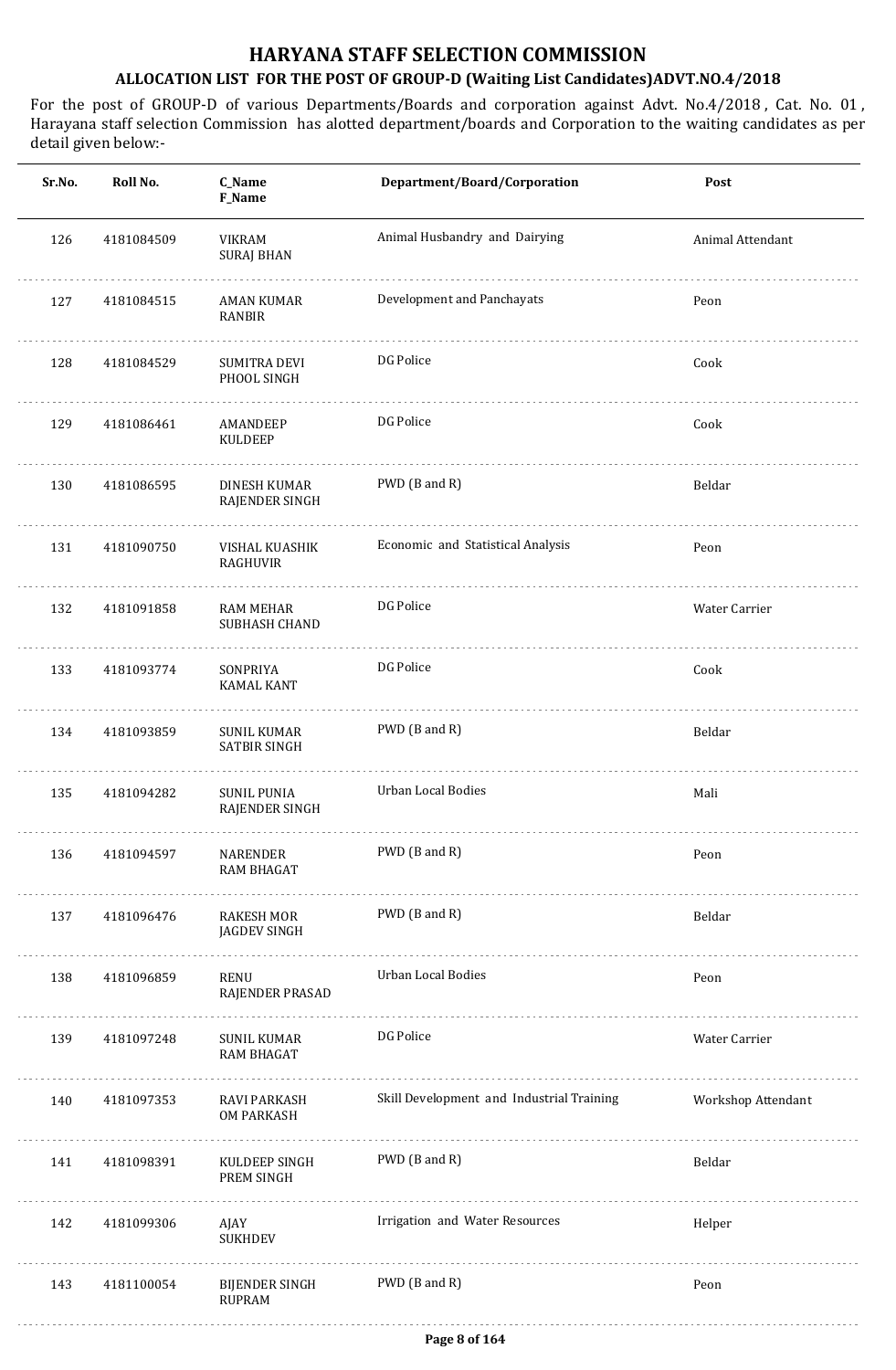# HARYANA STAFF SELECTION COMMISSION

## ALLOCATION LIST FOR THE POST OF GROUP-D (Waiting List Candidates)ADVT.NO.4/2018

For the post of GROUP-D of various Departments/Boards and corporation against Advt. No.4/2018 , Cat. No. 01 , Harayana staff selection Commission has alotted department/boards and Corporation to the waiting candidates as per detail given below:-

| Sr.No. | Roll No. | C_Name<br>F_Name | Department/Board/Corporation | Post |
|---|---|---|---|---|
| 126 | 4181084509 | VIKRAM<br>SURAJ BHAN | Animal Husbandry and Dairying | Animal Attendant |
| 127 | 4181084515 | AMAN KUMAR<br>RANBIR | Development and Panchayats | Peon |
| 128 | 4181084529 | SUMITRA DEVI<br>PHOOL SINGH | DG Police | Cook |
| 129 | 4181086461 | AMANDEEP<br>KULDEEP | DG Police | Cook |
| 130 | 4181086595 | DINESH KUMAR<br>RAJENDER SINGH | PWD (B and R) | Beldar |
| 131 | 4181090750 | VISHAL KUASHIK<br>RAGHUVIR | Economic and Statistical Analysis | Peon |
| 132 | 4181091858 | RAM MEHAR<br>SUBHASH CHAND | DG Police | Water Carrier |
| 133 | 4181093774 | SONPRIYA<br>KAMAL KANT | DG Police | Cook |
| 134 | 4181093859 | SUNIL KUMAR<br>SATBIR SINGH | PWD (B and R) | Beldar |
| 135 | 4181094282 | SUNIL PUNIA<br>RAJENDER SINGH | Urban Local Bodies | Mali |
| 136 | 4181094597 | NARENDER<br>RAM BHAGAT | PWD (B and R) | Peon |
| 137 | 4181096476 | RAKESH MOR<br>JAGDEV SINGH | PWD (B and R) | Beldar |
| 138 | 4181096859 | RENU<br>RAJENDER PRASAD | Urban Local Bodies | Peon |
| 139 | 4181097248 | SUNIL KUMAR<br>RAM BHAGAT | DG Police | Water Carrier |
| 140 | 4181097353 | RAVI PARKASH<br>OM PARKASH | Skill Development and Industrial Training | Workshop Attendant |
| 141 | 4181098391 | KULDEEP SINGH<br>PREM SINGH | PWD (B and R) | Beldar |
| 142 | 4181099306 | AJAY<br>SUKHDEV | Irrigation and Water Resources | Helper |
| 143 | 4181100054 | BIJENDER SINGH<br>RUPRAM | PWD (B and R) | Peon |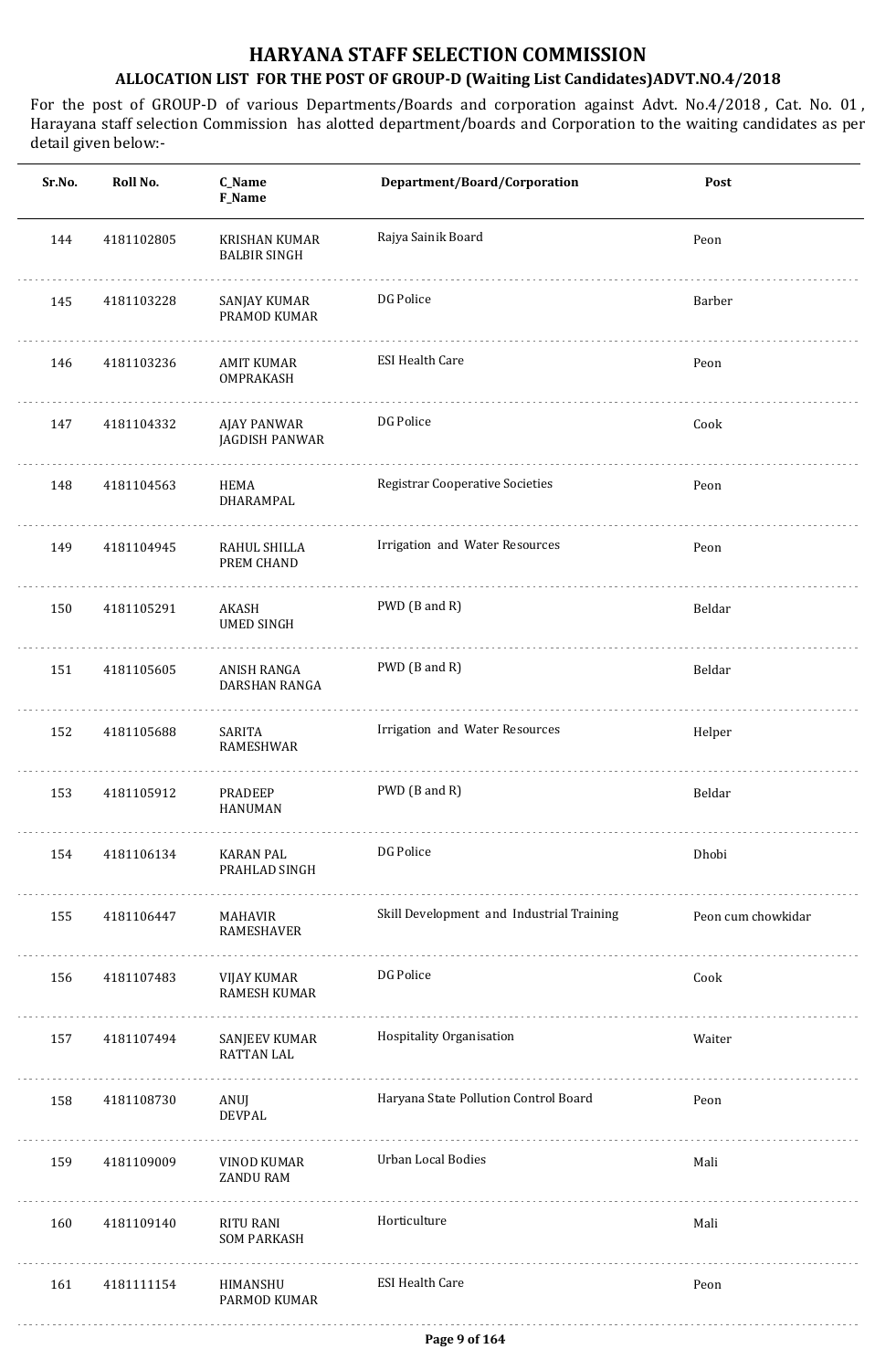# HARYANA STAFF SELECTION COMMISSION

## ALLOCATION LIST FOR THE POST OF GROUP-D (Waiting List Candidates)ADVT.NO.4/2018

For the post of GROUP-D of various Departments/Boards and corporation against Advt. No.4/2018 , Cat. No. 01 , Harayana staff selection Commission has alotted department/boards and Corporation to the waiting candidates as per detail given below:-

| Sr.No. | Roll No. | C_Name F_Name | Department/Board/Corporation | Post |
|---|---|---|---|---|
| 144 | 4181102805 | KRISHAN KUMAR BALBIR SINGH | Rajya Sainik Board | Peon |
| 145 | 4181103228 | SANJAY KUMAR PRAMOD KUMAR | DG Police | Barber |
| 146 | 4181103236 | AMIT KUMAR OMPRAKASH | ESI Health Care | Peon |
| 147 | 4181104332 | AJAY PANWAR JAGDISH PANWAR | DG Police | Cook |
| 148 | 4181104563 | HEMA DHARAMPAL | Registrar Cooperative Societies | Peon |
| 149 | 4181104945 | RAHUL SHILLA PREM CHAND | Irrigation and Water Resources | Peon |
| 150 | 4181105291 | AKASH UMED SINGH | PWD (B and R) | Beldar |
| 151 | 4181105605 | ANISH RANGA DARSHAN RANGA | PWD (B and R) | Beldar |
| 152 | 4181105688 | SARITA RAMESHWAR | Irrigation and Water Resources | Helper |
| 153 | 4181105912 | PRADEEP HANUMAN | PWD (B and R) | Beldar |
| 154 | 4181106134 | KARAN PAL PRAHLAD SINGH | DG Police | Dhobi |
| 155 | 4181106447 | MAHAVIR RAMESHAVER | Skill Development and Industrial Training | Peon cum chowkidar |
| 156 | 4181107483 | VIJAY KUMAR RAMESH KUMAR | DG Police | Cook |
| 157 | 4181107494 | SANJEEV KUMAR RATTAN LAL | Hospitality Organisation | Waiter |
| 158 | 4181108730 | ANUJ DEVPAL | Haryana State Pollution Control Board | Peon |
| 159 | 4181109009 | VINOD KUMAR ZANDU RAM | Urban Local Bodies | Mali |
| 160 | 4181109140 | RITU RANI SOM PARKASH | Horticulture | Mali |
| 161 | 4181111154 | HIMANSHU PARMOD KUMAR | ESI Health Care | Peon |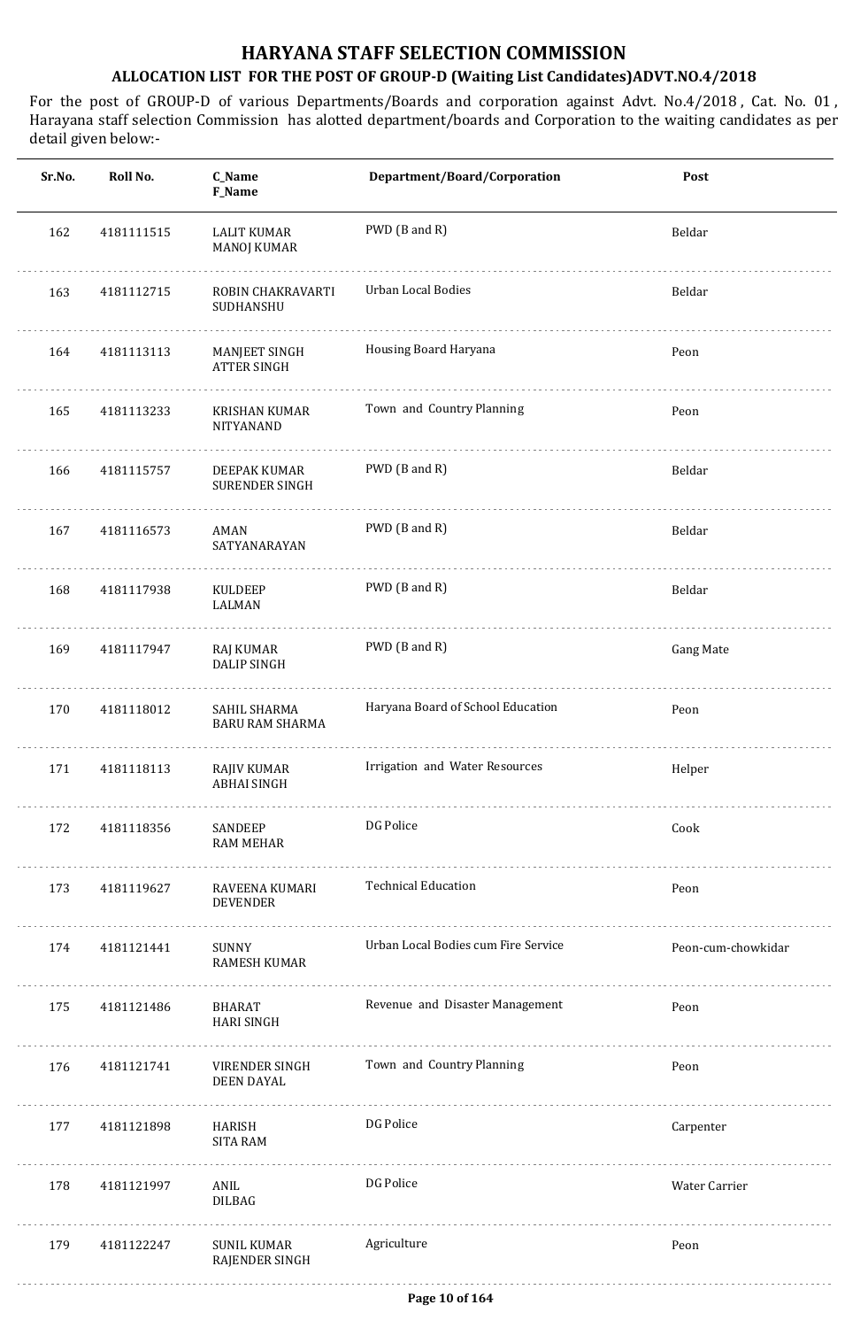# HARYANA STAFF SELECTION COMMISSION

## ALLOCATION LIST FOR THE POST OF GROUP-D (Waiting List Candidates)ADVT.NO.4/2018

For the post of GROUP-D of various Departments/Boards and corporation against Advt. No.4/2018 , Cat. No. 01 , Harayana staff selection Commission has alotted department/boards and Corporation to the waiting candidates as per detail given below:-

| Sr.No. | Roll No. | C_Name<br>F_Name | Department/Board/Corporation | Post |
|---|---|---|---|---|
| 162 | 4181111515 | LALIT KUMAR<br>MANOJ KUMAR | PWD (B and R) | Beldar |
| 163 | 4181112715 | ROBIN CHAKRAVARTI<br>SUDHANSHU | Urban Local Bodies | Beldar |
| 164 | 4181113113 | MANJEET SINGH<br>ATTER SINGH | Housing Board Haryana | Peon |
| 165 | 4181113233 | KRISHAN KUMAR<br>NITYANAND | Town and Country Planning | Peon |
| 166 | 4181115757 | DEEPAK KUMAR<br>SURENDER SINGH | PWD (B and R) | Beldar |
| 167 | 4181116573 | AMAN<br>SATYANARAYAN | PWD (B and R) | Beldar |
| 168 | 4181117938 | KULDEEP<br>LALMAN | PWD (B and R) | Beldar |
| 169 | 4181117947 | RAJ KUMAR<br>DALIP SINGH | PWD (B and R) | Gang Mate |
| 170 | 4181118012 | SAHIL SHARMA<br>BARU RAM SHARMA | Haryana Board of School Education | Peon |
| 171 | 4181118113 | RAJIV KUMAR<br>ABHAI SINGH | Irrigation and Water Resources | Helper |
| 172 | 4181118356 | SANDEEP<br>RAM MEHAR | DG Police | Cook |
| 173 | 4181119627 | RAVEENA KUMARI<br>DEVENDER | Technical Education | Peon |
| 174 | 4181121441 | SUNNY<br>RAMESH KUMAR | Urban Local Bodies cum Fire Service | Peon-cum-chowkidar |
| 175 | 4181121486 | BHARAT<br>HARI SINGH | Revenue and Disaster Management | Peon |
| 176 | 4181121741 | VIRENDER SINGH<br>DEEN DAYAL | Town and Country Planning | Peon |
| 177 | 4181121898 | HARISH<br>SITA RAM | DG Police | Carpenter |
| 178 | 4181121997 | ANIL<br>DILBAG | DG Police | Water Carrier |
| 179 | 4181122247 | SUNIL KUMAR<br>RAJENDER SINGH | Agriculture | Peon |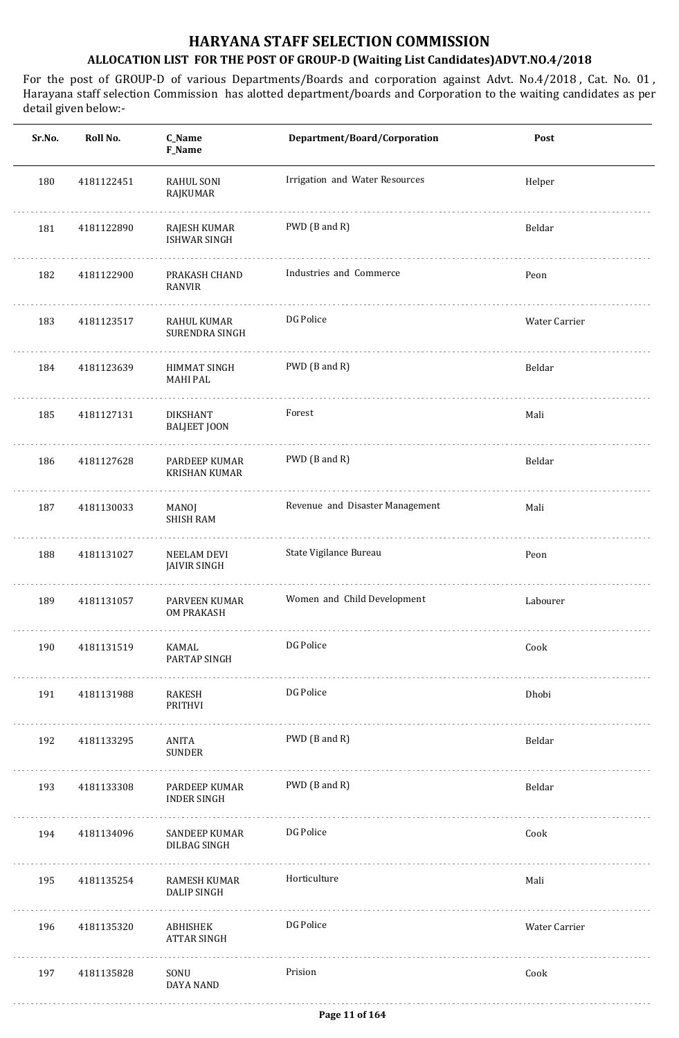# HARYANA STAFF SELECTION COMMISSION

## ALLOCATION LIST FOR THE POST OF GROUP-D (Waiting List Candidates)ADVT.NO.4/2018

For the post of GROUP-D of various Departments/Boards and corporation against Advt. No.4/2018 , Cat. No. 01 , Harayana staff selection Commission has alotted department/boards and Corporation to the waiting candidates as per detail given below:-

| Sr.No. | Roll No. | C_Name F_Name | Department/Board/Corporation | Post |
|---|---|---|---|---|
| 180 | 4181122451 | RAHUL SONI RAJKUMAR | Irrigation and Water Resources | Helper |
| 181 | 4181122890 | RAJESH KUMAR ISHWAR SINGH | PWD (B and R) | Beldar |
| 182 | 4181122900 | PRAKASH CHAND RANVIR | Industries and Commerce | Peon |
| 183 | 4181123517 | RAHUL KUMAR SURENDRA SINGH | DG Police | Water Carrier |
| 184 | 4181123639 | HIMMAT SINGH MAHI PAL | PWD (B and R) | Beldar |
| 185 | 4181127131 | DIKSHANT BALJEET JOON | Forest | Mali |
| 186 | 4181127628 | PARDEEP KUMAR KRISHAN KUMAR | PWD (B and R) | Beldar |
| 187 | 4181130033 | MANOJ SHISH RAM | Revenue and Disaster Management | Mali |
| 188 | 4181131027 | NEELAM DEVI JAIVIR SINGH | State Vigilance Bureau | Peon |
| 189 | 4181131057 | PARVEEN KUMAR OM PRAKASH | Women and Child Development | Labourer |
| 190 | 4181131519 | KAMAL PARTAP SINGH | DG Police | Cook |
| 191 | 4181131988 | RAKESH PRITHVI | DG Police | Dhobi |
| 192 | 4181133295 | ANITA SUNDER | PWD (B and R) | Beldar |
| 193 | 4181133308 | PARDEEP KUMAR INDER SINGH | PWD (B and R) | Beldar |
| 194 | 4181134096 | SANDEEP KUMAR DILBAG SINGH | DG Police | Cook |
| 195 | 4181135254 | RAMESH KUMAR DALIP SINGH | Horticulture | Mali |
| 196 | 4181135320 | ABHISHEK ATTAR SINGH | DG Police | Water Carrier |
| 197 | 4181135828 | SONU DAYA NAND | Prision | Cook |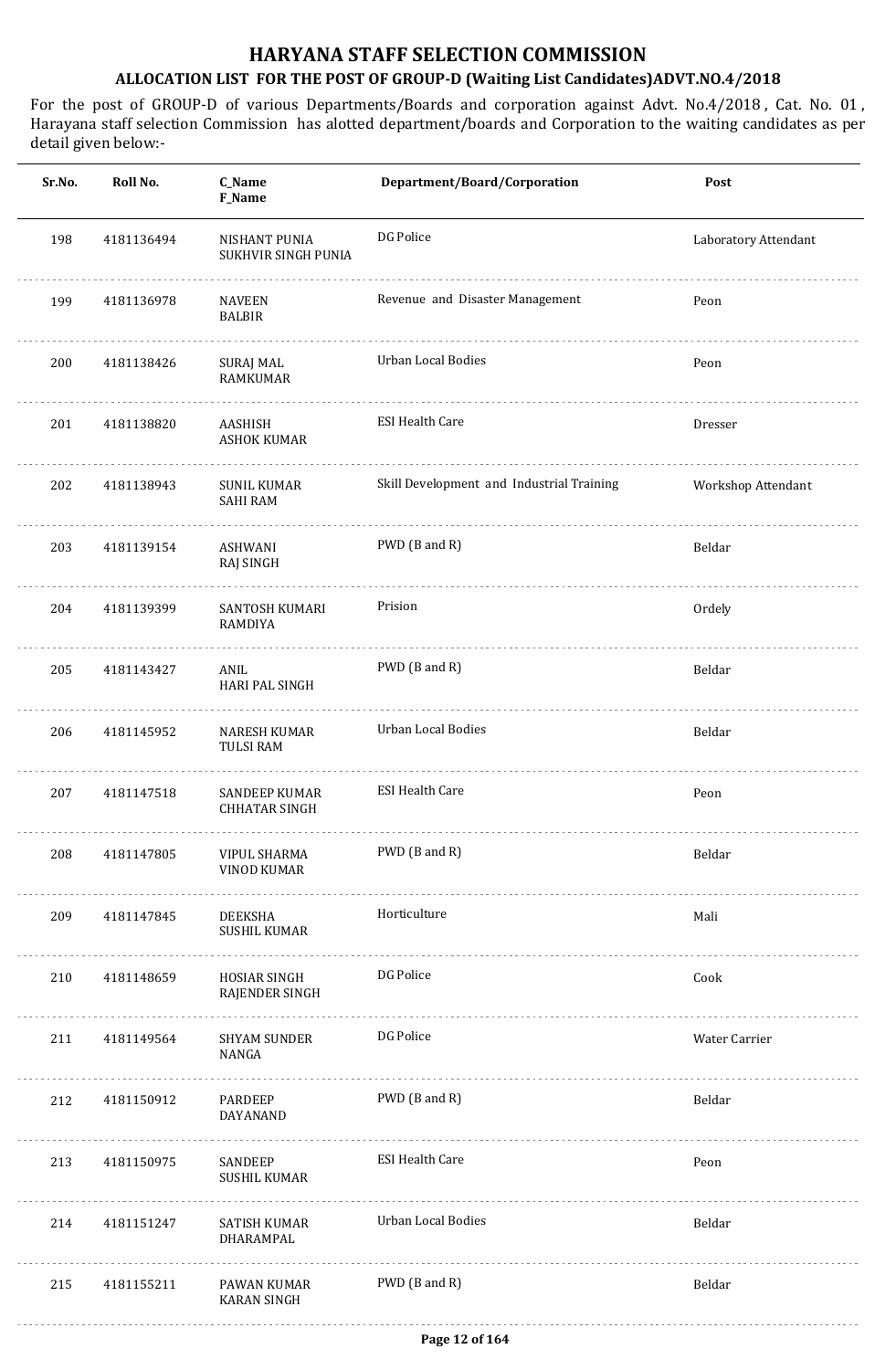# HARYANA STAFF SELECTION COMMISSION

## ALLOCATION LIST FOR THE POST OF GROUP-D (Waiting List Candidates)ADVT.NO.4/2018

For the post of GROUP-D of various Departments/Boards and corporation against Advt. No.4/2018 , Cat. No. 01 , Harayana staff selection Commission has alotted department/boards and Corporation to the waiting candidates as per detail given below:-

| Sr.No. | Roll No. | C_Name<br>F_Name | Department/Board/Corporation | Post |
|---|---|---|---|---|
| 198 | 4181136494 | NISHANT PUNIA<br>SUKHVIR SINGH PUNIA | DG Police | Laboratory Attendant |
| 199 | 4181136978 | NAVEEN<br>BALBIR | Revenue and Disaster Management | Peon |
| 200 | 4181138426 | SURAJ MAL<br>RAMKUMAR | Urban Local Bodies | Peon |
| 201 | 4181138820 | AASHISH<br>ASHOK KUMAR | ESI Health Care | Dresser |
| 202 | 4181138943 | SUNIL KUMAR<br>SAHI RAM | Skill Development and Industrial Training | Workshop Attendant |
| 203 | 4181139154 | ASHWANI<br>RAJ SINGH | PWD (B and R) | Beldar |
| 204 | 4181139399 | SANTOSH KUMARI<br>RAMDIYA | Prision | Ordely |
| 205 | 4181143427 | ANIL<br>HARI PAL SINGH | PWD (B and R) | Beldar |
| 206 | 4181145952 | NARESH KUMAR<br>TULSI RAM | Urban Local Bodies | Beldar |
| 207 | 4181147518 | SANDEEP KUMAR<br>CHHATAR SINGH | ESI Health Care | Peon |
| 208 | 4181147805 | VIPUL SHARMA<br>VINOD KUMAR | PWD (B and R) | Beldar |
| 209 | 4181147845 | DEEKSHA<br>SUSHIL KUMAR | Horticulture | Mali |
| 210 | 4181148659 | HOSIAR SINGH<br>RAJENDER SINGH | DG Police | Cook |
| 211 | 4181149564 | SHYAM SUNDER<br>NANGA | DG Police | Water Carrier |
| 212 | 4181150912 | PARDEEP<br>DAYANAND | PWD (B and R) | Beldar |
| 213 | 4181150975 | SANDEEP<br>SUSHIL KUMAR | ESI Health Care | Peon |
| 214 | 4181151247 | SATISH KUMAR<br>DHARAMPAL | Urban Local Bodies | Beldar |
| 215 | 4181155211 | PAWAN KUMAR<br>KARAN SINGH | PWD (B and R) | Beldar |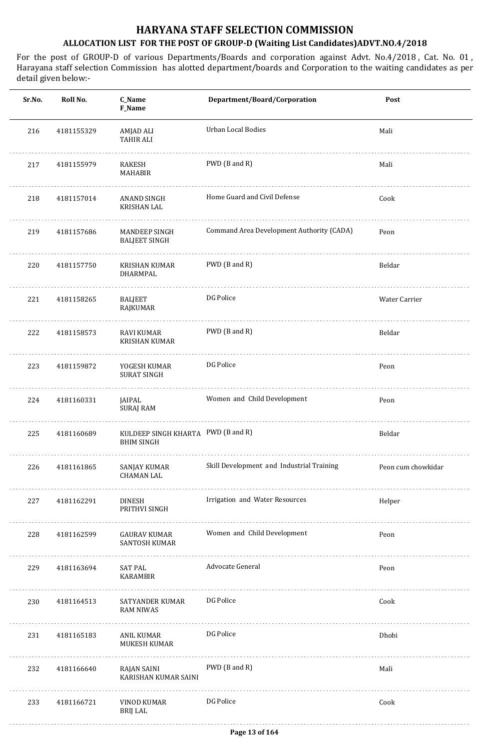# HARYANA STAFF SELECTION COMMISSION

## ALLOCATION LIST FOR THE POST OF GROUP-D (Waiting List Candidates)ADVT.NO.4/2018

For the post of GROUP-D of various Departments/Boards and corporation against Advt. No.4/2018 , Cat. No. 01 , Harayana staff selection Commission has alotted department/boards and Corporation to the waiting candidates as per detail given below:-

| Sr.No. | Roll No. | C_Name F_Name | Department/Board/Corporation | Post |
|---|---|---|---|---|
| 216 | 4181155329 | AMJAD ALI TAHIR ALI | Urban Local Bodies | Mali |
| 217 | 4181155979 | RAKESH MAHABIR | PWD (B and R) | Mali |
| 218 | 4181157014 | ANAND SINGH KRISHAN LAL | Home Guard and Civil Defense | Cook |
| 219 | 4181157686 | MANDEEP SINGH BALJEET SINGH | Command Area Development Authority (CADA) | Peon |
| 220 | 4181157750 | KRISHAN KUMAR DHARMPAL | PWD (B and R) | Beldar |
| 221 | 4181158265 | BALJEET RAJKUMAR | DG Police | Water Carrier |
| 222 | 4181158573 | RAVI KUMAR KRISHAN KUMAR | PWD (B and R) | Beldar |
| 223 | 4181159872 | YOGESH KUMAR SURAT SINGH | DG Police | Peon |
| 224 | 4181160331 | JAIPAL SURAJ RAM | Women and Child Development | Peon |
| 225 | 4181160689 | KULDEEP SINGH KHARTA BHIM SINGH | PWD (B and R) | Beldar |
| 226 | 4181161865 | SANJAY KUMAR CHAMAN LAL | Skill Development and Industrial Training | Peon cum chowkidar |
| 227 | 4181162291 | DINESH PRITHVI SINGH | Irrigation and Water Resources | Helper |
| 228 | 4181162599 | GAURAV KUMAR SANTOSH KUMAR | Women and Child Development | Peon |
| 229 | 4181163694 | SAT PAL KARAMBIR | Advocate General | Peon |
| 230 | 4181164513 | SATYANDER KUMAR RAM NIWAS | DG Police | Cook |
| 231 | 4181165183 | ANIL KUMAR MUKESH KUMAR | DG Police | Dhobi |
| 232 | 4181166640 | RAJAN SAINI KARISHAN KUMAR SAINI | PWD (B and R) | Mali |
| 233 | 4181166721 | VINOD KUMAR BRIJ LAL | DG Police | Cook |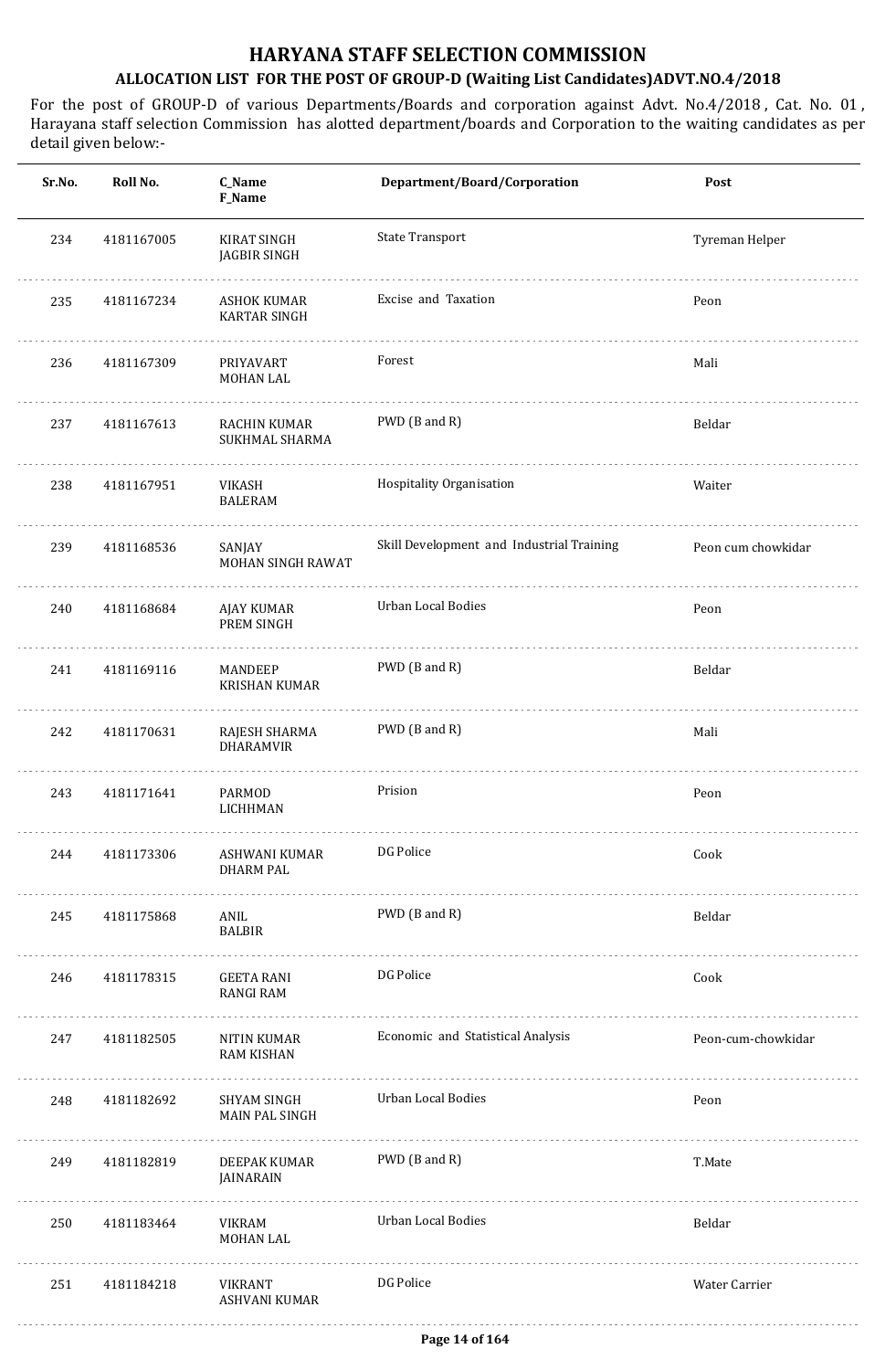# HARYANA STAFF SELECTION COMMISSION

## ALLOCATION LIST FOR THE POST OF GROUP-D (Waiting List Candidates)ADVT.NO.4/2018

For the post of GROUP-D of various Departments/Boards and corporation against Advt. No.4/2018 , Cat. No. 01 , Harayana staff selection Commission has alotted department/boards and Corporation to the waiting candidates as per detail given below:-

| Sr.No. | Roll No. | C_Name<br>F_Name | Department/Board/Corporation | Post |
|---|---|---|---|---|
| 234 | 4181167005 | KIRAT SINGH<br>JAGBIR SINGH | State Transport | Tyreman Helper |
| 235 | 4181167234 | ASHOK KUMAR<br>KARTAR SINGH | Excise and Taxation | Peon |
| 236 | 4181167309 | PRIYAVART<br>MOHAN LAL | Forest | Mali |
| 237 | 4181167613 | RACHIN KUMAR<br>SUKHMAL SHARMA | PWD (B and R) | Beldar |
| 238 | 4181167951 | VIKASH<br>BALERAM | Hospitality Organisation | Waiter |
| 239 | 4181168536 | SANJAY<br>MOHAN SINGH RAWAT | Skill Development and Industrial Training | Peon cum chowkidar |
| 240 | 4181168684 | AJAY KUMAR<br>PREM SINGH | Urban Local Bodies | Peon |
| 241 | 4181169116 | MANDEEP<br>KRISHAN KUMAR | PWD (B and R) | Beldar |
| 242 | 4181170631 | RAJESH SHARMA<br>DHARAMVIR | PWD (B and R) | Mali |
| 243 | 4181171641 | PARMOD<br>LICHHMAN | Prision | Peon |
| 244 | 4181173306 | ASHWANI KUMAR<br>DHARM PAL | DG Police | Cook |
| 245 | 4181175868 | ANIL<br>BALBIR | PWD (B and R) | Beldar |
| 246 | 4181178315 | GEETA RANI<br>RANGI RAM | DG Police | Cook |
| 247 | 4181182505 | NITIN KUMAR<br>RAM KISHAN | Economic and Statistical Analysis | Peon-cum-chowkidar |
| 248 | 4181182692 | SHYAM SINGH<br>MAIN PAL SINGH | Urban Local Bodies | Peon |
| 249 | 4181182819 | DEEPAK KUMAR<br>JAINARAIN | PWD (B and R) | T.Mate |
| 250 | 4181183464 | VIKRAM<br>MOHAN LAL | Urban Local Bodies | Beldar |
| 251 | 4181184218 | VIKRANT<br>ASHVANI KUMAR | DG Police | Water Carrier |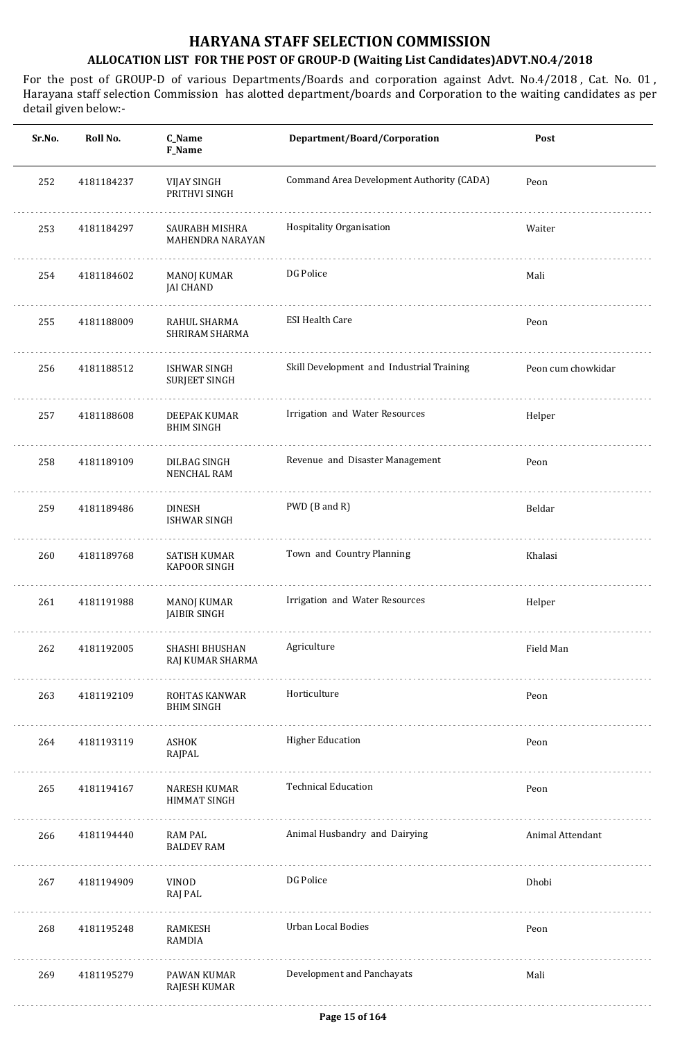# HARYANA STAFF SELECTION COMMISSION

## ALLOCATION LIST FOR THE POST OF GROUP-D (Waiting List Candidates)ADVT.NO.4/2018

For the post of GROUP-D of various Departments/Boards and corporation against Advt. No.4/2018 , Cat. No. 01 , Harayana staff selection Commission has alotted department/boards and Corporation to the waiting candidates as per detail given below:-

| Sr.No. | Roll No. | C_Name<br>F_Name | Department/Board/Corporation | Post |
|---|---|---|---|---|
| 252 | 4181184237 | VIJAY SINGH<br>PRITHVI SINGH | Command Area Development Authority (CADA) | Peon |
| 253 | 4181184297 | SAURABH MISHRA<br>MAHENDRA NARAYAN | Hospitality Organisation | Waiter |
| 254 | 4181184602 | MANOJ KUMAR<br>JAI CHAND | DG Police | Mali |
| 255 | 4181188009 | RAHUL SHARMA<br>SHRIRAM SHARMA | ESI Health Care | Peon |
| 256 | 4181188512 | ISHWAR SINGH<br>SURJEET SINGH | Skill Development and Industrial Training | Peon cum chowkidar |
| 257 | 4181188608 | DEEPAK KUMAR<br>BHIM SINGH | Irrigation and Water Resources | Helper |
| 258 | 4181189109 | DILBAG SINGH<br>NENCHAL RAM | Revenue and Disaster Management | Peon |
| 259 | 4181189486 | DINESH<br>ISHWAR SINGH | PWD (B and R) | Beldar |
| 260 | 4181189768 | SATISH KUMAR<br>KAPOOR SINGH | Town and Country Planning | Khalasi |
| 261 | 4181191988 | MANOJ KUMAR<br>JAIBIR SINGH | Irrigation and Water Resources | Helper |
| 262 | 4181192005 | SHASHI BHUSHAN<br>RAJ KUMAR SHARMA | Agriculture | Field Man |
| 263 | 4181192109 | ROHTAS KANWAR<br>BHIM SINGH | Horticulture | Peon |
| 264 | 4181193119 | ASHOK<br>RAJPAL | Higher Education | Peon |
| 265 | 4181194167 | NARESH KUMAR<br>HIMMAT SINGH | Technical Education | Peon |
| 266 | 4181194440 | RAM PAL<br>BALDEV RAM | Animal Husbandry and Dairying | Animal Attendant |
| 267 | 4181194909 | VINOD<br>RAJ PAL | DG Police | Dhobi |
| 268 | 4181195248 | RAMKESH<br>RAMDIA | Urban Local Bodies | Peon |
| 269 | 4181195279 | PAWAN KUMAR<br>RAJESH KUMAR | Development and Panchayats | Mali |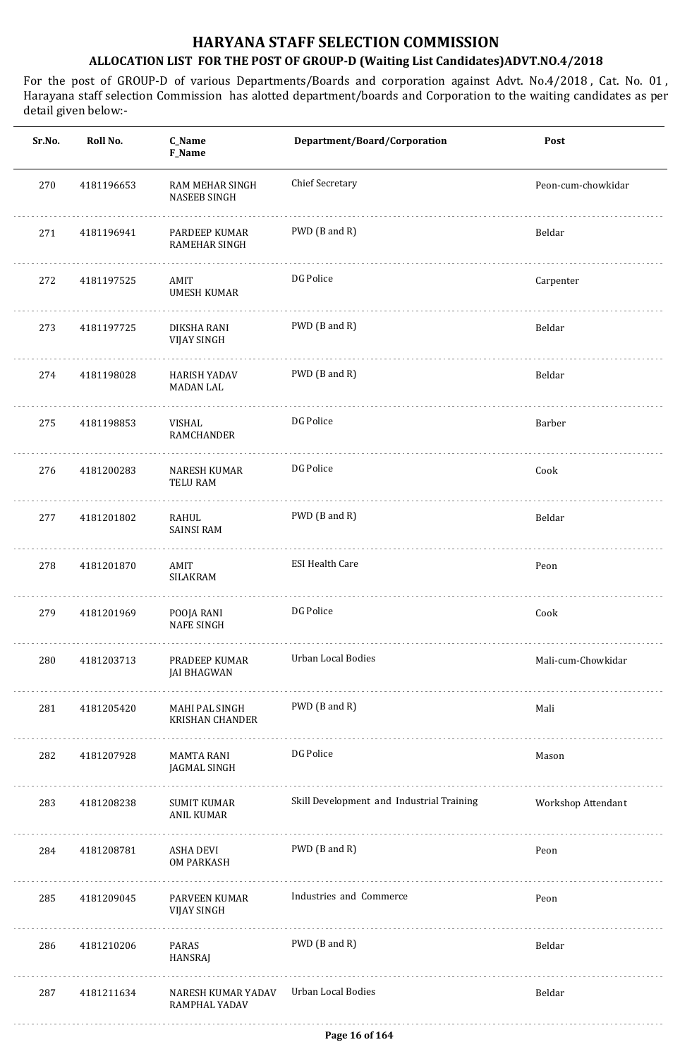# HARYANA STAFF SELECTION COMMISSION

## ALLOCATION LIST FOR THE POST OF GROUP-D (Waiting List Candidates)ADVT.NO.4/2018

For the post of GROUP-D of various Departments/Boards and corporation against Advt. No.4/2018 , Cat. No. 01 , Harayana staff selection Commission has alotted department/boards and Corporation to the waiting candidates as per detail given below:-

| Sr.No. | Roll No. | C_Name F_Name | Department/Board/Corporation | Post |
|---|---|---|---|---|
| 270 | 4181196653 | RAM MEHAR SINGH NASEEB SINGH | Chief Secretary | Peon-cum-chowkidar |
| 271 | 4181196941 | PARDEEP KUMAR RAMEHAR SINGH | PWD (B and R) | Beldar |
| 272 | 4181197525 | AMIT UMESH KUMAR | DG Police | Carpenter |
| 273 | 4181197725 | DIKSHA RANI VIJAY SINGH | PWD (B and R) | Beldar |
| 274 | 4181198028 | HARISH YADAV MADAN LAL | PWD (B and R) | Beldar |
| 275 | 4181198853 | VISHAL RAMCHANDER | DG Police | Barber |
| 276 | 4181200283 | NARESH KUMAR TELU RAM | DG Police | Cook |
| 277 | 4181201802 | RAHUL SAINSI RAM | PWD (B and R) | Beldar |
| 278 | 4181201870 | AMIT SILAKRAM | ESI Health Care | Peon |
| 279 | 4181201969 | POOJA RANI NAFE SINGH | DG Police | Cook |
| 280 | 4181203713 | PRADEEP KUMAR JAI BHAGWAN | Urban Local Bodies | Mali-cum-Chowkidar |
| 281 | 4181205420 | MAHI PAL SINGH KRISHAN CHANDER | PWD (B and R) | Mali |
| 282 | 4181207928 | MAMTA RANI JAGMAL SINGH | DG Police | Mason |
| 283 | 4181208238 | SUMIT KUMAR ANIL KUMAR | Skill Development and Industrial Training | Workshop Attendant |
| 284 | 4181208781 | ASHA DEVI OM PARKASH | PWD (B and R) | Peon |
| 285 | 4181209045 | PARVEEN KUMAR VIJAY SINGH | Industries and Commerce | Peon |
| 286 | 4181210206 | PARAS HANSRAJ | PWD (B and R) | Beldar |
| 287 | 4181211634 | NARESH KUMAR YADAV RAMPHAL YADAV | Urban Local Bodies | Beldar |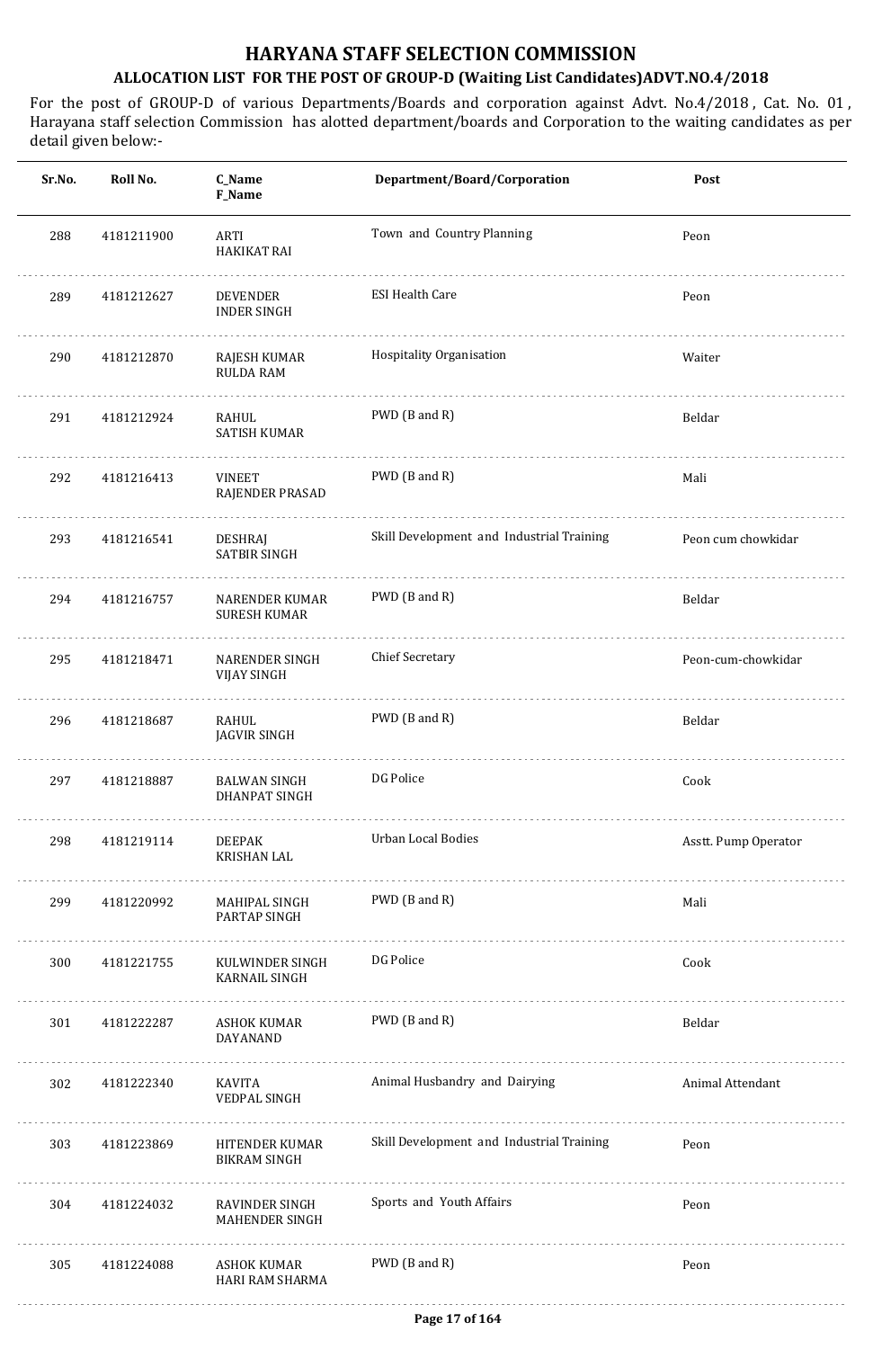# HARYANA STAFF SELECTION COMMISSION

## ALLOCATION LIST FOR THE POST OF GROUP-D (Waiting List Candidates)ADVT.NO.4/2018

For the post of GROUP-D of various Departments/Boards and corporation against Advt. No.4/2018 , Cat. No. 01 , Harayana staff selection Commission has alotted department/boards and Corporation to the waiting candidates as per detail given below:-

| Sr.No. | Roll No. | C_Name<br>F_Name | Department/Board/Corporation | Post |
|---|---|---|---|---|
| 288 | 4181211900 | ARTI<br>HAKIKAT RAI | Town and Country Planning | Peon |
| 289 | 4181212627 | DEVENDER<br>INDER SINGH | ESI Health Care | Peon |
| 290 | 4181212870 | RAJESH KUMAR<br>RULDA RAM | Hospitality Organisation | Waiter |
| 291 | 4181212924 | RAHUL<br>SATISH KUMAR | PWD (B and R) | Beldar |
| 292 | 4181216413 | VINEET<br>RAJENDER PRASAD | PWD (B and R) | Mali |
| 293 | 4181216541 | DESHRAJ<br>SATBIR SINGH | Skill Development and Industrial Training | Peon cum chowkidar |
| 294 | 4181216757 | NARENDER KUMAR<br>SURESH KUMAR | PWD (B and R) | Beldar |
| 295 | 4181218471 | NARENDER SINGH<br>VIJAY SINGH | Chief Secretary | Peon-cum-chowkidar |
| 296 | 4181218687 | RAHUL<br>JAGVIR SINGH | PWD (B and R) | Beldar |
| 297 | 4181218887 | BALWAN SINGH<br>DHANPAT SINGH | DG Police | Cook |
| 298 | 4181219114 | DEEPAK<br>KRISHAN LAL | Urban Local Bodies | Asstt. Pump Operator |
| 299 | 4181220992 | MAHIPAL SINGH<br>PARTAP SINGH | PWD (B and R) | Mali |
| 300 | 4181221755 | KULWINDER SINGH<br>KARNAIL SINGH | DG Police | Cook |
| 301 | 4181222287 | ASHOK KUMAR<br>DAYANAND | PWD (B and R) | Beldar |
| 302 | 4181222340 | KAVITA<br>VEDPAL SINGH | Animal Husbandry and Dairying | Animal Attendant |
| 303 | 4181223869 | HITENDER KUMAR<br>BIKRAM SINGH | Skill Development and Industrial Training | Peon |
| 304 | 4181224032 | RAVINDER SINGH<br>MAHENDER SINGH | Sports and Youth Affairs | Peon |
| 305 | 4181224088 | ASHOK KUMAR<br>HARI RAM SHARMA | PWD (B and R) | Peon |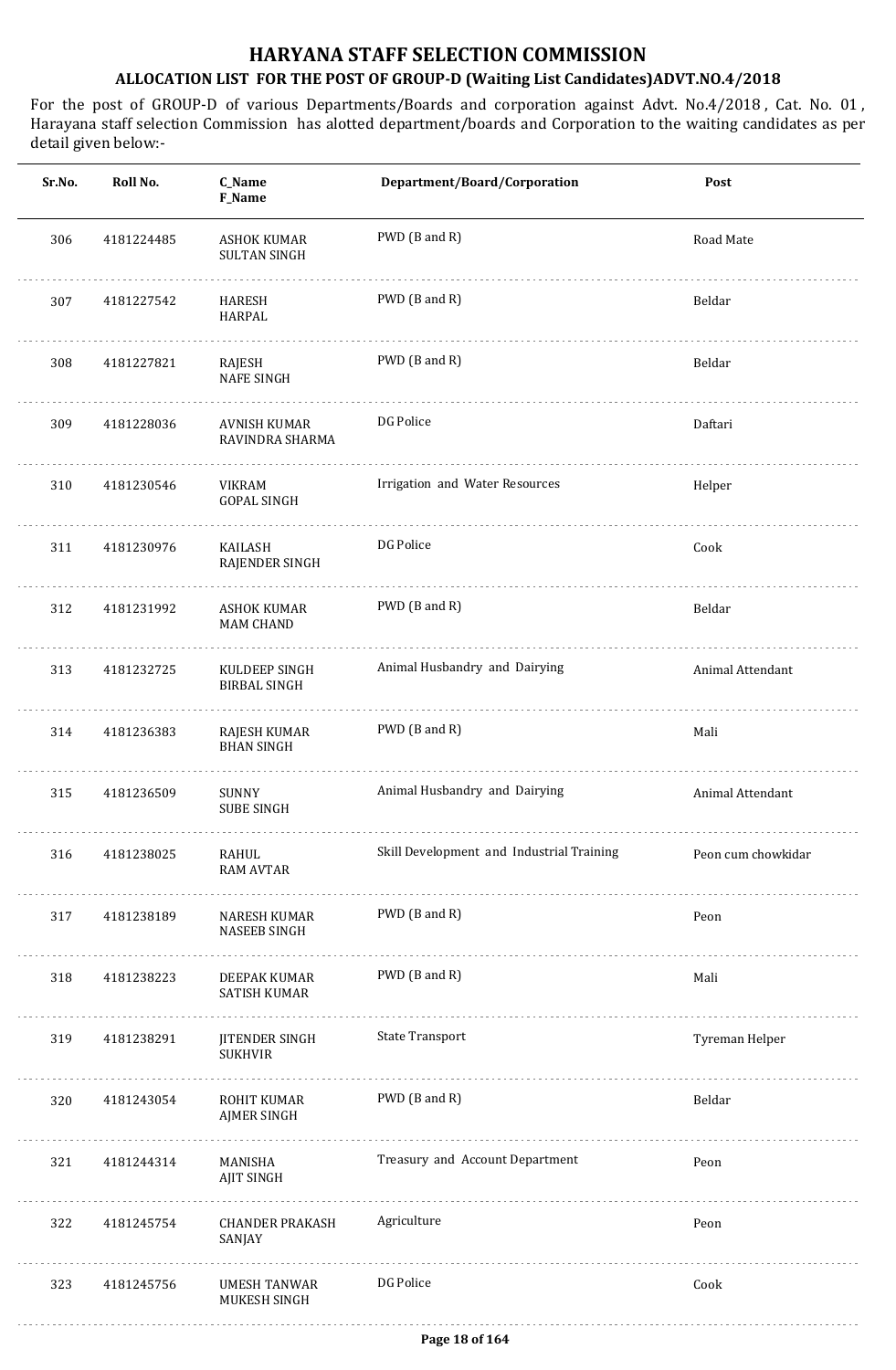# HARYANA STAFF SELECTION COMMISSION

## ALLOCATION LIST FOR THE POST OF GROUP-D (Waiting List Candidates)ADVT.NO.4/2018

For the post of GROUP-D of various Departments/Boards and corporation against Advt. No.4/2018 , Cat. No. 01 , Harayana staff selection Commission has alotted department/boards and Corporation to the waiting candidates as per detail given below:-

| Sr.No. | Roll No. | C_Name<br>F_Name | Department/Board/Corporation | Post |
|---|---|---|---|---|
| 306 | 4181224485 | ASHOK KUMAR<br>SULTAN SINGH | PWD (B and R) | Road Mate |
| 307 | 4181227542 | HARESH<br>HARPAL | PWD (B and R) | Beldar |
| 308 | 4181227821 | RAJESH<br>NAFE SINGH | PWD (B and R) | Beldar |
| 309 | 4181228036 | AVNISH KUMAR<br>RAVINDRA SHARMA | DG Police | Daftari |
| 310 | 4181230546 | VIKRAM<br>GOPAL SINGH | Irrigation and Water Resources | Helper |
| 311 | 4181230976 | KAILASH<br>RAJENDER SINGH | DG Police | Cook |
| 312 | 4181231992 | ASHOK KUMAR<br>MAM CHAND | PWD (B and R) | Beldar |
| 313 | 4181232725 | KULDEEP SINGH<br>BIRBAL SINGH | Animal Husbandry and Dairying | Animal Attendant |
| 314 | 4181236383 | RAJESH KUMAR<br>BHAN SINGH | PWD (B and R) | Mali |
| 315 | 4181236509 | SUNNY<br>SUBE SINGH | Animal Husbandry and Dairying | Animal Attendant |
| 316 | 4181238025 | RAHUL<br>RAM AVTAR | Skill Development and Industrial Training | Peon cum chowkidar |
| 317 | 4181238189 | NARESH KUMAR<br>NASEEB SINGH | PWD (B and R) | Peon |
| 318 | 4181238223 | DEEPAK KUMAR<br>SATISH KUMAR | PWD (B and R) | Mali |
| 319 | 4181238291 | JITENDER SINGH<br>SUKHVIR | State Transport | Tyreman Helper |
| 320 | 4181243054 | ROHIT KUMAR<br>AJMER SINGH | PWD (B and R) | Beldar |
| 321 | 4181244314 | MANISHA<br>AJIT SINGH | Treasury and Account Department | Peon |
| 322 | 4181245754 | CHANDER PRAKASH<br>SANJAY | Agriculture | Peon |
| 323 | 4181245756 | UMESH TANWAR<br>MUKESH SINGH | DG Police | Cook |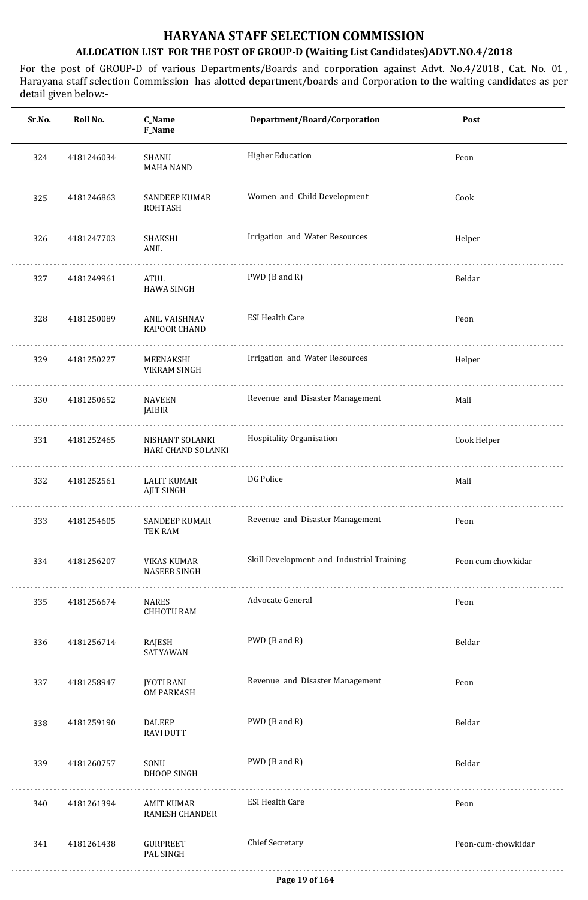# HARYANA STAFF SELECTION COMMISSION

## ALLOCATION LIST FOR THE POST OF GROUP-D (Waiting List Candidates)ADVT.NO.4/2018

For the post of GROUP-D of various Departments/Boards and corporation against Advt. No.4/2018 , Cat. No. 01 , Harayana staff selection Commission has alotted department/boards and Corporation to the waiting candidates as per detail given below:-

| Sr.No. | Roll No. | C_Name<br>F_Name | Department/Board/Corporation | Post |
|---|---|---|---|---|
| 324 | 4181246034 | SHANU<br>MAHA NAND | Higher Education | Peon |
| 325 | 4181246863 | SANDEEP KUMAR<br>ROHTASH | Women and Child Development | Cook |
| 326 | 4181247703 | SHAKSHI<br>ANIL | Irrigation and Water Resources | Helper |
| 327 | 4181249961 | ATUL<br>HAWA SINGH | PWD (B and R) | Beldar |
| 328 | 4181250089 | ANIL VAISHNAV<br>KAPOOR CHAND | ESI Health Care | Peon |
| 329 | 4181250227 | MEENAKSHI<br>VIKRAM SINGH | Irrigation and Water Resources | Helper |
| 330 | 4181250652 | NAVEEN<br>JAIBIR | Revenue and Disaster Management | Mali |
| 331 | 4181252465 | NISHANT SOLANKI<br>HARI CHAND SOLANKI | Hospitality Organisation | Cook Helper |
| 332 | 4181252561 | LALIT KUMAR<br>AJIT SINGH | DG Police | Mali |
| 333 | 4181254605 | SANDEEP KUMAR<br>TEK RAM | Revenue and Disaster Management | Peon |
| 334 | 4181256207 | VIKAS KUMAR<br>NASEEB SINGH | Skill Development and Industrial Training | Peon cum chowkidar |
| 335 | 4181256674 | NARES<br>CHHOTU RAM | Advocate General | Peon |
| 336 | 4181256714 | RAJESH<br>SATYAWAN | PWD (B and R) | Beldar |
| 337 | 4181258947 | JYOTI RANI<br>OM PARKASH | Revenue and Disaster Management | Peon |
| 338 | 4181259190 | DALEEP<br>RAVI DUTT | PWD (B and R) | Beldar |
| 339 | 4181260757 | SONU<br>DHOOP SINGH | PWD (B and R) | Beldar |
| 340 | 4181261394 | AMIT KUMAR<br>RAMESH CHANDER | ESI Health Care | Peon |
| 341 | 4181261438 | GURPREET<br>PAL SINGH | Chief Secretary | Peon-cum-chowkidar |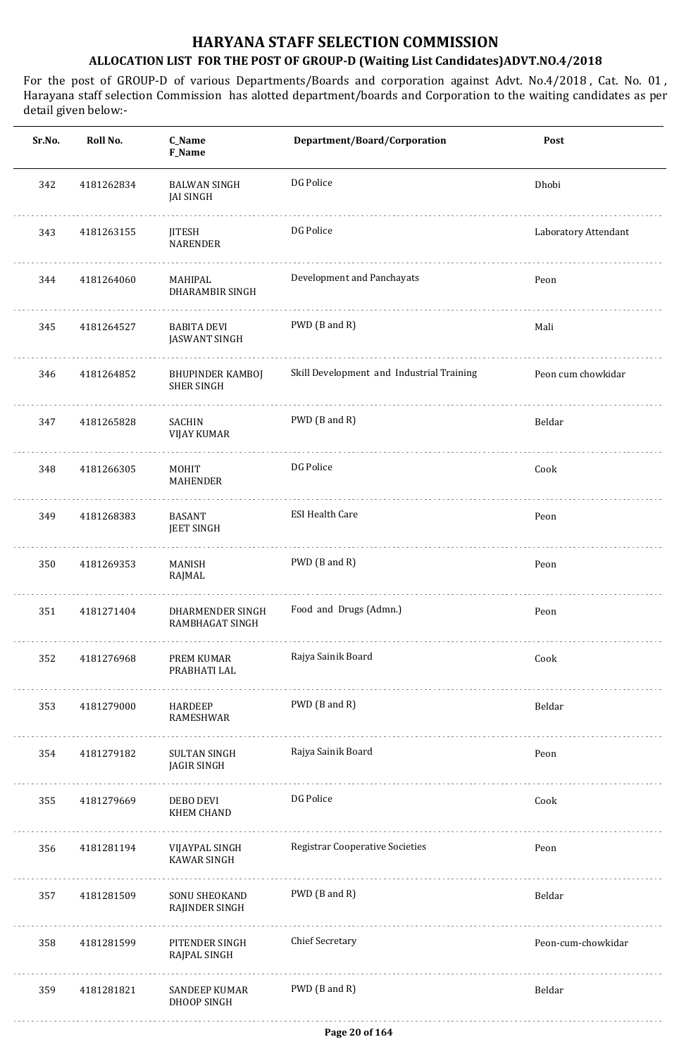# HARYANA STAFF SELECTION COMMISSION

## ALLOCATION LIST FOR THE POST OF GROUP-D (Waiting List Candidates)ADVT.NO.4/2018

For the post of GROUP-D of various Departments/Boards and corporation against Advt. No.4/2018 , Cat. No. 01 , Harayana staff selection Commission has alotted department/boards and Corporation to the waiting candidates as per detail given below:-

| Sr.No. | Roll No. | C_Name<br>F_Name | Department/Board/Corporation | Post |
|---|---|---|---|---|
| 342 | 4181262834 | BALWAN SINGH<br>JAI SINGH | DG Police | Dhobi |
| 343 | 4181263155 | JITESH<br>NARENDER | DG Police | Laboratory Attendant |
| 344 | 4181264060 | MAHIPAL<br>DHARAMBIR SINGH | Development and Panchayats | Peon |
| 345 | 4181264527 | BABITA DEVI<br>JASWANT SINGH | PWD (B and R) | Mali |
| 346 | 4181264852 | BHUPINDER KAMBOJ<br>SHER SINGH | Skill Development and Industrial Training | Peon cum chowkidar |
| 347 | 4181265828 | SACHIN<br>VIJAY KUMAR | PWD (B and R) | Beldar |
| 348 | 4181266305 | MOHIT<br>MAHENDER | DG Police | Cook |
| 349 | 4181268383 | BASANT<br>JEET SINGH | ESI Health Care | Peon |
| 350 | 4181269353 | MANISH<br>RAJMAL | PWD (B and R) | Peon |
| 351 | 4181271404 | DHARMENDER SINGH<br>RAMBHAGAT SINGH | Food and Drugs (Admn.) | Peon |
| 352 | 4181276968 | PREM KUMAR<br>PRABHATI LAL | Rajya Sainik Board | Cook |
| 353 | 4181279000 | HARDEEP<br>RAMESHWAR | PWD (B and R) | Beldar |
| 354 | 4181279182 | SULTAN SINGH<br>JAGIR SINGH | Rajya Sainik Board | Peon |
| 355 | 4181279669 | DEBO DEVI<br>KHEM CHAND | DG Police | Cook |
| 356 | 4181281194 | VIJAYPAL SINGH<br>KAWAR SINGH | Registrar Cooperative Societies | Peon |
| 357 | 4181281509 | SONU SHEOKAND<br>RAJINDER SINGH | PWD (B and R) | Beldar |
| 358 | 4181281599 | PITENDER SINGH<br>RAJPAL SINGH | Chief Secretary | Peon-cum-chowkidar |
| 359 | 4181281821 | SANDEEP KUMAR<br>DHOOP SINGH | PWD (B and R) | Beldar |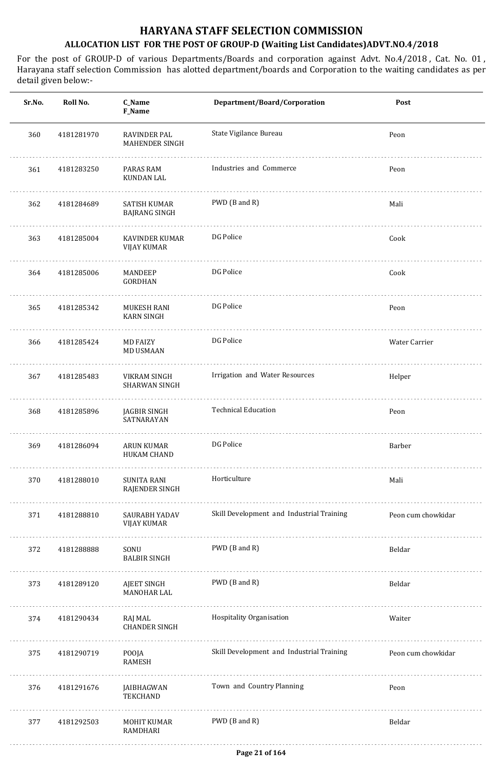# HARYANA STAFF SELECTION COMMISSION

## ALLOCATION LIST FOR THE POST OF GROUP-D (Waiting List Candidates)ADVT.NO.4/2018

For the post of GROUP-D of various Departments/Boards and corporation against Advt. No.4/2018 , Cat. No. 01 , Harayana staff selection Commission has alotted department/boards and Corporation to the waiting candidates as per detail given below:-

| Sr.No. | Roll No. | C_Name F_Name | Department/Board/Corporation | Post |
|---|---|---|---|---|
| 360 | 4181281970 | RAVINDER PAL MAHENDER SINGH | State Vigilance Bureau | Peon |
| 361 | 4181283250 | PARAS RAM KUNDAN LAL | Industries and Commerce | Peon |
| 362 | 4181284689 | SATISH KUMAR BAJRANG SINGH | PWD (B and R) | Mali |
| 363 | 4181285004 | KAVINDER KUMAR VIJAY KUMAR | DG Police | Cook |
| 364 | 4181285006 | MANDEEP GORDHAN | DG Police | Cook |
| 365 | 4181285342 | MUKESH RANI KARN SINGH | DG Police | Peon |
| 366 | 4181285424 | MD FAIZY MD USMAAN | DG Police | Water Carrier |
| 367 | 4181285483 | VIKRAM SINGH SHARWAN SINGH | Irrigation and Water Resources | Helper |
| 368 | 4181285896 | JAGBIR SINGH SATNARAYAN | Technical Education | Peon |
| 369 | 4181286094 | ARUN KUMAR HUKAM CHAND | DG Police | Barber |
| 370 | 4181288010 | SUNITA RANI RAJENDER SINGH | Horticulture | Mali |
| 371 | 4181288810 | SAURABH YADAV VIJAY KUMAR | Skill Development and Industrial Training | Peon cum chowkidar |
| 372 | 4181288888 | SONU BALBIR SINGH | PWD (B and R) | Beldar |
| 373 | 4181289120 | AJEET SINGH MANOHAR LAL | PWD (B and R) | Beldar |
| 374 | 4181290434 | RAJ MAL CHANDER SINGH | Hospitality Organisation | Waiter |
| 375 | 4181290719 | POOJA RAMESH | Skill Development and Industrial Training | Peon cum chowkidar |
| 376 | 4181291676 | JAIBHAGWAN TEKCHAND | Town and Country Planning | Peon |
| 377 | 4181292503 | MOHIT KUMAR RAMDHARI | PWD (B and R) | Beldar |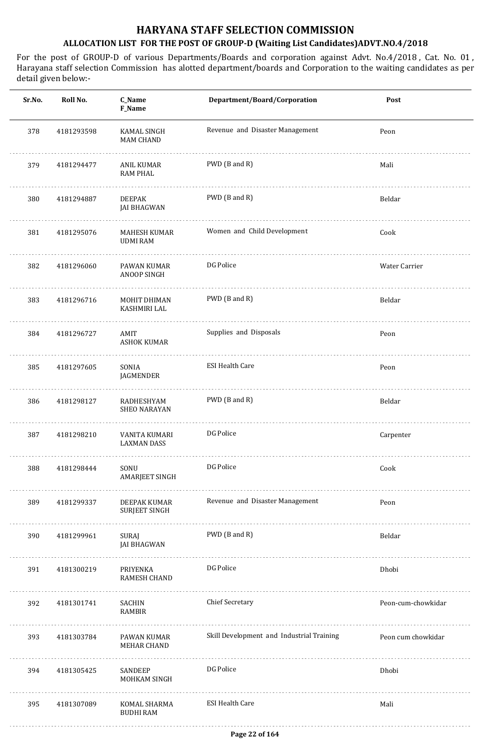# HARYANA STAFF SELECTION COMMISSION

## ALLOCATION LIST FOR THE POST OF GROUP-D (Waiting List Candidates)ADVT.NO.4/2018

For the post of GROUP-D of various Departments/Boards and corporation against Advt. No.4/2018 , Cat. No. 01 , Harayana staff selection Commission has alotted department/boards and Corporation to the waiting candidates as per detail given below:-

| Sr.No. | Roll No. | C_Name F_Name | Department/Board/Corporation | Post |
|---|---|---|---|---|
| 378 | 4181293598 | KAMAL SINGH MAM CHAND | Revenue and Disaster Management | Peon |
| 379 | 4181294477 | ANIL KUMAR RAM PHAL | PWD (B and R) | Mali |
| 380 | 4181294887 | DEEPAK JAI BHAGWAN | PWD (B and R) | Beldar |
| 381 | 4181295076 | MAHESH KUMAR UDMI RAM | Women and Child Development | Cook |
| 382 | 4181296060 | PAWAN KUMAR ANOOP SINGH | DG Police | Water Carrier |
| 383 | 4181296716 | MOHIT DHIMAN KASHMIRI LAL | PWD (B and R) | Beldar |
| 384 | 4181296727 | AMIT ASHOK KUMAR | Supplies and Disposals | Peon |
| 385 | 4181297605 | SONIA JAGMENDER | ESI Health Care | Peon |
| 386 | 4181298127 | RADHESHYAM SHEO NARAYAN | PWD (B and R) | Beldar |
| 387 | 4181298210 | VANITA KUMARI LAXMAN DASS | DG Police | Carpenter |
| 388 | 4181298444 | SONU AMARJEET SINGH | DG Police | Cook |
| 389 | 4181299337 | DEEPAK KUMAR SURJEET SINGH | Revenue and Disaster Management | Peon |
| 390 | 4181299961 | SURAJ JAI BHAGWAN | PWD (B and R) | Beldar |
| 391 | 4181300219 | PRIYENKA RAMESH CHAND | DG Police | Dhobi |
| 392 | 4181301741 | SACHIN RAMBIR | Chief Secretary | Peon-cum-chowkidar |
| 393 | 4181303784 | PAWAN KUMAR MEHAR CHAND | Skill Development and Industrial Training | Peon cum chowkidar |
| 394 | 4181305425 | SANDEEP MOHKAM SINGH | DG Police | Dhobi |
| 395 | 4181307089 | KOMAL SHARMA BUDHI RAM | ESI Health Care | Mali |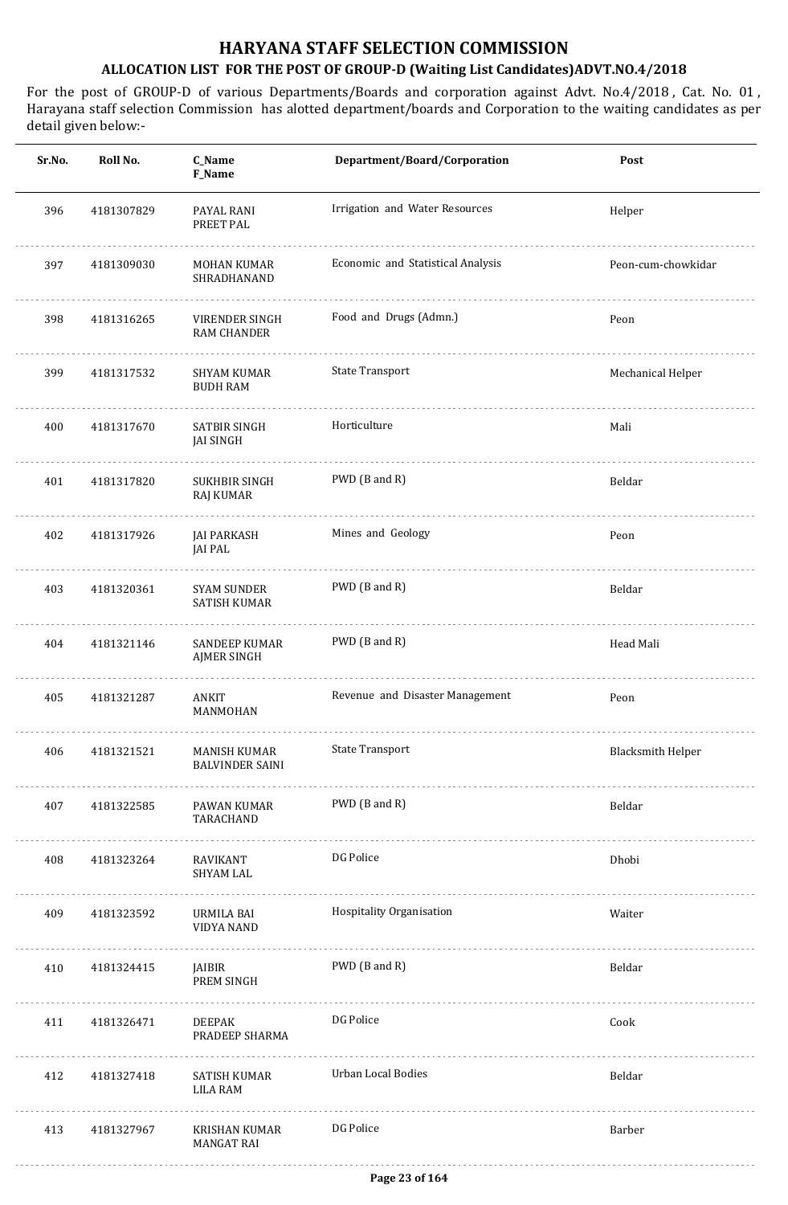# HARYANA STAFF SELECTION COMMISSION

## ALLOCATION LIST FOR THE POST OF GROUP-D (Waiting List Candidates)ADVT.NO.4/2018

For the post of GROUP-D of various Departments/Boards and corporation against Advt. No.4/2018 , Cat. No. 01 , Harayana staff selection Commission has alotted department/boards and Corporation to the waiting candidates as per detail given below:-

| Sr.No. | Roll No. | C_Name<br>F_Name | Department/Board/Corporation | Post |
|---|---|---|---|---|
| 396 | 4181307829 | PAYAL RANI<br>PREET PAL | Irrigation and Water Resources | Helper |
| 397 | 4181309030 | MOHAN KUMAR<br>SHRADHANAND | Economic and Statistical Analysis | Peon-cum-chowkidar |
| 398 | 4181316265 | VIRENDER SINGH<br>RAM CHANDER | Food and Drugs (Admn.) | Peon |
| 399 | 4181317532 | SHYAM KUMAR<br>BUDH RAM | State Transport | Mechanical Helper |
| 400 | 4181317670 | SATBIR SINGH<br>JAI SINGH | Horticulture | Mali |
| 401 | 4181317820 | SUKHBIR SINGH<br>RAJ KUMAR | PWD (B and R) | Beldar |
| 402 | 4181317926 | JAI PARKASH<br>JAI PAL | Mines and Geology | Peon |
| 403 | 4181320361 | SYAM SUNDER<br>SATISH KUMAR | PWD (B and R) | Beldar |
| 404 | 4181321146 | SANDEEP KUMAR<br>AJMER SINGH | PWD (B and R) | Head Mali |
| 405 | 4181321287 | ANKIT<br>MANMOHAN | Revenue and Disaster Management | Peon |
| 406 | 4181321521 | MANISH KUMAR<br>BALVINDER SAINI | State Transport | Blacksmith Helper |
| 407 | 4181322585 | PAWAN KUMAR<br>TARACHAND | PWD (B and R) | Beldar |
| 408 | 4181323264 | RAVIKANT<br>SHYAM LAL | DG Police | Dhobi |
| 409 | 4181323592 | URMILA BAI<br>VIDYA NAND | Hospitality Organisation | Waiter |
| 410 | 4181324415 | JAIBIR<br>PREM SINGH | PWD (B and R) | Beldar |
| 411 | 4181326471 | DEEPAK<br>PRADEEP SHARMA | DG Police | Cook |
| 412 | 4181327418 | SATISH KUMAR<br>LILA RAM | Urban Local Bodies | Beldar |
| 413 | 4181327967 | KRISHAN KUMAR<br>MANGAT RAI | DG Police | Barber |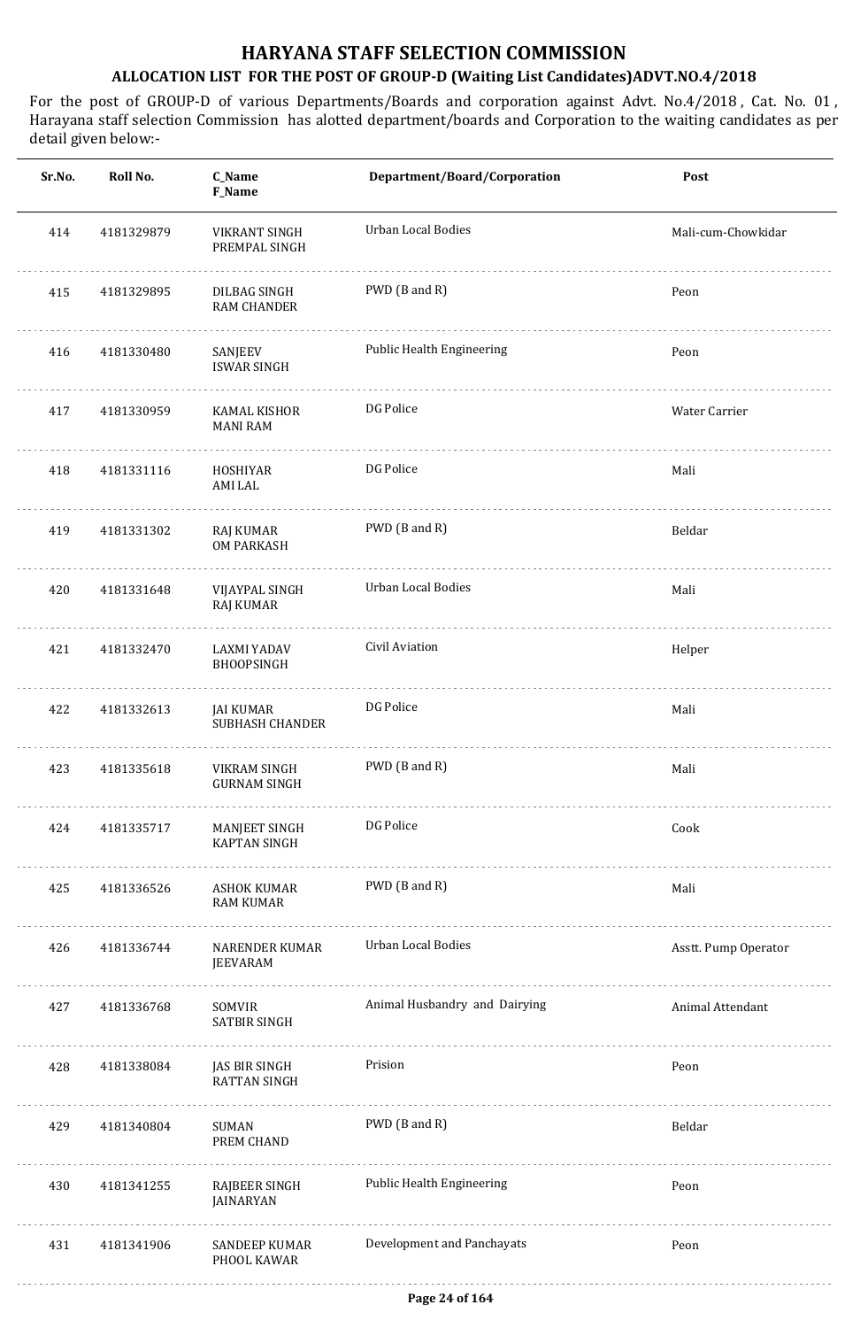# HARYANA STAFF SELECTION COMMISSION

## ALLOCATION LIST FOR THE POST OF GROUP-D (Waiting List Candidates)ADVT.NO.4/2018

For the post of GROUP-D of various Departments/Boards and corporation against Advt. No.4/2018 , Cat. No. 01 , Harayana staff selection Commission has alotted department/boards and Corporation to the waiting candidates as per detail given below:-

| Sr.No. | Roll No. | C_Name F_Name | Department/Board/Corporation | Post |
|---|---|---|---|---|
| 414 | 4181329879 | VIKRANT SINGH PREMPAL SINGH | Urban Local Bodies | Mali-cum-Chowkidar |
| 415 | 4181329895 | DILBAG SINGH RAM CHANDER | PWD (B and R) | Peon |
| 416 | 4181330480 | SANJEEV ISWAR SINGH | Public Health Engineering | Peon |
| 417 | 4181330959 | KAMAL KISHOR MANI RAM | DG Police | Water Carrier |
| 418 | 4181331116 | HOSHIYAR AMI LAL | DG Police | Mali |
| 419 | 4181331302 | RAJ KUMAR OM PARKASH | PWD (B and R) | Beldar |
| 420 | 4181331648 | VIJAYPAL SINGH RAJ KUMAR | Urban Local Bodies | Mali |
| 421 | 4181332470 | LAXMI YADAV BHOOPSINGH | Civil Aviation | Helper |
| 422 | 4181332613 | JAI KUMAR SUBHASH CHANDER | DG Police | Mali |
| 423 | 4181335618 | VIKRAM SINGH GURNAM SINGH | PWD (B and R) | Mali |
| 424 | 4181335717 | MANJEET SINGH KAPTAN SINGH | DG Police | Cook |
| 425 | 4181336526 | ASHOK KUMAR RAM KUMAR | PWD (B and R) | Mali |
| 426 | 4181336744 | NARENDER KUMAR JEEVARAM | Urban Local Bodies | Asstt. Pump Operator |
| 427 | 4181336768 | SOMVIR SATBIR SINGH | Animal Husbandry and Dairying | Animal Attendant |
| 428 | 4181338084 | JAS BIR SINGH RATTAN SINGH | Prision | Peon |
| 429 | 4181340804 | SUMAN PREM CHAND | PWD (B and R) | Beldar |
| 430 | 4181341255 | RAJBEER SINGH JAINARYAN | Public Health Engineering | Peon |
| 431 | 4181341906 | SANDEEP KUMAR PHOOL KAWAR | Development and Panchayats | Peon |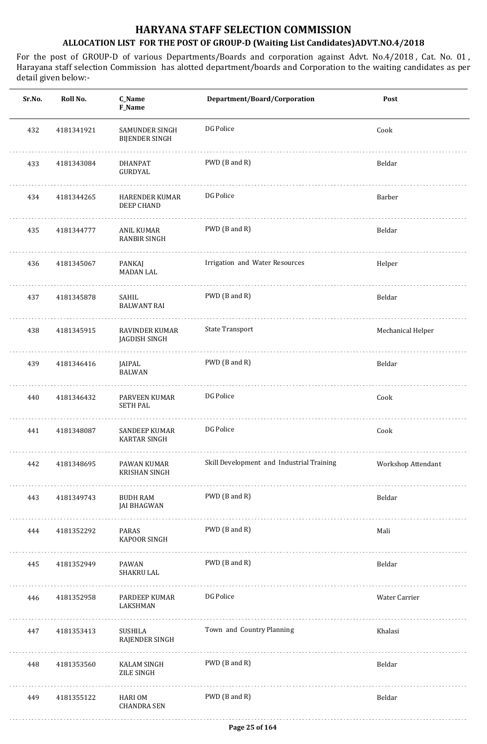# HARYANA STAFF SELECTION COMMISSION

## ALLOCATION LIST FOR THE POST OF GROUP-D (Waiting List Candidates)ADVT.NO.4/2018

For the post of GROUP-D of various Departments/Boards and corporation against Advt. No.4/2018 , Cat. No. 01 , Harayana staff selection Commission has alotted department/boards and Corporation to the waiting candidates as per detail given below:-

| Sr.No. | Roll No. | C_Name<br>F_Name | Department/Board/Corporation | Post |
|---|---|---|---|---|
| 432 | 4181341921 | SAMUNDER SINGH<br>BIJENDER SINGH | DG Police | Cook |
| 433 | 4181343084 | DHANPAT<br>GURDYAL | PWD (B and R) | Beldar |
| 434 | 4181344265 | HARENDER KUMAR<br>DEEP CHAND | DG Police | Barber |
| 435 | 4181344777 | ANIL KUMAR<br>RANBIR SINGH | PWD (B and R) | Beldar |
| 436 | 4181345067 | PANKAJ<br>MADAN LAL | Irrigation and Water Resources | Helper |
| 437 | 4181345878 | SAHIL<br>BALWANT RAI | PWD (B and R) | Beldar |
| 438 | 4181345915 | RAVINDER KUMAR<br>JAGDISH SINGH | State Transport | Mechanical Helper |
| 439 | 4181346416 | JAIPAL<br>BALWAN | PWD (B and R) | Beldar |
| 440 | 4181346432 | PARVEEN KUMAR<br>SETH PAL | DG Police | Cook |
| 441 | 4181348087 | SANDEEP KUMAR<br>KARTAR SINGH | DG Police | Cook |
| 442 | 4181348695 | PAWAN KUMAR<br>KRISHAN SINGH | Skill Development and Industrial Training | Workshop Attendant |
| 443 | 4181349743 | BUDH RAM<br>JAI BHAGWAN | PWD (B and R) | Beldar |
| 444 | 4181352292 | PARAS<br>KAPOOR SINGH | PWD (B and R) | Mali |
| 445 | 4181352949 | PAWAN<br>SHAKRU LAL | PWD (B and R) | Beldar |
| 446 | 4181352958 | PARDEEP KUMAR<br>LAKSHMAN | DG Police | Water Carrier |
| 447 | 4181353413 | SUSHILA<br>RAJENDER SINGH | Town and Country Planning | Khalasi |
| 448 | 4181353560 | KALAM SINGH<br>ZILE SINGH | PWD (B and R) | Beldar |
| 449 | 4181355122 | HARI OM<br>CHANDRA SEN | PWD (B and R) | Beldar |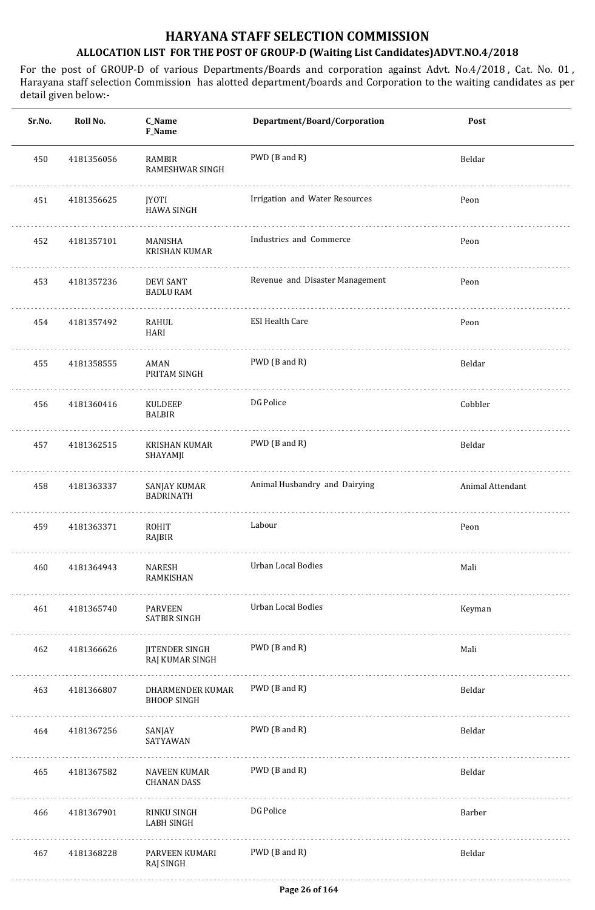# HARYANA STAFF SELECTION COMMISSION

## ALLOCATION LIST FOR THE POST OF GROUP-D (Waiting List Candidates)ADVT.NO.4/2018

For the post of GROUP-D of various Departments/Boards and corporation against Advt. No.4/2018 , Cat. No. 01 , Harayana staff selection Commission has alotted department/boards and Corporation to the waiting candidates as per detail given below:-

| Sr.No. | Roll No. | C_Name F_Name | Department/Board/Corporation | Post |
|---|---|---|---|---|
| 450 | 4181356056 | RAMBIR RAMESHWAR SINGH | PWD (B and R) | Beldar |
| 451 | 4181356625 | JYOTI HAWA SINGH | Irrigation and Water Resources | Peon |
| 452 | 4181357101 | MANISHA KRISHAN KUMAR | Industries and Commerce | Peon |
| 453 | 4181357236 | DEVI SANT BADLU RAM | Revenue and Disaster Management | Peon |
| 454 | 4181357492 | RAHUL HARI | ESI Health Care | Peon |
| 455 | 4181358555 | AMAN PRITAM SINGH | PWD (B and R) | Beldar |
| 456 | 4181360416 | KULDEEP BALBIR | DG Police | Cobbler |
| 457 | 4181362515 | KRISHAN KUMAR SHAYAMJI | PWD (B and R) | Beldar |
| 458 | 4181363337 | SANJAY KUMAR BADRINATH | Animal Husbandry and Dairying | Animal Attendant |
| 459 | 4181363371 | ROHIT RAJBIR | Labour | Peon |
| 460 | 4181364943 | NARESH RAMKISHAN | Urban Local Bodies | Mali |
| 461 | 4181365740 | PARVEEN SATBIR SINGH | Urban Local Bodies | Keyman |
| 462 | 4181366626 | JITENDER SINGH RAJ KUMAR SINGH | PWD (B and R) | Mali |
| 463 | 4181366807 | DHARMENDER KUMAR BHOOP SINGH | PWD (B and R) | Beldar |
| 464 | 4181367256 | SANJAY SATYAWAN | PWD (B and R) | Beldar |
| 465 | 4181367582 | NAVEEN KUMAR CHANAN DASS | PWD (B and R) | Beldar |
| 466 | 4181367901 | RINKU SINGH LABH SINGH | DG Police | Barber |
| 467 | 4181368228 | PARVEEN KUMARI RAJ SINGH | PWD (B and R) | Beldar |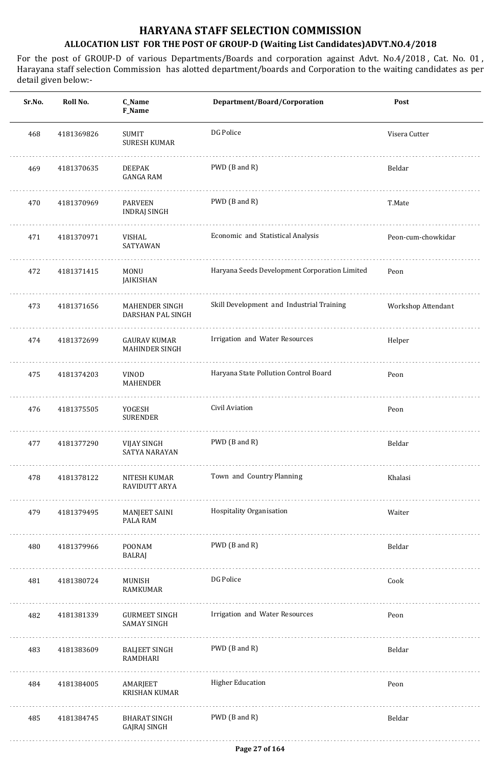# HARYANA STAFF SELECTION COMMISSION

## ALLOCATION LIST FOR THE POST OF GROUP-D (Waiting List Candidates)ADVT.NO.4/2018

For the post of GROUP-D of various Departments/Boards and corporation against Advt. No.4/2018 , Cat. No. 01 , Harayana staff selection Commission has alotted department/boards and Corporation to the waiting candidates as per detail given below:-

| Sr.No. | Roll No. | C_Name F_Name | Department/Board/Corporation | Post |
|---|---|---|---|---|
| 468 | 4181369826 | SUMIT SURESH KUMAR | DG Police | Visera Cutter |
| 469 | 4181370635 | DEEPAK GANGA RAM | PWD (B and R) | Beldar |
| 470 | 4181370969 | PARVEEN INDRAJ SINGH | PWD (B and R) | T.Mate |
| 471 | 4181370971 | VISHAL SATYAWAN | Economic and Statistical Analysis | Peon-cum-chowkidar |
| 472 | 4181371415 | MONU JAIKISHAN | Haryana Seeds Development Corporation Limited | Peon |
| 473 | 4181371656 | MAHENDER SINGH DARSHAN PAL SINGH | Skill Development and Industrial Training | Workshop Attendant |
| 474 | 4181372699 | GAURAV KUMAR MAHINDER SINGH | Irrigation and Water Resources | Helper |
| 475 | 4181374203 | VINOD MAHENDER | Haryana State Pollution Control Board | Peon |
| 476 | 4181375505 | YOGESH SURENDER | Civil Aviation | Peon |
| 477 | 4181377290 | VIJAY SINGH SATYA NARAYAN | PWD (B and R) | Beldar |
| 478 | 4181378122 | NITESH KUMAR RAVIDUTT ARYA | Town and Country Planning | Khalasi |
| 479 | 4181379495 | MANJEET SAINI PALA RAM | Hospitality Organisation | Waiter |
| 480 | 4181379966 | POONAM BALRAJ | PWD (B and R) | Beldar |
| 481 | 4181380724 | MUNISH RAMKUMAR | DG Police | Cook |
| 482 | 4181381339 | GURMEET SINGH SAMAY SINGH | Irrigation and Water Resources | Peon |
| 483 | 4181383609 | BALJEET SINGH RAMDHARI | PWD (B and R) | Beldar |
| 484 | 4181384005 | AMARJEET KRISHAN KUMAR | Higher Education | Peon |
| 485 | 4181384745 | BHARAT SINGH GAJRAJ SINGH | PWD (B and R) | Beldar |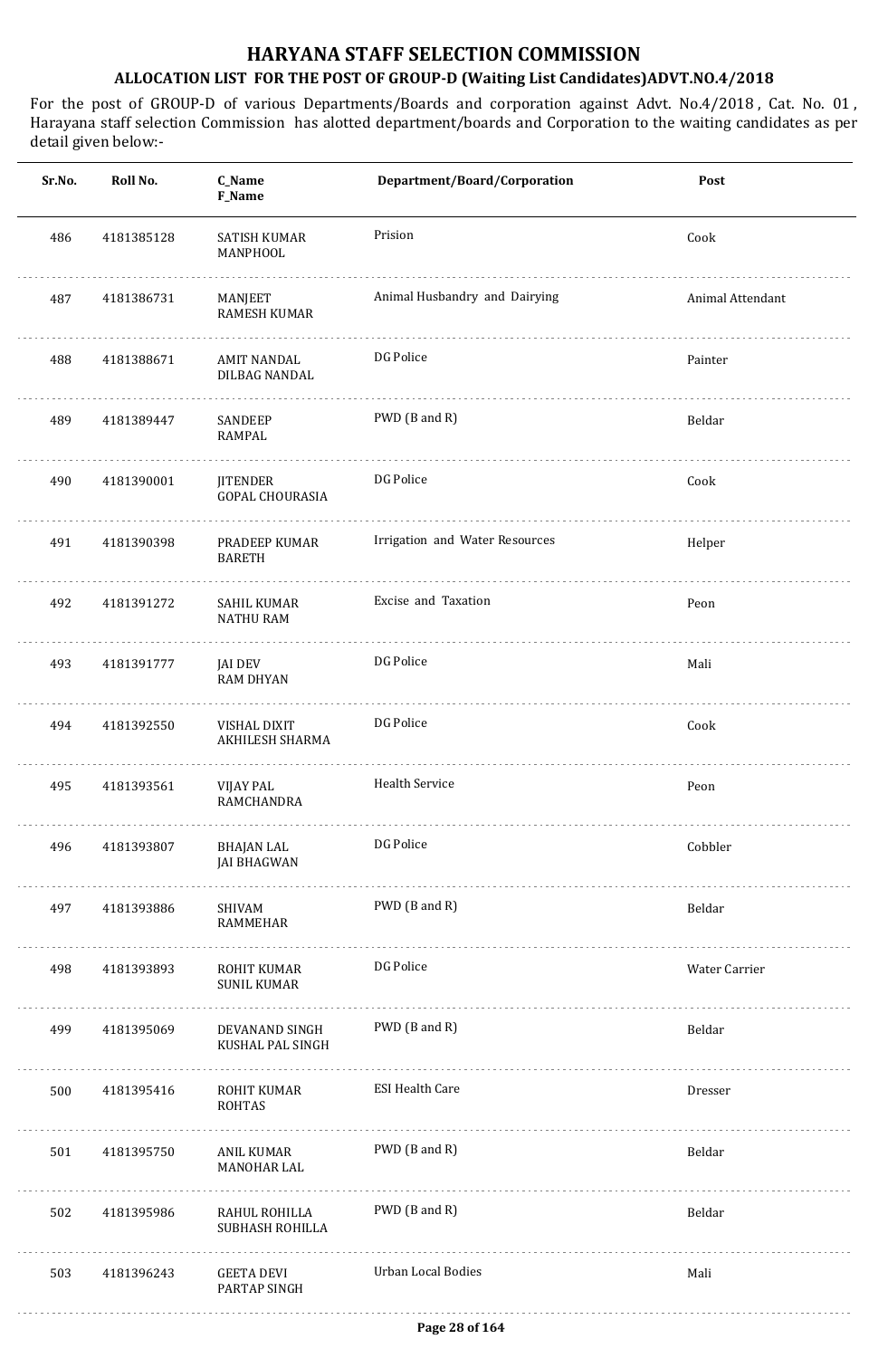# HARYANA STAFF SELECTION COMMISSION

## ALLOCATION LIST FOR THE POST OF GROUP-D (Waiting List Candidates)ADVT.NO.4/2018

For the post of GROUP-D of various Departments/Boards and corporation against Advt. No.4/2018 , Cat. No. 01 , Harayana staff selection Commission has alotted department/boards and Corporation to the waiting candidates as per detail given below:-

| Sr.No. | Roll No. | C_Name<br>F_Name | Department/Board/Corporation | Post |
|---|---|---|---|---|
| 486 | 4181385128 | SATISH KUMAR<br>MANPHOOL | Prision | Cook |
| 487 | 4181386731 | MANJEET<br>RAMESH KUMAR | Animal Husbandry and Dairying | Animal Attendant |
| 488 | 4181388671 | AMIT NANDAL<br>DILBAG NANDAL | DG Police | Painter |
| 489 | 4181389447 | SANDEEP<br>RAMPAL | PWD (B and R) | Beldar |
| 490 | 4181390001 | JITENDER<br>GOPAL CHOURASIA | DG Police | Cook |
| 491 | 4181390398 | PRADEEP KUMAR<br>BARETH | Irrigation and Water Resources | Helper |
| 492 | 4181391272 | SAHIL KUMAR<br>NATHU RAM | Excise and Taxation | Peon |
| 493 | 4181391777 | JAI DEV<br>RAM DHYAN | DG Police | Mali |
| 494 | 4181392550 | VISHAL DIXIT<br>AKHILESH SHARMA | DG Police | Cook |
| 495 | 4181393561 | VIJAY PAL<br>RAMCHANDRA | Health Service | Peon |
| 496 | 4181393807 | BHAJAN LAL<br>JAI BHAGWAN | DG Police | Cobbler |
| 497 | 4181393886 | SHIVAM<br>RAMMEHAR | PWD (B and R) | Beldar |
| 498 | 4181393893 | ROHIT KUMAR<br>SUNIL KUMAR | DG Police | Water Carrier |
| 499 | 4181395069 | DEVANAND SINGH<br>KUSHAL PAL SINGH | PWD (B and R) | Beldar |
| 500 | 4181395416 | ROHIT KUMAR<br>ROHTAS | ESI Health Care | Dresser |
| 501 | 4181395750 | ANIL KUMAR<br>MANOHAR LAL | PWD (B and R) | Beldar |
| 502 | 4181395986 | RAHUL ROHILLA<br>SUBHASH ROHILLA | PWD (B and R) | Beldar |
| 503 | 4181396243 | GEETA DEVI<br>PARTAP SINGH | Urban Local Bodies | Mali |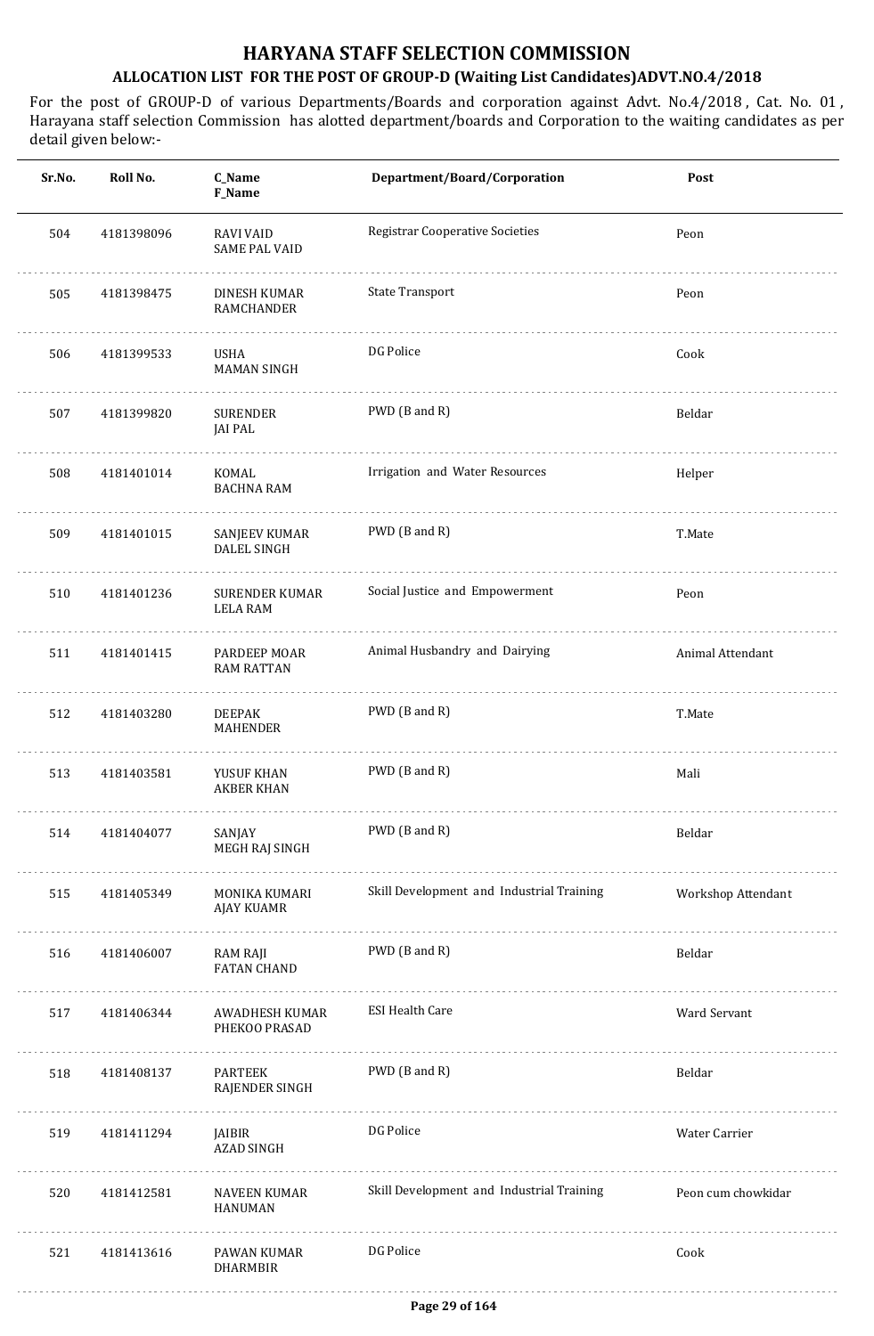# HARYANA STAFF SELECTION COMMISSION

## ALLOCATION LIST FOR THE POST OF GROUP-D (Waiting List Candidates)ADVT.NO.4/2018

For the post of GROUP-D of various Departments/Boards and corporation against Advt. No.4/2018 , Cat. No. 01 , Harayana staff selection Commission has alotted department/boards and Corporation to the waiting candidates as per detail given below:-

| Sr.No. | Roll No. | C_Name F_Name | Department/Board/Corporation | Post |
|---|---|---|---|---|
| 504 | 4181398096 | RAVI VAID SAME PAL VAID | Registrar Cooperative Societies | Peon |
| 505 | 4181398475 | DINESH KUMAR RAMCHANDER | State Transport | Peon |
| 506 | 4181399533 | USHA MAMAN SINGH | DG Police | Cook |
| 507 | 4181399820 | SURENDER JAI PAL | PWD (B and R) | Beldar |
| 508 | 4181401014 | KOMAL BACHNA RAM | Irrigation and Water Resources | Helper |
| 509 | 4181401015 | SANJEEV KUMAR DALEL SINGH | PWD (B and R) | T.Mate |
| 510 | 4181401236 | SURENDER KUMAR LELA RAM | Social Justice and Empowerment | Peon |
| 511 | 4181401415 | PARDEEP MOAR RAM RATTAN | Animal Husbandry and Dairying | Animal Attendant |
| 512 | 4181403280 | DEEPAK MAHENDER | PWD (B and R) | T.Mate |
| 513 | 4181403581 | YUSUF KHAN AKBER KHAN | PWD (B and R) | Mali |
| 514 | 4181404077 | SANJAY MEGH RAJ SINGH | PWD (B and R) | Beldar |
| 515 | 4181405349 | MONIKA KUMARI AJAY KUAMR | Skill Development and Industrial Training | Workshop Attendant |
| 516 | 4181406007 | RAM RAJI FATAN CHAND | PWD (B and R) | Beldar |
| 517 | 4181406344 | AWADHESH KUMAR PHEKOO PRASAD | ESI Health Care | Ward Servant |
| 518 | 4181408137 | PARTEEK RAJENDER SINGH | PWD (B and R) | Beldar |
| 519 | 4181411294 | JAIBIR AZAD SINGH | DG Police | Water Carrier |
| 520 | 4181412581 | NAVEEN KUMAR HANUMAN | Skill Development and Industrial Training | Peon cum chowkidar |
| 521 | 4181413616 | PAWAN KUMAR DHARMBIR | DG Police | Cook |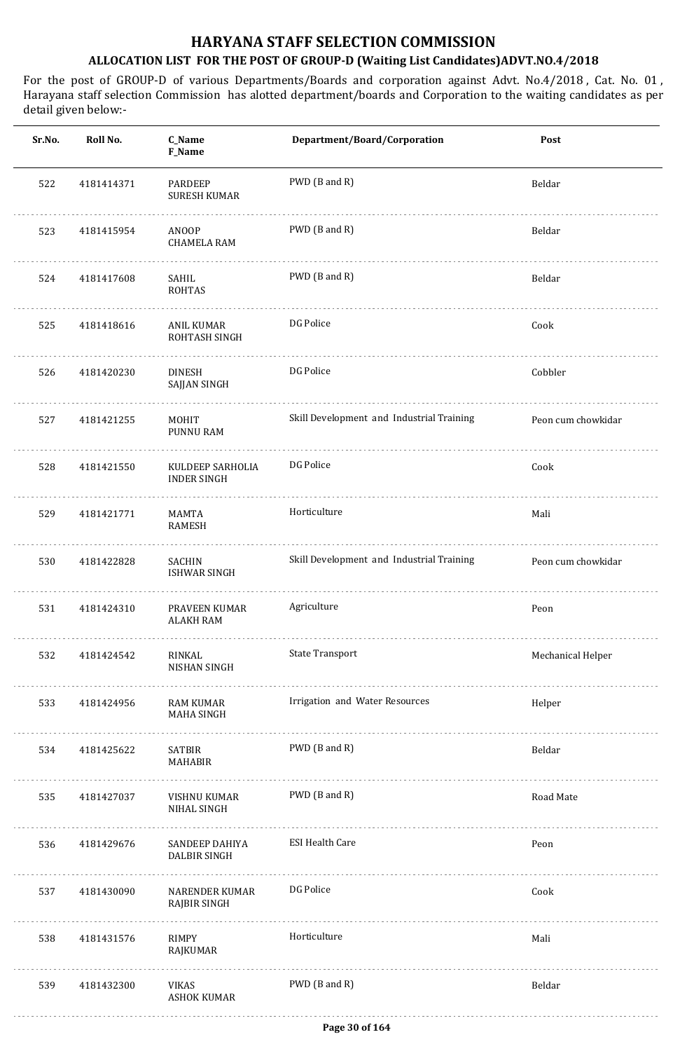# HARYANA STAFF SELECTION COMMISSION

## ALLOCATION LIST FOR THE POST OF GROUP-D (Waiting List Candidates)ADVT.NO.4/2018

For the post of GROUP-D of various Departments/Boards and corporation against Advt. No.4/2018 , Cat. No. 01 , Harayana staff selection Commission has alotted department/boards and Corporation to the waiting candidates as per detail given below:-

| Sr.No. | Roll No. | C_Name F_Name | Department/Board/Corporation | Post |
|---|---|---|---|---|
| 522 | 4181414371 | PARDEEP SURESH KUMAR | PWD (B and R) | Beldar |
| 523 | 4181415954 | ANOOP CHAMELA RAM | PWD (B and R) | Beldar |
| 524 | 4181417608 | SAHIL ROHTAS | PWD (B and R) | Beldar |
| 525 | 4181418616 | ANIL KUMAR ROHTASH SINGH | DG Police | Cook |
| 526 | 4181420230 | DINESH SAJJAN SINGH | DG Police | Cobbler |
| 527 | 4181421255 | MOHIT PUNNU RAM | Skill Development and Industrial Training | Peon cum chowkidar |
| 528 | 4181421550 | KULDEEP SARHOLIA INDER SINGH | DG Police | Cook |
| 529 | 4181421771 | MAMTA RAMESH | Horticulture | Mali |
| 530 | 4181422828 | SACHIN ISHWAR SINGH | Skill Development and Industrial Training | Peon cum chowkidar |
| 531 | 4181424310 | PRAVEEN KUMAR ALAKH RAM | Agriculture | Peon |
| 532 | 4181424542 | RINKAL NISHAN SINGH | State Transport | Mechanical Helper |
| 533 | 4181424956 | RAM KUMAR MAHA SINGH | Irrigation and Water Resources | Helper |
| 534 | 4181425622 | SATBIR MAHABIR | PWD (B and R) | Beldar |
| 535 | 4181427037 | VISHNU KUMAR NIHAL SINGH | PWD (B and R) | Road Mate |
| 536 | 4181429676 | SANDEEP DAHIYA DALBIR SINGH | ESI Health Care | Peon |
| 537 | 4181430090 | NARENDER KUMAR RAJBIR SINGH | DG Police | Cook |
| 538 | 4181431576 | RIMPY RAJKUMAR | Horticulture | Mali |
| 539 | 4181432300 | VIKAS ASHOK KUMAR | PWD (B and R) | Beldar |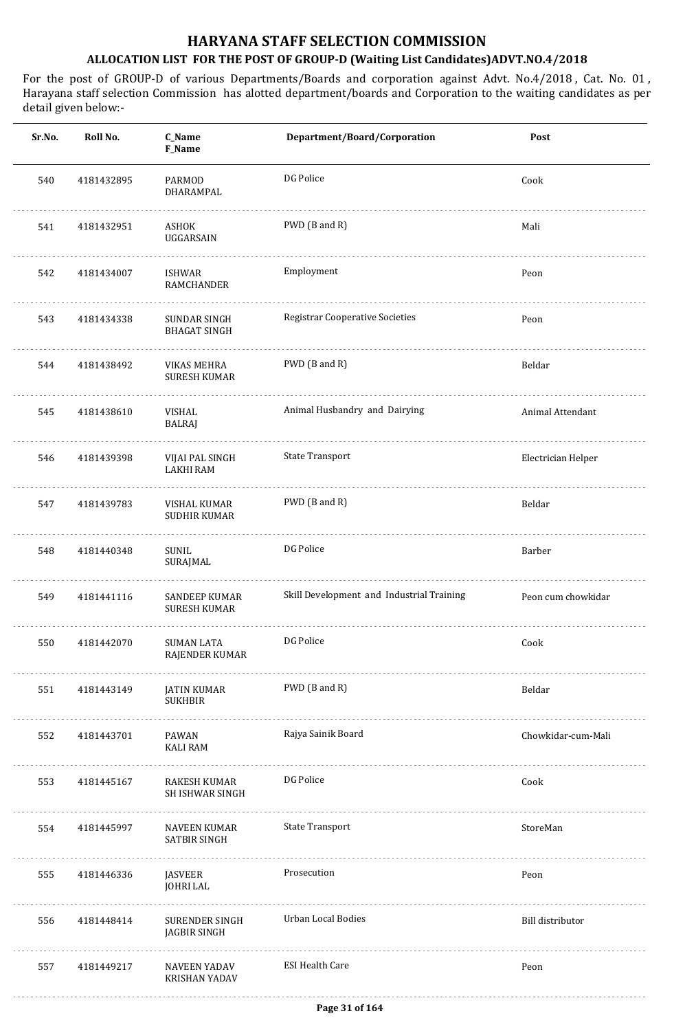# HARYANA STAFF SELECTION COMMISSION

## ALLOCATION LIST FOR THE POST OF GROUP-D (Waiting List Candidates)ADVT.NO.4/2018

For the post of GROUP-D of various Departments/Boards and corporation against Advt. No.4/2018 , Cat. No. 01 , Harayana staff selection Commission has alotted department/boards and Corporation to the waiting candidates as per detail given below:-

| Sr.No. | Roll No. | C_Name F_Name | Department/Board/Corporation | Post |
|---|---|---|---|---|
| 540 | 4181432895 | PARMOD DHARAMPAL | DG Police | Cook |
| 541 | 4181432951 | ASHOK UGGARSAIN | PWD (B and R) | Mali |
| 542 | 4181434007 | ISHWAR RAMCHANDER | Employment | Peon |
| 543 | 4181434338 | SUNDAR SINGH BHAGAT SINGH | Registrar Cooperative Societies | Peon |
| 544 | 4181438492 | VIKAS MEHRA SURESH KUMAR | PWD (B and R) | Beldar |
| 545 | 4181438610 | VISHAL BALRAJ | Animal Husbandry and Dairying | Animal Attendant |
| 546 | 4181439398 | VIJAI PAL SINGH LAKHI RAM | State Transport | Electrician Helper |
| 547 | 4181439783 | VISHAL KUMAR SUDHIR KUMAR | PWD (B and R) | Beldar |
| 548 | 4181440348 | SUNIL SURAJMAL | DG Police | Barber |
| 549 | 4181441116 | SANDEEP KUMAR SURESH KUMAR | Skill Development and Industrial Training | Peon cum chowkidar |
| 550 | 4181442070 | SUMAN LATA RAJENDER KUMAR | DG Police | Cook |
| 551 | 4181443149 | JATIN KUMAR SUKHBIR | PWD (B and R) | Beldar |
| 552 | 4181443701 | PAWAN KALI RAM | Rajya Sainik Board | Chowkidar-cum-Mali |
| 553 | 4181445167 | RAKESH KUMAR SH ISHWAR SINGH | DG Police | Cook |
| 554 | 4181445997 | NAVEEN KUMAR SATBIR SINGH | State Transport | StoreMan |
| 555 | 4181446336 | JASVEER JOHRI LAL | Prosecution | Peon |
| 556 | 4181448414 | SURENDER SINGH JAGBIR SINGH | Urban Local Bodies | Bill distributor |
| 557 | 4181449217 | NAVEEN YADAV KRISHAN YADAV | ESI Health Care | Peon |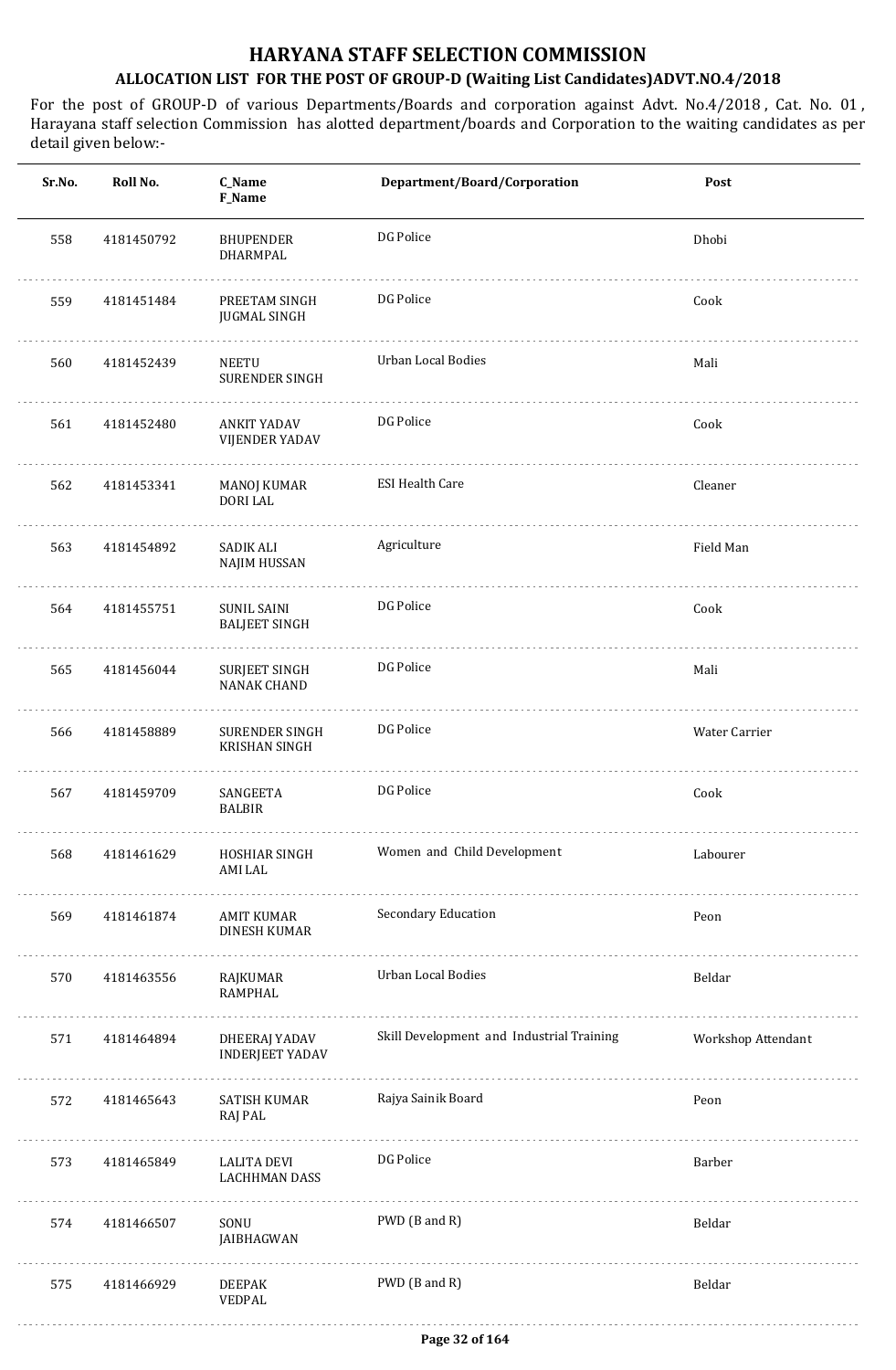# HARYANA STAFF SELECTION COMMISSION

## ALLOCATION LIST FOR THE POST OF GROUP-D (Waiting List Candidates)ADVT.NO.4/2018

For the post of GROUP-D of various Departments/Boards and corporation against Advt. No.4/2018 , Cat. No. 01 , Harayana staff selection Commission has alotted department/boards and Corporation to the waiting candidates as per detail given below:-

| Sr.No. | Roll No. | C_Name<br>F_Name | Department/Board/Corporation | Post |
|---|---|---|---|---|
| 558 | 4181450792 | BHUPENDER<br>DHARMPAL | DG Police | Dhobi |
| 559 | 4181451484 | PREETAM SINGH<br>JUGMAL SINGH | DG Police | Cook |
| 560 | 4181452439 | NEETU<br>SURENDER SINGH | Urban Local Bodies | Mali |
| 561 | 4181452480 | ANKIT YADAV<br>VIJENDER YADAV | DG Police | Cook |
| 562 | 4181453341 | MANOJ KUMAR<br>DORI LAL | ESI Health Care | Cleaner |
| 563 | 4181454892 | SADIK ALI<br>NAJIM HUSSAN | Agriculture | Field Man |
| 564 | 4181455751 | SUNIL SAINI<br>BALJEET SINGH | DG Police | Cook |
| 565 | 4181456044 | SURJEET SINGH<br>NANAK CHAND | DG Police | Mali |
| 566 | 4181458889 | SURENDER SINGH<br>KRISHAN SINGH | DG Police | Water Carrier |
| 567 | 4181459709 | SANGEETA<br>BALBIR | DG Police | Cook |
| 568 | 4181461629 | HOSHIAR SINGH<br>AMI LAL | Women and Child Development | Labourer |
| 569 | 4181461874 | AMIT KUMAR<br>DINESH KUMAR | Secondary Education | Peon |
| 570 | 4181463556 | RAJKUMAR<br>RAMPHAL | Urban Local Bodies | Beldar |
| 571 | 4181464894 | DHEERAJ YADAV<br>INDERJEET YADAV | Skill Development and Industrial Training | Workshop Attendant |
| 572 | 4181465643 | SATISH KUMAR<br>RAJ PAL | Rajya Sainik Board | Peon |
| 573 | 4181465849 | LALITA DEVI<br>LACHHMAN DASS | DG Police | Barber |
| 574 | 4181466507 | SONU<br>JAIBHAGWAN | PWD (B and R) | Beldar |
| 575 | 4181466929 | DEEPAK<br>VEDPAL | PWD (B and R) | Beldar |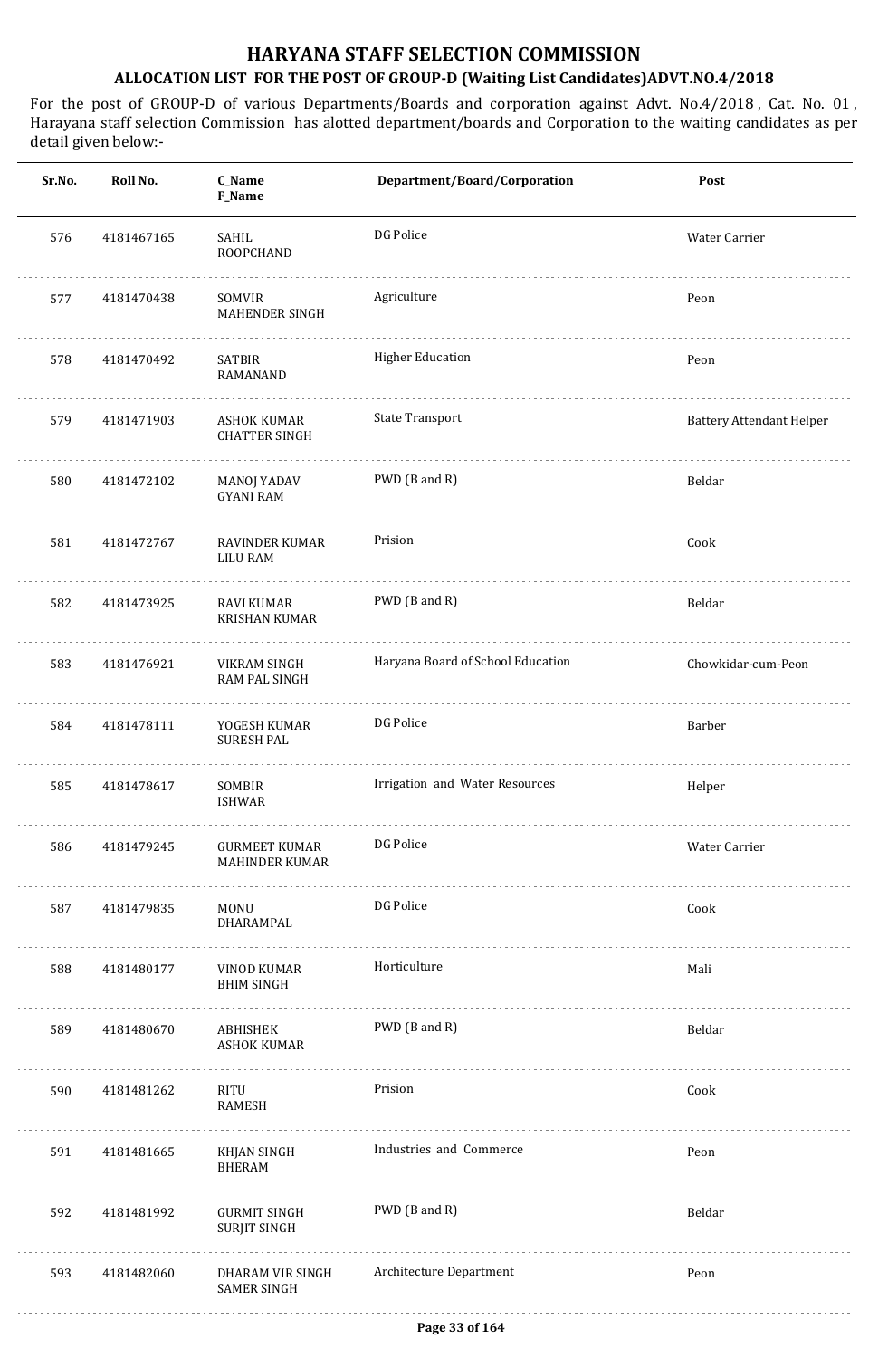# HARYANA STAFF SELECTION COMMISSION

## ALLOCATION LIST FOR THE POST OF GROUP-D (Waiting List Candidates)ADVT.NO.4/2018

For the post of GROUP-D of various Departments/Boards and corporation against Advt. No.4/2018 , Cat. No. 01 , Harayana staff selection Commission has alotted department/boards and Corporation to the waiting candidates as per detail given below:-

| Sr.No. | Roll No. | C_Name F_Name | Department/Board/Corporation | Post |
|---|---|---|---|---|
| 576 | 4181467165 | SAHIL ROOPCHAND | DG Police | Water Carrier |
| 577 | 4181470438 | SOMVIR MAHENDER SINGH | Agriculture | Peon |
| 578 | 4181470492 | SATBIR RAMANAND | Higher Education | Peon |
| 579 | 4181471903 | ASHOK KUMAR CHATTER SINGH | State Transport | Battery Attendant Helper |
| 580 | 4181472102 | MANOJ YADAV GYANI RAM | PWD (B and R) | Beldar |
| 581 | 4181472767 | RAVINDER KUMAR LILU RAM | Prision | Cook |
| 582 | 4181473925 | RAVI KUMAR KRISHAN KUMAR | PWD (B and R) | Beldar |
| 583 | 4181476921 | VIKRAM SINGH RAM PAL SINGH | Haryana Board of School Education | Chowkidar-cum-Peon |
| 584 | 4181478111 | YOGESH KUMAR SURESH PAL | DG Police | Barber |
| 585 | 4181478617 | SOMBIR ISHWAR | Irrigation and Water Resources | Helper |
| 586 | 4181479245 | GURMEET KUMAR MAHINDER KUMAR | DG Police | Water Carrier |
| 587 | 4181479835 | MONU DHARAMPAL | DG Police | Cook |
| 588 | 4181480177 | VINOD KUMAR BHIM SINGH | Horticulture | Mali |
| 589 | 4181480670 | ABHISHEK ASHOK KUMAR | PWD (B and R) | Beldar |
| 590 | 4181481262 | RITU RAMESH | Prision | Cook |
| 591 | 4181481665 | KHJAN SINGH BHERAM | Industries and Commerce | Peon |
| 592 | 4181481992 | GURMIT SINGH SURJIT SINGH | PWD (B and R) | Beldar |
| 593 | 4181482060 | DHARAM VIR SINGH SAMER SINGH | Architecture Department | Peon |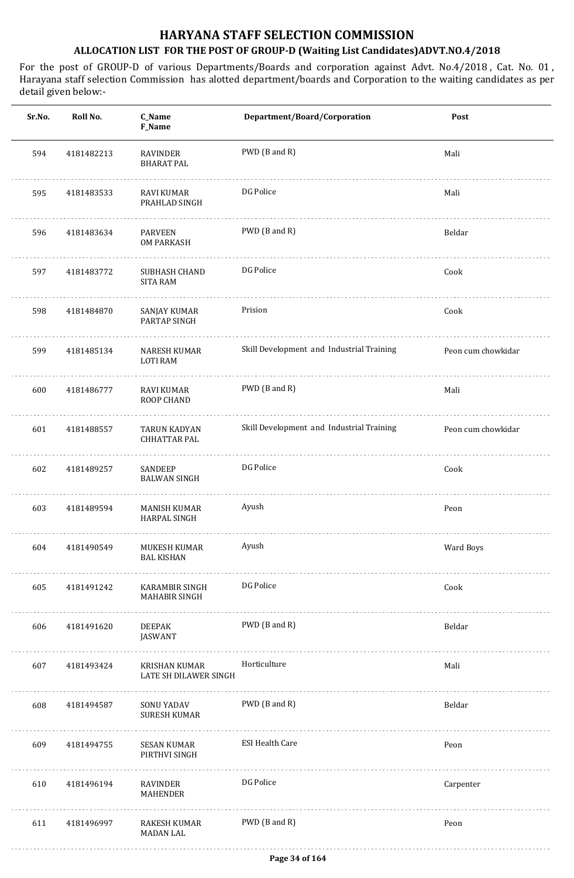# HARYANA STAFF SELECTION COMMISSION

## ALLOCATION LIST FOR THE POST OF GROUP-D (Waiting List Candidates)ADVT.NO.4/2018

For the post of GROUP-D of various Departments/Boards and corporation against Advt. No.4/2018 , Cat. No. 01 , Harayana staff selection Commission has alotted department/boards and Corporation to the waiting candidates as per detail given below:-

| Sr.No. | Roll No. | C_Name<br>F_Name | Department/Board/Corporation | Post |
|---|---|---|---|---|
| 594 | 4181482213 | RAVINDER<br>BHARAT PAL | PWD (B and R) | Mali |
| 595 | 4181483533 | RAVI KUMAR<br>PRAHLAD SINGH | DG Police | Mali |
| 596 | 4181483634 | PARVEEN<br>OM PARKASH | PWD (B and R) | Beldar |
| 597 | 4181483772 | SUBHASH CHAND<br>SITA RAM | DG Police | Cook |
| 598 | 4181484870 | SANJAY KUMAR<br>PARTAP SINGH | Prision | Cook |
| 599 | 4181485134 | NARESH KUMAR<br>LOTI RAM | Skill Development and Industrial Training | Peon cum chowkidar |
| 600 | 4181486777 | RAVI KUMAR<br>ROOP CHAND | PWD (B and R) | Mali |
| 601 | 4181488557 | TARUN KADYAN<br>CHHATTAR PAL | Skill Development and Industrial Training | Peon cum chowkidar |
| 602 | 4181489257 | SANDEEP<br>BALWAN SINGH | DG Police | Cook |
| 603 | 4181489594 | MANISH KUMAR<br>HARPAL SINGH | Ayush | Peon |
| 604 | 4181490549 | MUKESH KUMAR<br>BAL KISHAN | Ayush | Ward Boys |
| 605 | 4181491242 | KARAMBIR SINGH<br>MAHABIR SINGH | DG Police | Cook |
| 606 | 4181491620 | DEEPAK<br>JASWANT | PWD (B and R) | Beldar |
| 607 | 4181493424 | KRISHAN KUMAR<br>LATE SH DILAWER SINGH | Horticulture | Mali |
| 608 | 4181494587 | SONU YADAV<br>SURESH KUMAR | PWD (B and R) | Beldar |
| 609 | 4181494755 | SESAN KUMAR<br>PIRTHVI SINGH | ESI Health Care | Peon |
| 610 | 4181496194 | RAVINDER<br>MAHENDER | DG Police | Carpenter |
| 611 | 4181496997 | RAKESH KUMAR<br>MADAN LAL | PWD (B and R) | Peon |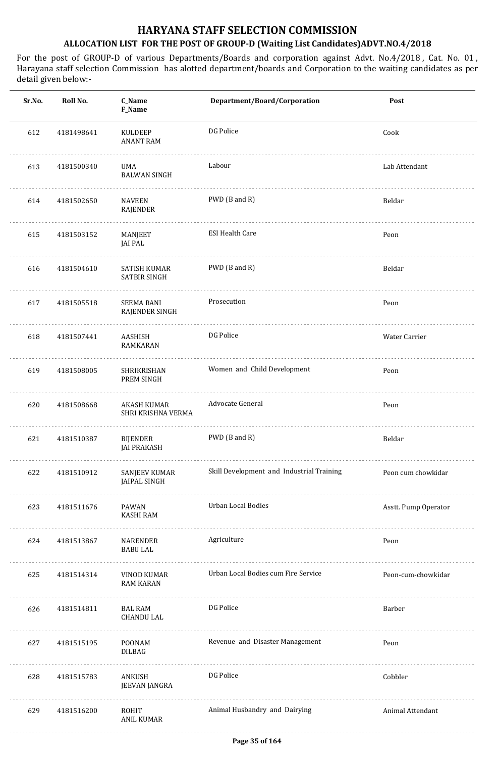# HARYANA STAFF SELECTION COMMISSION

## ALLOCATION LIST FOR THE POST OF GROUP-D (Waiting List Candidates)ADVT.NO.4/2018

For the post of GROUP-D of various Departments/Boards and corporation against Advt. No.4/2018 , Cat. No. 01 , Harayana staff selection Commission has alotted department/boards and Corporation to the waiting candidates as per detail given below:-

| Sr.No. | Roll No. | C_Name<br>F_Name | Department/Board/Corporation | Post |
|---|---|---|---|---|
| 612 | 4181498641 | KULDEEP<br>ANANT RAM | DG Police | Cook |
| 613 | 4181500340 | UMA<br>BALWAN SINGH | Labour | Lab Attendant |
| 614 | 4181502650 | NAVEEN<br>RAJENDER | PWD (B and R) | Beldar |
| 615 | 4181503152 | MANJEET<br>JAI PAL | ESI Health Care | Peon |
| 616 | 4181504610 | SATISH KUMAR<br>SATBIR SINGH | PWD (B and R) | Beldar |
| 617 | 4181505518 | SEEMA RANI<br>RAJENDER SINGH | Prosecution | Peon |
| 618 | 4181507441 | AASHISH<br>RAMKARAN | DG Police | Water Carrier |
| 619 | 4181508005 | SHRIKRISHAN<br>PREM SINGH | Women and Child Development | Peon |
| 620 | 4181508668 | AKASH KUMAR<br>SHRI KRISHNA VERMA | Advocate General | Peon |
| 621 | 4181510387 | BIJENDER<br>JAI PRAKASH | PWD (B and R) | Beldar |
| 622 | 4181510912 | SANJEEV KUMAR<br>JAIPAL SINGH | Skill Development and Industrial Training | Peon cum chowkidar |
| 623 | 4181511676 | PAWAN<br>KASHI RAM | Urban Local Bodies | Asstt. Pump Operator |
| 624 | 4181513867 | NARENDER<br>BABU LAL | Agriculture | Peon |
| 625 | 4181514314 | VINOD KUMAR<br>RAM KARAN | Urban Local Bodies cum Fire Service | Peon-cum-chowkidar |
| 626 | 4181514811 | BAL RAM<br>CHANDU LAL | DG Police | Barber |
| 627 | 4181515195 | POONAM<br>DILBAG | Revenue and Disaster Management | Peon |
| 628 | 4181515783 | ANKUSH<br>JEEVAN JANGRA | DG Police | Cobbler |
| 629 | 4181516200 | ROHIT<br>ANIL KUMAR | Animal Husbandry and Dairying | Animal Attendant |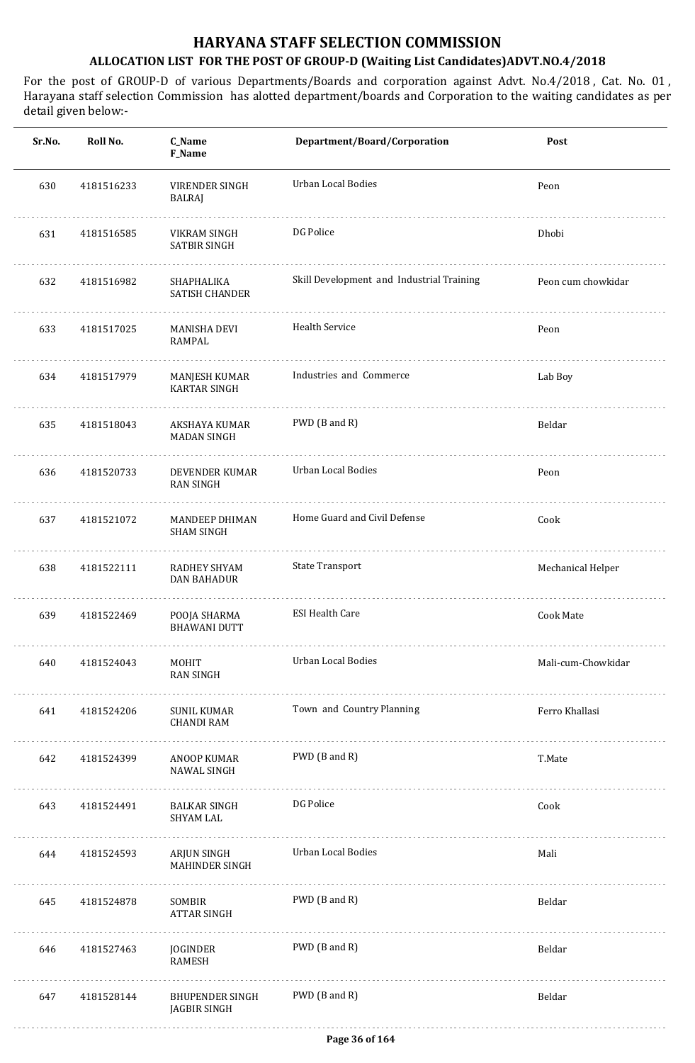# HARYANA STAFF SELECTION COMMISSION

## ALLOCATION LIST FOR THE POST OF GROUP-D (Waiting List Candidates)ADVT.NO.4/2018

For the post of GROUP-D of various Departments/Boards and corporation against Advt. No.4/2018 , Cat. No. 01 , Harayana staff selection Commission has alotted department/boards and Corporation to the waiting candidates as per detail given below:-

| Sr.No. | Roll No. | C_Name F_Name | Department/Board/Corporation | Post |
|---|---|---|---|---|
| 630 | 4181516233 | VIRENDER SINGH BALRAJ | Urban Local Bodies | Peon |
| 631 | 4181516585 | VIKRAM SINGH SATBIR SINGH | DG Police | Dhobi |
| 632 | 4181516982 | SHAPHALIKA SATISH CHANDER | Skill Development and Industrial Training | Peon cum chowkidar |
| 633 | 4181517025 | MANISHA DEVI RAMPAL | Health Service | Peon |
| 634 | 4181517979 | MANJESH KUMAR KARTAR SINGH | Industries and Commerce | Lab Boy |
| 635 | 4181518043 | AKSHAYA KUMAR MADAN SINGH | PWD (B and R) | Beldar |
| 636 | 4181520733 | DEVENDER KUMAR RAN SINGH | Urban Local Bodies | Peon |
| 637 | 4181521072 | MANDEEP DHIMAN SHAM SINGH | Home Guard and Civil Defense | Cook |
| 638 | 4181522111 | RADHEY SHYAM DAN BAHADUR | State Transport | Mechanical Helper |
| 639 | 4181522469 | POOJA SHARMA BHAWANI DUTT | ESI Health Care | Cook Mate |
| 640 | 4181524043 | MOHIT RAN SINGH | Urban Local Bodies | Mali-cum-Chowkidar |
| 641 | 4181524206 | SUNIL KUMAR CHANDI RAM | Town and Country Planning | Ferro Khallasi |
| 642 | 4181524399 | ANOOP KUMAR NAWAL SINGH | PWD (B and R) | T.Mate |
| 643 | 4181524491 | BALKAR SINGH SHYAM LAL | DG Police | Cook |
| 644 | 4181524593 | ARJUN SINGH MAHINDER SINGH | Urban Local Bodies | Mali |
| 645 | 4181524878 | SOMBIR ATTAR SINGH | PWD (B and R) | Beldar |
| 646 | 4181527463 | JOGINDER RAMESH | PWD (B and R) | Beldar |
| 647 | 4181528144 | BHUPENDER SINGH JAGBIR SINGH | PWD (B and R) | Beldar |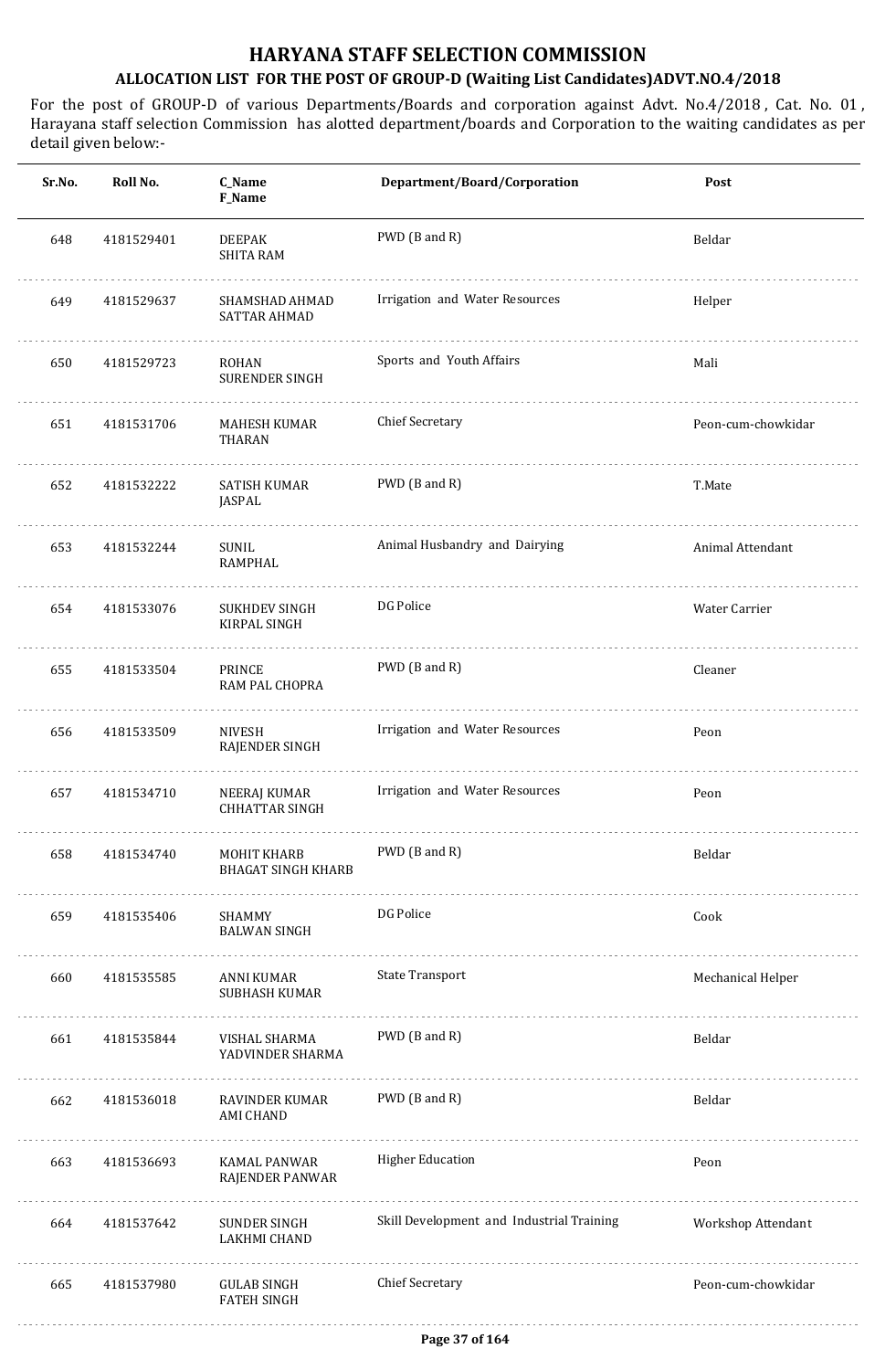# HARYANA STAFF SELECTION COMMISSION

## ALLOCATION LIST FOR THE POST OF GROUP-D (Waiting List Candidates)ADVT.NO.4/2018

For the post of GROUP-D of various Departments/Boards and corporation against Advt. No.4/2018 , Cat. No. 01 , Harayana staff selection Commission has alotted department/boards and Corporation to the waiting candidates as per detail given below:-

| Sr.No. | Roll No. | C_Name<br>F_Name | Department/Board/Corporation | Post |
|---|---|---|---|---|
| 648 | 4181529401 | DEEPAK<br>SHITA RAM | PWD (B and R) | Beldar |
| 649 | 4181529637 | SHAMSHAD AHMAD<br>SATTAR AHMAD | Irrigation and Water Resources | Helper |
| 650 | 4181529723 | ROHAN<br>SURENDER SINGH | Sports and Youth Affairs | Mali |
| 651 | 4181531706 | MAHESH KUMAR<br>THARAN | Chief Secretary | Peon-cum-chowkidar |
| 652 | 4181532222 | SATISH KUMAR<br>JASPAL | PWD (B and R) | T.Mate |
| 653 | 4181532244 | SUNIL<br>RAMPHAL | Animal Husbandry and Dairying | Animal Attendant |
| 654 | 4181533076 | SUKHDEV SINGH<br>KIRPAL SINGH | DG Police | Water Carrier |
| 655 | 4181533504 | PRINCE<br>RAM PAL CHOPRA | PWD (B and R) | Cleaner |
| 656 | 4181533509 | NIVESH<br>RAJENDER SINGH | Irrigation and Water Resources | Peon |
| 657 | 4181534710 | NEERAJ KUMAR<br>CHHATTAR SINGH | Irrigation and Water Resources | Peon |
| 658 | 4181534740 | MOHIT KHARB<br>BHAGAT SINGH KHARB | PWD (B and R) | Beldar |
| 659 | 4181535406 | SHAMMY<br>BALWAN SINGH | DG Police | Cook |
| 660 | 4181535585 | ANNI KUMAR<br>SUBHASH KUMAR | State Transport | Mechanical Helper |
| 661 | 4181535844 | VISHAL SHARMA<br>YADVINDER SHARMA | PWD (B and R) | Beldar |
| 662 | 4181536018 | RAVINDER KUMAR<br>AMI CHAND | PWD (B and R) | Beldar |
| 663 | 4181536693 | KAMAL PANWAR<br>RAJENDER PANWAR | Higher Education | Peon |
| 664 | 4181537642 | SUNDER SINGH<br>LAKHMI CHAND | Skill Development and Industrial Training | Workshop Attendant |
| 665 | 4181537980 | GULAB SINGH<br>FATEH SINGH | Chief Secretary | Peon-cum-chowkidar |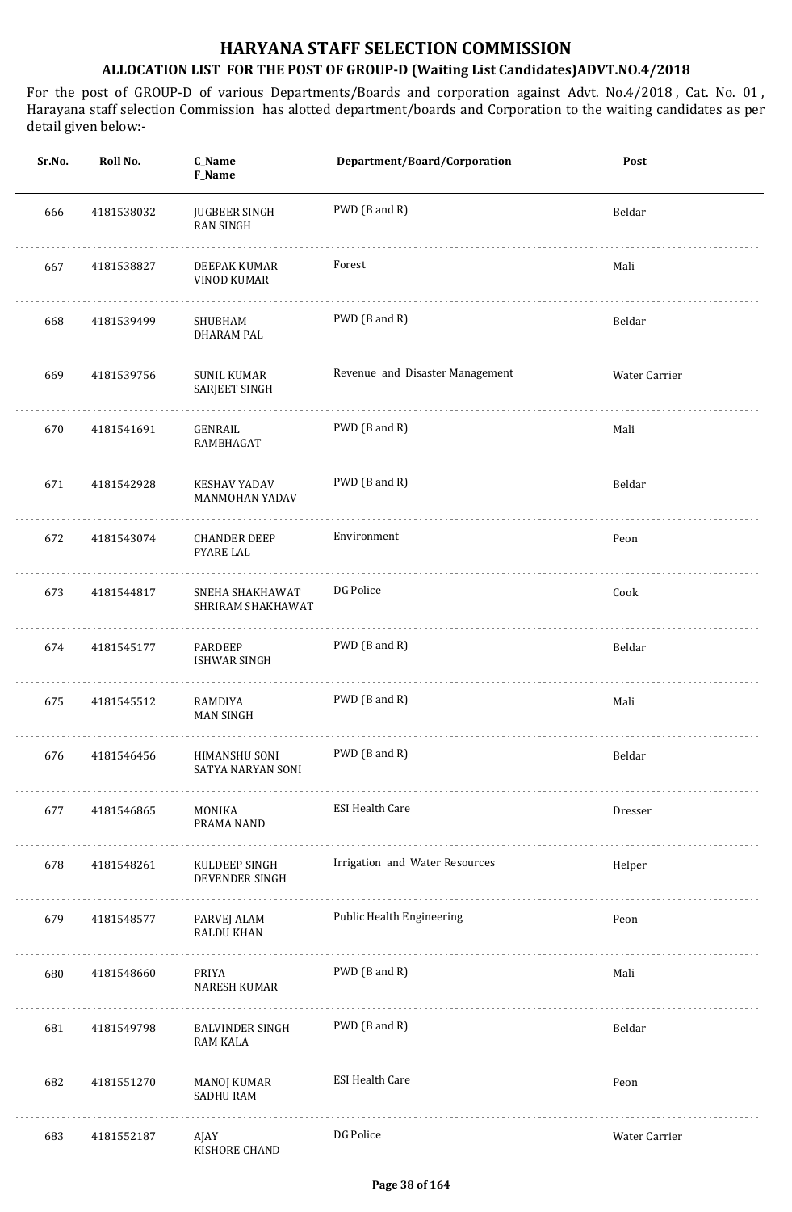# HARYANA STAFF SELECTION COMMISSION

## ALLOCATION LIST FOR THE POST OF GROUP-D (Waiting List Candidates)ADVT.NO.4/2018

For the post of GROUP-D of various Departments/Boards and corporation against Advt. No.4/2018 , Cat. No. 01 , Harayana staff selection Commission has alotted department/boards and Corporation to the waiting candidates as per detail given below:-

| Sr.No. | Roll No. | C_Name F_Name | Department/Board/Corporation | Post |
|---|---|---|---|---|
| 666 | 4181538032 | JUGBEER SINGH RAN SINGH | PWD (B and R) | Beldar |
| 667 | 4181538827 | DEEPAK KUMAR VINOD KUMAR | Forest | Mali |
| 668 | 4181539499 | SHUBHAM DHARAM PAL | PWD (B and R) | Beldar |
| 669 | 4181539756 | SUNIL KUMAR SARJEET SINGH | Revenue and Disaster Management | Water Carrier |
| 670 | 4181541691 | GENRAIL RAMBHAGAT | PWD (B and R) | Mali |
| 671 | 4181542928 | KESHAV YADAV MANMOHAN YADAV | PWD (B and R) | Beldar |
| 672 | 4181543074 | CHANDER DEEP PYARE LAL | Environment | Peon |
| 673 | 4181544817 | SNEHA SHAKHAWAT SHRIRAM SHAKHAWAT | DG Police | Cook |
| 674 | 4181545177 | PARDEEP ISHWAR SINGH | PWD (B and R) | Beldar |
| 675 | 4181545512 | RAMDIYA MAN SINGH | PWD (B and R) | Mali |
| 676 | 4181546456 | HIMANSHU SONI SATYA NARYAN SONI | PWD (B and R) | Beldar |
| 677 | 4181546865 | MONIKA PRAMA NAND | ESI Health Care | Dresser |
| 678 | 4181548261 | KULDEEP SINGH DEVENDER SINGH | Irrigation and Water Resources | Helper |
| 679 | 4181548577 | PARVEJ ALAM RALDU KHAN | Public Health Engineering | Peon |
| 680 | 4181548660 | PRIYA NARESH KUMAR | PWD (B and R) | Mali |
| 681 | 4181549798 | BALVINDER SINGH RAM KALA | PWD (B and R) | Beldar |
| 682 | 4181551270 | MANOJ KUMAR SADHU RAM | ESI Health Care | Peon |
| 683 | 4181552187 | AJAY KISHORE CHAND | DG Police | Water Carrier |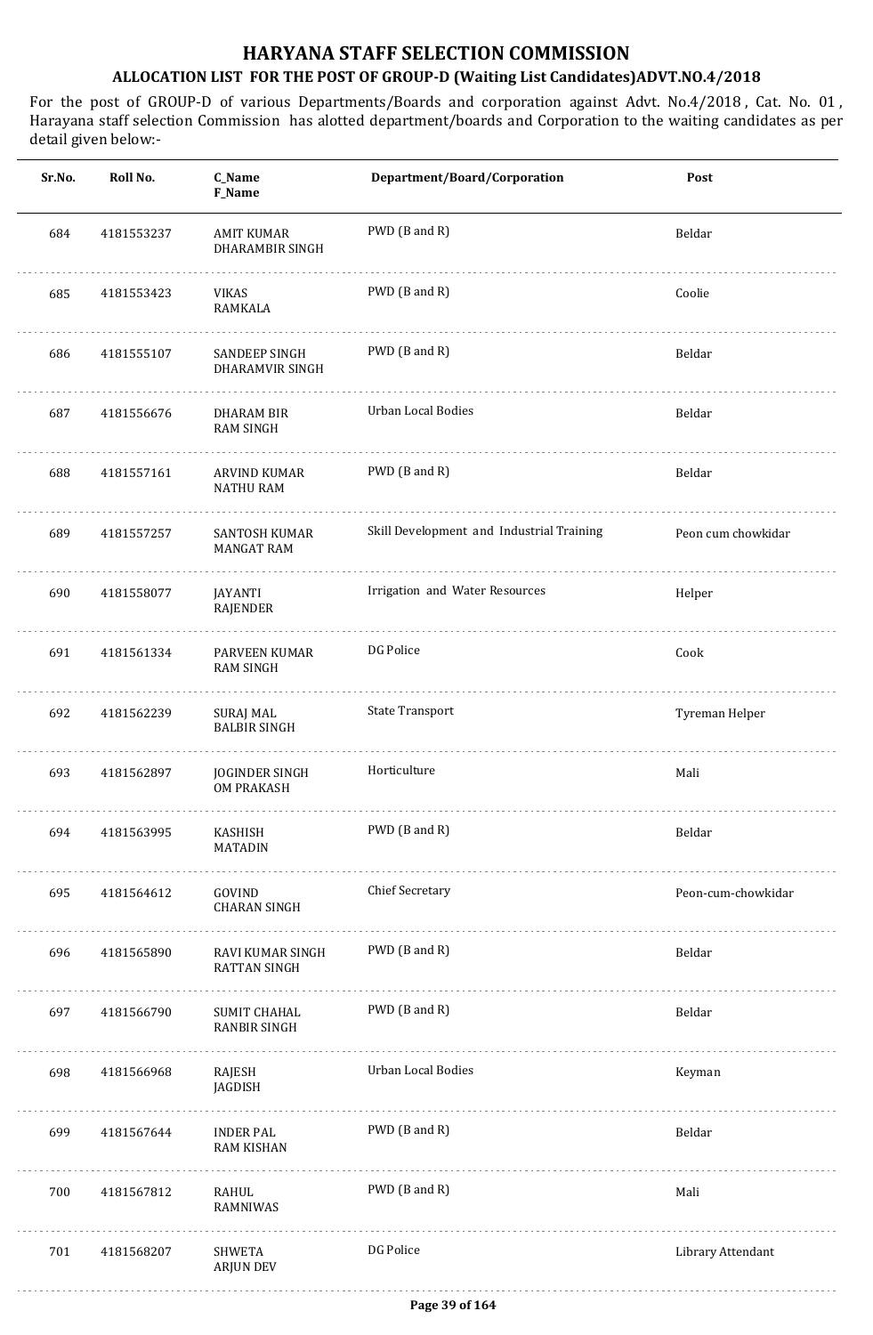# HARYANA STAFF SELECTION COMMISSION

## ALLOCATION LIST FOR THE POST OF GROUP-D (Waiting List Candidates)ADVT.NO.4/2018

For the post of GROUP-D of various Departments/Boards and corporation against Advt. No.4/2018 , Cat. No. 01 , Harayana staff selection Commission has alotted department/boards and Corporation to the waiting candidates as per detail given below:-

| Sr.No. | Roll No. | C_Name F_Name | Department/Board/Corporation | Post |
|---|---|---|---|---|
| 684 | 4181553237 | AMIT KUMAR DHARAMBIR SINGH | PWD (B and R) | Beldar |
| 685 | 4181553423 | VIKAS RAMKALA | PWD (B and R) | Coolie |
| 686 | 4181555107 | SANDEEP SINGH DHARAMVIR SINGH | PWD (B and R) | Beldar |
| 687 | 4181556676 | DHARAM BIR RAM SINGH | Urban Local Bodies | Beldar |
| 688 | 4181557161 | ARVIND KUMAR NATHU RAM | PWD (B and R) | Beldar |
| 689 | 4181557257 | SANTOSH KUMAR MANGAT RAM | Skill Development and Industrial Training | Peon cum chowkidar |
| 690 | 4181558077 | JAYANTI RAJENDER | Irrigation and Water Resources | Helper |
| 691 | 4181561334 | PARVEEN KUMAR RAM SINGH | DG Police | Cook |
| 692 | 4181562239 | SURAJ MAL BALBIR SINGH | State Transport | Tyreman Helper |
| 693 | 4181562897 | JOGINDER SINGH OM PRAKASH | Horticulture | Mali |
| 694 | 4181563995 | KASHISH MATADIN | PWD (B and R) | Beldar |
| 695 | 4181564612 | GOVIND CHARAN SINGH | Chief Secretary | Peon-cum-chowkidar |
| 696 | 4181565890 | RAVI KUMAR SINGH RATTAN SINGH | PWD (B and R) | Beldar |
| 697 | 4181566790 | SUMIT CHAHAL RANBIR SINGH | PWD (B and R) | Beldar |
| 698 | 4181566968 | RAJESH JAGDISH | Urban Local Bodies | Keyman |
| 699 | 4181567644 | INDER PAL RAM KISHAN | PWD (B and R) | Beldar |
| 700 | 4181567812 | RAHUL RAMNIWAS | PWD (B and R) | Mali |
| 701 | 4181568207 | SHWETA ARJUN DEV | DG Police | Library Attendant |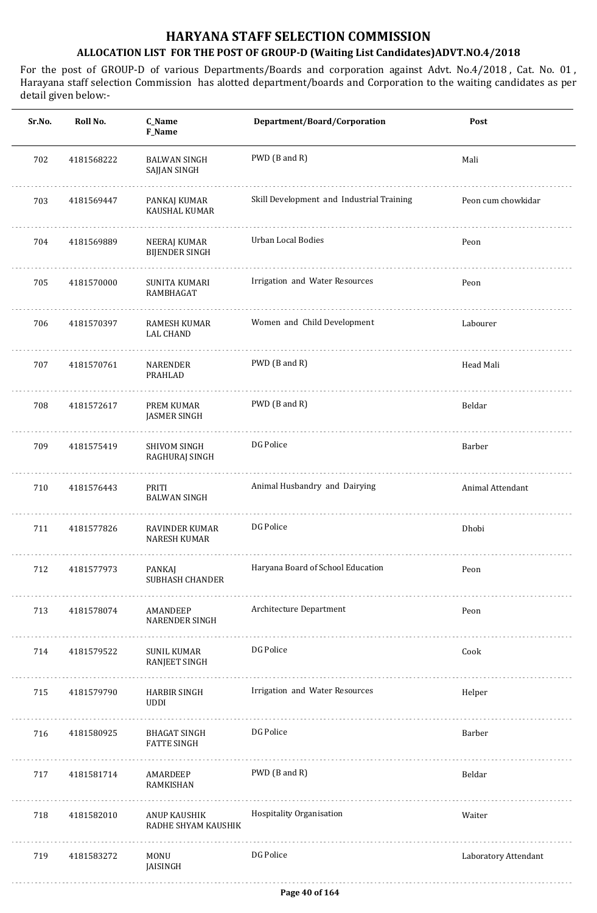# HARYANA STAFF SELECTION COMMISSION

## ALLOCATION LIST FOR THE POST OF GROUP-D (Waiting List Candidates)ADVT.NO.4/2018

For the post of GROUP-D of various Departments/Boards and corporation against Advt. No.4/2018 , Cat. No. 01 , Harayana staff selection Commission has alotted department/boards and Corporation to the waiting candidates as per detail given below:-

| Sr.No. | Roll No. | C_Name<br>F_Name | Department/Board/Corporation | Post |
|---|---|---|---|---|
| 702 | 4181568222 | BALWAN SINGH<br>SAJJAN SINGH | PWD (B and R) | Mali |
| 703 | 4181569447 | PANKAJ KUMAR<br>KAUSHAL KUMAR | Skill Development and Industrial Training | Peon cum chowkidar |
| 704 | 4181569889 | NEERAJ KUMAR<br>BIJENDER SINGH | Urban Local Bodies | Peon |
| 705 | 4181570000 | SUNITA KUMARI<br>RAMBHAGAT | Irrigation and Water Resources | Peon |
| 706 | 4181570397 | RAMESH KUMAR<br>LAL CHAND | Women and Child Development | Labourer |
| 707 | 4181570761 | NARENDER<br>PRAHLAD | PWD (B and R) | Head Mali |
| 708 | 4181572617 | PREM KUMAR<br>JASMER SINGH | PWD (B and R) | Beldar |
| 709 | 4181575419 | SHIVOM SINGH<br>RAGHURAJ SINGH | DG Police | Barber |
| 710 | 4181576443 | PRITI<br>BALWAN SINGH | Animal Husbandry and Dairying | Animal Attendant |
| 711 | 4181577826 | RAVINDER KUMAR<br>NARESH KUMAR | DG Police | Dhobi |
| 712 | 4181577973 | PANKAJ<br>SUBHASH CHANDER | Haryana Board of School Education | Peon |
| 713 | 4181578074 | AMANDEEP<br>NARENDER SINGH | Architecture Department | Peon |
| 714 | 4181579522 | SUNIL KUMAR<br>RANJEET SINGH | DG Police | Cook |
| 715 | 4181579790 | HARBIR SINGH<br>UDDI | Irrigation and Water Resources | Helper |
| 716 | 4181580925 | BHAGAT SINGH<br>FATTE SINGH | DG Police | Barber |
| 717 | 4181581714 | AMARDEEP<br>RAMKISHAN | PWD (B and R) | Beldar |
| 718 | 4181582010 | ANUP KAUSHIK<br>RADHE SHYAM KAUSHIK | Hospitality Organisation | Waiter |
| 719 | 4181583272 | MONU<br>JAISINGH | DG Police | Laboratory Attendant |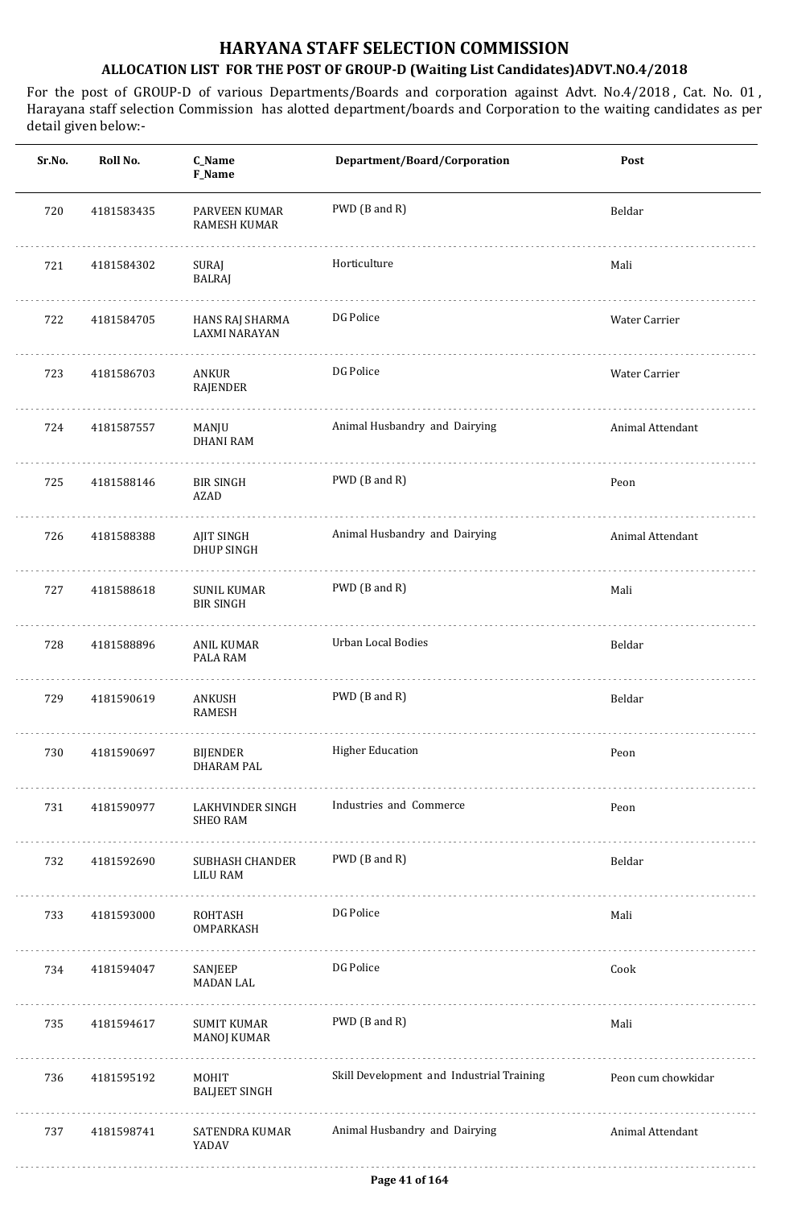# HARYANA STAFF SELECTION COMMISSION

## ALLOCATION LIST FOR THE POST OF GROUP-D (Waiting List Candidates)ADVT.NO.4/2018

For the post of GROUP-D of various Departments/Boards and corporation against Advt. No.4/2018 , Cat. No. 01 , Harayana staff selection Commission has alotted department/boards and Corporation to the waiting candidates as per detail given below:-

| Sr.No. | Roll No. | C_Name<br>F_Name | Department/Board/Corporation | Post |
|---|---|---|---|---|
| 720 | 4181583435 | PARVEEN KUMAR<br>RAMESH KUMAR | PWD (B and R) | Beldar |
| 721 | 4181584302 | SURAJ<br>BALRAJ | Horticulture | Mali |
| 722 | 4181584705 | HANS RAJ SHARMA<br>LAXMI NARAYAN | DG Police | Water Carrier |
| 723 | 4181586703 | ANKUR<br>RAJENDER | DG Police | Water Carrier |
| 724 | 4181587557 | MANJU<br>DHANI RAM | Animal Husbandry and Dairying | Animal Attendant |
| 725 | 4181588146 | BIR SINGH<br>AZAD | PWD (B and R) | Peon |
| 726 | 4181588388 | AJIT SINGH<br>DHUP SINGH | Animal Husbandry and Dairying | Animal Attendant |
| 727 | 4181588618 | SUNIL KUMAR<br>BIR SINGH | PWD (B and R) | Mali |
| 728 | 4181588896 | ANIL KUMAR<br>PALA RAM | Urban Local Bodies | Beldar |
| 729 | 4181590619 | ANKUSH<br>RAMESH | PWD (B and R) | Beldar |
| 730 | 4181590697 | BIJENDER<br>DHARAM PAL | Higher Education | Peon |
| 731 | 4181590977 | LAKHVINDER SINGH<br>SHEO RAM | Industries and Commerce | Peon |
| 732 | 4181592690 | SUBHASH CHANDER<br>LILU RAM | PWD (B and R) | Beldar |
| 733 | 4181593000 | ROHTASH<br>OMPARKASH | DG Police | Mali |
| 734 | 4181594047 | SANJEEP<br>MADAN LAL | DG Police | Cook |
| 735 | 4181594617 | SUMIT KUMAR<br>MANOJ KUMAR | PWD (B and R) | Mali |
| 736 | 4181595192 | MOHIT<br>BALJEET SINGH | Skill Development and Industrial Training | Peon cum chowkidar |
| 737 | 4181598741 | SATENDRA KUMAR<br>YADAV | Animal Husbandry and Dairying | Animal Attendant |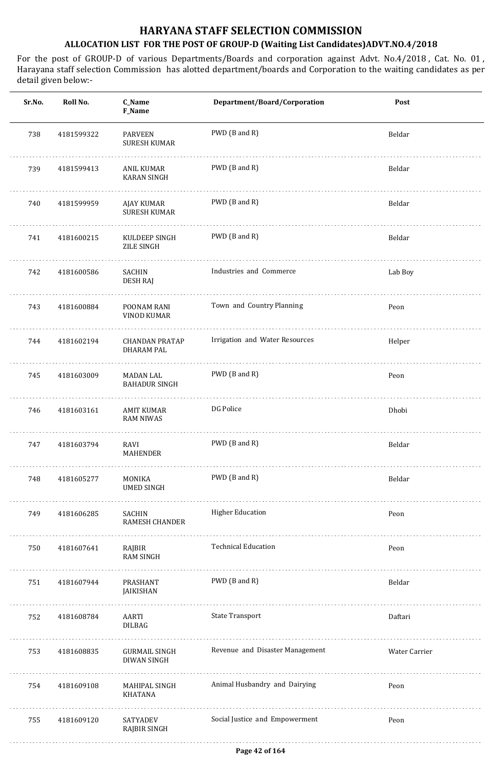# HARYANA STAFF SELECTION COMMISSION

## ALLOCATION LIST FOR THE POST OF GROUP-D (Waiting List Candidates)ADVT.NO.4/2018

For the post of GROUP-D of various Departments/Boards and corporation against Advt. No.4/2018 , Cat. No. 01 , Harayana staff selection Commission has alotted department/boards and Corporation to the waiting candidates as per detail given below:-

| Sr.No. | Roll No. | C_Name<br>F_Name | Department/Board/Corporation | Post |
|---|---|---|---|---|
| 738 | 4181599322 | PARVEEN<br>SURESH KUMAR | PWD (B and R) | Beldar |
| 739 | 4181599413 | ANIL KUMAR<br>KARAN SINGH | PWD (B and R) | Beldar |
| 740 | 4181599959 | AJAY KUMAR<br>SURESH KUMAR | PWD (B and R) | Beldar |
| 741 | 4181600215 | KULDEEP SINGH<br>ZILE SINGH | PWD (B and R) | Beldar |
| 742 | 4181600586 | SACHIN<br>DESH RAJ | Industries and Commerce | Lab Boy |
| 743 | 4181600884 | POONAM RANI<br>VINOD KUMAR | Town and Country Planning | Peon |
| 744 | 4181602194 | CHANDAN PRATAP<br>DHARAM PAL | Irrigation and Water Resources | Helper |
| 745 | 4181603009 | MADAN LAL<br>BAHADUR SINGH | PWD (B and R) | Peon |
| 746 | 4181603161 | AMIT KUMAR<br>RAM NIWAS | DG Police | Dhobi |
| 747 | 4181603794 | RAVI<br>MAHENDER | PWD (B and R) | Beldar |
| 748 | 4181605277 | MONIKA<br>UMED SINGH | PWD (B and R) | Beldar |
| 749 | 4181606285 | SACHIN<br>RAMESH CHANDER | Higher Education | Peon |
| 750 | 4181607641 | RAJBIR<br>RAM SINGH | Technical Education | Peon |
| 751 | 4181607944 | PRASHANT<br>JAIKISHAN | PWD (B and R) | Beldar |
| 752 | 4181608784 | AARTI<br>DILBAG | State Transport | Daftari |
| 753 | 4181608835 | GURMAIL SINGH<br>DIWAN SINGH | Revenue and Disaster Management | Water Carrier |
| 754 | 4181609108 | MAHIPAL SINGH<br>KHATANA | Animal Husbandry and Dairying | Peon |
| 755 | 4181609120 | SATYADEV<br>RAJBIR SINGH | Social Justice and Empowerment | Peon |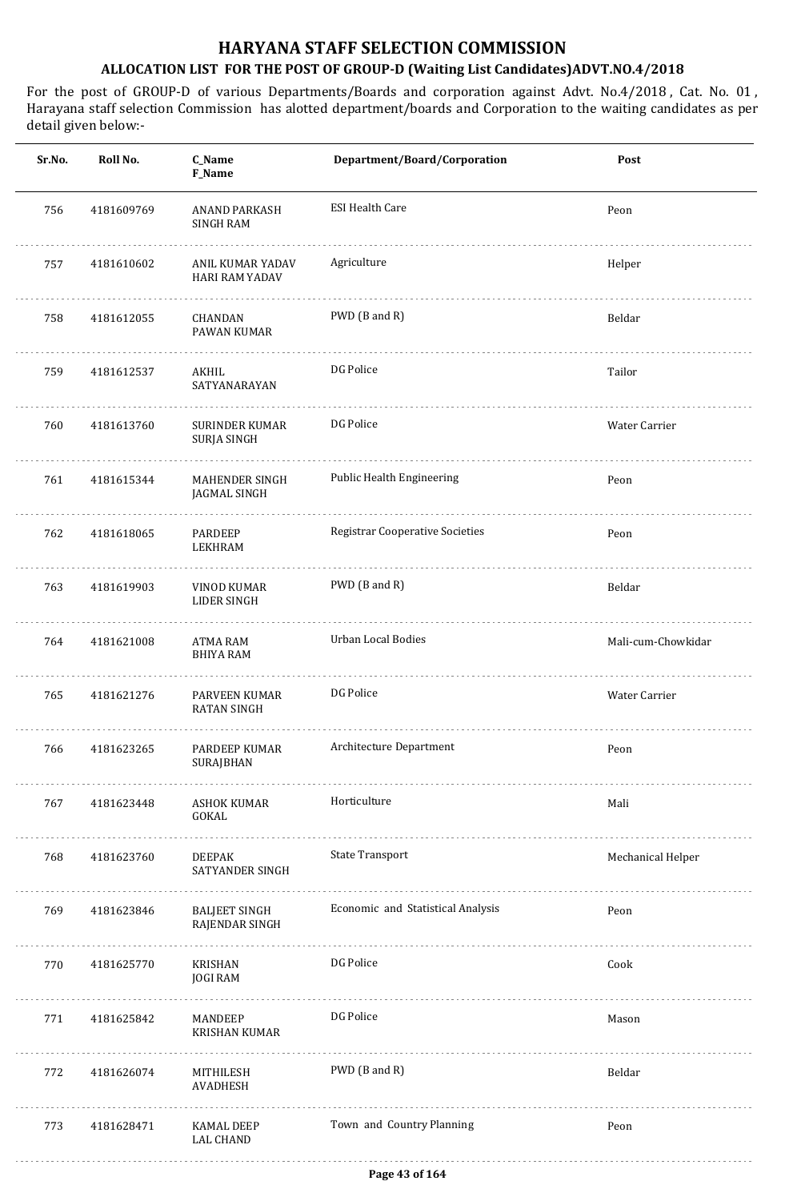# HARYANA STAFF SELECTION COMMISSION

## ALLOCATION LIST FOR THE POST OF GROUP-D (Waiting List Candidates)ADVT.NO.4/2018

For the post of GROUP-D of various Departments/Boards and corporation against Advt. No.4/2018 , Cat. No. 01 , Harayana staff selection Commission has alotted department/boards and Corporation to the waiting candidates as per detail given below:-

| Sr.No. | Roll No. | C_Name<br>F_Name | Department/Board/Corporation | Post |
|---|---|---|---|---|
| 756 | 4181609769 | ANAND PARKASH<br>SINGH RAM | ESI Health Care | Peon |
| 757 | 4181610602 | ANIL KUMAR YADAV<br>HARI RAM YADAV | Agriculture | Helper |
| 758 | 4181612055 | CHANDAN<br>PAWAN KUMAR | PWD (B and R) | Beldar |
| 759 | 4181612537 | AKHIL<br>SATYANARAYAN | DG Police | Tailor |
| 760 | 4181613760 | SURINDER KUMAR<br>SURJA SINGH | DG Police | Water Carrier |
| 761 | 4181615344 | MAHENDER SINGH<br>JAGMAL SINGH | Public Health Engineering | Peon |
| 762 | 4181618065 | PARDEEP<br>LEKHRAM | Registrar Cooperative Societies | Peon |
| 763 | 4181619903 | VINOD KUMAR<br>LIDER SINGH | PWD (B and R) | Beldar |
| 764 | 4181621008 | ATMA RAM<br>BHIYA RAM | Urban Local Bodies | Mali-cum-Chowkidar |
| 765 | 4181621276 | PARVEEN KUMAR<br>RATAN SINGH | DG Police | Water Carrier |
| 766 | 4181623265 | PARDEEP KUMAR<br>SURAJBHAN | Architecture Department | Peon |
| 767 | 4181623448 | ASHOK KUMAR<br>GOKAL | Horticulture | Mali |
| 768 | 4181623760 | DEEPAK<br>SATYANDER SINGH | State Transport | Mechanical Helper |
| 769 | 4181623846 | BALJEET SINGH<br>RAJENDAR SINGH | Economic and Statistical Analysis | Peon |
| 770 | 4181625770 | KRISHAN<br>JOGI RAM | DG Police | Cook |
| 771 | 4181625842 | MANDEEP<br>KRISHAN KUMAR | DG Police | Mason |
| 772 | 4181626074 | MITHILESH<br>AVADHESH | PWD (B and R) | Beldar |
| 773 | 4181628471 | KAMAL DEEP<br>LAL CHAND | Town and Country Planning | Peon |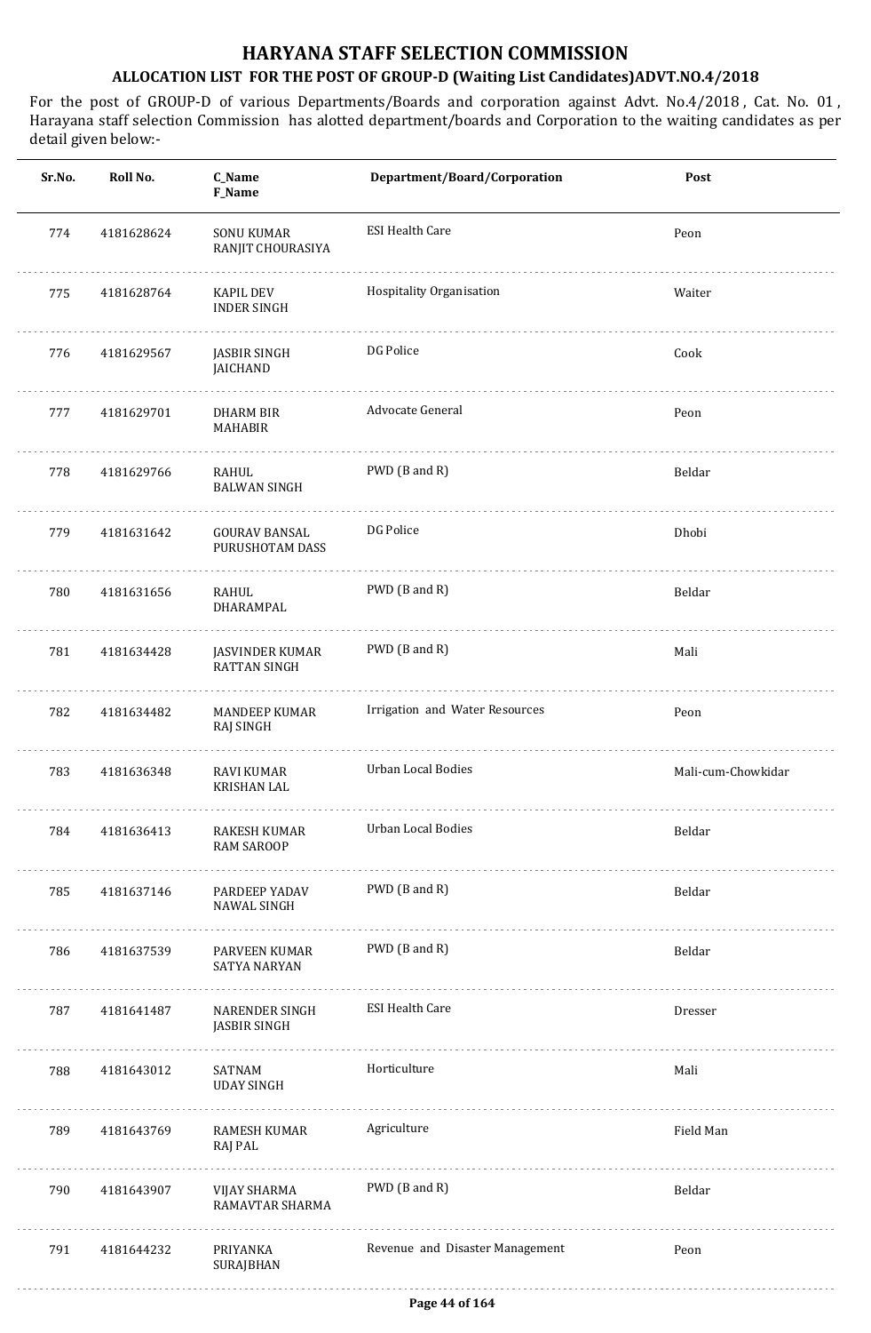# HARYANA STAFF SELECTION COMMISSION

## ALLOCATION LIST FOR THE POST OF GROUP-D (Waiting List Candidates)ADVT.NO.4/2018

For the post of GROUP-D of various Departments/Boards and corporation against Advt. No.4/2018 , Cat. No. 01 , Harayana staff selection Commission has alotted department/boards and Corporation to the waiting candidates as per detail given below:-

| Sr.No. | Roll No. | C_Name F_Name | Department/Board/Corporation | Post |
|---|---|---|---|---|
| 774 | 4181628624 | SONU KUMAR RANJIT CHOURASIYA | ESI Health Care | Peon |
| 775 | 4181628764 | KAPIL DEV INDER SINGH | Hospitality Organisation | Waiter |
| 776 | 4181629567 | JASBIR SINGH JAICHAND | DG Police | Cook |
| 777 | 4181629701 | DHARM BIR MAHABIR | Advocate General | Peon |
| 778 | 4181629766 | RAHUL BALWAN SINGH | PWD (B and R) | Beldar |
| 779 | 4181631642 | GOURAV BANSAL PURUSHOTAM DASS | DG Police | Dhobi |
| 780 | 4181631656 | RAHUL DHARAMPAL | PWD (B and R) | Beldar |
| 781 | 4181634428 | JASVINDER KUMAR RATTAN SINGH | PWD (B and R) | Mali |
| 782 | 4181634482 | MANDEEP KUMAR RAJ SINGH | Irrigation and Water Resources | Peon |
| 783 | 4181636348 | RAVI KUMAR KRISHAN LAL | Urban Local Bodies | Mali-cum-Chowkidar |
| 784 | 4181636413 | RAKESH KUMAR RAM SAROOP | Urban Local Bodies | Beldar |
| 785 | 4181637146 | PARDEEP YADAV NAWAL SINGH | PWD (B and R) | Beldar |
| 786 | 4181637539 | PARVEEN KUMAR SATYA NARYAN | PWD (B and R) | Beldar |
| 787 | 4181641487 | NARENDER SINGH JASBIR SINGH | ESI Health Care | Dresser |
| 788 | 4181643012 | SATNAM UDAY SINGH | Horticulture | Mali |
| 789 | 4181643769 | RAMESH KUMAR RAJ PAL | Agriculture | Field Man |
| 790 | 4181643907 | VIJAY SHARMA RAMAVTAR SHARMA | PWD (B and R) | Beldar |
| 791 | 4181644232 | PRIYANKA SURAJBHAN | Revenue and Disaster Management | Peon |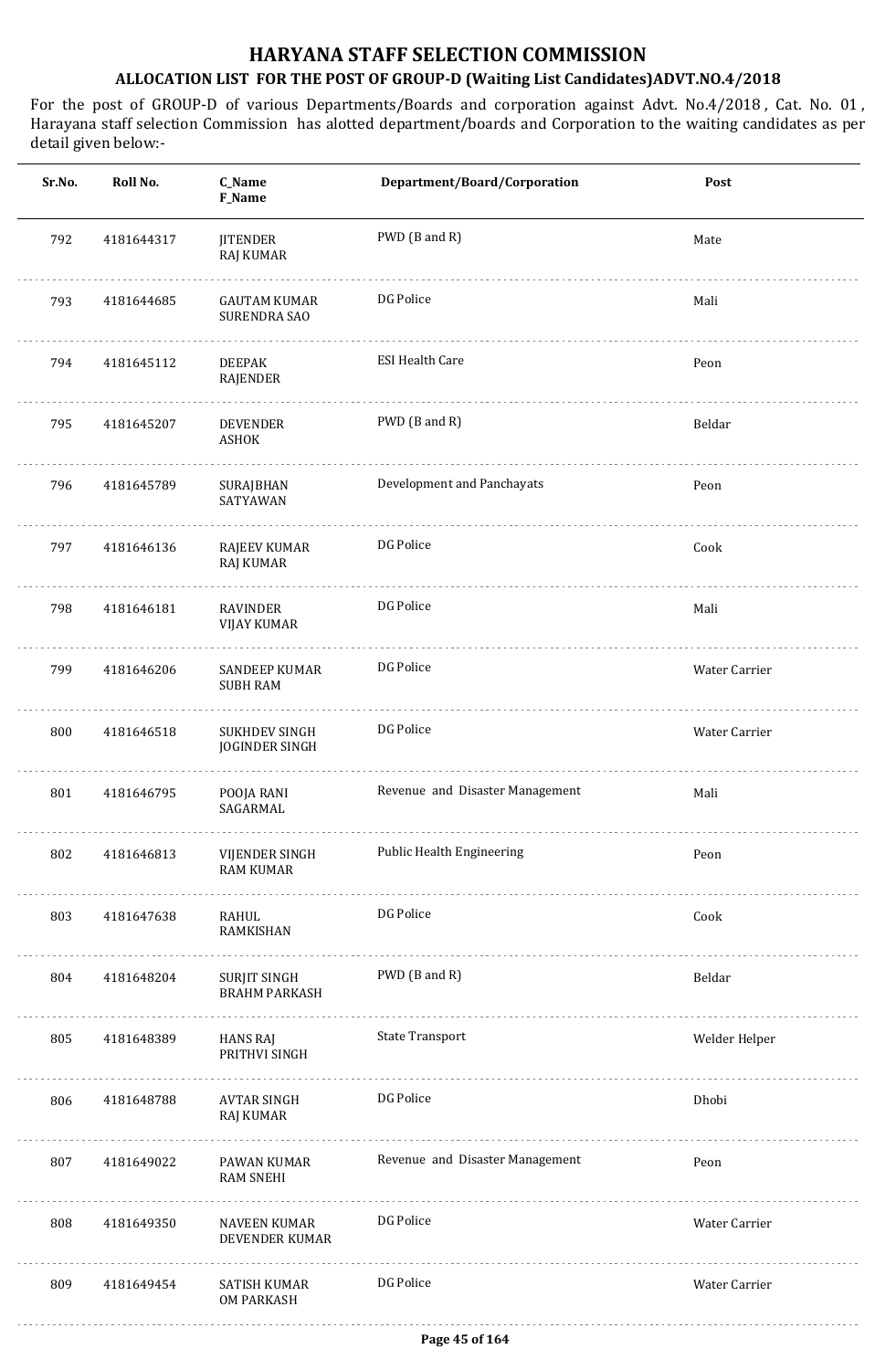# HARYANA STAFF SELECTION COMMISSION

## ALLOCATION LIST FOR THE POST OF GROUP-D (Waiting List Candidates)ADVT.NO.4/2018

For the post of GROUP-D of various Departments/Boards and corporation against Advt. No.4/2018 , Cat. No. 01 , Harayana staff selection Commission has alotted department/boards and Corporation to the waiting candidates as per detail given below:-

| Sr.No. | Roll No. | C_Name F_Name | Department/Board/Corporation | Post |
|---|---|---|---|---|
| 792 | 4181644317 | JITENDER RAJ KUMAR | PWD (B and R) | Mate |
| 793 | 4181644685 | GAUTAM KUMAR SURENDRA SAO | DG Police | Mali |
| 794 | 4181645112 | DEEPAK RAJENDER | ESI Health Care | Peon |
| 795 | 4181645207 | DEVENDER ASHOK | PWD (B and R) | Beldar |
| 796 | 4181645789 | SURAJBHAN SATYAWAN | Development and Panchayats | Peon |
| 797 | 4181646136 | RAJEEV KUMAR RAJ KUMAR | DG Police | Cook |
| 798 | 4181646181 | RAVINDER VIJAY KUMAR | DG Police | Mali |
| 799 | 4181646206 | SANDEEP KUMAR SUBH RAM | DG Police | Water Carrier |
| 800 | 4181646518 | SUKHDEV SINGH JOGINDER SINGH | DG Police | Water Carrier |
| 801 | 4181646795 | POOJA RANI SAGARMAL | Revenue and Disaster Management | Mali |
| 802 | 4181646813 | VIJENDER SINGH RAM KUMAR | Public Health Engineering | Peon |
| 803 | 4181647638 | RAHUL RAMKISHAN | DG Police | Cook |
| 804 | 4181648204 | SURJIT SINGH BRAHM PARKASH | PWD (B and R) | Beldar |
| 805 | 4181648389 | HANS RAJ PRITHVI SINGH | State Transport | Welder Helper |
| 806 | 4181648788 | AVTAR SINGH RAJ KUMAR | DG Police | Dhobi |
| 807 | 4181649022 | PAWAN KUMAR RAM SNEHI | Revenue and Disaster Management | Peon |
| 808 | 4181649350 | NAVEEN KUMAR DEVENDER KUMAR | DG Police | Water Carrier |
| 809 | 4181649454 | SATISH KUMAR OM PARKASH | DG Police | Water Carrier |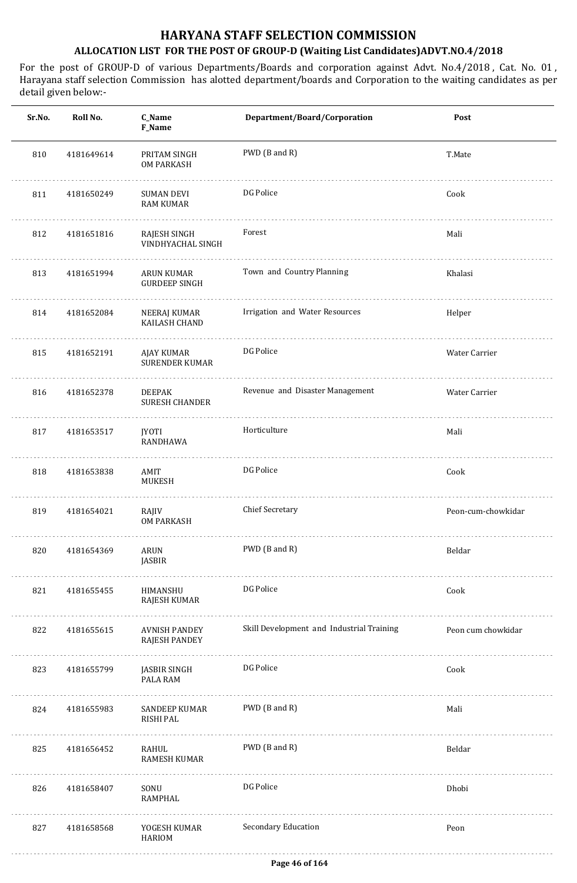# HARYANA STAFF SELECTION COMMISSION

## ALLOCATION LIST FOR THE POST OF GROUP-D (Waiting List Candidates)ADVT.NO.4/2018

For the post of GROUP-D of various Departments/Boards and corporation against Advt. No.4/2018 , Cat. No. 01 , Harayana staff selection Commission has alotted department/boards and Corporation to the waiting candidates as per detail given below:-

| Sr.No. | Roll No. | C_Name<br>F_Name | Department/Board/Corporation | Post |
|---|---|---|---|---|
| 810 | 4181649614 | PRITAM SINGH<br>OM PARKASH | PWD (B and R) | T.Mate |
| 811 | 4181650249 | SUMAN DEVI<br>RAM KUMAR | DG Police | Cook |
| 812 | 4181651816 | RAJESH SINGH<br>VINDHYACHAL SINGH | Forest | Mali |
| 813 | 4181651994 | ARUN KUMAR<br>GURDEEP SINGH | Town and Country Planning | Khalasi |
| 814 | 4181652084 | NEERAJ KUMAR<br>KAILASH CHAND | Irrigation and Water Resources | Helper |
| 815 | 4181652191 | AJAY KUMAR<br>SURENDER KUMAR | DG Police | Water Carrier |
| 816 | 4181652378 | DEEPAK<br>SURESH CHANDER | Revenue and Disaster Management | Water Carrier |
| 817 | 4181653517 | JYOTI<br>RANDHAWA | Horticulture | Mali |
| 818 | 4181653838 | AMIT<br>MUKESH | DG Police | Cook |
| 819 | 4181654021 | RAJIV<br>OM PARKASH | Chief Secretary | Peon-cum-chowkidar |
| 820 | 4181654369 | ARUN<br>JASBIR | PWD (B and R) | Beldar |
| 821 | 4181655455 | HIMANSHU<br>RAJESH KUMAR | DG Police | Cook |
| 822 | 4181655615 | AVNISH PANDEY<br>RAJESH PANDEY | Skill Development and Industrial Training | Peon cum chowkidar |
| 823 | 4181655799 | JASBIR SINGH<br>PALA RAM | DG Police | Cook |
| 824 | 4181655983 | SANDEEP KUMAR<br>RISHI PAL | PWD (B and R) | Mali |
| 825 | 4181656452 | RAHUL<br>RAMESH KUMAR | PWD (B and R) | Beldar |
| 826 | 4181658407 | SONU<br>RAMPHAL | DG Police | Dhobi |
| 827 | 4181658568 | YOGESH KUMAR<br>HARIOM | Secondary Education | Peon |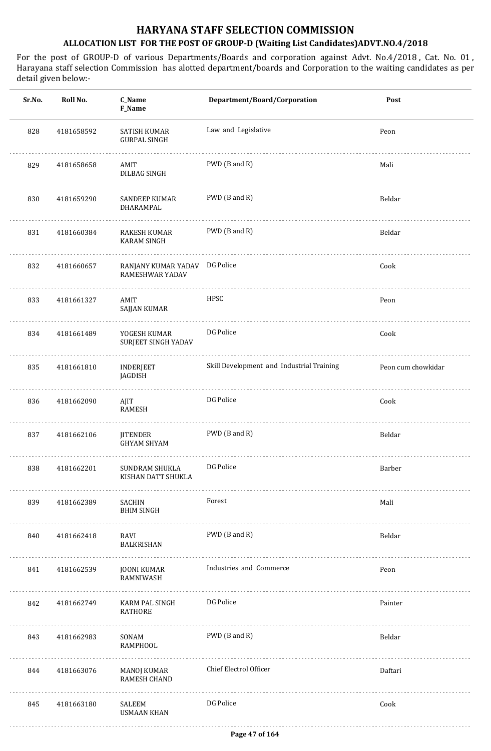# HARYANA STAFF SELECTION COMMISSION

## ALLOCATION LIST FOR THE POST OF GROUP-D (Waiting List Candidates)ADVT.NO.4/2018

For the post of GROUP-D of various Departments/Boards and corporation against Advt. No.4/2018 , Cat. No. 01 , Harayana staff selection Commission has alotted department/boards and Corporation to the waiting candidates as per detail given below:-

| Sr.No. | Roll No. | C_Name F_Name | Department/Board/Corporation | Post |
|---|---|---|---|---|
| 828 | 4181658592 | SATISH KUMAR GURPAL SINGH | Law and Legislative | Peon |
| 829 | 4181658658 | AMIT DILBAG SINGH | PWD (B and R) | Mali |
| 830 | 4181659290 | SANDEEP KUMAR DHARAMPAL | PWD (B and R) | Beldar |
| 831 | 4181660384 | RAKESH KUMAR KARAM SINGH | PWD (B and R) | Beldar |
| 832 | 4181660657 | RANJANY KUMAR YADAV RAMESHWAR YADAV | DG Police | Cook |
| 833 | 4181661327 | AMIT SAJJAN KUMAR | HPSC | Peon |
| 834 | 4181661489 | YOGESH KUMAR SURJEET SINGH YADAV | DG Police | Cook |
| 835 | 4181661810 | INDERJEET JAGDISH | Skill Development and Industrial Training | Peon cum chowkidar |
| 836 | 4181662090 | AJIT RAMESH | DG Police | Cook |
| 837 | 4181662106 | JITENDER GHYAM SHYAM | PWD (B and R) | Beldar |
| 838 | 4181662201 | SUNDRAM SHUKLA KISHAN DATT SHUKLA | DG Police | Barber |
| 839 | 4181662389 | SACHIN BHIM SINGH | Forest | Mali |
| 840 | 4181662418 | RAVI BALKRISHAN | PWD (B and R) | Beldar |
| 841 | 4181662539 | JOONI KUMAR RAMNIWASH | Industries and Commerce | Peon |
| 842 | 4181662749 | KARM PAL SINGH RATHORE | DG Police | Painter |
| 843 | 4181662983 | SONAM RAMPHOOL | PWD (B and R) | Beldar |
| 844 | 4181663076 | MANOJ KUMAR RAMESH CHAND | Chief Electrol Officer | Daftari |
| 845 | 4181663180 | SALEEM USMAAN KHAN | DG Police | Cook |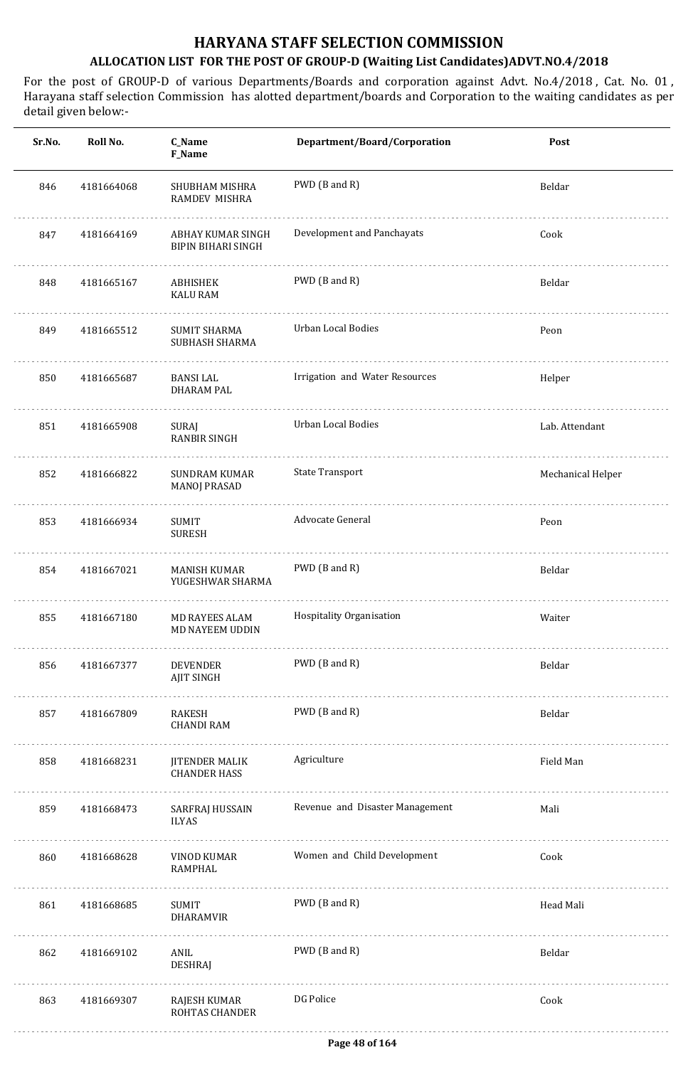# HARYANA STAFF SELECTION COMMISSION

## ALLOCATION LIST FOR THE POST OF GROUP-D (Waiting List Candidates)ADVT.NO.4/2018

For the post of GROUP-D of various Departments/Boards and corporation against Advt. No.4/2018 , Cat. No. 01 , Harayana staff selection Commission has alotted department/boards and Corporation to the waiting candidates as per detail given below:-

| Sr.No. | Roll No. | C_Name F_Name | Department/Board/Corporation | Post |
|---|---|---|---|---|
| 846 | 4181664068 | SHUBHAM MISHRA RAMDEV MISHRA | PWD (B and R) | Beldar |
| 847 | 4181664169 | ABHAY KUMAR SINGH BIPIN BIHARI SINGH | Development and Panchayats | Cook |
| 848 | 4181665167 | ABHISHEK KALU RAM | PWD (B and R) | Beldar |
| 849 | 4181665512 | SUMIT SHARMA SUBHASH SHARMA | Urban Local Bodies | Peon |
| 850 | 4181665687 | BANSI LAL DHARAM PAL | Irrigation and Water Resources | Helper |
| 851 | 4181665908 | SURAJ RANBIR SINGH | Urban Local Bodies | Lab. Attendant |
| 852 | 4181666822 | SUNDRAM KUMAR MANOJ PRASAD | State Transport | Mechanical Helper |
| 853 | 4181666934 | SUMIT SURESH | Advocate General | Peon |
| 854 | 4181667021 | MANISH KUMAR YUGESHWAR SHARMA | PWD (B and R) | Beldar |
| 855 | 4181667180 | MD RAYEES ALAM MD NAYEEM UDDIN | Hospitality Organisation | Waiter |
| 856 | 4181667377 | DEVENDER AJIT SINGH | PWD (B and R) | Beldar |
| 857 | 4181667809 | RAKESH CHANDI RAM | PWD (B and R) | Beldar |
| 858 | 4181668231 | JITENDER MALIK CHANDER HASS | Agriculture | Field Man |
| 859 | 4181668473 | SARFRAJ HUSSAIN ILYAS | Revenue and Disaster Management | Mali |
| 860 | 4181668628 | VINOD KUMAR RAMPHAL | Women and Child Development | Cook |
| 861 | 4181668685 | SUMIT DHARAMVIR | PWD (B and R) | Head Mali |
| 862 | 4181669102 | ANIL DESHRAJ | PWD (B and R) | Beldar |
| 863 | 4181669307 | RAJESH KUMAR ROHTAS CHANDER | DG Police | Cook |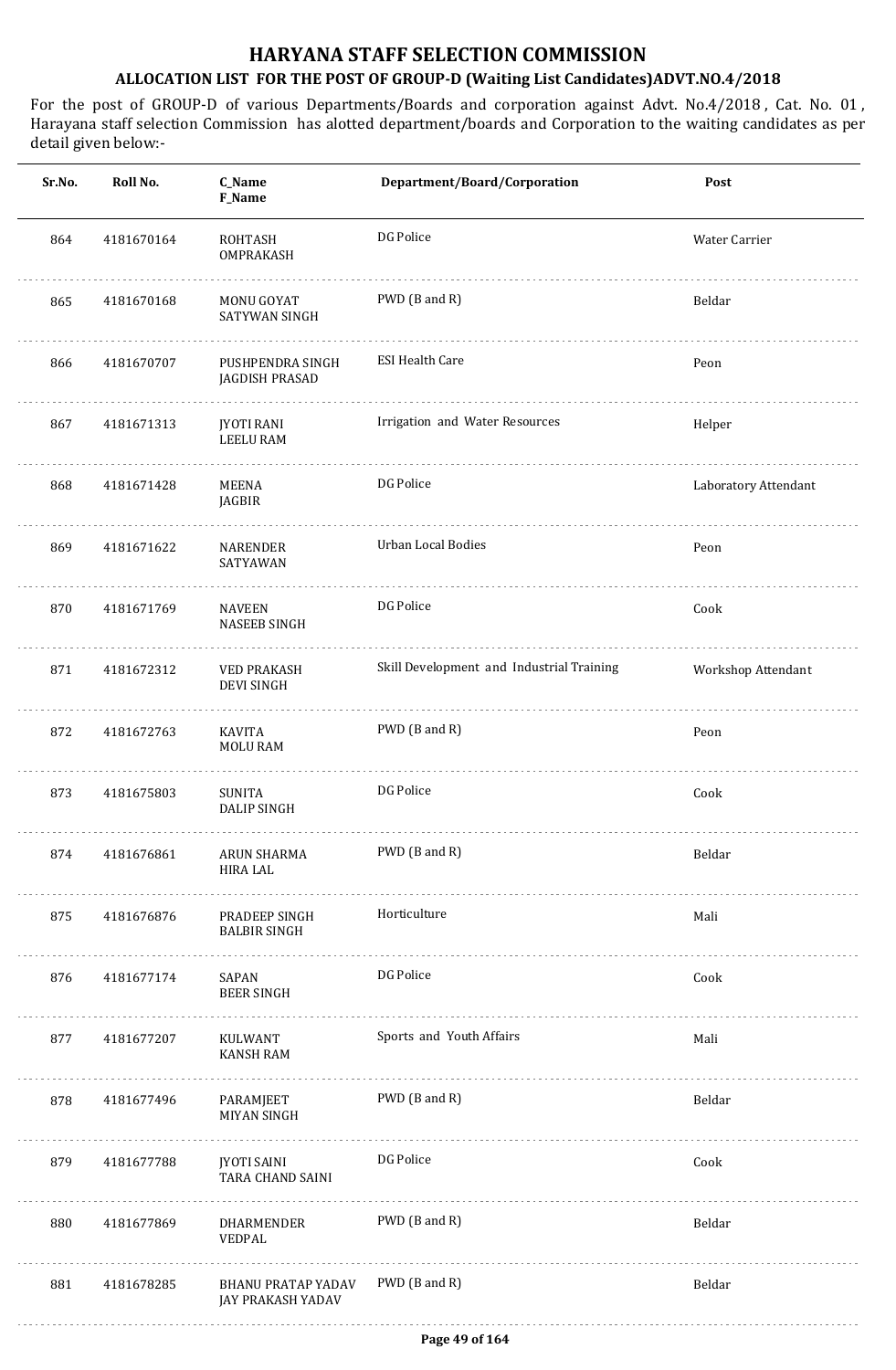# HARYANA STAFF SELECTION COMMISSION

## ALLOCATION LIST FOR THE POST OF GROUP-D (Waiting List Candidates)ADVT.NO.4/2018

For the post of GROUP-D of various Departments/Boards and corporation against Advt. No.4/2018 , Cat. No. 01 , Harayana staff selection Commission has alotted department/boards and Corporation to the waiting candidates as per detail given below:-

| Sr.No. | Roll No. | C_Name<br>F_Name | Department/Board/Corporation | Post |
|---|---|---|---|---|
| 864 | 4181670164 | ROHTASH<br>OMPRAKASH | DG Police | Water Carrier |
| 865 | 4181670168 | MONU GOYAT<br>SATYWAN SINGH | PWD (B and R) | Beldar |
| 866 | 4181670707 | PUSHPENDRA SINGH<br>JAGDISH PRASAD | ESI Health Care | Peon |
| 867 | 4181671313 | JYOTI RANI<br>LEELU RAM | Irrigation and Water Resources | Helper |
| 868 | 4181671428 | MEENA<br>JAGBIR | DG Police | Laboratory Attendant |
| 869 | 4181671622 | NARENDER<br>SATYAWAN | Urban Local Bodies | Peon |
| 870 | 4181671769 | NAVEEN<br>NASEEB SINGH | DG Police | Cook |
| 871 | 4181672312 | VED PRAKASH<br>DEVI SINGH | Skill Development and Industrial Training | Workshop Attendant |
| 872 | 4181672763 | KAVITA<br>MOLU RAM | PWD (B and R) | Peon |
| 873 | 4181675803 | SUNITA<br>DALIP SINGH | DG Police | Cook |
| 874 | 4181676861 | ARUN SHARMA<br>HIRA LAL | PWD (B and R) | Beldar |
| 875 | 4181676876 | PRADEEP SINGH<br>BALBIR SINGH | Horticulture | Mali |
| 876 | 4181677174 | SAPAN<br>BEER SINGH | DG Police | Cook |
| 877 | 4181677207 | KULWANT<br>KANSH RAM | Sports and Youth Affairs | Mali |
| 878 | 4181677496 | PARAMJEET<br>MIYAN SINGH | PWD (B and R) | Beldar |
| 879 | 4181677788 | JYOTI SAINI<br>TARA CHAND SAINI | DG Police | Cook |
| 880 | 4181677869 | DHARMENDER<br>VEDPAL | PWD (B and R) | Beldar |
| 881 | 4181678285 | BHANU PRATAP YADAV<br>JAY PRAKASH YADAV | PWD (B and R) | Beldar |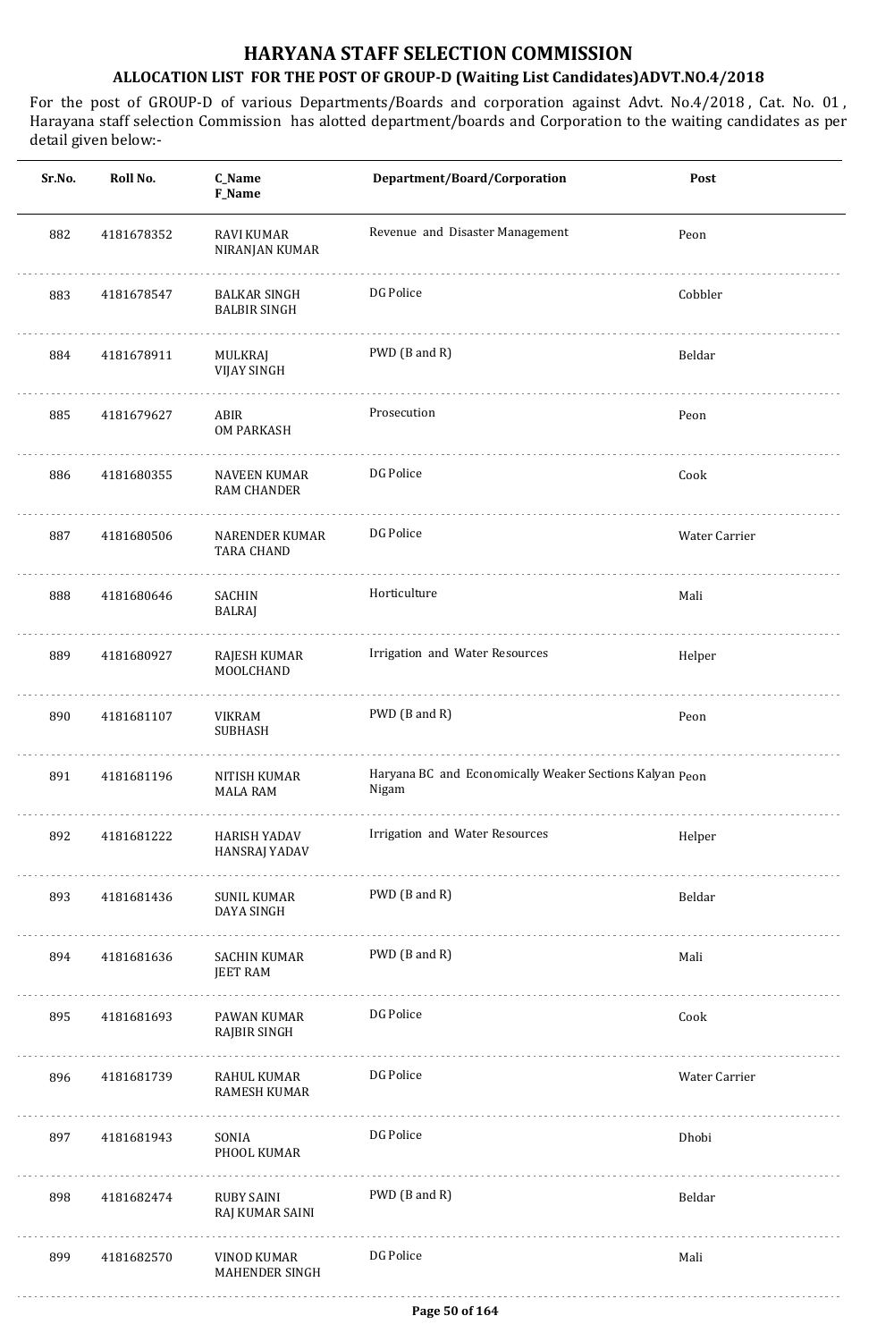# HARYANA STAFF SELECTION COMMISSION

## ALLOCATION LIST FOR THE POST OF GROUP-D (Waiting List Candidates)ADVT.NO.4/2018

For the post of GROUP-D of various Departments/Boards and corporation against Advt. No.4/2018 , Cat. No. 01 , Harayana staff selection Commission has alotted department/boards and Corporation to the waiting candidates as per detail given below:-

| Sr.No. | Roll No. | C_Name<br>F_Name | Department/Board/Corporation | Post |
|---|---|---|---|---|
| 882 | 4181678352 | RAVI KUMAR<br>NIRANJAN KUMAR | Revenue and Disaster Management | Peon |
| 883 | 4181678547 | BALKAR SINGH<br>BALBIR SINGH | DG Police | Cobbler |
| 884 | 4181678911 | MULKRAJ<br>VIJAY SINGH | PWD (B and R) | Beldar |
| 885 | 4181679627 | ABIR<br>OM PARKASH | Prosecution | Peon |
| 886 | 4181680355 | NAVEEN KUMAR<br>RAM CHANDER | DG Police | Cook |
| 887 | 4181680506 | NARENDER KUMAR<br>TARA CHAND | DG Police | Water Carrier |
| 888 | 4181680646 | SACHIN<br>BALRAJ | Horticulture | Mali |
| 889 | 4181680927 | RAJESH KUMAR<br>MOOLCHAND | Irrigation and Water Resources | Helper |
| 890 | 4181681107 | VIKRAM<br>SUBHASH | PWD (B and R) | Peon |
| 891 | 4181681196 | NITISH KUMAR<br>MALA RAM | Haryana BC and Economically Weaker Sections Kalyan Nigam | Peon |
| 892 | 4181681222 | HARISH YADAV<br>HANSRAJ YADAV | Irrigation and Water Resources | Helper |
| 893 | 4181681436 | SUNIL KUMAR<br>DAYA SINGH | PWD (B and R) | Beldar |
| 894 | 4181681636 | SACHIN KUMAR<br>JEET RAM | PWD (B and R) | Mali |
| 895 | 4181681693 | PAWAN KUMAR<br>RAJBIR SINGH | DG Police | Cook |
| 896 | 4181681739 | RAHUL KUMAR<br>RAMESH KUMAR | DG Police | Water Carrier |
| 897 | 4181681943 | SONIA<br>PHOOL KUMAR | DG Police | Dhobi |
| 898 | 4181682474 | RUBY SAINI<br>RAJ KUMAR SAINI | PWD (B and R) | Beldar |
| 899 | 4181682570 | VINOD KUMAR<br>MAHENDER SINGH | DG Police | Mali |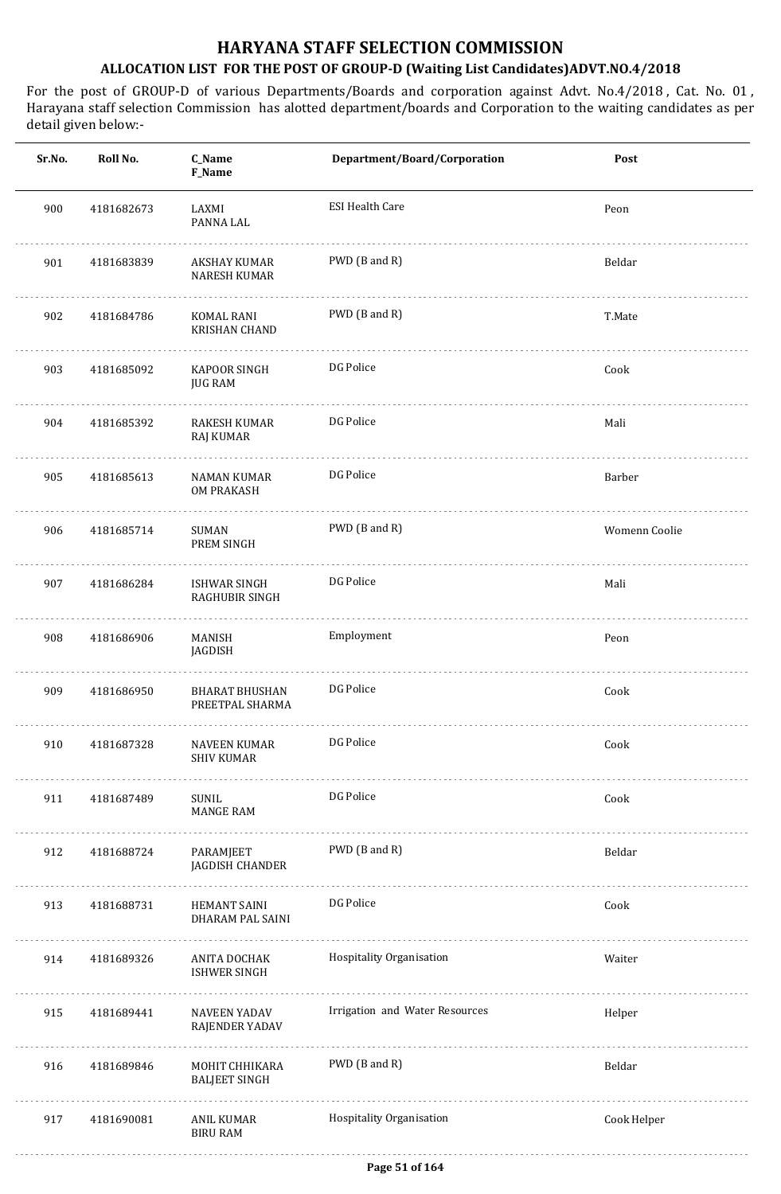# HARYANA STAFF SELECTION COMMISSION

## ALLOCATION LIST FOR THE POST OF GROUP-D (Waiting List Candidates)ADVT.NO.4/2018

For the post of GROUP-D of various Departments/Boards and corporation against Advt. No.4/2018 , Cat. No. 01 , Harayana staff selection Commission has alotted department/boards and Corporation to the waiting candidates as per detail given below:-

| Sr.No. | Roll No. | C_Name<br>F_Name | Department/Board/Corporation | Post |
|---|---|---|---|---|
| 900 | 4181682673 | LAXMI<br>PANNA LAL | ESI Health Care | Peon |
| 901 | 4181683839 | AKSHAY KUMAR<br>NARESH KUMAR | PWD (B and R) | Beldar |
| 902 | 4181684786 | KOMAL RANI<br>KRISHAN CHAND | PWD (B and R) | T.Mate |
| 903 | 4181685092 | KAPOOR SINGH<br>JUG RAM | DG Police | Cook |
| 904 | 4181685392 | RAKESH KUMAR<br>RAJ KUMAR | DG Police | Mali |
| 905 | 4181685613 | NAMAN KUMAR<br>OM PRAKASH | DG Police | Barber |
| 906 | 4181685714 | SUMAN<br>PREM SINGH | PWD (B and R) | Womenn Coolie |
| 907 | 4181686284 | ISHWAR SINGH<br>RAGHUBIR SINGH | DG Police | Mali |
| 908 | 4181686906 | MANISH<br>JAGDISH | Employment | Peon |
| 909 | 4181686950 | BHARAT BHUSHAN<br>PREETPAL SHARMA | DG Police | Cook |
| 910 | 4181687328 | NAVEEN KUMAR<br>SHIV KUMAR | DG Police | Cook |
| 911 | 4181687489 | SUNIL<br>MANGE RAM | DG Police | Cook |
| 912 | 4181688724 | PARAMJEET<br>JAGDISH CHANDER | PWD (B and R) | Beldar |
| 913 | 4181688731 | HEMANT SAINI<br>DHARAM PAL SAINI | DG Police | Cook |
| 914 | 4181689326 | ANITA DOCHAK<br>ISHWER SINGH | Hospitality Organisation | Waiter |
| 915 | 4181689441 | NAVEEN YADAV<br>RAJENDER YADAV | Irrigation and Water Resources | Helper |
| 916 | 4181689846 | MOHIT CHHIKARA<br>BALJEET SINGH | PWD (B and R) | Beldar |
| 917 | 4181690081 | ANIL KUMAR<br>BIRU RAM | Hospitality Organisation | Cook Helper |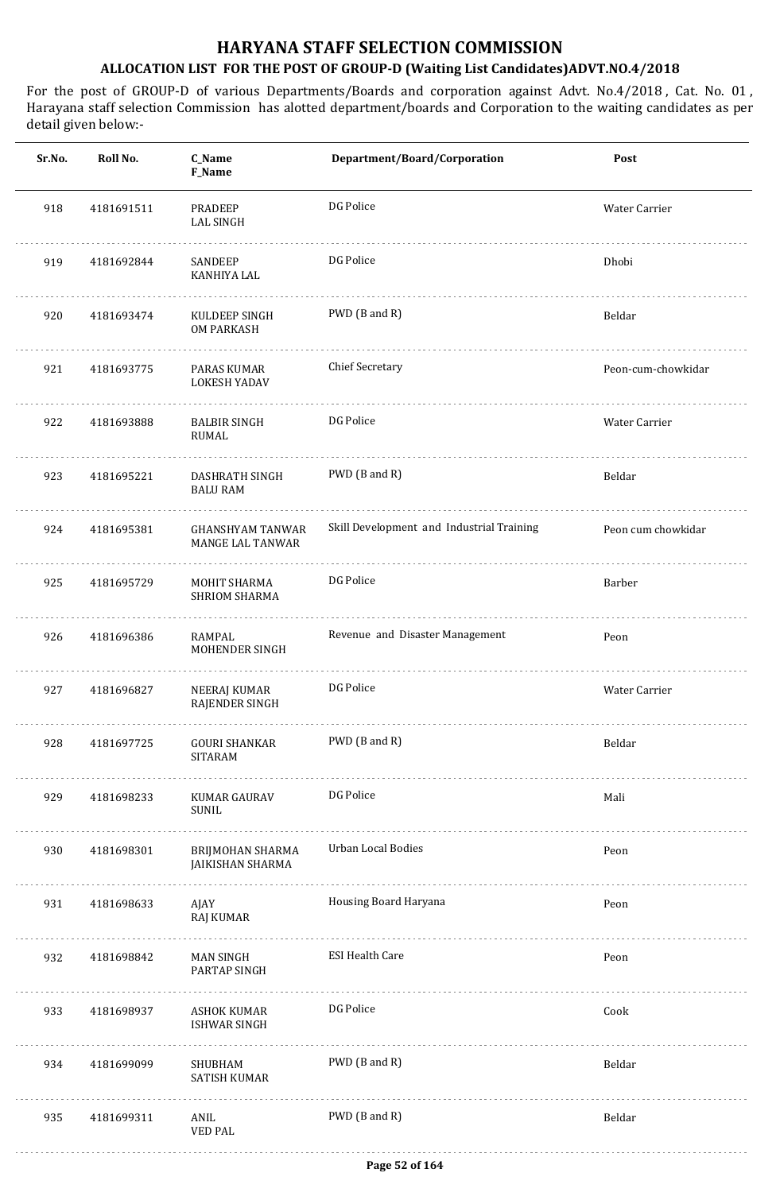# HARYANA STAFF SELECTION COMMISSION

## ALLOCATION LIST FOR THE POST OF GROUP-D (Waiting List Candidates)ADVT.NO.4/2018

For the post of GROUP-D of various Departments/Boards and corporation against Advt. No.4/2018 , Cat. No. 01 , Harayana staff selection Commission has alotted department/boards and Corporation to the waiting candidates as per detail given below:-

| Sr.No. | Roll No. | C_Name<br>F_Name | Department/Board/Corporation | Post |
|---|---|---|---|---|
| 918 | 4181691511 | PRADEEP<br>LAL SINGH | DG Police | Water Carrier |
| 919 | 4181692844 | SANDEEP<br>KANHIYA LAL | DG Police | Dhobi |
| 920 | 4181693474 | KULDEEP SINGH<br>OM PARKASH | PWD (B and R) | Beldar |
| 921 | 4181693775 | PARAS KUMAR<br>LOKESH YADAV | Chief Secretary | Peon-cum-chowkidar |
| 922 | 4181693888 | BALBIR SINGH<br>RUMAL | DG Police | Water Carrier |
| 923 | 4181695221 | DASHRATH SINGH<br>BALU RAM | PWD (B and R) | Beldar |
| 924 | 4181695381 | GHANSHYAM TANWAR<br>MANGE LAL TANWAR | Skill Development and Industrial Training | Peon cum chowkidar |
| 925 | 4181695729 | MOHIT SHARMA<br>SHRIOM SHARMA | DG Police | Barber |
| 926 | 4181696386 | RAMPAL<br>MOHENDER SINGH | Revenue and Disaster Management | Peon |
| 927 | 4181696827 | NEERAJ KUMAR<br>RAJENDER SINGH | DG Police | Water Carrier |
| 928 | 4181697725 | GOURI SHANKAR<br>SITARAM | PWD (B and R) | Beldar |
| 929 | 4181698233 | KUMAR GAURAV<br>SUNIL | DG Police | Mali |
| 930 | 4181698301 | BRIJMOHAN SHARMA<br>JAIKISHAN SHARMA | Urban Local Bodies | Peon |
| 931 | 4181698633 | AJAY<br>RAJ KUMAR | Housing Board Haryana | Peon |
| 932 | 4181698842 | MAN SINGH<br>PARTAP SINGH | ESI Health Care | Peon |
| 933 | 4181698937 | ASHOK KUMAR<br>ISHWAR SINGH | DG Police | Cook |
| 934 | 4181699099 | SHUBHAM<br>SATISH KUMAR | PWD (B and R) | Beldar |
| 935 | 4181699311 | ANIL<br>VED PAL | PWD (B and R) | Beldar |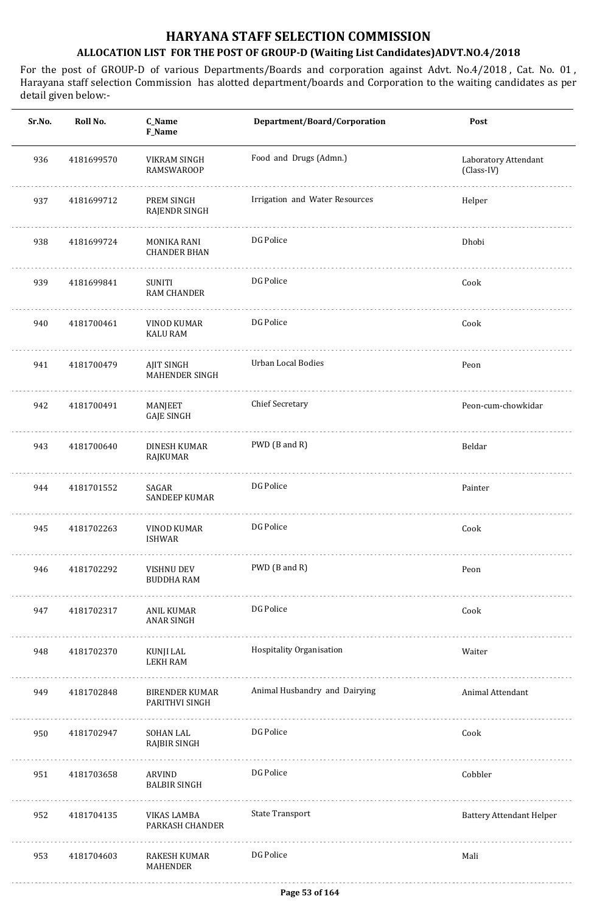# HARYANA STAFF SELECTION COMMISSION

## ALLOCATION LIST FOR THE POST OF GROUP-D (Waiting List Candidates)ADVT.NO.4/2018

For the post of GROUP-D of various Departments/Boards and corporation against Advt. No.4/2018 , Cat. No. 01 , Harayana staff selection Commission has alotted department/boards and Corporation to the waiting candidates as per detail given below:-

| Sr.No. | Roll No. | C_Name F_Name | Department/Board/Corporation | Post |
|---|---|---|---|---|
| 936 | 4181699570 | VIKRAM SINGH RAMSWAROOP | Food and Drugs (Admn.) | Laboratory Attendant (Class-IV) |
| 937 | 4181699712 | PREM SINGH RAJENDR SINGH | Irrigation and Water Resources | Helper |
| 938 | 4181699724 | MONIKA RANI CHANDER BHAN | DG Police | Dhobi |
| 939 | 4181699841 | SUNITI RAM CHANDER | DG Police | Cook |
| 940 | 4181700461 | VINOD KUMAR KALU RAM | DG Police | Cook |
| 941 | 4181700479 | AJIT SINGH MAHENDER SINGH | Urban Local Bodies | Peon |
| 942 | 4181700491 | MANJEET GAJE SINGH | Chief Secretary | Peon-cum-chowkidar |
| 943 | 4181700640 | DINESH KUMAR RAJKUMAR | PWD (B and R) | Beldar |
| 944 | 4181701552 | SAGAR SANDEEP KUMAR | DG Police | Painter |
| 945 | 4181702263 | VINOD KUMAR ISHWAR | DG Police | Cook |
| 946 | 4181702292 | VISHNU DEV BUDDHA RAM | PWD (B and R) | Peon |
| 947 | 4181702317 | ANIL KUMAR ANAR SINGH | DG Police | Cook |
| 948 | 4181702370 | KUNJI LAL LEKH RAM | Hospitality Organisation | Waiter |
| 949 | 4181702848 | BIRENDER KUMAR PARITHVI SINGH | Animal Husbandry and Dairying | Animal Attendant |
| 950 | 4181702947 | SOHAN LAL RAJBIR SINGH | DG Police | Cook |
| 951 | 4181703658 | ARVIND BALBIR SINGH | DG Police | Cobbler |
| 952 | 4181704135 | VIKAS LAMBA PARKASH CHANDER | State Transport | Battery Attendant Helper |
| 953 | 4181704603 | RAKESH KUMAR MAHENDER | DG Police | Mali |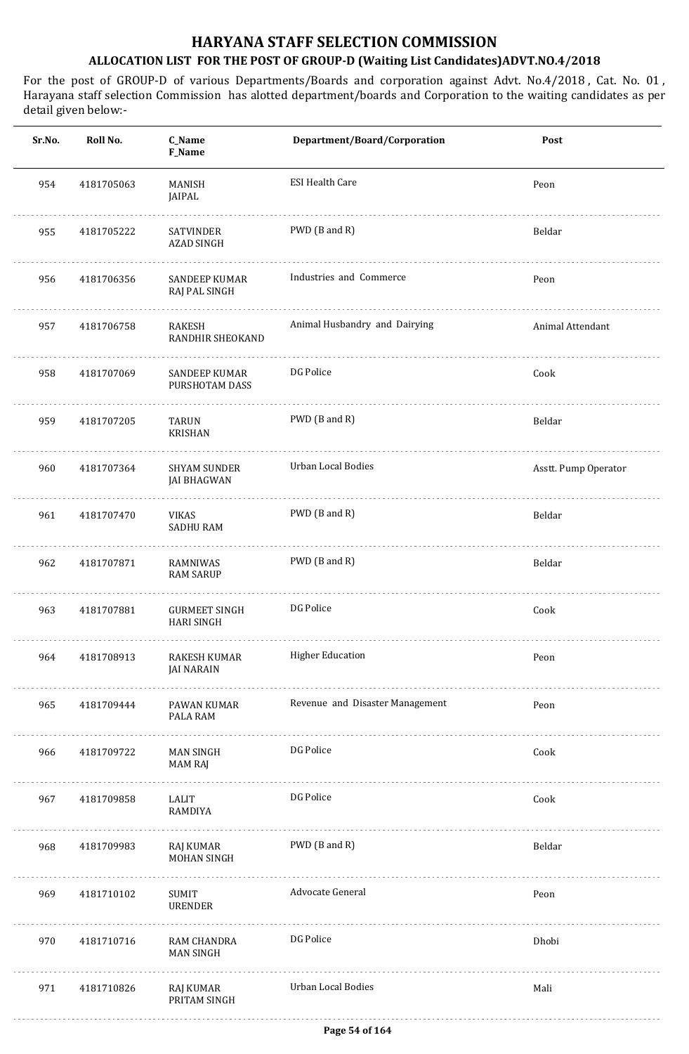# HARYANA STAFF SELECTION COMMISSION

## ALLOCATION LIST FOR THE POST OF GROUP-D (Waiting List Candidates)ADVT.NO.4/2018

For the post of GROUP-D of various Departments/Boards and corporation against Advt. No.4/2018 , Cat. No. 01 , Harayana staff selection Commission has alotted department/boards and Corporation to the waiting candidates as per detail given below:-

| Sr.No. | Roll No. | C_Name F_Name | Department/Board/Corporation | Post |
|---|---|---|---|---|
| 954 | 4181705063 | MANISH JAIPAL | ESI Health Care | Peon |
| 955 | 4181705222 | SATVINDER AZAD SINGH | PWD (B and R) | Beldar |
| 956 | 4181706356 | SANDEEP KUMAR RAJ PAL SINGH | Industries and Commerce | Peon |
| 957 | 4181706758 | RAKESH RANDHIR SHEOKAND | Animal Husbandry and Dairying | Animal Attendant |
| 958 | 4181707069 | SANDEEP KUMAR PURSHOTAM DASS | DG Police | Cook |
| 959 | 4181707205 | TARUN KRISHAN | PWD (B and R) | Beldar |
| 960 | 4181707364 | SHYAM SUNDER JAI BHAGWAN | Urban Local Bodies | Asstt. Pump Operator |
| 961 | 4181707470 | VIKAS SADHU RAM | PWD (B and R) | Beldar |
| 962 | 4181707871 | RAMNIWAS RAM SARUP | PWD (B and R) | Beldar |
| 963 | 4181707881 | GURMEET SINGH HARI SINGH | DG Police | Cook |
| 964 | 4181708913 | RAKESH KUMAR JAI NARAIN | Higher Education | Peon |
| 965 | 4181709444 | PAWAN KUMAR PALA RAM | Revenue and Disaster Management | Peon |
| 966 | 4181709722 | MAN SINGH MAM RAJ | DG Police | Cook |
| 967 | 4181709858 | LALIT RAMDIYA | DG Police | Cook |
| 968 | 4181709983 | RAJ KUMAR MOHAN SINGH | PWD (B and R) | Beldar |
| 969 | 4181710102 | SUMIT URENDER | Advocate General | Peon |
| 970 | 4181710716 | RAM CHANDRA MAN SINGH | DG Police | Dhobi |
| 971 | 4181710826 | RAJ KUMAR PRITAM SINGH | Urban Local Bodies | Mali |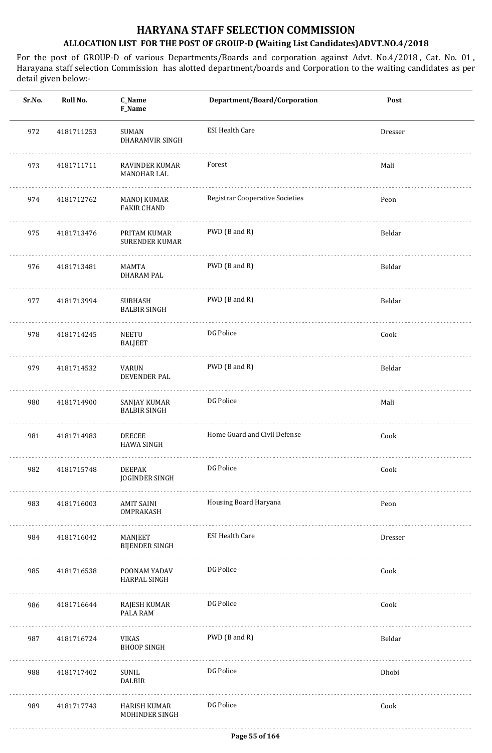# HARYANA STAFF SELECTION COMMISSION

## ALLOCATION LIST FOR THE POST OF GROUP-D (Waiting List Candidates)ADVT.NO.4/2018

For the post of GROUP-D of various Departments/Boards and corporation against Advt. No.4/2018 , Cat. No. 01 , Harayana staff selection Commission has alotted department/boards and Corporation to the waiting candidates as per detail given below:-

| Sr.No. | Roll No. | C_Name<br>F_Name | Department/Board/Corporation | Post |
|---|---|---|---|---|
| 972 | 4181711253 | SUMAN<br>DHARAMVIR SINGH | ESI Health Care | Dresser |
| 973 | 4181711711 | RAVINDER KUMAR<br>MANOHAR LAL | Forest | Mali |
| 974 | 4181712762 | MANOJ KUMAR<br>FAKIR CHAND | Registrar Cooperative Societies | Peon |
| 975 | 4181713476 | PRITAM KUMAR<br>SURENDER KUMAR | PWD (B and R) | Beldar |
| 976 | 4181713481 | MAMTA<br>DHARAM PAL | PWD (B and R) | Beldar |
| 977 | 4181713994 | SUBHASH<br>BALBIR SINGH | PWD (B and R) | Beldar |
| 978 | 4181714245 | NEETU<br>BALJEET | DG Police | Cook |
| 979 | 4181714532 | VARUN<br>DEVENDER PAL | PWD (B and R) | Beldar |
| 980 | 4181714900 | SANJAY KUMAR<br>BALBIR SINGH | DG Police | Mali |
| 981 | 4181714983 | DEECEE<br>HAWA SINGH | Home Guard and Civil Defense | Cook |
| 982 | 4181715748 | DEEPAK<br>JOGINDER SINGH | DG Police | Cook |
| 983 | 4181716003 | AMIT SAINI<br>OMPRAKASH | Housing Board Haryana | Peon |
| 984 | 4181716042 | MANJEET<br>BIJENDER SINGH | ESI Health Care | Dresser |
| 985 | 4181716538 | POONAM YADAV<br>HARPAL SINGH | DG Police | Cook |
| 986 | 4181716644 | RAJESH KUMAR<br>PALA RAM | DG Police | Cook |
| 987 | 4181716724 | VIKAS<br>BHOOP SINGH | PWD (B and R) | Beldar |
| 988 | 4181717402 | SUNIL<br>DALBIR | DG Police | Dhobi |
| 989 | 4181717743 | HARISH KUMAR<br>MOHINDER SINGH | DG Police | Cook |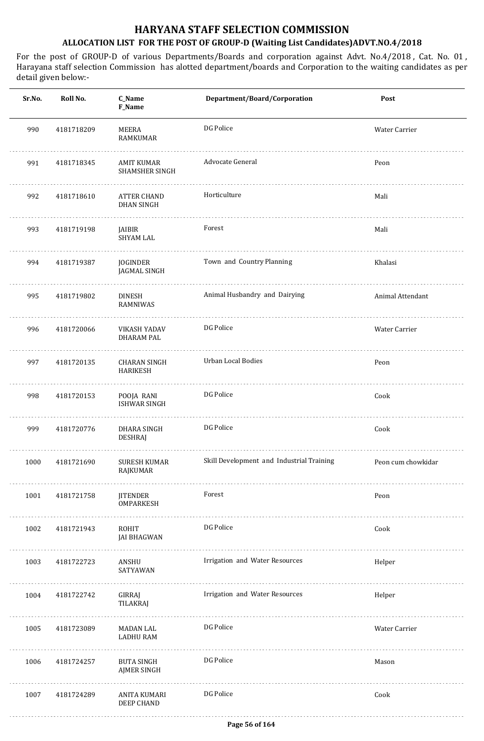# HARYANA STAFF SELECTION COMMISSION

## ALLOCATION LIST FOR THE POST OF GROUP-D (Waiting List Candidates)ADVT.NO.4/2018

For the post of GROUP-D of various Departments/Boards and corporation against Advt. No.4/2018 , Cat. No. 01 , Harayana staff selection Commission has alotted department/boards and Corporation to the waiting candidates as per detail given below:-

| Sr.No. | Roll No. | C_Name F_Name | Department/Board/Corporation | Post |
|---|---|---|---|---|
| 990 | 4181718209 | MEERA RAMKUMAR | DG Police | Water Carrier |
| 991 | 4181718345 | AMIT KUMAR SHAMSHER SINGH | Advocate General | Peon |
| 992 | 4181718610 | ATTER CHAND DHAN SINGH | Horticulture | Mali |
| 993 | 4181719198 | JAIBIR SHYAM LAL | Forest | Mali |
| 994 | 4181719387 | JOGINDER JAGMAL SINGH | Town and Country Planning | Khalasi |
| 995 | 4181719802 | DINESH RAMNIWAS | Animal Husbandry and Dairying | Animal Attendant |
| 996 | 4181720066 | VIKASH YADAV DHARAM PAL | DG Police | Water Carrier |
| 997 | 4181720135 | CHARAN SINGH HARIKESH | Urban Local Bodies | Peon |
| 998 | 4181720153 | POOJA RANI ISHWAR SINGH | DG Police | Cook |
| 999 | 4181720776 | DHARA SINGH DESHRAJ | DG Police | Cook |
| 1000 | 4181721690 | SURESH KUMAR RAJKUMAR | Skill Development and Industrial Training | Peon cum chowkidar |
| 1001 | 4181721758 | JITENDER OMPARKESH | Forest | Peon |
| 1002 | 4181721943 | ROHIT JAI BHAGWAN | DG Police | Cook |
| 1003 | 4181722723 | ANSHU SATYAWAN | Irrigation and Water Resources | Helper |
| 1004 | 4181722742 | GIRRAJ TILAKRAJ | Irrigation and Water Resources | Helper |
| 1005 | 4181723089 | MADAN LAL LADHU RAM | DG Police | Water Carrier |
| 1006 | 4181724257 | BUTA SINGH AJMER SINGH | DG Police | Mason |
| 1007 | 4181724289 | ANITA KUMARI DEEP CHAND | DG Police | Cook |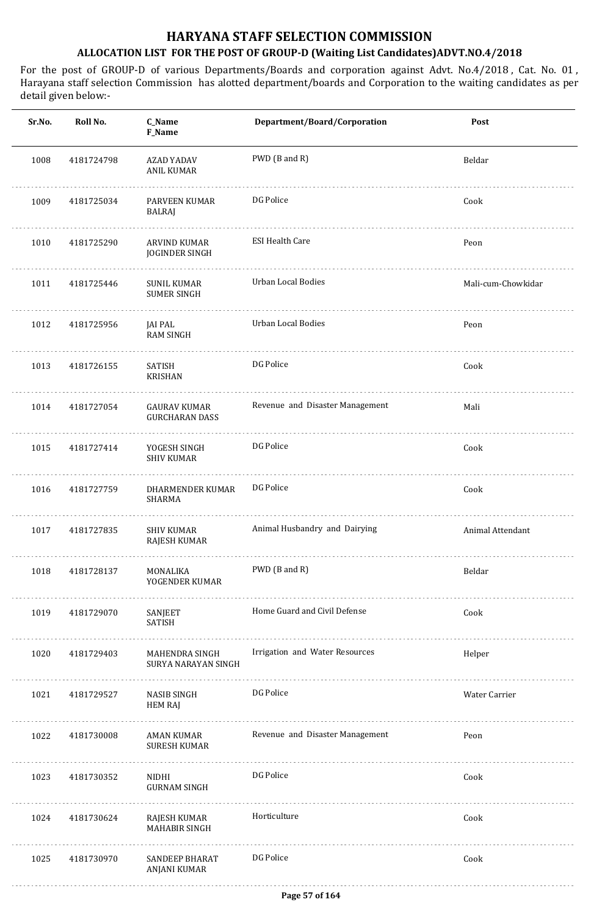# HARYANA STAFF SELECTION COMMISSION

## ALLOCATION LIST FOR THE POST OF GROUP-D (Waiting List Candidates)ADVT.NO.4/2018

For the post of GROUP-D of various Departments/Boards and corporation against Advt. No.4/2018 , Cat. No. 01 , Harayana staff selection Commission has alotted department/boards and Corporation to the waiting candidates as per detail given below:-

| Sr.No. | Roll No. | C_Name<br>F_Name | Department/Board/Corporation | Post |
|---|---|---|---|---|
| 1008 | 4181724798 | AZAD YADAV<br>ANIL KUMAR | PWD (B and R) | Beldar |
| 1009 | 4181725034 | PARVEEN KUMAR<br>BALRAJ | DG Police | Cook |
| 1010 | 4181725290 | ARVIND KUMAR<br>JOGINDER SINGH | ESI Health Care | Peon |
| 1011 | 4181725446 | SUNIL KUMAR<br>SUMER SINGH | Urban Local Bodies | Mali-cum-Chowkidar |
| 1012 | 4181725956 | JAI PAL<br>RAM SINGH | Urban Local Bodies | Peon |
| 1013 | 4181726155 | SATISH<br>KRISHAN | DG Police | Cook |
| 1014 | 4181727054 | GAURAV KUMAR<br>GURCHARAN DASS | Revenue and Disaster Management | Mali |
| 1015 | 4181727414 | YOGESH SINGH<br>SHIV KUMAR | DG Police | Cook |
| 1016 | 4181727759 | DHARMENDER KUMAR<br>SHARMA | DG Police | Cook |
| 1017 | 4181727835 | SHIV KUMAR<br>RAJESH KUMAR | Animal Husbandry and Dairying | Animal Attendant |
| 1018 | 4181728137 | MONALIKA<br>YOGENDER KUMAR | PWD (B and R) | Beldar |
| 1019 | 4181729070 | SANJEET<br>SATISH | Home Guard and Civil Defense | Cook |
| 1020 | 4181729403 | MAHENDRA SINGH<br>SURYA NARAYAN SINGH | Irrigation and Water Resources | Helper |
| 1021 | 4181729527 | NASIB SINGH<br>HEM RAJ | DG Police | Water Carrier |
| 1022 | 4181730008 | AMAN KUMAR<br>SURESH KUMAR | Revenue and Disaster Management | Peon |
| 1023 | 4181730352 | NIDHI<br>GURNAM SINGH | DG Police | Cook |
| 1024 | 4181730624 | RAJESH KUMAR<br>MAHABIR SINGH | Horticulture | Cook |
| 1025 | 4181730970 | SANDEEP BHARAT<br>ANJANI KUMAR | DG Police | Cook |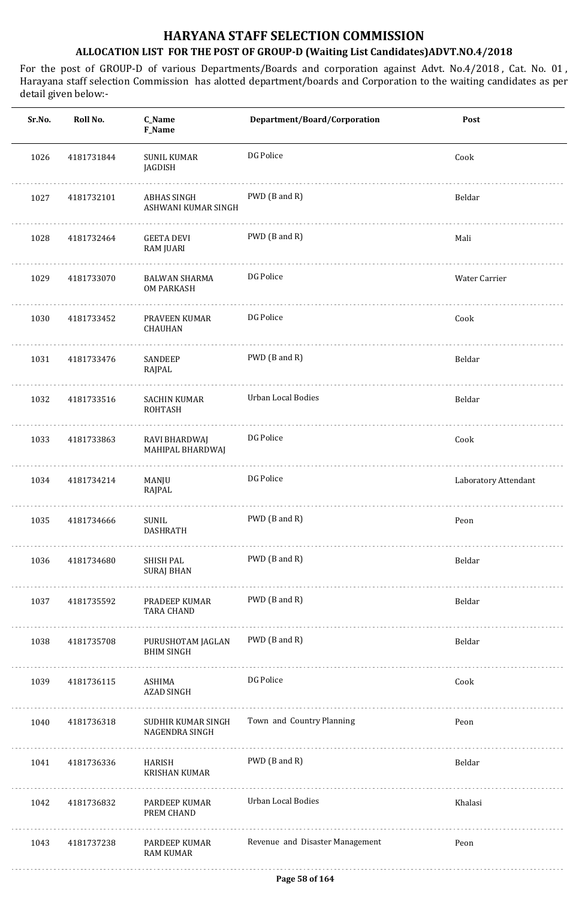# HARYANA STAFF SELECTION COMMISSION

## ALLOCATION LIST FOR THE POST OF GROUP-D (Waiting List Candidates)ADVT.NO.4/2018

For the post of GROUP-D of various Departments/Boards and corporation against Advt. No.4/2018 , Cat. No. 01 , Harayana staff selection Commission has alotted department/boards and Corporation to the waiting candidates as per detail given below:-

| Sr.No. | Roll No. | C_Name<br>F_Name | Department/Board/Corporation | Post |
|---|---|---|---|---|
| 1026 | 4181731844 | SUNIL KUMAR<br>JAGDISH | DG Police | Cook |
| 1027 | 4181732101 | ABHAS SINGH<br>ASHWANI KUMAR SINGH | PWD (B and R) | Beldar |
| 1028 | 4181732464 | GEETA DEVI<br>RAM JUARI | PWD (B and R) | Mali |
| 1029 | 4181733070 | BALWAN SHARMA<br>OM PARKASH | DG Police | Water Carrier |
| 1030 | 4181733452 | PRAVEEN KUMAR<br>CHAUHAN | DG Police | Cook |
| 1031 | 4181733476 | SANDEEP<br>RAJPAL | PWD (B and R) | Beldar |
| 1032 | 4181733516 | SACHIN KUMAR<br>ROHTASH | Urban Local Bodies | Beldar |
| 1033 | 4181733863 | RAVI BHARDWAJ<br>MAHIPAL BHARDWAJ | DG Police | Cook |
| 1034 | 4181734214 | MANJU<br>RAJPAL | DG Police | Laboratory Attendant |
| 1035 | 4181734666 | SUNIL<br>DASHRATH | PWD (B and R) | Peon |
| 1036 | 4181734680 | SHISH PAL<br>SURAJ BHAN | PWD (B and R) | Beldar |
| 1037 | 4181735592 | PRADEEP KUMAR<br>TARA CHAND | PWD (B and R) | Beldar |
| 1038 | 4181735708 | PURUSHOTAM JAGLAN<br>BHIM SINGH | PWD (B and R) | Beldar |
| 1039 | 4181736115 | ASHIMA<br>AZAD SINGH | DG Police | Cook |
| 1040 | 4181736318 | SUDHIR KUMAR SINGH<br>NAGENDRA SINGH | Town and Country Planning | Peon |
| 1041 | 4181736336 | HARISH<br>KRISHAN KUMAR | PWD (B and R) | Beldar |
| 1042 | 4181736832 | PARDEEP KUMAR<br>PREM CHAND | Urban Local Bodies | Khalasi |
| 1043 | 4181737238 | PARDEEP KUMAR<br>RAM KUMAR | Revenue and Disaster Management | Peon |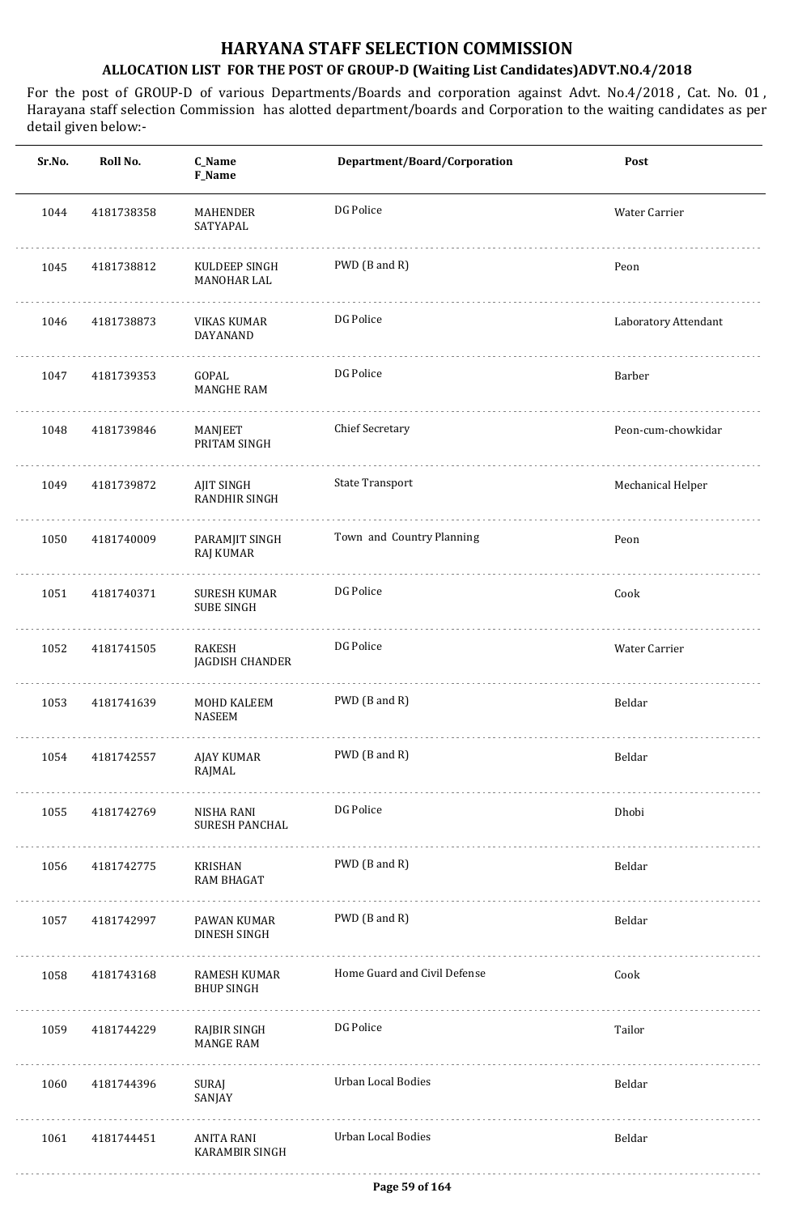# HARYANA STAFF SELECTION COMMISSION

## ALLOCATION LIST FOR THE POST OF GROUP-D (Waiting List Candidates)ADVT.NO.4/2018

For the post of GROUP-D of various Departments/Boards and corporation against Advt. No.4/2018 , Cat. No. 01 , Harayana staff selection Commission has alotted department/boards and Corporation to the waiting candidates as per detail given below:-

| Sr.No. | Roll No. | C_Name<br>F_Name | Department/Board/Corporation | Post |
|---|---|---|---|---|
| 1044 | 4181738358 | MAHENDER<br>SATYAPAL | DG Police | Water Carrier |
| 1045 | 4181738812 | KULDEEP SINGH<br>MANOHAR LAL | PWD (B and R) | Peon |
| 1046 | 4181738873 | VIKAS KUMAR<br>DAYANAND | DG Police | Laboratory Attendant |
| 1047 | 4181739353 | GOPAL<br>MANGHE RAM | DG Police | Barber |
| 1048 | 4181739846 | MANJEET<br>PRITAM SINGH | Chief Secretary | Peon-cum-chowkidar |
| 1049 | 4181739872 | AJIT SINGH<br>RANDHIR SINGH | State Transport | Mechanical Helper |
| 1050 | 4181740009 | PARAMJIT SINGH<br>RAJ KUMAR | Town and Country Planning | Peon |
| 1051 | 4181740371 | SURESH KUMAR<br>SUBE SINGH | DG Police | Cook |
| 1052 | 4181741505 | RAKESH<br>JAGDISH CHANDER | DG Police | Water Carrier |
| 1053 | 4181741639 | MOHD KALEEM<br>NASEEM | PWD (B and R) | Beldar |
| 1054 | 4181742557 | AJAY KUMAR<br>RAJMAL | PWD (B and R) | Beldar |
| 1055 | 4181742769 | NISHA RANI<br>SURESH PANCHAL | DG Police | Dhobi |
| 1056 | 4181742775 | KRISHAN<br>RAM BHAGAT | PWD (B and R) | Beldar |
| 1057 | 4181742997 | PAWAN KUMAR<br>DINESH SINGH | PWD (B and R) | Beldar |
| 1058 | 4181743168 | RAMESH KUMAR<br>BHUP SINGH | Home Guard and Civil Defense | Cook |
| 1059 | 4181744229 | RAJBIR SINGH<br>MANGE RAM | DG Police | Tailor |
| 1060 | 4181744396 | SURAJ<br>SANJAY | Urban Local Bodies | Beldar |
| 1061 | 4181744451 | ANITA RANI<br>KARAMBIR SINGH | Urban Local Bodies | Beldar |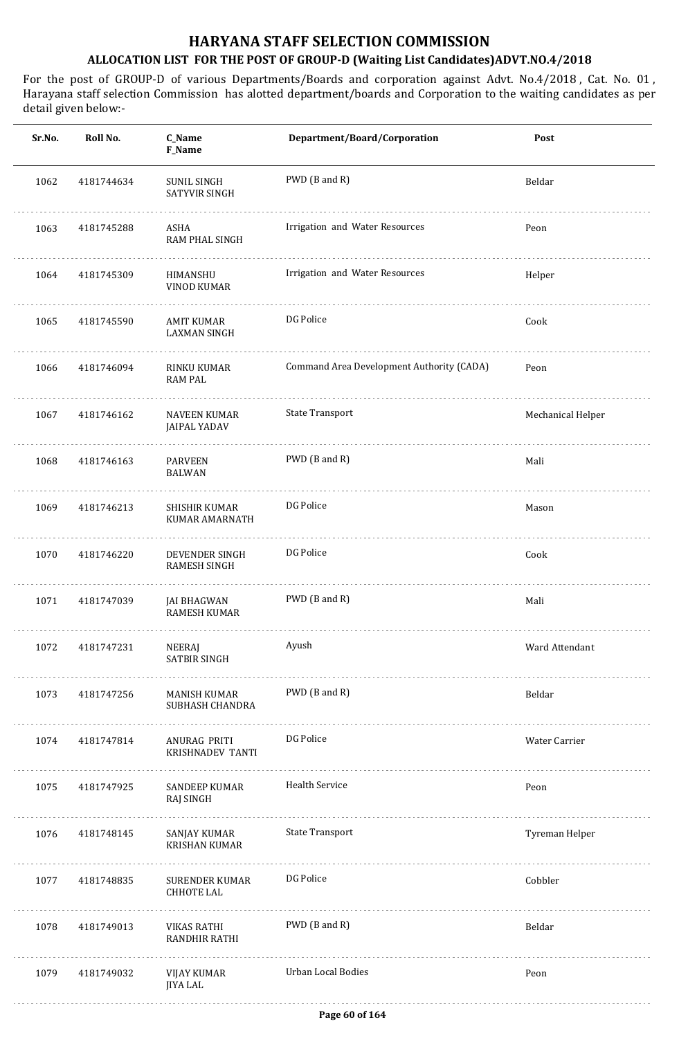# HARYANA STAFF SELECTION COMMISSION

## ALLOCATION LIST FOR THE POST OF GROUP-D (Waiting List Candidates)ADVT.NO.4/2018

For the post of GROUP-D of various Departments/Boards and corporation against Advt. No.4/2018 , Cat. No. 01 , Harayana staff selection Commission has alotted department/boards and Corporation to the waiting candidates as per detail given below:-

| Sr.No. | Roll No. | C_Name<br>F_Name | Department/Board/Corporation | Post |
|---|---|---|---|---|
| 1062 | 4181744634 | SUNIL SINGH<br>SATYVIR SINGH | PWD (B and R) | Beldar |
| 1063 | 4181745288 | ASHA<br>RAM PHAL SINGH | Irrigation and Water Resources | Peon |
| 1064 | 4181745309 | HIMANSHU<br>VINOD KUMAR | Irrigation and Water Resources | Helper |
| 1065 | 4181745590 | AMIT KUMAR<br>LAXMAN SINGH | DG Police | Cook |
| 1066 | 4181746094 | RINKU KUMAR<br>RAM PAL | Command Area Development Authority (CADA) | Peon |
| 1067 | 4181746162 | NAVEEN KUMAR<br>JAIPAL YADAV | State Transport | Mechanical Helper |
| 1068 | 4181746163 | PARVEEN<br>BALWAN | PWD (B and R) | Mali |
| 1069 | 4181746213 | SHISHIR KUMAR<br>KUMAR AMARNATH | DG Police | Mason |
| 1070 | 4181746220 | DEVENDER SINGH<br>RAMESH SINGH | DG Police | Cook |
| 1071 | 4181747039 | JAI BHAGWAN<br>RAMESH KUMAR | PWD (B and R) | Mali |
| 1072 | 4181747231 | NEERAJ<br>SATBIR SINGH | Ayush | Ward Attendant |
| 1073 | 4181747256 | MANISH KUMAR<br>SUBHASH CHANDRA | PWD (B and R) | Beldar |
| 1074 | 4181747814 | ANURAG PRITI<br>KRISHNADEV TANTI | DG Police | Water Carrier |
| 1075 | 4181747925 | SANDEEP KUMAR<br>RAJ SINGH | Health Service | Peon |
| 1076 | 4181748145 | SANJAY KUMAR<br>KRISHAN KUMAR | State Transport | Tyreman Helper |
| 1077 | 4181748835 | SURENDER KUMAR<br>CHHOTE LAL | DG Police | Cobbler |
| 1078 | 4181749013 | VIKAS RATHI<br>RANDHIR RATHI | PWD (B and R) | Beldar |
| 1079 | 4181749032 | VIJAY KUMAR<br>JIYA LAL | Urban Local Bodies | Peon |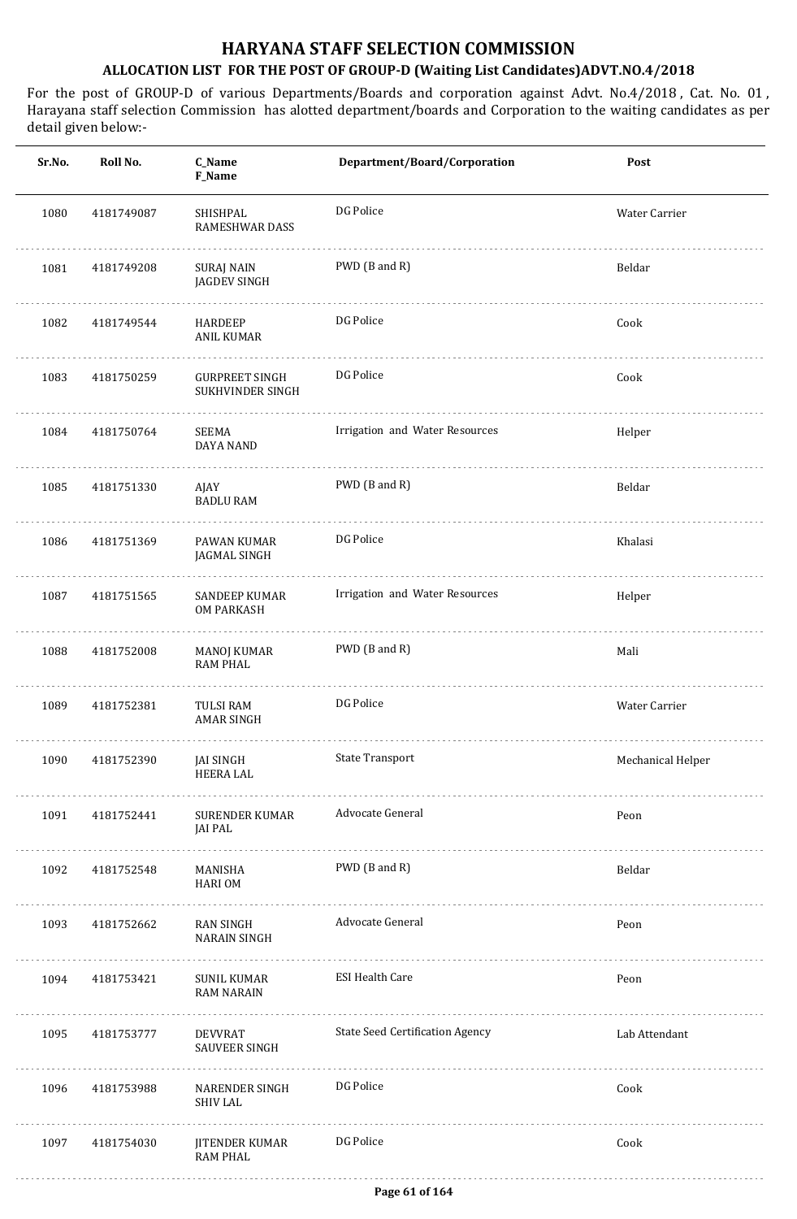# HARYANA STAFF SELECTION COMMISSION

## ALLOCATION LIST FOR THE POST OF GROUP-D (Waiting List Candidates)ADVT.NO.4/2018

For the post of GROUP-D of various Departments/Boards and corporation against Advt. No.4/2018 , Cat. No. 01 , Harayana staff selection Commission has alotted department/boards and Corporation to the waiting candidates as per detail given below:-

| Sr.No. | Roll No. | C_Name<br>F_Name | Department/Board/Corporation | Post |
|---|---|---|---|---|
| 1080 | 4181749087 | SHISHPAL<br>RAMESHWAR DASS | DG Police | Water Carrier |
| 1081 | 4181749208 | SURAJ NAIN<br>JAGDEV SINGH | PWD (B and R) | Beldar |
| 1082 | 4181749544 | HARDEEP<br>ANIL KUMAR | DG Police | Cook |
| 1083 | 4181750259 | GURPREET SINGH<br>SUKHVINDER SINGH | DG Police | Cook |
| 1084 | 4181750764 | SEEMA<br>DAYA NAND | Irrigation and Water Resources | Helper |
| 1085 | 4181751330 | AJAY<br>BADLU RAM | PWD (B and R) | Beldar |
| 1086 | 4181751369 | PAWAN KUMAR<br>JAGMAL SINGH | DG Police | Khalasi |
| 1087 | 4181751565 | SANDEEP KUMAR<br>OM PARKASH | Irrigation and Water Resources | Helper |
| 1088 | 4181752008 | MANOJ KUMAR<br>RAM PHAL | PWD (B and R) | Mali |
| 1089 | 4181752381 | TULSI RAM<br>AMAR SINGH | DG Police | Water Carrier |
| 1090 | 4181752390 | JAI SINGH<br>HEERA LAL | State Transport | Mechanical Helper |
| 1091 | 4181752441 | SURENDER KUMAR<br>JAI PAL | Advocate General | Peon |
| 1092 | 4181752548 | MANISHA<br>HARI OM | PWD (B and R) | Beldar |
| 1093 | 4181752662 | RAN SINGH<br>NARAIN SINGH | Advocate General | Peon |
| 1094 | 4181753421 | SUNIL KUMAR<br>RAM NARAIN | ESI Health Care | Peon |
| 1095 | 4181753777 | DEVVRAT<br>SAUVEER SINGH | State Seed Certification Agency | Lab Attendant |
| 1096 | 4181753988 | NARENDER SINGH<br>SHIV LAL | DG Police | Cook |
| 1097 | 4181754030 | JITENDER KUMAR<br>RAM PHAL | DG Police | Cook |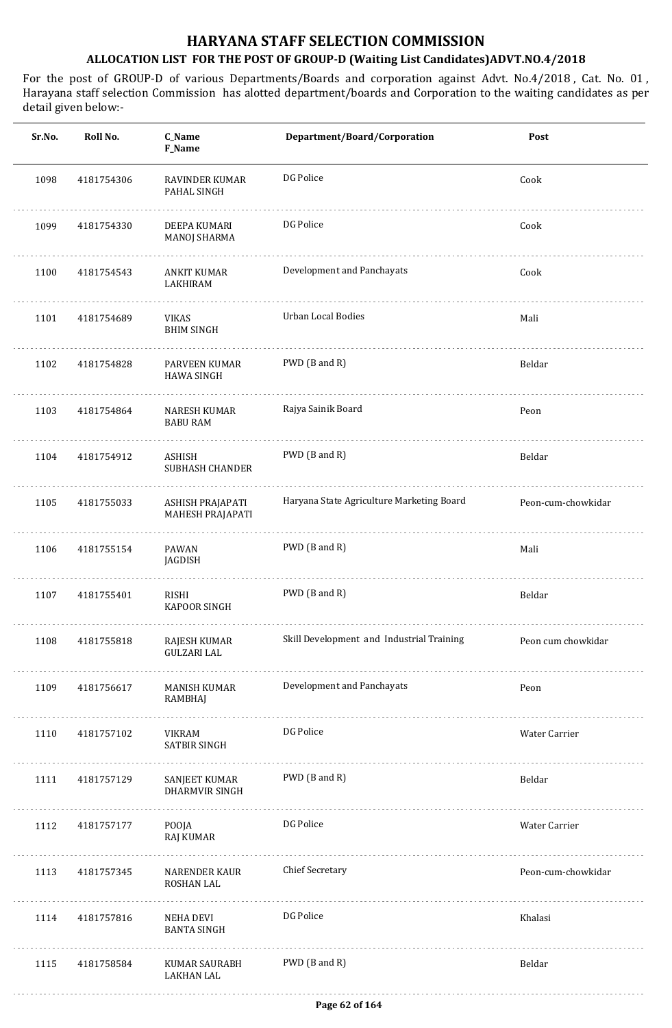# HARYANA STAFF SELECTION COMMISSION

## ALLOCATION LIST FOR THE POST OF GROUP-D (Waiting List Candidates)ADVT.NO.4/2018

For the post of GROUP-D of various Departments/Boards and corporation against Advt. No.4/2018 , Cat. No. 01 , Harayana staff selection Commission has alotted department/boards and Corporation to the waiting candidates as per detail given below:-

| Sr.No. | Roll No. | C_Name F_Name | Department/Board/Corporation | Post |
|---|---|---|---|---|
| 1098 | 4181754306 | RAVINDER KUMAR PAHAL SINGH | DG Police | Cook |
| 1099 | 4181754330 | DEEPA KUMARI MANOJ SHARMA | DG Police | Cook |
| 1100 | 4181754543 | ANKIT KUMAR LAKHIRAM | Development and Panchayats | Cook |
| 1101 | 4181754689 | VIKAS BHIM SINGH | Urban Local Bodies | Mali |
| 1102 | 4181754828 | PARVEEN KUMAR HAWA SINGH | PWD (B and R) | Beldar |
| 1103 | 4181754864 | NARESH KUMAR BABU RAM | Rajya Sainik Board | Peon |
| 1104 | 4181754912 | ASHISH SUBHASH CHANDER | PWD (B and R) | Beldar |
| 1105 | 4181755033 | ASHISH PRAJAPATI MAHESH PRAJAPATI | Haryana State Agriculture Marketing Board | Peon-cum-chowkidar |
| 1106 | 4181755154 | PAWAN JAGDISH | PWD (B and R) | Mali |
| 1107 | 4181755401 | RISHI KAPOOR SINGH | PWD (B and R) | Beldar |
| 1108 | 4181755818 | RAJESH KUMAR GULZARI LAL | Skill Development and Industrial Training | Peon cum chowkidar |
| 1109 | 4181756617 | MANISH KUMAR RAMBHAJ | Development and Panchayats | Peon |
| 1110 | 4181757102 | VIKRAM SATBIR SINGH | DG Police | Water Carrier |
| 1111 | 4181757129 | SANJEET KUMAR DHARMVIR SINGH | PWD (B and R) | Beldar |
| 1112 | 4181757177 | POOJA RAJ KUMAR | DG Police | Water Carrier |
| 1113 | 4181757345 | NARENDER KAUR ROSHAN LAL | Chief Secretary | Peon-cum-chowkidar |
| 1114 | 4181757816 | NEHA DEVI BANTA SINGH | DG Police | Khalasi |
| 1115 | 4181758584 | KUMAR SAURABH LAKHAN LAL | PWD (B and R) | Beldar |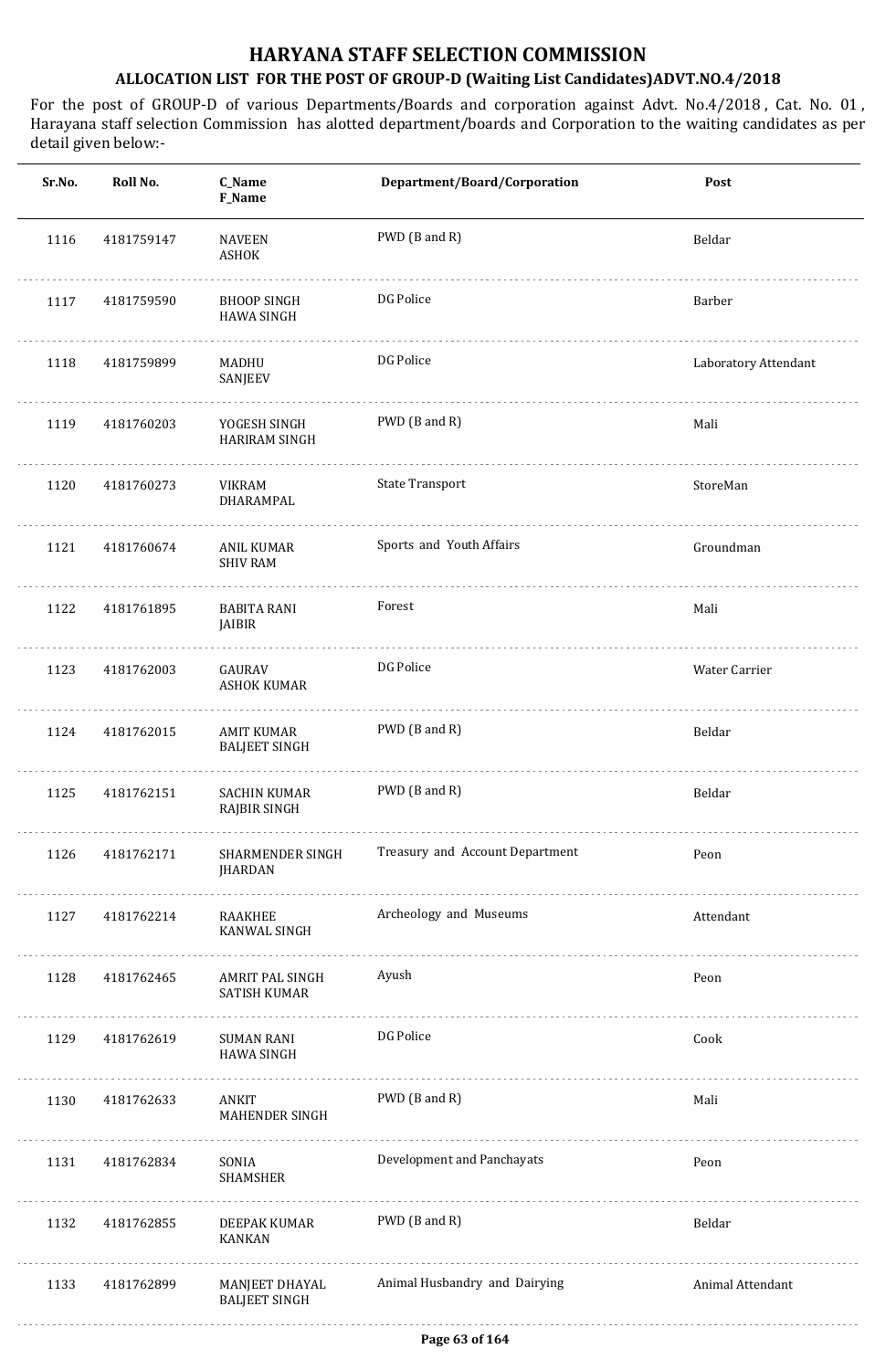# HARYANA STAFF SELECTION COMMISSION

## ALLOCATION LIST FOR THE POST OF GROUP-D (Waiting List Candidates)ADVT.NO.4/2018

For the post of GROUP-D of various Departments/Boards and corporation against Advt. No.4/2018 , Cat. No. 01 , Harayana staff selection Commission has alotted department/boards and Corporation to the waiting candidates as per detail given below:-

| Sr.No. | Roll No. | C_Name<br>F_Name | Department/Board/Corporation | Post |
|---|---|---|---|---|
| 1116 | 4181759147 | NAVEEN<br>ASHOK | PWD (B and R) | Beldar |
| 1117 | 4181759590 | BHOOP SINGH<br>HAWA SINGH | DG Police | Barber |
| 1118 | 4181759899 | MADHU<br>SANJEEV | DG Police | Laboratory Attendant |
| 1119 | 4181760203 | YOGESH SINGH<br>HARIRAM SINGH | PWD (B and R) | Mali |
| 1120 | 4181760273 | VIKRAM<br>DHARAMPAL | State Transport | StoreMan |
| 1121 | 4181760674 | ANIL KUMAR<br>SHIV RAM | Sports and Youth Affairs | Groundman |
| 1122 | 4181761895 | BABITA RANI<br>JAIBIR | Forest | Mali |
| 1123 | 4181762003 | GAURAV<br>ASHOK KUMAR | DG Police | Water Carrier |
| 1124 | 4181762015 | AMIT KUMAR<br>BALJEET SINGH | PWD (B and R) | Beldar |
| 1125 | 4181762151 | SACHIN KUMAR<br>RAJBIR SINGH | PWD (B and R) | Beldar |
| 1126 | 4181762171 | SHARMENDER SINGH<br>JHARDAN | Treasury and Account Department | Peon |
| 1127 | 4181762214 | RAAKHEE<br>KANWAL SINGH | Archeology and Museums | Attendant |
| 1128 | 4181762465 | AMRIT PAL SINGH<br>SATISH KUMAR | Ayush | Peon |
| 1129 | 4181762619 | SUMAN RANI<br>HAWA SINGH | DG Police | Cook |
| 1130 | 4181762633 | ANKIT<br>MAHENDER SINGH | PWD (B and R) | Mali |
| 1131 | 4181762834 | SONIA<br>SHAMSHER | Development and Panchayats | Peon |
| 1132 | 4181762855 | DEEPAK KUMAR<br>KANKAN | PWD (B and R) | Beldar |
| 1133 | 4181762899 | MANJEET DHAYAL<br>BALJEET SINGH | Animal Husbandry and Dairying | Animal Attendant |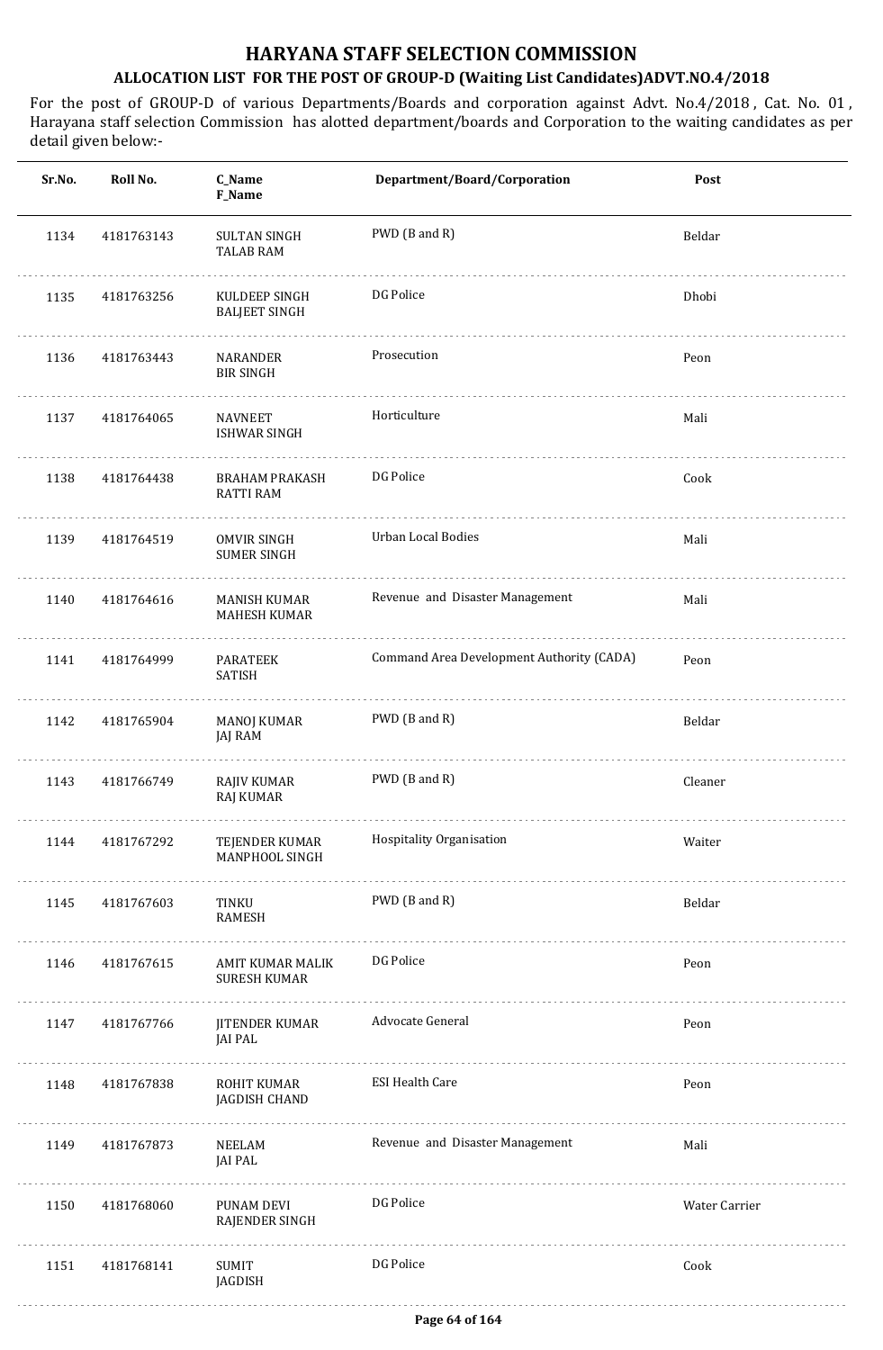# HARYANA STAFF SELECTION COMMISSION

## ALLOCATION LIST FOR THE POST OF GROUP-D (Waiting List Candidates)ADVT.NO.4/2018

For the post of GROUP-D of various Departments/Boards and corporation against Advt. No.4/2018 , Cat. No. 01 , Harayana staff selection Commission has alotted department/boards and Corporation to the waiting candidates as per detail given below:-

| Sr.No. | Roll No. | C_Name F_Name | Department/Board/Corporation | Post |
|---|---|---|---|---|
| 1134 | 4181763143 | SULTAN SINGH TALAB RAM | PWD (B and R) | Beldar |
| 1135 | 4181763256 | KULDEEP SINGH BALJEET SINGH | DG Police | Dhobi |
| 1136 | 4181763443 | NARANDER BIR SINGH | Prosecution | Peon |
| 1137 | 4181764065 | NAVNEET ISHWAR SINGH | Horticulture | Mali |
| 1138 | 4181764438 | BRAHAM PRAKASH RATTI RAM | DG Police | Cook |
| 1139 | 4181764519 | OMVIR SINGH SUMER SINGH | Urban Local Bodies | Mali |
| 1140 | 4181764616 | MANISH KUMAR MAHESH KUMAR | Revenue and Disaster Management | Mali |
| 1141 | 4181764999 | PARATEEK SATISH | Command Area Development Authority (CADA) | Peon |
| 1142 | 4181765904 | MANOJ KUMAR JAJ RAM | PWD (B and R) | Beldar |
| 1143 | 4181766749 | RAJIV KUMAR RAJ KUMAR | PWD (B and R) | Cleaner |
| 1144 | 4181767292 | TEJENDER KUMAR MANPHOOL SINGH | Hospitality Organisation | Waiter |
| 1145 | 4181767603 | TINKU RAMESH | PWD (B and R) | Beldar |
| 1146 | 4181767615 | AMIT KUMAR MALIK SURESH KUMAR | DG Police | Peon |
| 1147 | 4181767766 | JITENDER KUMAR JAI PAL | Advocate General | Peon |
| 1148 | 4181767838 | ROHIT KUMAR JAGDISH CHAND | ESI Health Care | Peon |
| 1149 | 4181767873 | NEELAM JAI PAL | Revenue and Disaster Management | Mali |
| 1150 | 4181768060 | PUNAM DEVI RAJENDER SINGH | DG Police | Water Carrier |
| 1151 | 4181768141 | SUMIT JAGDISH | DG Police | Cook |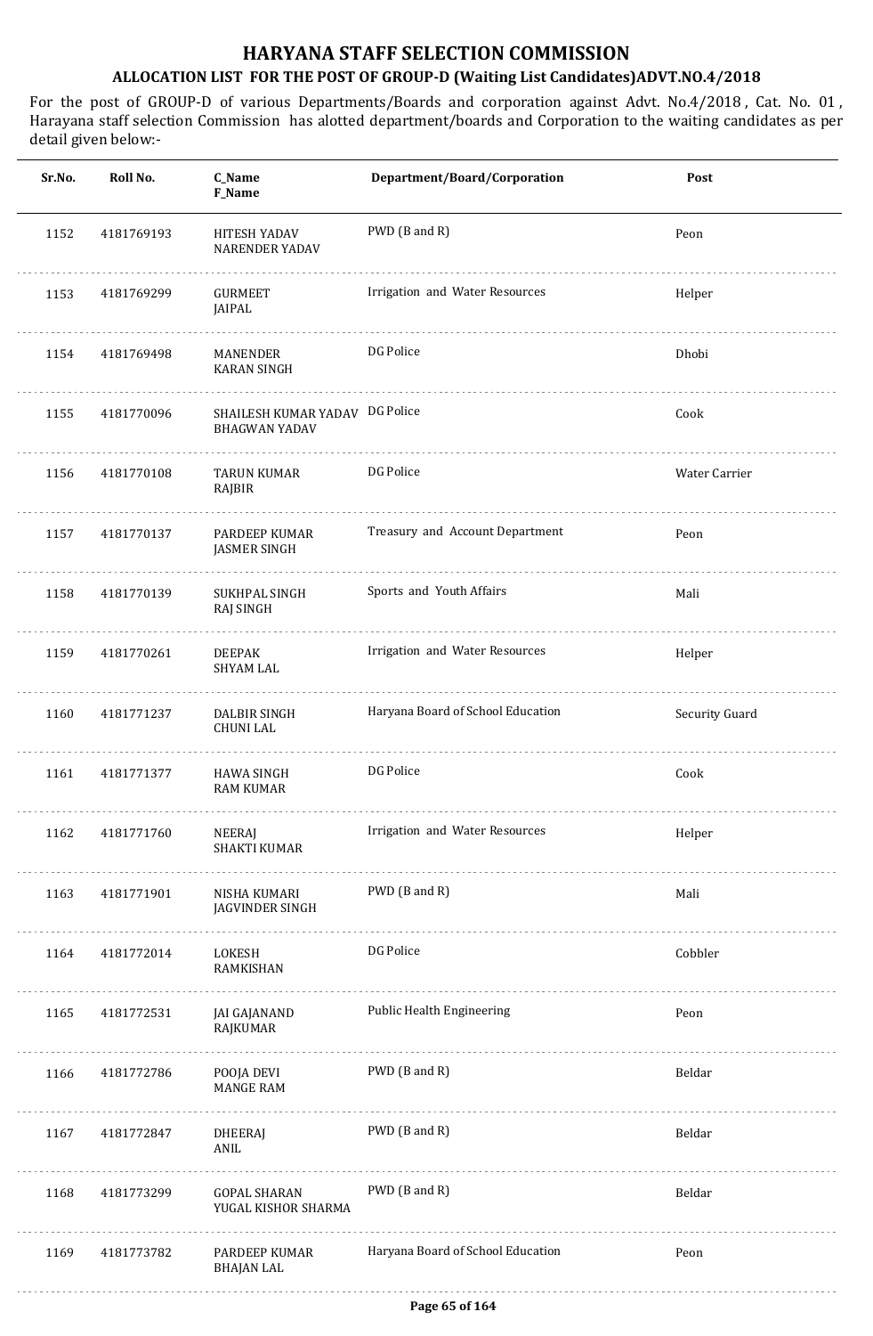# HARYANA STAFF SELECTION COMMISSION

## ALLOCATION LIST FOR THE POST OF GROUP-D (Waiting List Candidates)ADVT.NO.4/2018

For the post of GROUP-D of various Departments/Boards and corporation against Advt. No.4/2018 , Cat. No. 01 , Harayana staff selection Commission has alotted department/boards and Corporation to the waiting candidates as per detail given below:-

| Sr.No. | Roll No. | C_Name<br>F_Name | Department/Board/Corporation | Post |
|---|---|---|---|---|
| 1152 | 4181769193 | HITESH YADAV<br>NARENDER YADAV | PWD (B and R) | Peon |
| 1153 | 4181769299 | GURMEET<br>JAIPAL | Irrigation and Water Resources | Helper |
| 1154 | 4181769498 | MANENDER<br>KARAN SINGH | DG Police | Dhobi |
| 1155 | 4181770096 | SHAILESH KUMAR YADAV<br>BHAGWAN YADAV | DG Police | Cook |
| 1156 | 4181770108 | TARUN KUMAR<br>RAJBIR | DG Police | Water Carrier |
| 1157 | 4181770137 | PARDEEP KUMAR<br>JASMER SINGH | Treasury and Account Department | Peon |
| 1158 | 4181770139 | SUKHPAL SINGH<br>RAJ SINGH | Sports and Youth Affairs | Mali |
| 1159 | 4181770261 | DEEPAK<br>SHYAM LAL | Irrigation and Water Resources | Helper |
| 1160 | 4181771237 | DALBIR SINGH<br>CHUNI LAL | Haryana Board of School Education | Security Guard |
| 1161 | 4181771377 | HAWA SINGH<br>RAM KUMAR | DG Police | Cook |
| 1162 | 4181771760 | NEERAJ<br>SHAKTI KUMAR | Irrigation and Water Resources | Helper |
| 1163 | 4181771901 | NISHA KUMARI<br>JAGVINDER SINGH | PWD (B and R) | Mali |
| 1164 | 4181772014 | LOKESH<br>RAMKISHAN | DG Police | Cobbler |
| 1165 | 4181772531 | JAI GAJANAND<br>RAJKUMAR | Public Health Engineering | Peon |
| 1166 | 4181772786 | POOJA DEVI<br>MANGE RAM | PWD (B and R) | Beldar |
| 1167 | 4181772847 | DHEERAJ<br>ANIL | PWD (B and R) | Beldar |
| 1168 | 4181773299 | GOPAL SHARAN<br>YUGAL KISHOR SHARMA | PWD (B and R) | Beldar |
| 1169 | 4181773782 | PARDEEP KUMAR<br>BHAJAN LAL | Haryana Board of School Education | Peon |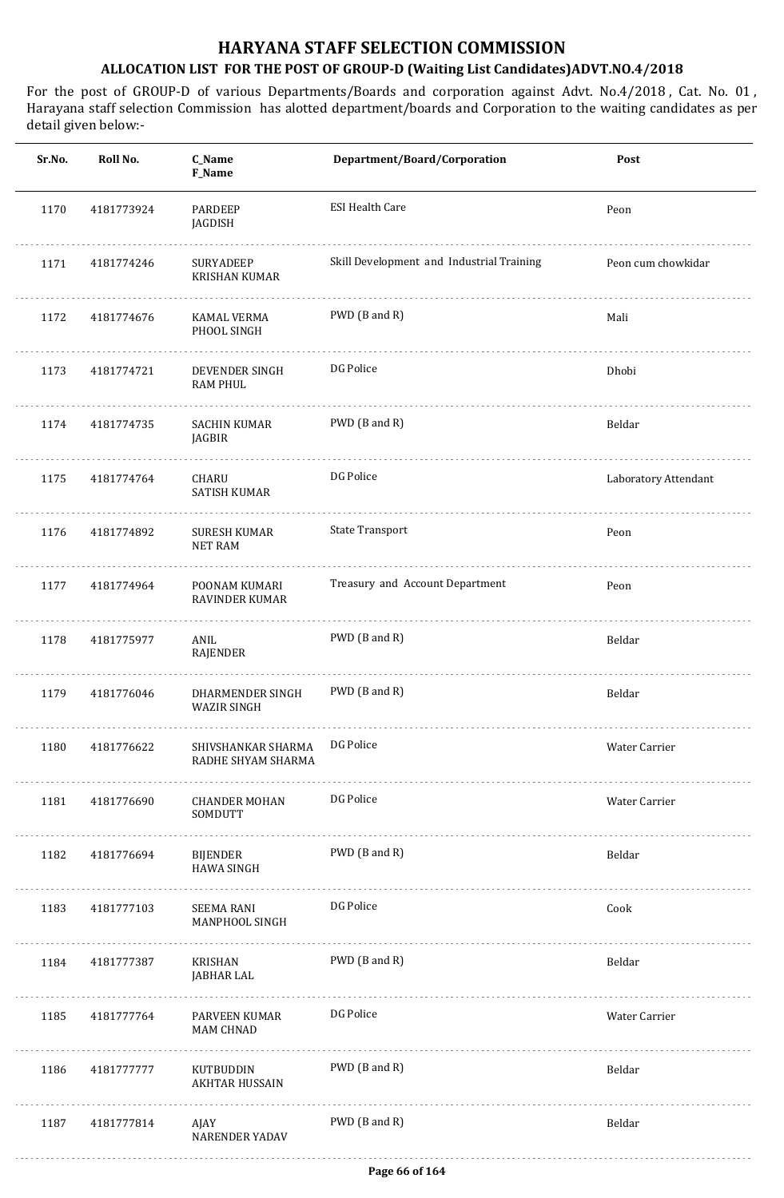# HARYANA STAFF SELECTION COMMISSION

## ALLOCATION LIST FOR THE POST OF GROUP-D (Waiting List Candidates)ADVT.NO.4/2018

For the post of GROUP-D of various Departments/Boards and corporation against Advt. No.4/2018 , Cat. No. 01 , Harayana staff selection Commission has alotted department/boards and Corporation to the waiting candidates as per detail given below:-

| Sr.No. | Roll No. | C_Name<br>F_Name | Department/Board/Corporation | Post |
|---|---|---|---|---|
| 1170 | 4181773924 | PARDEEP<br>JAGDISH | ESI Health Care | Peon |
| 1171 | 4181774246 | SURYADEEP<br>KRISHAN KUMAR | Skill Development and Industrial Training | Peon cum chowkidar |
| 1172 | 4181774676 | KAMAL VERMA<br>PHOOL SINGH | PWD (B and R) | Mali |
| 1173 | 4181774721 | DEVENDER SINGH<br>RAM PHUL | DG Police | Dhobi |
| 1174 | 4181774735 | SACHIN KUMAR<br>JAGBIR | PWD (B and R) | Beldar |
| 1175 | 4181774764 | CHARU<br>SATISH KUMAR | DG Police | Laboratory Attendant |
| 1176 | 4181774892 | SURESH KUMAR<br>NET RAM | State Transport | Peon |
| 1177 | 4181774964 | POONAM KUMARI<br>RAVINDER KUMAR | Treasury and Account Department | Peon |
| 1178 | 4181775977 | ANIL<br>RAJENDER | PWD (B and R) | Beldar |
| 1179 | 4181776046 | DHARMENDER SINGH<br>WAZIR SINGH | PWD (B and R) | Beldar |
| 1180 | 4181776622 | SHIVSHANKAR SHARMA<br>RADHE SHYAM SHARMA | DG Police | Water Carrier |
| 1181 | 4181776690 | CHANDER MOHAN<br>SOMDUTT | DG Police | Water Carrier |
| 1182 | 4181776694 | BIJENDER<br>HAWA SINGH | PWD (B and R) | Beldar |
| 1183 | 4181777103 | SEEMA RANI<br>MANPHOOL SINGH | DG Police | Cook |
| 1184 | 4181777387 | KRISHAN<br>JABHAR LAL | PWD (B and R) | Beldar |
| 1185 | 4181777764 | PARVEEN KUMAR<br>MAM CHNAD | DG Police | Water Carrier |
| 1186 | 4181777777 | KUTBUDDIN<br>AKHTAR HUSSAIN | PWD (B and R) | Beldar |
| 1187 | 4181777814 | AJAY<br>NARENDER YADAV | PWD (B and R) | Beldar |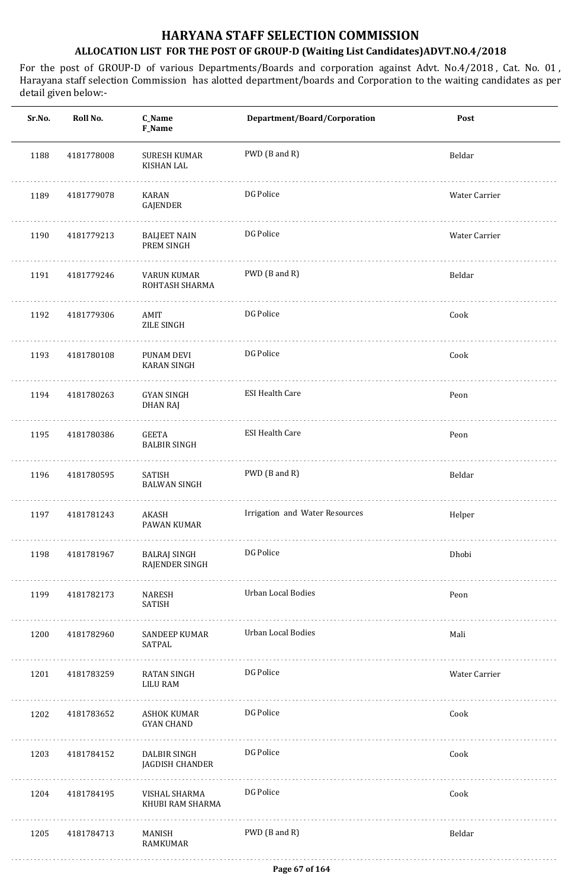# HARYANA STAFF SELECTION COMMISSION

## ALLOCATION LIST FOR THE POST OF GROUP-D (Waiting List Candidates)ADVT.NO.4/2018

For the post of GROUP-D of various Departments/Boards and corporation against Advt. No.4/2018 , Cat. No. 01 , Harayana staff selection Commission has alotted department/boards and Corporation to the waiting candidates as per detail given below:-

| Sr.No. | Roll No. | C_Name F_Name | Department/Board/Corporation | Post |
|---|---|---|---|---|
| 1188 | 4181778008 | SURESH KUMAR KISHAN LAL | PWD (B and R) | Beldar |
| 1189 | 4181779078 | KARAN GAJENDER | DG Police | Water Carrier |
| 1190 | 4181779213 | BALJEET NAIN PREM SINGH | DG Police | Water Carrier |
| 1191 | 4181779246 | VARUN KUMAR ROHTASH SHARMA | PWD (B and R) | Beldar |
| 1192 | 4181779306 | AMIT ZILE SINGH | DG Police | Cook |
| 1193 | 4181780108 | PUNAM DEVI KARAN SINGH | DG Police | Cook |
| 1194 | 4181780263 | GYAN SINGH DHAN RAJ | ESI Health Care | Peon |
| 1195 | 4181780386 | GEETA BALBIR SINGH | ESI Health Care | Peon |
| 1196 | 4181780595 | SATISH BALWAN SINGH | PWD (B and R) | Beldar |
| 1197 | 4181781243 | AKASH PAWAN KUMAR | Irrigation and Water Resources | Helper |
| 1198 | 4181781967 | BALRAJ SINGH RAJENDER SINGH | DG Police | Dhobi |
| 1199 | 4181782173 | NARESH SATISH | Urban Local Bodies | Peon |
| 1200 | 4181782960 | SANDEEP KUMAR SATPAL | Urban Local Bodies | Mali |
| 1201 | 4181783259 | RATAN SINGH LILU RAM | DG Police | Water Carrier |
| 1202 | 4181783652 | ASHOK KUMAR GYAN CHAND | DG Police | Cook |
| 1203 | 4181784152 | DALBIR SINGH JAGDISH CHANDER | DG Police | Cook |
| 1204 | 4181784195 | VISHAL SHARMA KHUBI RAM SHARMA | DG Police | Cook |
| 1205 | 4181784713 | MANISH RAMKUMAR | PWD (B and R) | Beldar |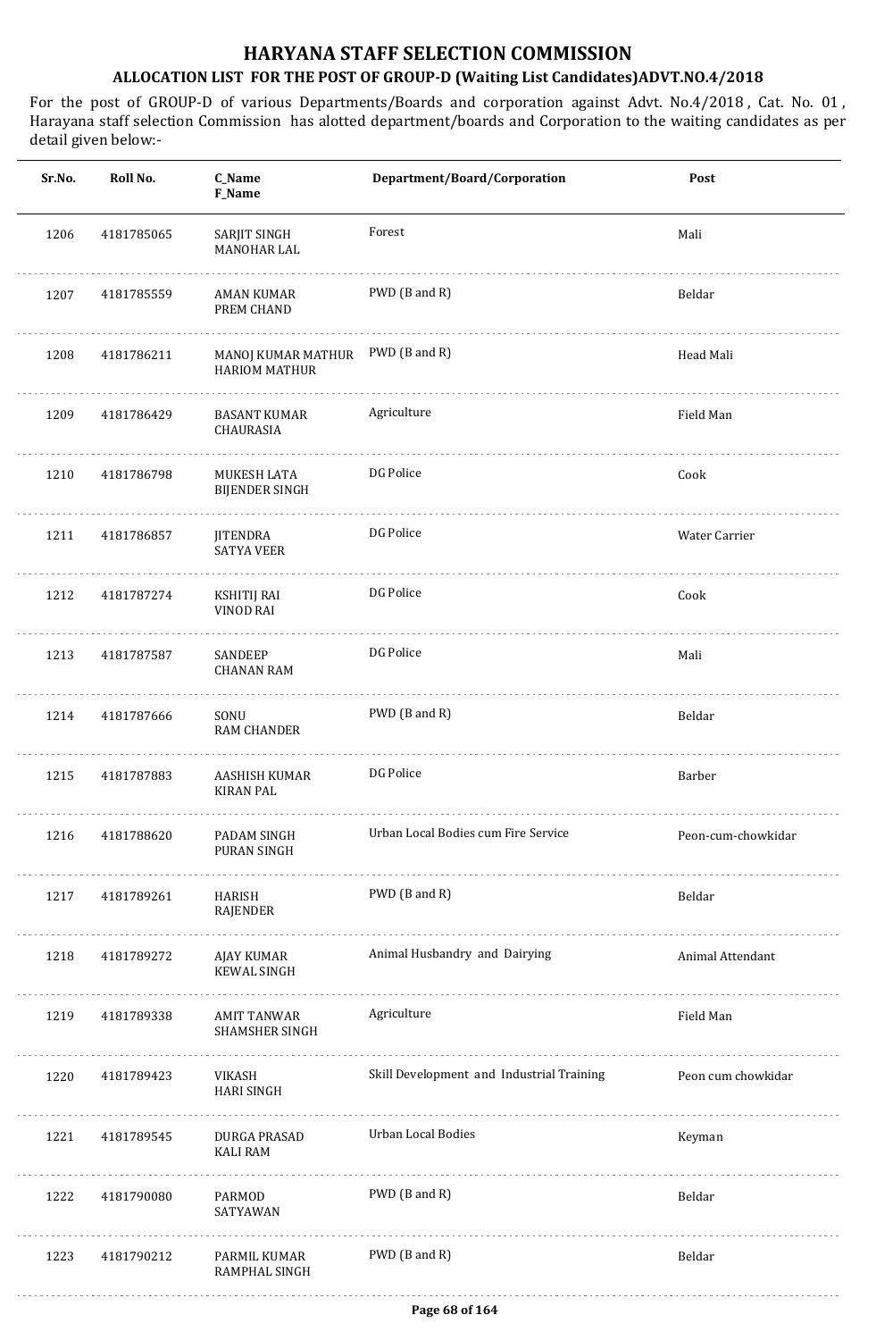# HARYANA STAFF SELECTION COMMISSION

## ALLOCATION LIST FOR THE POST OF GROUP-D (Waiting List Candidates)ADVT.NO.4/2018

For the post of GROUP-D of various Departments/Boards and corporation against Advt. No.4/2018 , Cat. No. 01 , Harayana staff selection Commission has alotted department/boards and Corporation to the waiting candidates as per detail given below:-

| Sr.No. | Roll No. | C_Name F_Name | Department/Board/Corporation | Post |
|---|---|---|---|---|
| 1206 | 4181785065 | SARJIT SINGH MANOHAR LAL | Forest | Mali |
| 1207 | 4181785559 | AMAN KUMAR PREM CHAND | PWD (B and R) | Beldar |
| 1208 | 4181786211 | MANOJ KUMAR MATHUR HARIOM MATHUR | PWD (B and R) | Head Mali |
| 1209 | 4181786429 | BASANT KUMAR CHAURASIA | Agriculture | Field Man |
| 1210 | 4181786798 | MUKESH LATA BIJENDER SINGH | DG Police | Cook |
| 1211 | 4181786857 | JITENDRA SATYA VEER | DG Police | Water Carrier |
| 1212 | 4181787274 | KSHITIJ RAI VINOD RAI | DG Police | Cook |
| 1213 | 4181787587 | SANDEEP CHANAN RAM | DG Police | Mali |
| 1214 | 4181787666 | SONU RAM CHANDER | PWD (B and R) | Beldar |
| 1215 | 4181787883 | AASHISH KUMAR KIRAN PAL | DG Police | Barber |
| 1216 | 4181788620 | PADAM SINGH PURAN SINGH | Urban Local Bodies cum Fire Service | Peon-cum-chowkidar |
| 1217 | 4181789261 | HARISH RAJENDER | PWD (B and R) | Beldar |
| 1218 | 4181789272 | AJAY KUMAR KEWAL SINGH | Animal Husbandry and Dairying | Animal Attendant |
| 1219 | 4181789338 | AMIT TANWAR SHAMSHER SINGH | Agriculture | Field Man |
| 1220 | 4181789423 | VIKASH HARI SINGH | Skill Development and Industrial Training | Peon cum chowkidar |
| 1221 | 4181789545 | DURGA PRASAD KALI RAM | Urban Local Bodies | Keyman |
| 1222 | 4181790080 | PARMOD SATYAWAN | PWD (B and R) | Beldar |
| 1223 | 4181790212 | PARMIL KUMAR RAMPHAL SINGH | PWD (B and R) | Beldar |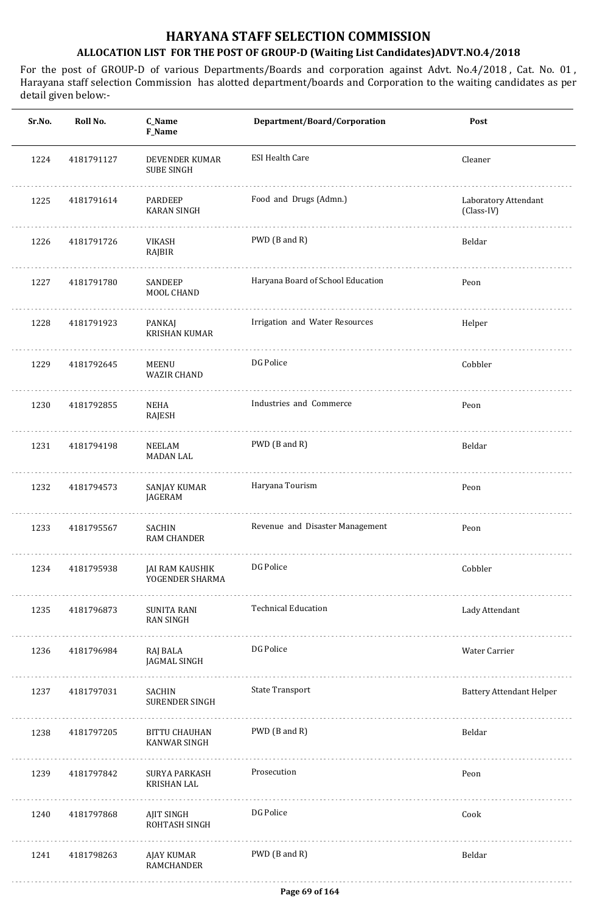# HARYANA STAFF SELECTION COMMISSION

## ALLOCATION LIST FOR THE POST OF GROUP-D (Waiting List Candidates)ADVT.NO.4/2018

For the post of GROUP-D of various Departments/Boards and corporation against Advt. No.4/2018 , Cat. No. 01 , Harayana staff selection Commission has alotted department/boards and Corporation to the waiting candidates as per detail given below:-

| Sr.No. | Roll No. | C_Name F_Name | Department/Board/Corporation | Post |
|---|---|---|---|---|
| 1224 | 4181791127 | DEVENDER KUMAR SUBE SINGH | ESI Health Care | Cleaner |
| 1225 | 4181791614 | PARDEEP KARAN SINGH | Food and Drugs (Admn.) | Laboratory Attendant (Class-IV) |
| 1226 | 4181791726 | VIKASH RAJBIR | PWD (B and R) | Beldar |
| 1227 | 4181791780 | SANDEEP MOOL CHAND | Haryana Board of School Education | Peon |
| 1228 | 4181791923 | PANKAJ KRISHAN KUMAR | Irrigation and Water Resources | Helper |
| 1229 | 4181792645 | MEENU WAZIR CHAND | DG Police | Cobbler |
| 1230 | 4181792855 | NEHA RAJESH | Industries and Commerce | Peon |
| 1231 | 4181794198 | NEELAM MADAN LAL | PWD (B and R) | Beldar |
| 1232 | 4181794573 | SANJAY KUMAR JAGERAM | Haryana Tourism | Peon |
| 1233 | 4181795567 | SACHIN RAM CHANDER | Revenue and Disaster Management | Peon |
| 1234 | 4181795938 | JAI RAM KAUSHIK YOGENDER SHARMA | DG Police | Cobbler |
| 1235 | 4181796873 | SUNITA RANI RAN SINGH | Technical Education | Lady Attendant |
| 1236 | 4181796984 | RAJ BALA JAGMAL SINGH | DG Police | Water Carrier |
| 1237 | 4181797031 | SACHIN SURENDER SINGH | State Transport | Battery Attendant Helper |
| 1238 | 4181797205 | BITTU CHAUHAN KANWAR SINGH | PWD (B and R) | Beldar |
| 1239 | 4181797842 | SURYA PARKASH KRISHAN LAL | Prosecution | Peon |
| 1240 | 4181797868 | AJIT SINGH ROHTASH SINGH | DG Police | Cook |
| 1241 | 4181798263 | AJAY KUMAR RAMCHANDER | PWD (B and R) | Beldar |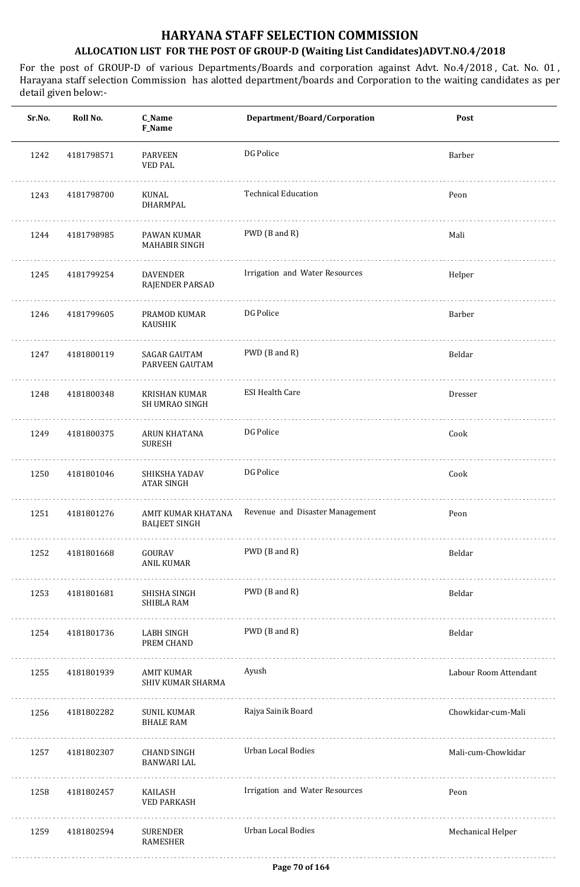# HARYANA STAFF SELECTION COMMISSION

## ALLOCATION LIST FOR THE POST OF GROUP-D (Waiting List Candidates)ADVT.NO.4/2018

For the post of GROUP-D of various Departments/Boards and corporation against Advt. No.4/2018 , Cat. No. 01 , Harayana staff selection Commission has alotted department/boards and Corporation to the waiting candidates as per detail given below:-

| Sr.No. | Roll No. | C_Name<br>F_Name | Department/Board/Corporation | Post |
|---|---|---|---|---|
| 1242 | 4181798571 | PARVEEN<br>VED PAL | DG Police | Barber |
| 1243 | 4181798700 | KUNAL<br>DHARMPAL | Technical Education | Peon |
| 1244 | 4181798985 | PAWAN KUMAR<br>MAHABIR SINGH | PWD (B and R) | Mali |
| 1245 | 4181799254 | DAVENDER<br>RAJENDER PARSAD | Irrigation and Water Resources | Helper |
| 1246 | 4181799605 | PRAMOD KUMAR<br>KAUSHIK | DG Police | Barber |
| 1247 | 4181800119 | SAGAR GAUTAM<br>PARVEEN GAUTAM | PWD (B and R) | Beldar |
| 1248 | 4181800348 | KRISHAN KUMAR<br>SH UMRAO SINGH | ESI Health Care | Dresser |
| 1249 | 4181800375 | ARUN KHATANA<br>SURESH | DG Police | Cook |
| 1250 | 4181801046 | SHIKSHA YADAV<br>ATAR SINGH | DG Police | Cook |
| 1251 | 4181801276 | AMIT KUMAR KHATANA<br>BALJEET SINGH | Revenue and Disaster Management | Peon |
| 1252 | 4181801668 | GOURAV<br>ANIL KUMAR | PWD (B and R) | Beldar |
| 1253 | 4181801681 | SHISHA SINGH<br>SHIBLA RAM | PWD (B and R) | Beldar |
| 1254 | 4181801736 | LABH SINGH<br>PREM CHAND | PWD (B and R) | Beldar |
| 1255 | 4181801939 | AMIT KUMAR<br>SHIV KUMAR SHARMA | Ayush | Labour Room Attendant |
| 1256 | 4181802282 | SUNIL KUMAR<br>BHALE RAM | Rajya Sainik Board | Chowkidar-cum-Mali |
| 1257 | 4181802307 | CHAND SINGH<br>BANWARI LAL | Urban Local Bodies | Mali-cum-Chowkidar |
| 1258 | 4181802457 | KAILASH<br>VED PARKASH | Irrigation and Water Resources | Peon |
| 1259 | 4181802594 | SURENDER<br>RAMESHER | Urban Local Bodies | Mechanical Helper |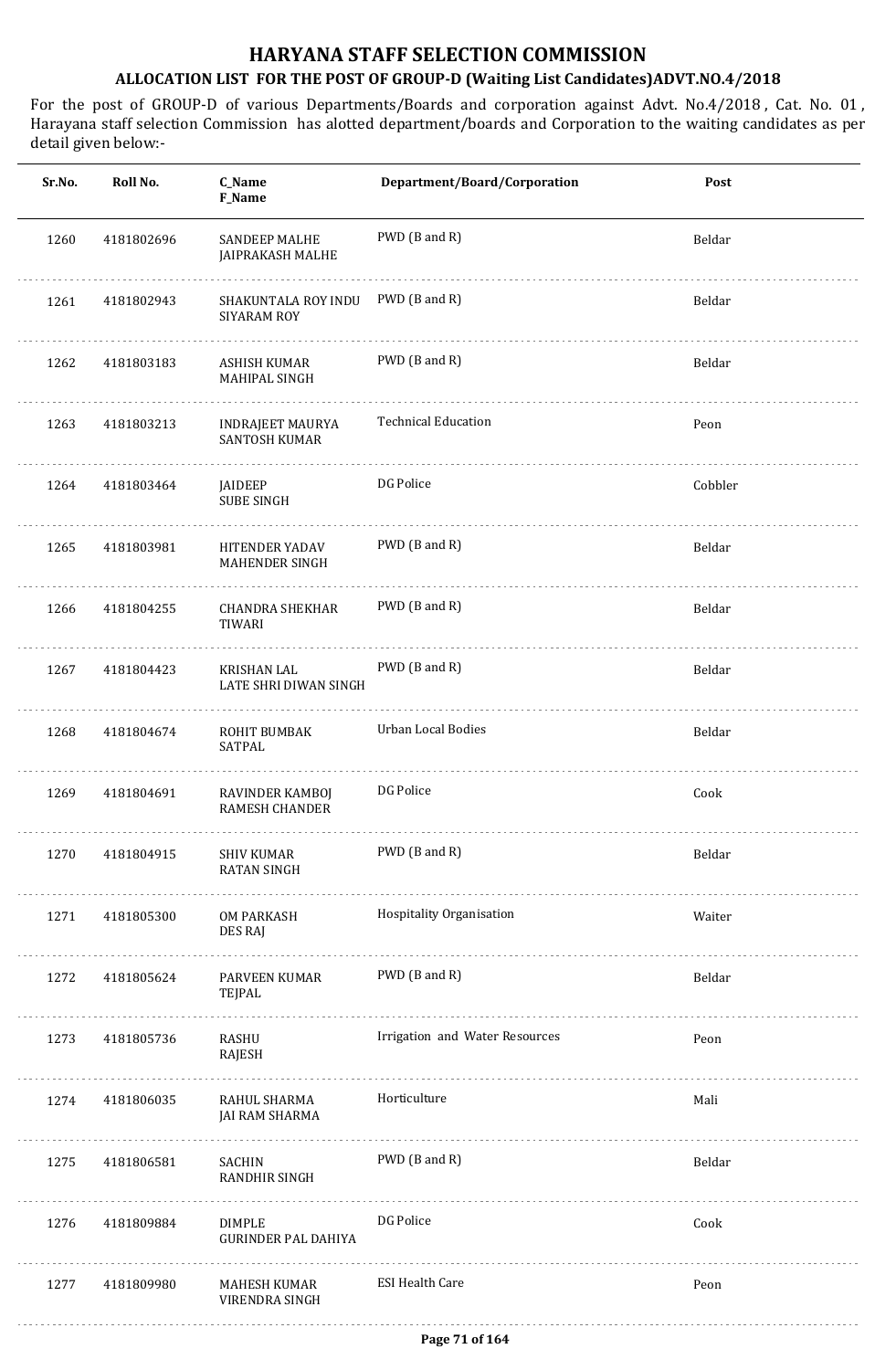# HARYANA STAFF SELECTION COMMISSION

## ALLOCATION LIST FOR THE POST OF GROUP-D (Waiting List Candidates)ADVT.NO.4/2018

For the post of GROUP-D of various Departments/Boards and corporation against Advt. No.4/2018 , Cat. No. 01 , Harayana staff selection Commission has alotted department/boards and Corporation to the waiting candidates as per detail given below:-

| Sr.No. | Roll No. | C_Name<br>F_Name | Department/Board/Corporation | Post |
|---|---|---|---|---|
| 1260 | 4181802696 | SANDEEP MALHE<br>JAIPRAKASH MALHE | PWD (B and R) | Beldar |
| 1261 | 4181802943 | SHAKUNTALA ROY INDU<br>SIYARAM ROY | PWD (B and R) | Beldar |
| 1262 | 4181803183 | ASHISH KUMAR<br>MAHIPAL SINGH | PWD (B and R) | Beldar |
| 1263 | 4181803213 | INDRAJEET MAURYA<br>SANTOSH KUMAR | Technical Education | Peon |
| 1264 | 4181803464 | JAIDEEP<br>SUBE SINGH | DG Police | Cobbler |
| 1265 | 4181803981 | HITENDER YADAV<br>MAHENDER SINGH | PWD (B and R) | Beldar |
| 1266 | 4181804255 | CHANDRA SHEKHAR<br>TIWARI | PWD (B and R) | Beldar |
| 1267 | 4181804423 | KRISHAN LAL<br>LATE SHRI DIWAN SINGH | PWD (B and R) | Beldar |
| 1268 | 4181804674 | ROHIT BUMBAK<br>SATPAL | Urban Local Bodies | Beldar |
| 1269 | 4181804691 | RAVINDER KAMBOJ<br>RAMESH CHANDER | DG Police | Cook |
| 1270 | 4181804915 | SHIV KUMAR<br>RATAN SINGH | PWD (B and R) | Beldar |
| 1271 | 4181805300 | OM PARKASH<br>DES RAJ | Hospitality Organisation | Waiter |
| 1272 | 4181805624 | PARVEEN KUMAR<br>TEJPAL | PWD (B and R) | Beldar |
| 1273 | 4181805736 | RASHU<br>RAJESH | Irrigation and Water Resources | Peon |
| 1274 | 4181806035 | RAHUL SHARMA<br>JAI RAM SHARMA | Horticulture | Mali |
| 1275 | 4181806581 | SACHIN<br>RANDHIR SINGH | PWD (B and R) | Beldar |
| 1276 | 4181809884 | DIMPLE<br>GURINDER PAL DAHIYA | DG Police | Cook |
| 1277 | 4181809980 | MAHESH KUMAR<br>VIRENDRA SINGH | ESI Health Care | Peon |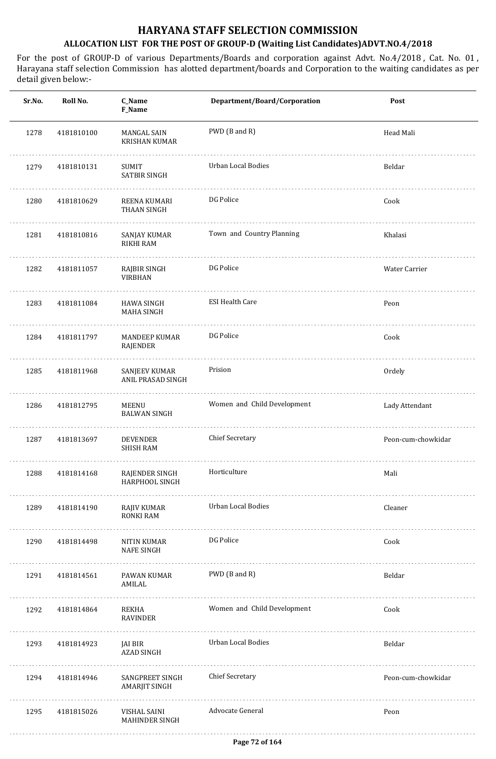# HARYANA STAFF SELECTION COMMISSION

## ALLOCATION LIST FOR THE POST OF GROUP-D (Waiting List Candidates)ADVT.NO.4/2018

For the post of GROUP-D of various Departments/Boards and corporation against Advt. No.4/2018 , Cat. No. 01 , Harayana staff selection Commission has alotted department/boards and Corporation to the waiting candidates as per detail given below:-

| Sr.No. | Roll No. | C_Name<br>F_Name | Department/Board/Corporation | Post |
|---|---|---|---|---|
| 1278 | 4181810100 | MANGAL SAIN<br>KRISHAN KUMAR | PWD (B and R) | Head Mali |
| 1279 | 4181810131 | SUMIT<br>SATBIR SINGH | Urban Local Bodies | Beldar |
| 1280 | 4181810629 | REENA KUMARI<br>THAAN SINGH | DG Police | Cook |
| 1281 | 4181810816 | SANJAY KUMAR<br>RIKHI RAM | Town and Country Planning | Khalasi |
| 1282 | 4181811057 | RAJBIR SINGH<br>VIRBHAN | DG Police | Water Carrier |
| 1283 | 4181811084 | HAWA SINGH<br>MAHA SINGH | ESI Health Care | Peon |
| 1284 | 4181811797 | MANDEEP KUMAR<br>RAJENDER | DG Police | Cook |
| 1285 | 4181811968 | SANJEEV KUMAR<br>ANIL PRASAD SINGH | Prision | Ordely |
| 1286 | 4181812795 | MEENU<br>BALWAN SINGH | Women and Child Development | Lady Attendant |
| 1287 | 4181813697 | DEVENDER<br>SHISH RAM | Chief Secretary | Peon-cum-chowkidar |
| 1288 | 4181814168 | RAJENDER SINGH<br>HARPHOOL SINGH | Horticulture | Mali |
| 1289 | 4181814190 | RAJIV KUMAR<br>RONKI RAM | Urban Local Bodies | Cleaner |
| 1290 | 4181814498 | NITIN KUMAR<br>NAFE SINGH | DG Police | Cook |
| 1291 | 4181814561 | PAWAN KUMAR<br>AMILAL | PWD (B and R) | Beldar |
| 1292 | 4181814864 | REKHA<br>RAVINDER | Women and Child Development | Cook |
| 1293 | 4181814923 | JAI BIR<br>AZAD SINGH | Urban Local Bodies | Beldar |
| 1294 | 4181814946 | SANGPREET SINGH<br>AMARJIT SINGH | Chief Secretary | Peon-cum-chowkidar |
| 1295 | 4181815026 | VISHAL SAINI<br>MAHINDER SINGH | Advocate General | Peon |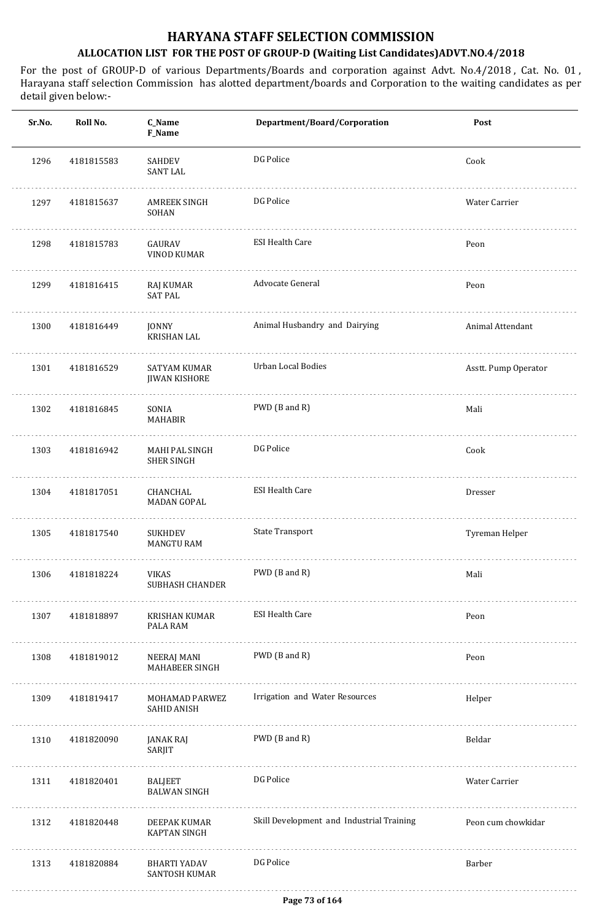# HARYANA STAFF SELECTION COMMISSION

## ALLOCATION LIST FOR THE POST OF GROUP-D (Waiting List Candidates)ADVT.NO.4/2018

For the post of GROUP-D of various Departments/Boards and corporation against Advt. No.4/2018 , Cat. No. 01 , Harayana staff selection Commission has alotted department/boards and Corporation to the waiting candidates as per detail given below:-

| Sr.No. | Roll No. | C_Name F_Name | Department/Board/Corporation | Post |
|---|---|---|---|---|
| 1296 | 4181815583 | SAHDEV SANT LAL | DG Police | Cook |
| 1297 | 4181815637 | AMREEK SINGH SOHAN | DG Police | Water Carrier |
| 1298 | 4181815783 | GAURAV VINOD KUMAR | ESI Health Care | Peon |
| 1299 | 4181816415 | RAJ KUMAR SAT PAL | Advocate General | Peon |
| 1300 | 4181816449 | JONNY KRISHAN LAL | Animal Husbandry and Dairying | Animal Attendant |
| 1301 | 4181816529 | SATYAM KUMAR JIWAN KISHORE | Urban Local Bodies | Asstt. Pump Operator |
| 1302 | 4181816845 | SONIA MAHABIR | PWD (B and R) | Mali |
| 1303 | 4181816942 | MAHI PAL SINGH SHER SINGH | DG Police | Cook |
| 1304 | 4181817051 | CHANCHAL MADAN GOPAL | ESI Health Care | Dresser |
| 1305 | 4181817540 | SUKHDEV MANGTU RAM | State Transport | Tyreman Helper |
| 1306 | 4181818224 | VIKAS SUBHASH CHANDER | PWD (B and R) | Mali |
| 1307 | 4181818897 | KRISHAN KUMAR PALA RAM | ESI Health Care | Peon |
| 1308 | 4181819012 | NEERAJ MANI MAHABEER SINGH | PWD (B and R) | Peon |
| 1309 | 4181819417 | MOHAMAD PARWEZ SAHID ANISH | Irrigation and Water Resources | Helper |
| 1310 | 4181820090 | JANAK RAJ SARJIT | PWD (B and R) | Beldar |
| 1311 | 4181820401 | BALJEET BALWAN SINGH | DG Police | Water Carrier |
| 1312 | 4181820448 | DEEPAK KUMAR KAPTAN SINGH | Skill Development and Industrial Training | Peon cum chowkidar |
| 1313 | 4181820884 | BHARTI YADAV SANTOSH KUMAR | DG Police | Barber |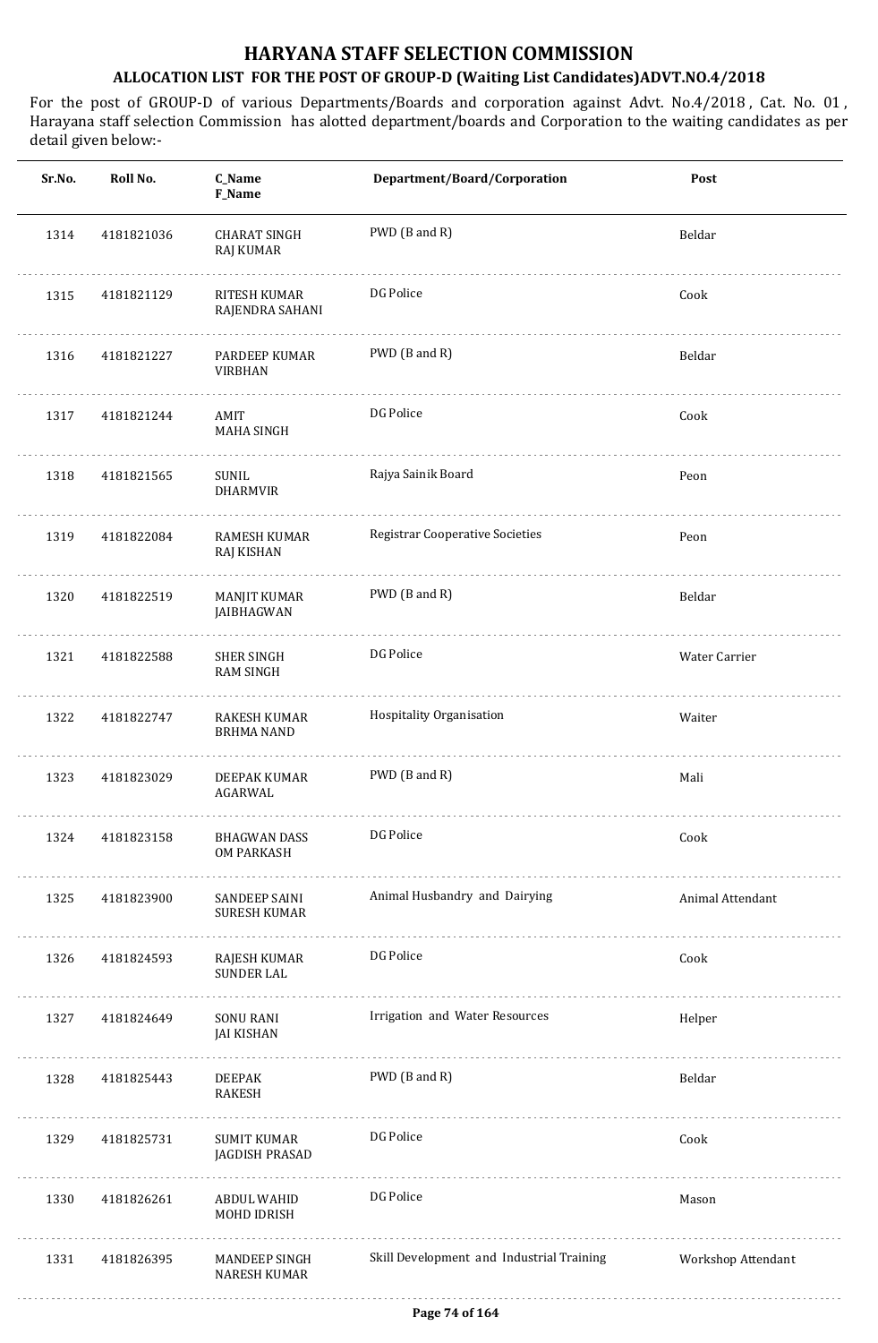# HARYANA STAFF SELECTION COMMISSION

## ALLOCATION LIST FOR THE POST OF GROUP-D (Waiting List Candidates)ADVT.NO.4/2018

For the post of GROUP-D of various Departments/Boards and corporation against Advt. No.4/2018 , Cat. No. 01 , Harayana staff selection Commission has alotted department/boards and Corporation to the waiting candidates as per detail given below:-

| Sr.No. | Roll No. | C_Name F_Name | Department/Board/Corporation | Post |
|---|---|---|---|---|
| 1314 | 4181821036 | CHARAT SINGH RAJ KUMAR | PWD (B and R) | Beldar |
| 1315 | 4181821129 | RITESH KUMAR RAJENDRA SAHANI | DG Police | Cook |
| 1316 | 4181821227 | PARDEEP KUMAR VIRBHAN | PWD (B and R) | Beldar |
| 1317 | 4181821244 | AMIT MAHA SINGH | DG Police | Cook |
| 1318 | 4181821565 | SUNIL DHARMVIR | Rajya Sainik Board | Peon |
| 1319 | 4181822084 | RAMESH KUMAR RAJ KISHAN | Registrar Cooperative Societies | Peon |
| 1320 | 4181822519 | MANJIT KUMAR JAIBHAGWAN | PWD (B and R) | Beldar |
| 1321 | 4181822588 | SHER SINGH RAM SINGH | DG Police | Water Carrier |
| 1322 | 4181822747 | RAKESH KUMAR BRHMA NAND | Hospitality Organisation | Waiter |
| 1323 | 4181823029 | DEEPAK KUMAR AGARWAL | PWD (B and R) | Mali |
| 1324 | 4181823158 | BHAGWAN DASS OM PARKASH | DG Police | Cook |
| 1325 | 4181823900 | SANDEEP SAINI SURESH KUMAR | Animal Husbandry and Dairying | Animal Attendant |
| 1326 | 4181824593 | RAJESH KUMAR SUNDER LAL | DG Police | Cook |
| 1327 | 4181824649 | SONU RANI JAI KISHAN | Irrigation and Water Resources | Helper |
| 1328 | 4181825443 | DEEPAK RAKESH | PWD (B and R) | Beldar |
| 1329 | 4181825731 | SUMIT KUMAR JAGDISH PRASAD | DG Police | Cook |
| 1330 | 4181826261 | ABDUL WAHID MOHD IDRISH | DG Police | Mason |
| 1331 | 4181826395 | MANDEEP SINGH NARESH KUMAR | Skill Development and Industrial Training | Workshop Attendant |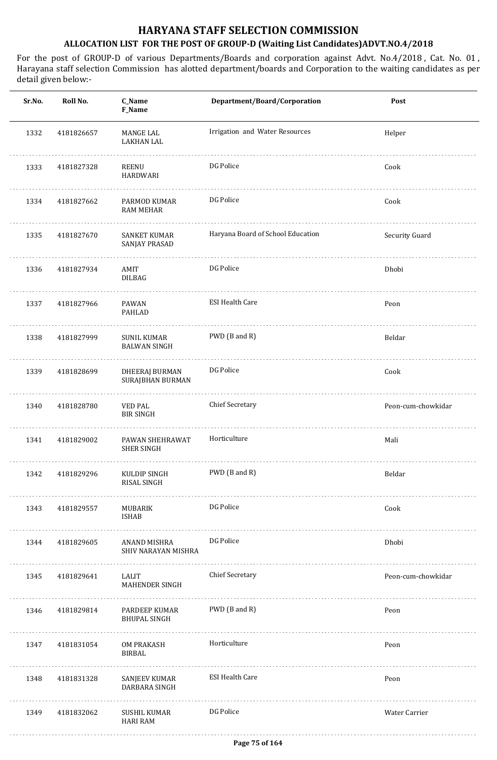# HARYANA STAFF SELECTION COMMISSION

## ALLOCATION LIST FOR THE POST OF GROUP-D (Waiting List Candidates)ADVT.NO.4/2018

For the post of GROUP-D of various Departments/Boards and corporation against Advt. No.4/2018 , Cat. No. 01 , Harayana staff selection Commission has alotted department/boards and Corporation to the waiting candidates as per detail given below:-

| Sr.No. | Roll No. | C_Name F_Name | Department/Board/Corporation | Post |
|---|---|---|---|---|
| 1332 | 4181826657 | MANGE LAL LAKHAN LAL | Irrigation and Water Resources | Helper |
| 1333 | 4181827328 | REENU HARDWARI | DG Police | Cook |
| 1334 | 4181827662 | PARMOD KUMAR RAM MEHAR | DG Police | Cook |
| 1335 | 4181827670 | SANKET KUMAR SANJAY PRASAD | Haryana Board of School Education | Security Guard |
| 1336 | 4181827934 | AMIT DILBAG | DG Police | Dhobi |
| 1337 | 4181827966 | PAWAN PAHLAD | ESI Health Care | Peon |
| 1338 | 4181827999 | SUNIL KUMAR BALWAN SINGH | PWD (B and R) | Beldar |
| 1339 | 4181828699 | DHEERAJ BURMAN SURAJBHAN BURMAN | DG Police | Cook |
| 1340 | 4181828780 | VED PAL BIR SINGH | Chief Secretary | Peon-cum-chowkidar |
| 1341 | 4181829002 | PAWAN SHEHRAWAT SHER SINGH | Horticulture | Mali |
| 1342 | 4181829296 | KULDIP SINGH RISAL SINGH | PWD (B and R) | Beldar |
| 1343 | 4181829557 | MUBARIK ISHAB | DG Police | Cook |
| 1344 | 4181829605 | ANAND MISHRA SHIV NARAYAN MISHRA | DG Police | Dhobi |
| 1345 | 4181829641 | LALIT MAHENDER SINGH | Chief Secretary | Peon-cum-chowkidar |
| 1346 | 4181829814 | PARDEEP KUMAR BHUPAL SINGH | PWD (B and R) | Peon |
| 1347 | 4181831054 | OM PRAKASH BIRBAL | Horticulture | Peon |
| 1348 | 4181831328 | SANJEEV KUMAR DARBARA SINGH | ESI Health Care | Peon |
| 1349 | 4181832062 | SUSHIL KUMAR HARI RAM | DG Police | Water Carrier |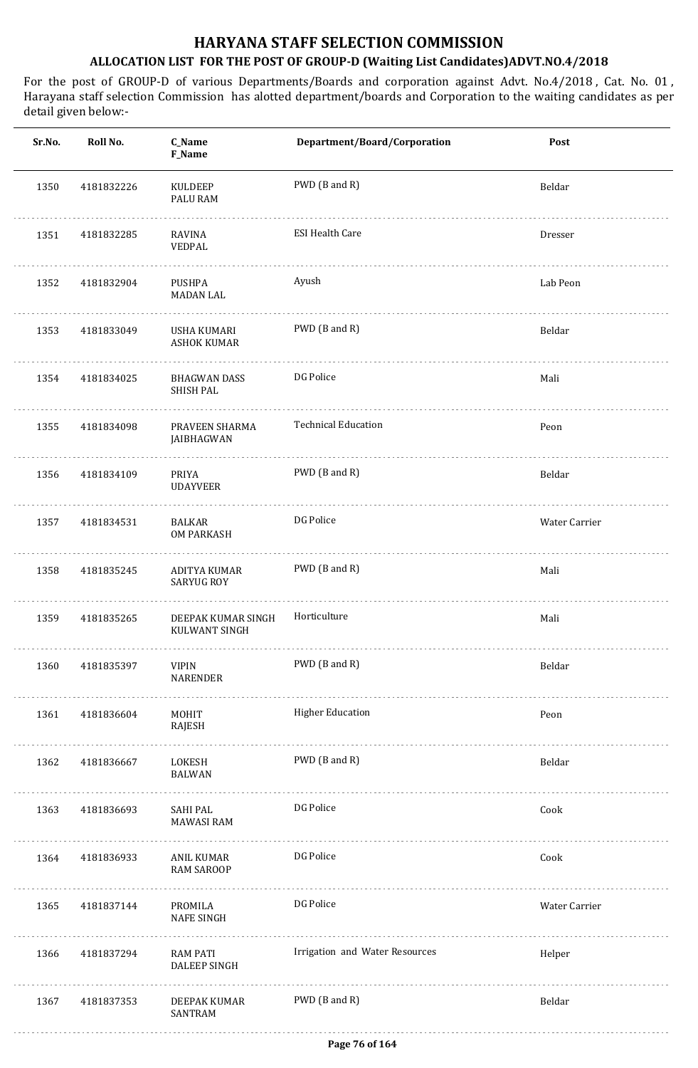# HARYANA STAFF SELECTION COMMISSION

## ALLOCATION LIST FOR THE POST OF GROUP-D (Waiting List Candidates)ADVT.NO.4/2018

For the post of GROUP-D of various Departments/Boards and corporation against Advt. No.4/2018 , Cat. No. 01 , Harayana staff selection Commission has alotted department/boards and Corporation to the waiting candidates as per detail given below:-

| Sr.No. | Roll No. | C_Name<br>F_Name | Department/Board/Corporation | Post |
|---|---|---|---|---|
| 1350 | 4181832226 | KULDEEP<br>PALU RAM | PWD (B and R) | Beldar |
| 1351 | 4181832285 | RAVINA<br>VEDPAL | ESI Health Care | Dresser |
| 1352 | 4181832904 | PUSHPA<br>MADAN LAL | Ayush | Lab Peon |
| 1353 | 4181833049 | USHA KUMARI<br>ASHOK KUMAR | PWD (B and R) | Beldar |
| 1354 | 4181834025 | BHAGWAN DASS<br>SHISH PAL | DG Police | Mali |
| 1355 | 4181834098 | PRAVEEN SHARMA<br>JAIBHAGWAN | Technical Education | Peon |
| 1356 | 4181834109 | PRIYA<br>UDAYVEER | PWD (B and R) | Beldar |
| 1357 | 4181834531 | BALKAR<br>OM PARKASH | DG Police | Water Carrier |
| 1358 | 4181835245 | ADITYA KUMAR<br>SARYUG ROY | PWD (B and R) | Mali |
| 1359 | 4181835265 | DEEPAK KUMAR SINGH<br>KULWANT SINGH | Horticulture | Mali |
| 1360 | 4181835397 | VIPIN<br>NARENDER | PWD (B and R) | Beldar |
| 1361 | 4181836604 | MOHIT<br>RAJESH | Higher Education | Peon |
| 1362 | 4181836667 | LOKESH<br>BALWAN | PWD (B and R) | Beldar |
| 1363 | 4181836693 | SAHI PAL<br>MAWASI RAM | DG Police | Cook |
| 1364 | 4181836933 | ANIL KUMAR<br>RAM SAROOP | DG Police | Cook |
| 1365 | 4181837144 | PROMILA<br>NAFE SINGH | DG Police | Water Carrier |
| 1366 | 4181837294 | RAM PATI<br>DALEEP SINGH | Irrigation and Water Resources | Helper |
| 1367 | 4181837353 | DEEPAK KUMAR<br>SANTRAM | PWD (B and R) | Beldar |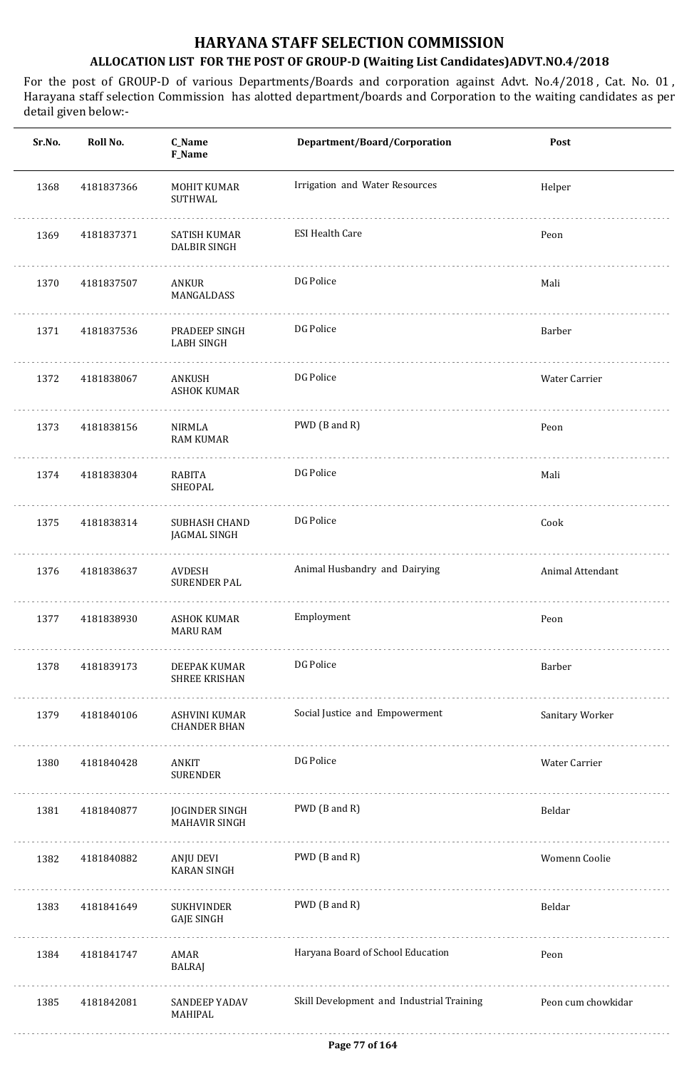# HARYANA STAFF SELECTION COMMISSION

## ALLOCATION LIST FOR THE POST OF GROUP-D (Waiting List Candidates)ADVT.NO.4/2018

For the post of GROUP-D of various Departments/Boards and corporation against Advt. No.4/2018 , Cat. No. 01 , Harayana staff selection Commission has alotted department/boards and Corporation to the waiting candidates as per detail given below:-

| Sr.No. | Roll No. | C_Name F_Name | Department/Board/Corporation | Post |
|---|---|---|---|---|
| 1368 | 4181837366 | MOHIT KUMAR SUTHWAL | Irrigation and Water Resources | Helper |
| 1369 | 4181837371 | SATISH KUMAR DALBIR SINGH | ESI Health Care | Peon |
| 1370 | 4181837507 | ANKUR MANGALDASS | DG Police | Mali |
| 1371 | 4181837536 | PRADEEP SINGH LABH SINGH | DG Police | Barber |
| 1372 | 4181838067 | ANKUSH ASHOK KUMAR | DG Police | Water Carrier |
| 1373 | 4181838156 | NIRMLA RAM KUMAR | PWD (B and R) | Peon |
| 1374 | 4181838304 | RABITA SHEOPAL | DG Police | Mali |
| 1375 | 4181838314 | SUBHASH CHAND JAGMAL SINGH | DG Police | Cook |
| 1376 | 4181838637 | AVDESH SURENDER PAL | Animal Husbandry and Dairying | Animal Attendant |
| 1377 | 4181838930 | ASHOK KUMAR MARU RAM | Employment | Peon |
| 1378 | 4181839173 | DEEPAK KUMAR SHREE KRISHAN | DG Police | Barber |
| 1379 | 4181840106 | ASHVINI KUMAR CHANDER BHAN | Social Justice and Empowerment | Sanitary Worker |
| 1380 | 4181840428 | ANKIT SURENDER | DG Police | Water Carrier |
| 1381 | 4181840877 | JOGINDER SINGH MAHAVIR SINGH | PWD (B and R) | Beldar |
| 1382 | 4181840882 | ANJU DEVI KARAN SINGH | PWD (B and R) | Womenn Coolie |
| 1383 | 4181841649 | SUKHVINDER GAJE SINGH | PWD (B and R) | Beldar |
| 1384 | 4181841747 | AMAR BALRAJ | Haryana Board of School Education | Peon |
| 1385 | 4181842081 | SANDEEP YADAV MAHIPAL | Skill Development and Industrial Training | Peon cum chowkidar |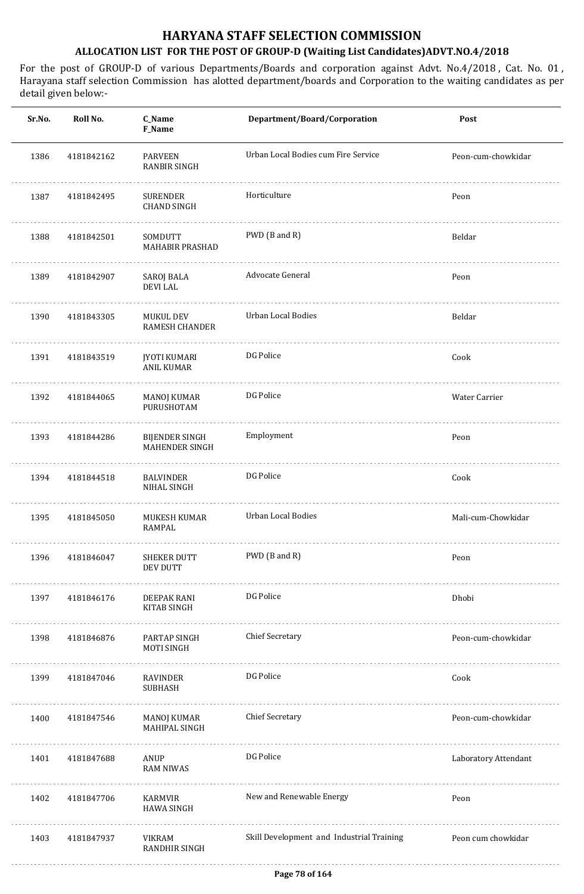# HARYANA STAFF SELECTION COMMISSION

## ALLOCATION LIST FOR THE POST OF GROUP-D (Waiting List Candidates)ADVT.NO.4/2018

For the post of GROUP-D of various Departments/Boards and corporation against Advt. No.4/2018 , Cat. No. 01 , Harayana staff selection Commission has alotted department/boards and Corporation to the waiting candidates as per detail given below:-

| Sr.No. | Roll No. | C_Name<br>F_Name | Department/Board/Corporation | Post |
|---|---|---|---|---|
| 1386 | 4181842162 | PARVEEN<br>RANBIR SINGH | Urban Local Bodies cum Fire Service | Peon-cum-chowkidar |
| 1387 | 4181842495 | SURENDER<br>CHAND SINGH | Horticulture | Peon |
| 1388 | 4181842501 | SOMDUTT<br>MAHABIR PRASHAD | PWD (B and R) | Beldar |
| 1389 | 4181842907 | SAROJ BALA<br>DEVI LAL | Advocate General | Peon |
| 1390 | 4181843305 | MUKUL DEV<br>RAMESH CHANDER | Urban Local Bodies | Beldar |
| 1391 | 4181843519 | JYOTI KUMARI<br>ANIL KUMAR | DG Police | Cook |
| 1392 | 4181844065 | MANOJ KUMAR<br>PURUSHOTAM | DG Police | Water Carrier |
| 1393 | 4181844286 | BIJENDER SINGH<br>MAHENDER SINGH | Employment | Peon |
| 1394 | 4181844518 | BALVINDER<br>NIHAL SINGH | DG Police | Cook |
| 1395 | 4181845050 | MUKESH KUMAR<br>RAMPAL | Urban Local Bodies | Mali-cum-Chowkidar |
| 1396 | 4181846047 | SHEKER DUTT<br>DEV DUTT | PWD (B and R) | Peon |
| 1397 | 4181846176 | DEEPAK RANI<br>KITAB SINGH | DG Police | Dhobi |
| 1398 | 4181846876 | PARTAP SINGH<br>MOTI SINGH | Chief Secretary | Peon-cum-chowkidar |
| 1399 | 4181847046 | RAVINDER<br>SUBHASH | DG Police | Cook |
| 1400 | 4181847546 | MANOJ KUMAR<br>MAHIPAL SINGH | Chief Secretary | Peon-cum-chowkidar |
| 1401 | 4181847688 | ANUP<br>RAM NIWAS | DG Police | Laboratory Attendant |
| 1402 | 4181847706 | KARMVIR<br>HAWA SINGH | New and Renewable Energy | Peon |
| 1403 | 4181847937 | VIKRAM<br>RANDHIR SINGH | Skill Development and Industrial Training | Peon cum chowkidar |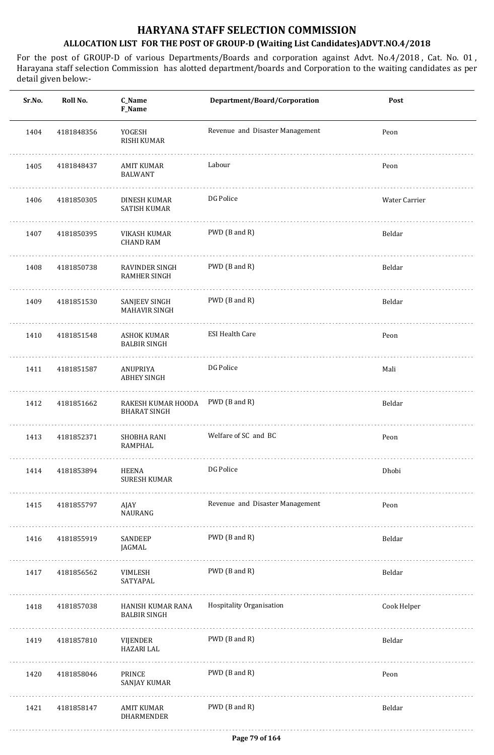# HARYANA STAFF SELECTION COMMISSION

## ALLOCATION LIST FOR THE POST OF GROUP-D (Waiting List Candidates)ADVT.NO.4/2018

For the post of GROUP-D of various Departments/Boards and corporation against Advt. No.4/2018 , Cat. No. 01 , Harayana staff selection Commission has alotted department/boards and Corporation to the waiting candidates as per detail given below:-

| Sr.No. | Roll No. | C_Name<br>F_Name | Department/Board/Corporation | Post |
|---|---|---|---|---|
| 1404 | 4181848356 | YOGESH<br>RISHI KUMAR | Revenue and Disaster Management | Peon |
| 1405 | 4181848437 | AMIT KUMAR<br>BALWANT | Labour | Peon |
| 1406 | 4181850305 | DINESH KUMAR<br>SATISH KUMAR | DG Police | Water Carrier |
| 1407 | 4181850395 | VIKASH KUMAR<br>CHAND RAM | PWD (B and R) | Beldar |
| 1408 | 4181850738 | RAVINDER SINGH<br>RAMHER SINGH | PWD (B and R) | Beldar |
| 1409 | 4181851530 | SANJEEV SINGH<br>MAHAVIR SINGH | PWD (B and R) | Beldar |
| 1410 | 4181851548 | ASHOK KUMAR<br>BALBIR SINGH | ESI Health Care | Peon |
| 1411 | 4181851587 | ANUPRIYA<br>ABHEY SINGH | DG Police | Mali |
| 1412 | 4181851662 | RAKESH KUMAR HOODA<br>BHARAT SINGH | PWD (B and R) | Beldar |
| 1413 | 4181852371 | SHOBHA RANI<br>RAMPHAL | Welfare of SC and BC | Peon |
| 1414 | 4181853894 | HEENA<br>SURESH KUMAR | DG Police | Dhobi |
| 1415 | 4181855797 | AJAY<br>NAURANG | Revenue and Disaster Management | Peon |
| 1416 | 4181855919 | SANDEEP<br>JAGMAL | PWD (B and R) | Beldar |
| 1417 | 4181856562 | VIMLESH<br>SATYAPAL | PWD (B and R) | Beldar |
| 1418 | 4181857038 | HANISH KUMAR RANA<br>BALBIR SINGH | Hospitality Organisation | Cook Helper |
| 1419 | 4181857810 | VIJENDER<br>HAZARI LAL | PWD (B and R) | Beldar |
| 1420 | 4181858046 | PRINCE<br>SANJAY KUMAR | PWD (B and R) | Peon |
| 1421 | 4181858147 | AMIT KUMAR<br>DHARMENDER | PWD (B and R) | Beldar |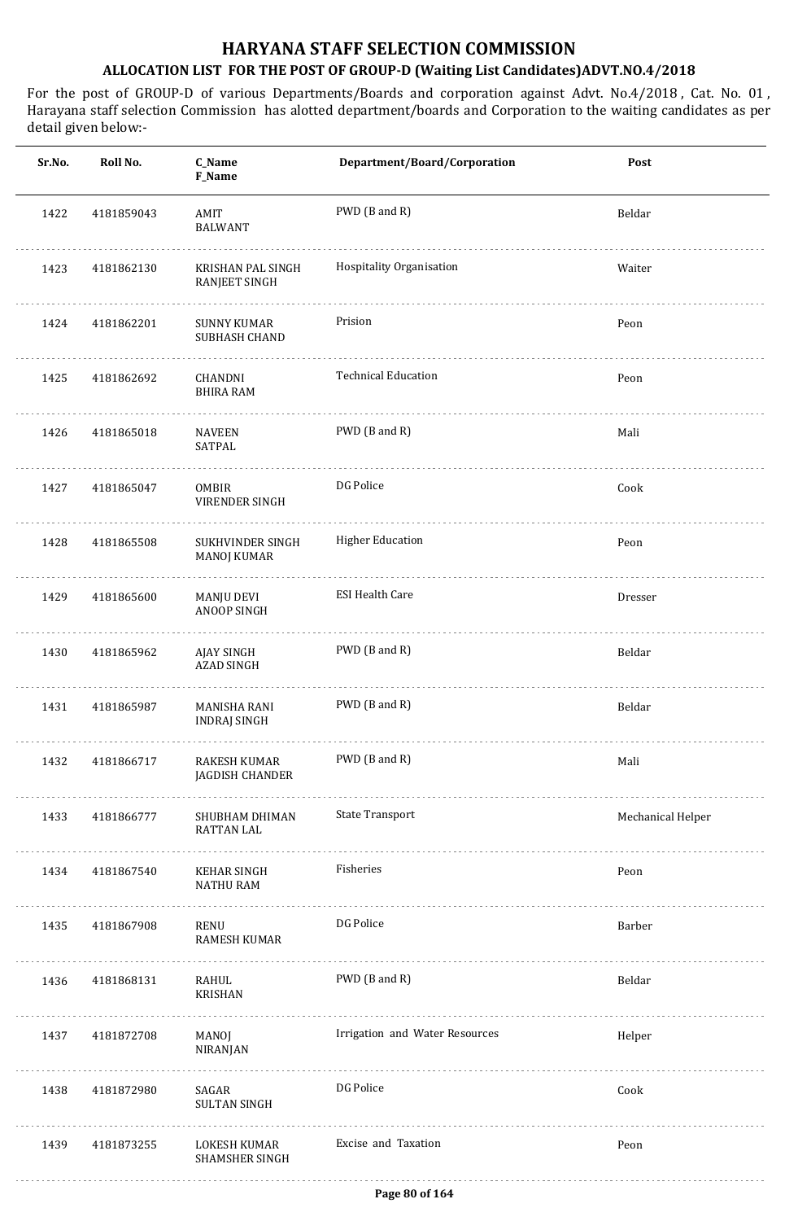# HARYANA STAFF SELECTION COMMISSION

## ALLOCATION LIST FOR THE POST OF GROUP-D (Waiting List Candidates)ADVT.NO.4/2018

For the post of GROUP-D of various Departments/Boards and corporation against Advt. No.4/2018 , Cat. No. 01 , Harayana staff selection Commission has alotted department/boards and Corporation to the waiting candidates as per detail given below:-

| Sr.No. | Roll No. | C_Name<br>F_Name | Department/Board/Corporation | Post |
|---|---|---|---|---|
| 1422 | 4181859043 | AMIT<br>BALWANT | PWD (B and R) | Beldar |
| 1423 | 4181862130 | KRISHAN PAL SINGH<br>RANJEET SINGH | Hospitality Organisation | Waiter |
| 1424 | 4181862201 | SUNNY KUMAR<br>SUBHASH CHAND | Prision | Peon |
| 1425 | 4181862692 | CHANDNI<br>BHIRA RAM | Technical Education | Peon |
| 1426 | 4181865018 | NAVEEN<br>SATPAL | PWD (B and R) | Mali |
| 1427 | 4181865047 | OMBIR<br>VIRENDER SINGH | DG Police | Cook |
| 1428 | 4181865508 | SUKHVINDER SINGH<br>MANOJ KUMAR | Higher Education | Peon |
| 1429 | 4181865600 | MANJU DEVI<br>ANOOP SINGH | ESI Health Care | Dresser |
| 1430 | 4181865962 | AJAY SINGH<br>AZAD SINGH | PWD (B and R) | Beldar |
| 1431 | 4181865987 | MANISHA RANI<br>INDRAJ SINGH | PWD (B and R) | Beldar |
| 1432 | 4181866717 | RAKESH KUMAR<br>JAGDISH CHANDER | PWD (B and R) | Mali |
| 1433 | 4181866777 | SHUBHAM DHIMAN<br>RATTAN LAL | State Transport | Mechanical Helper |
| 1434 | 4181867540 | KEHAR SINGH<br>NATHU RAM | Fisheries | Peon |
| 1435 | 4181867908 | RENU<br>RAMESH KUMAR | DG Police | Barber |
| 1436 | 4181868131 | RAHUL<br>KRISHAN | PWD (B and R) | Beldar |
| 1437 | 4181872708 | MANOJ<br>NIRANJAN | Irrigation and Water Resources | Helper |
| 1438 | 4181872980 | SAGAR<br>SULTAN SINGH | DG Police | Cook |
| 1439 | 4181873255 | LOKESH KUMAR<br>SHAMSHER SINGH | Excise and Taxation | Peon |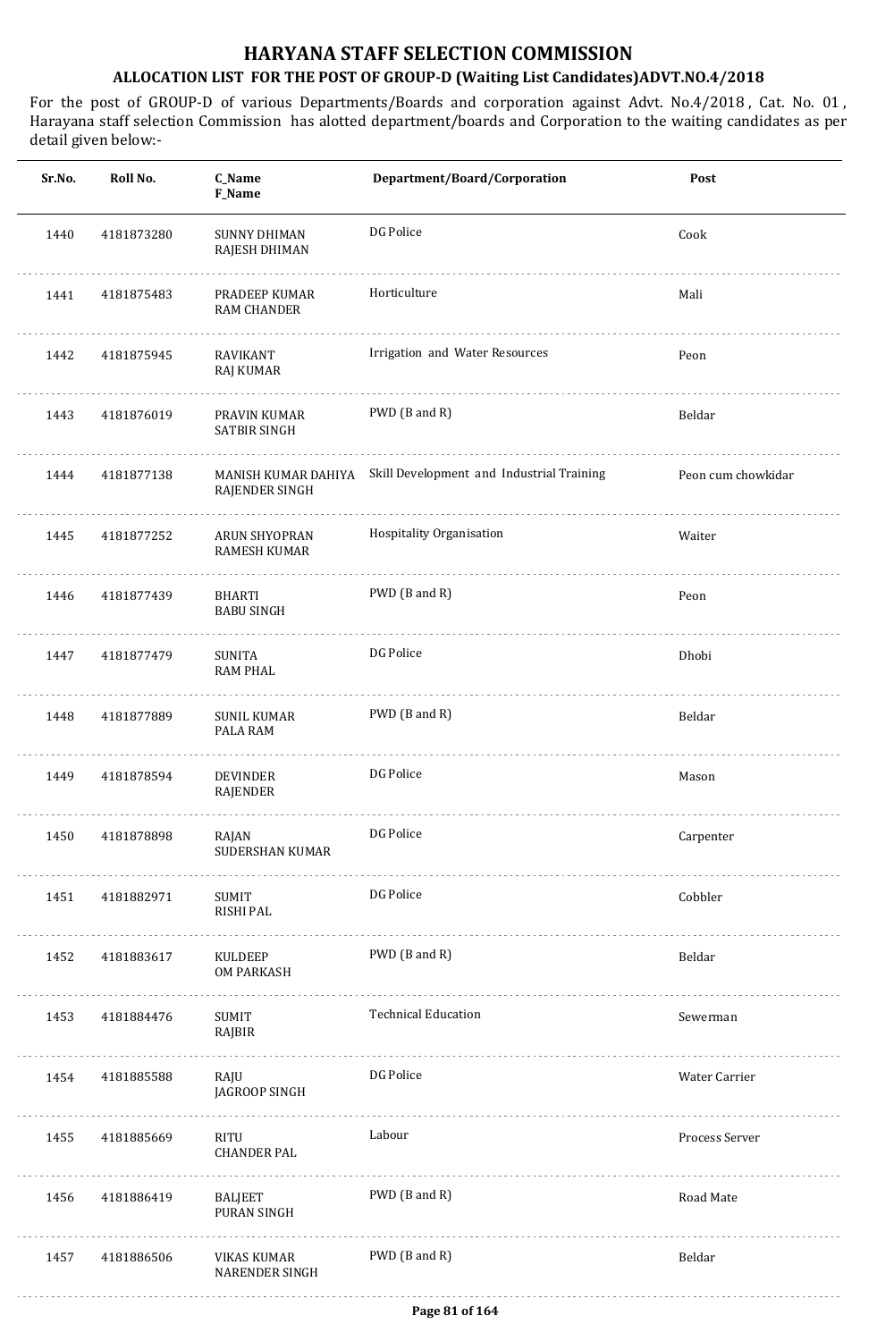# HARYANA STAFF SELECTION COMMISSION

## ALLOCATION LIST FOR THE POST OF GROUP-D (Waiting List Candidates)ADVT.NO.4/2018

For the post of GROUP-D of various Departments/Boards and corporation against Advt. No.4/2018 , Cat. No. 01 , Harayana staff selection Commission has alotted department/boards and Corporation to the waiting candidates as per detail given below:-

| Sr.No. | Roll No. | C_Name<br>F_Name | Department/Board/Corporation | Post |
|---|---|---|---|---|
| 1440 | 4181873280 | SUNNY DHIMAN<br>RAJESH DHIMAN | DG Police | Cook |
| 1441 | 4181875483 | PRADEEP KUMAR<br>RAM CHANDER | Horticulture | Mali |
| 1442 | 4181875945 | RAVIKANT<br>RAJ KUMAR | Irrigation and Water Resources | Peon |
| 1443 | 4181876019 | PRAVIN KUMAR<br>SATBIR SINGH | PWD (B and R) | Beldar |
| 1444 | 4181877138 | MANISH KUMAR DAHIYA<br>RAJENDER SINGH | Skill Development and Industrial Training | Peon cum chowkidar |
| 1445 | 4181877252 | ARUN SHYOPRAN<br>RAMESH KUMAR | Hospitality Organisation | Waiter |
| 1446 | 4181877439 | BHARTI<br>BABU SINGH | PWD (B and R) | Peon |
| 1447 | 4181877479 | SUNITA<br>RAM PHAL | DG Police | Dhobi |
| 1448 | 4181877889 | SUNIL KUMAR<br>PALA RAM | PWD (B and R) | Beldar |
| 1449 | 4181878594 | DEVINDER<br>RAJENDER | DG Police | Mason |
| 1450 | 4181878898 | RAJAN<br>SUDERSHAN KUMAR | DG Police | Carpenter |
| 1451 | 4181882971 | SUMIT<br>RISHI PAL | DG Police | Cobbler |
| 1452 | 4181883617 | KULDEEP<br>OM PARKASH | PWD (B and R) | Beldar |
| 1453 | 4181884476 | SUMIT<br>RAJBIR | Technical Education | Sewerman |
| 1454 | 4181885588 | RAJU<br>JAGROOP SINGH | DG Police | Water Carrier |
| 1455 | 4181885669 | RITU<br>CHANDER PAL | Labour | Process Server |
| 1456 | 4181886419 | BALJEET<br>PURAN SINGH | PWD (B and R) | Road Mate |
| 1457 | 4181886506 | VIKAS KUMAR<br>NARENDER SINGH | PWD (B and R) | Beldar |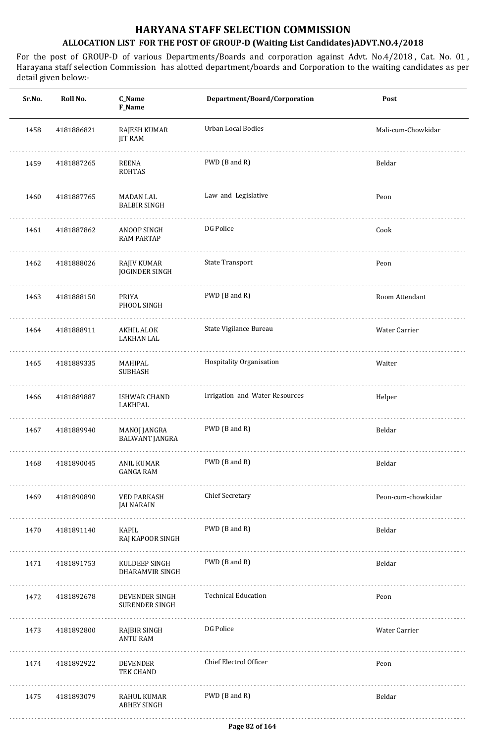# HARYANA STAFF SELECTION COMMISSION

## ALLOCATION LIST FOR THE POST OF GROUP-D (Waiting List Candidates)ADVT.NO.4/2018

For the post of GROUP-D of various Departments/Boards and corporation against Advt. No.4/2018 , Cat. No. 01 , Harayana staff selection Commission has alotted department/boards and Corporation to the waiting candidates as per detail given below:-

| Sr.No. | Roll No. | C_Name F_Name | Department/Board/Corporation | Post |
|---|---|---|---|---|
| 1458 | 4181886821 | RAJESH KUMAR JIT RAM | Urban Local Bodies | Mali-cum-Chowkidar |
| 1459 | 4181887265 | REENA ROHTAS | PWD (B and R) | Beldar |
| 1460 | 4181887765 | MADAN LAL BALBIR SINGH | Law and Legislative | Peon |
| 1461 | 4181887862 | ANOOP SINGH RAM PARTAP | DG Police | Cook |
| 1462 | 4181888026 | RAJIV KUMAR JOGINDER SINGH | State Transport | Peon |
| 1463 | 4181888150 | PRIYA PHOOL SINGH | PWD (B and R) | Room Attendant |
| 1464 | 4181888911 | AKHIL ALOK LAKHAN LAL | State Vigilance Bureau | Water Carrier |
| 1465 | 4181889335 | MAHIPAL SUBHASH | Hospitality Organisation | Waiter |
| 1466 | 4181889887 | ISHWAR CHAND LAKHPAL | Irrigation and Water Resources | Helper |
| 1467 | 4181889940 | MANOJ JANGRA BALWANT JANGRA | PWD (B and R) | Beldar |
| 1468 | 4181890045 | ANIL KUMAR GANGA RAM | PWD (B and R) | Beldar |
| 1469 | 4181890890 | VED PARKASH JAI NARAIN | Chief Secretary | Peon-cum-chowkidar |
| 1470 | 4181891140 | KAPIL RAJ KAPOOR SINGH | PWD (B and R) | Beldar |
| 1471 | 4181891753 | KULDEEP SINGH DHARAMVIR SINGH | PWD (B and R) | Beldar |
| 1472 | 4181892678 | DEVENDER SINGH SURENDER SINGH | Technical Education | Peon |
| 1473 | 4181892800 | RAJBIR SINGH ANTU RAM | DG Police | Water Carrier |
| 1474 | 4181892922 | DEVENDER TEK CHAND | Chief Electrol Officer | Peon |
| 1475 | 4181893079 | RAHUL KUMAR ABHEY SINGH | PWD (B and R) | Beldar |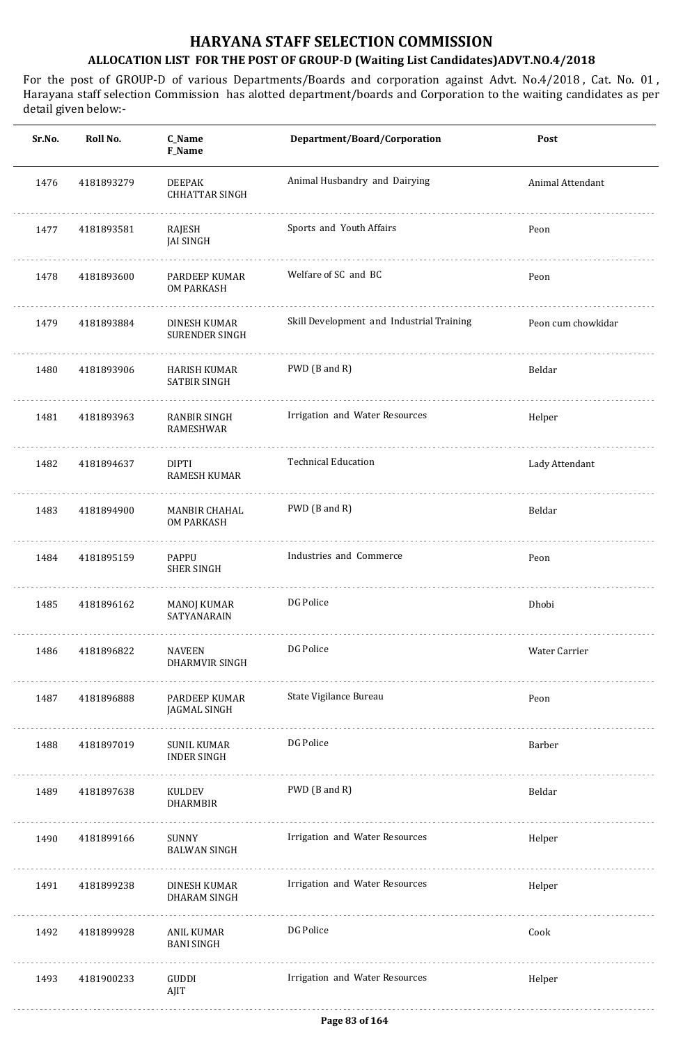# HARYANA STAFF SELECTION COMMISSION

## ALLOCATION LIST FOR THE POST OF GROUP-D (Waiting List Candidates)ADVT.NO.4/2018

For the post of GROUP-D of various Departments/Boards and corporation against Advt. No.4/2018 , Cat. No. 01 , Harayana staff selection Commission has alotted department/boards and Corporation to the waiting candidates as per detail given below:-

| Sr.No. | Roll No. | C_Name<br>F_Name | Department/Board/Corporation | Post |
|---|---|---|---|---|
| 1476 | 4181893279 | DEEPAK<br>CHHATTAR SINGH | Animal Husbandry and Dairying | Animal Attendant |
| 1477 | 4181893581 | RAJESH<br>JAI SINGH | Sports and Youth Affairs | Peon |
| 1478 | 4181893600 | PARDEEP KUMAR<br>OM PARKASH | Welfare of SC and BC | Peon |
| 1479 | 4181893884 | DINESH KUMAR<br>SURENDER SINGH | Skill Development and Industrial Training | Peon cum chowkidar |
| 1480 | 4181893906 | HARISH KUMAR<br>SATBIR SINGH | PWD (B and R) | Beldar |
| 1481 | 4181893963 | RANBIR SINGH<br>RAMESHWAR | Irrigation and Water Resources | Helper |
| 1482 | 4181894637 | DIPTI<br>RAMESH KUMAR | Technical Education | Lady Attendant |
| 1483 | 4181894900 | MANBIR CHAHAL<br>OM PARKASH | PWD (B and R) | Beldar |
| 1484 | 4181895159 | PAPPU<br>SHER SINGH | Industries and Commerce | Peon |
| 1485 | 4181896162 | MANOJ KUMAR<br>SATYANARAIN | DG Police | Dhobi |
| 1486 | 4181896822 | NAVEEN<br>DHARMVIR SINGH | DG Police | Water Carrier |
| 1487 | 4181896888 | PARDEEP KUMAR<br>JAGMAL SINGH | State Vigilance Bureau | Peon |
| 1488 | 4181897019 | SUNIL KUMAR<br>INDER SINGH | DG Police | Barber |
| 1489 | 4181897638 | KULDEV<br>DHARMBIR | PWD (B and R) | Beldar |
| 1490 | 4181899166 | SUNNY<br>BALWAN SINGH | Irrigation and Water Resources | Helper |
| 1491 | 4181899238 | DINESH KUMAR<br>DHARAM SINGH | Irrigation and Water Resources | Helper |
| 1492 | 4181899928 | ANIL KUMAR<br>BANI SINGH | DG Police | Cook |
| 1493 | 4181900233 | GUDDI<br>AJIT | Irrigation and Water Resources | Helper |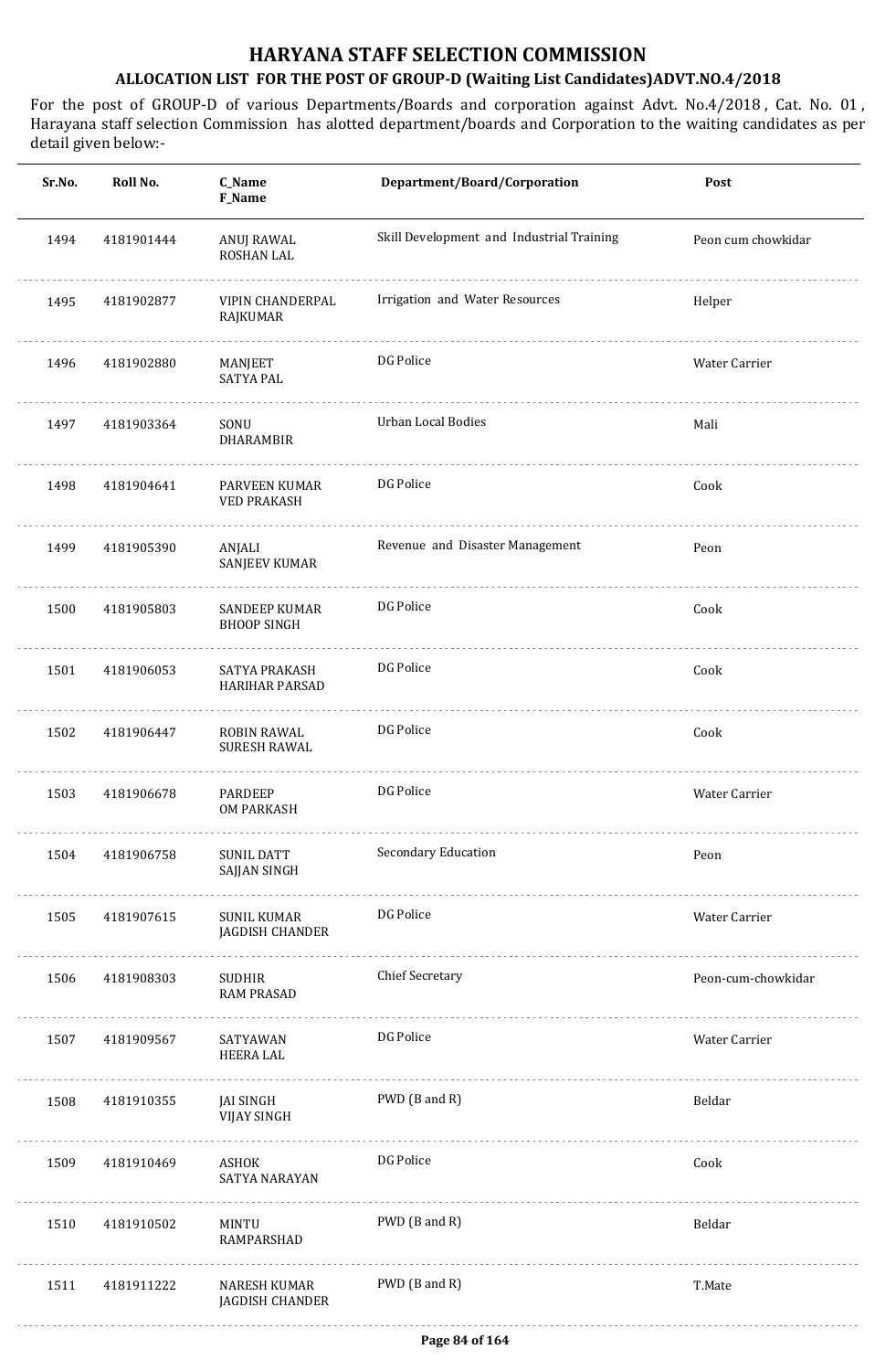# HARYANA STAFF SELECTION COMMISSION

## ALLOCATION LIST FOR THE POST OF GROUP-D (Waiting List Candidates)ADVT.NO.4/2018

For the post of GROUP-D of various Departments/Boards and corporation against Advt. No.4/2018 , Cat. No. 01 , Harayana staff selection Commission has alotted department/boards and Corporation to the waiting candidates as per detail given below:-

| Sr.No. | Roll No. | C_Name<br>F_Name | Department/Board/Corporation | Post |
|---|---|---|---|---|
| 1494 | 4181901444 | ANUJ RAWAL<br>ROSHAN LAL | Skill Development and Industrial Training | Peon cum chowkidar |
| 1495 | 4181902877 | VIPIN CHANDERPAL<br>RAJKUMAR | Irrigation and Water Resources | Helper |
| 1496 | 4181902880 | MANJEET<br>SATYA PAL | DG Police | Water Carrier |
| 1497 | 4181903364 | SONU<br>DHARAMBIR | Urban Local Bodies | Mali |
| 1498 | 4181904641 | PARVEEN KUMAR<br>VED PRAKASH | DG Police | Cook |
| 1499 | 4181905390 | ANJALI<br>SANJEEV KUMAR | Revenue and Disaster Management | Peon |
| 1500 | 4181905803 | SANDEEP KUMAR<br>BHOOP SINGH | DG Police | Cook |
| 1501 | 4181906053 | SATYA PRAKASH<br>HARIHAR PARSAD | DG Police | Cook |
| 1502 | 4181906447 | ROBIN RAWAL<br>SURESH RAWAL | DG Police | Cook |
| 1503 | 4181906678 | PARDEEP<br>OM PARKASH | DG Police | Water Carrier |
| 1504 | 4181906758 | SUNIL DATT<br>SAJJAN SINGH | Secondary Education | Peon |
| 1505 | 4181907615 | SUNIL KUMAR<br>JAGDISH CHANDER | DG Police | Water Carrier |
| 1506 | 4181908303 | SUDHIR<br>RAM PRASAD | Chief Secretary | Peon-cum-chowkidar |
| 1507 | 4181909567 | SATYAWAN<br>HEERA LAL | DG Police | Water Carrier |
| 1508 | 4181910355 | JAI SINGH<br>VIJAY SINGH | PWD (B and R) | Beldar |
| 1509 | 4181910469 | ASHOK<br>SATYA NARAYAN | DG Police | Cook |
| 1510 | 4181910502 | MINTU<br>RAMPARSHAD | PWD (B and R) | Beldar |
| 1511 | 4181911222 | NARESH KUMAR<br>JAGDISH CHANDER | PWD (B and R) | T.Mate |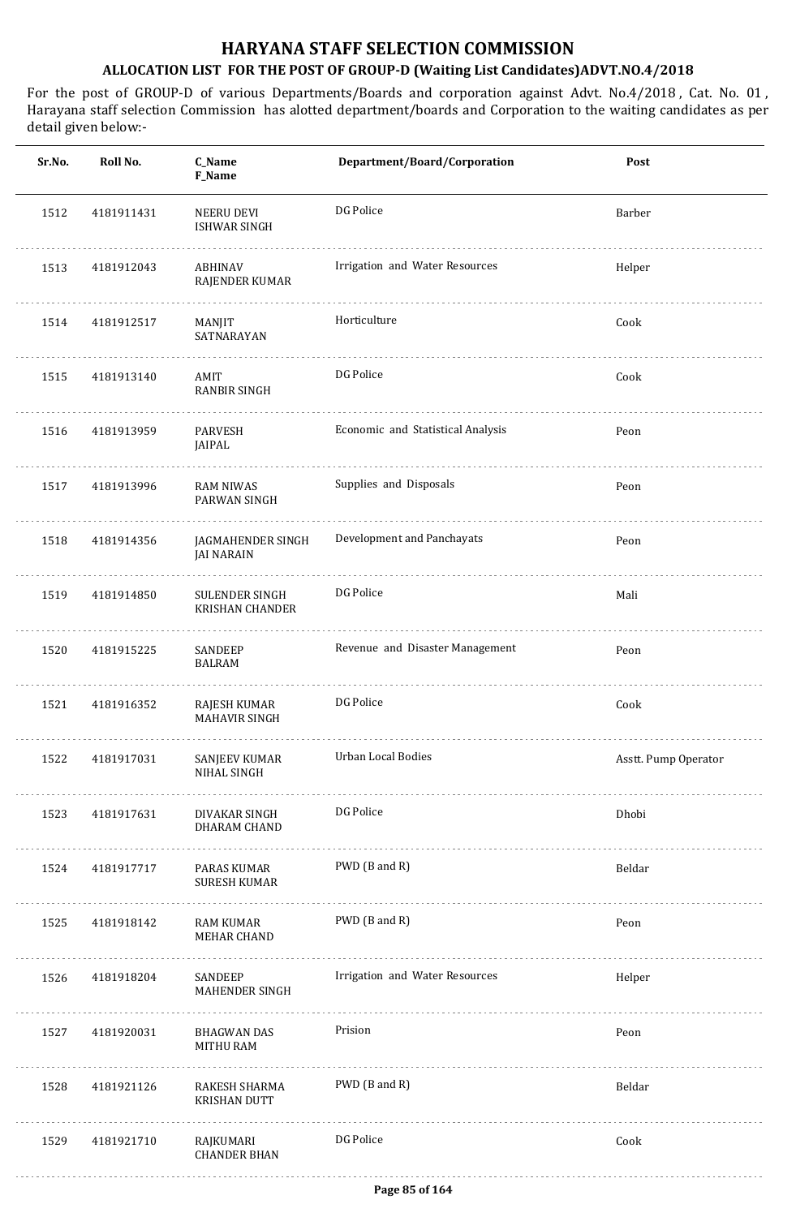# HARYANA STAFF SELECTION COMMISSION

## ALLOCATION LIST FOR THE POST OF GROUP-D (Waiting List Candidates)ADVT.NO.4/2018

For the post of GROUP-D of various Departments/Boards and corporation against Advt. No.4/2018 , Cat. No. 01 , Harayana staff selection Commission has alotted department/boards and Corporation to the waiting candidates as per detail given below:-

| Sr.No. | Roll No. | C_Name F_Name | Department/Board/Corporation | Post |
|---|---|---|---|---|
| 1512 | 4181911431 | NEERU DEVI ISHWAR SINGH | DG Police | Barber |
| 1513 | 4181912043 | ABHINAV RAJENDER KUMAR | Irrigation and Water Resources | Helper |
| 1514 | 4181912517 | MANJIT SATNARAYAN | Horticulture | Cook |
| 1515 | 4181913140 | AMIT RANBIR SINGH | DG Police | Cook |
| 1516 | 4181913959 | PARVESH JAIPAL | Economic and Statistical Analysis | Peon |
| 1517 | 4181913996 | RAM NIWAS PARWAN SINGH | Supplies and Disposals | Peon |
| 1518 | 4181914356 | JAGMAHENDER SINGH JAI NARAIN | Development and Panchayats | Peon |
| 1519 | 4181914850 | SULENDER SINGH KRISHAN CHANDER | DG Police | Mali |
| 1520 | 4181915225 | SANDEEP BALRAM | Revenue and Disaster Management | Peon |
| 1521 | 4181916352 | RAJESH KUMAR MAHAVIR SINGH | DG Police | Cook |
| 1522 | 4181917031 | SANJEEV KUMAR NIHAL SINGH | Urban Local Bodies | Asstt. Pump Operator |
| 1523 | 4181917631 | DIVAKAR SINGH DHARAM CHAND | DG Police | Dhobi |
| 1524 | 4181917717 | PARAS KUMAR SURESH KUMAR | PWD (B and R) | Beldar |
| 1525 | 4181918142 | RAM KUMAR MEHAR CHAND | PWD (B and R) | Peon |
| 1526 | 4181918204 | SANDEEP MAHENDER SINGH | Irrigation and Water Resources | Helper |
| 1527 | 4181920031 | BHAGWAN DAS MITHU RAM | Prision | Peon |
| 1528 | 4181921126 | RAKESH SHARMA KRISHAN DUTT | PWD (B and R) | Beldar |
| 1529 | 4181921710 | RAJKUMARI CHANDER BHAN | DG Police | Cook |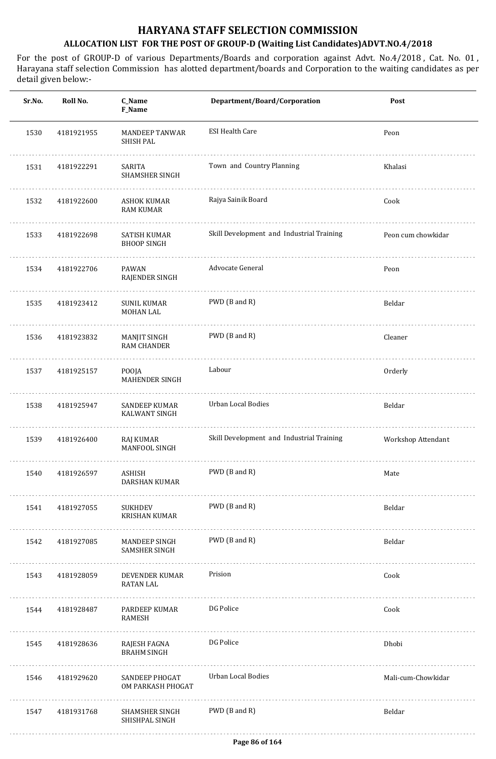# HARYANA STAFF SELECTION COMMISSION

## ALLOCATION LIST FOR THE POST OF GROUP-D (Waiting List Candidates)ADVT.NO.4/2018

For the post of GROUP-D of various Departments/Boards and corporation against Advt. No.4/2018 , Cat. No. 01 , Harayana staff selection Commission has alotted department/boards and Corporation to the waiting candidates as per detail given below:-

| Sr.No. | Roll No. | C_Name<br>F_Name | Department/Board/Corporation | Post |
|---|---|---|---|---|
| 1530 | 4181921955 | MANDEEP TANWAR<br>SHISH PAL | ESI Health Care | Peon |
| 1531 | 4181922291 | SARITA<br>SHAMSHER SINGH | Town and Country Planning | Khalasi |
| 1532 | 4181922600 | ASHOK KUMAR<br>RAM KUMAR | Rajya Sainik Board | Cook |
| 1533 | 4181922698 | SATISH KUMAR<br>BHOOP SINGH | Skill Development and Industrial Training | Peon cum chowkidar |
| 1534 | 4181922706 | PAWAN<br>RAJENDER SINGH | Advocate General | Peon |
| 1535 | 4181923412 | SUNIL KUMAR<br>MOHAN LAL | PWD (B and R) | Beldar |
| 1536 | 4181923832 | MANJIT SINGH<br>RAM CHANDER | PWD (B and R) | Cleaner |
| 1537 | 4181925157 | POOJA<br>MAHENDER SINGH | Labour | Orderly |
| 1538 | 4181925947 | SANDEEP KUMAR<br>KALWANT SINGH | Urban Local Bodies | Beldar |
| 1539 | 4181926400 | RAJ KUMAR<br>MANFOOL SINGH | Skill Development and Industrial Training | Workshop Attendant |
| 1540 | 4181926597 | ASHISH<br>DARSHAN KUMAR | PWD (B and R) | Mate |
| 1541 | 4181927055 | SUKHDEV<br>KRISHAN KUMAR | PWD (B and R) | Beldar |
| 1542 | 4181927085 | MANDEEP SINGH<br>SAMSHER SINGH | PWD (B and R) | Beldar |
| 1543 | 4181928059 | DEVENDER KUMAR<br>RATAN LAL | Prision | Cook |
| 1544 | 4181928487 | PARDEEP KUMAR<br>RAMESH | DG Police | Cook |
| 1545 | 4181928636 | RAJESH FAGNA<br>BRAHM SINGH | DG Police | Dhobi |
| 1546 | 4181929620 | SANDEEP PHOGAT<br>OM PARKASH PHOGAT | Urban Local Bodies | Mali-cum-Chowkidar |
| 1547 | 4181931768 | SHAMSHER SINGH<br>SHISHPAL SINGH | PWD (B and R) | Beldar |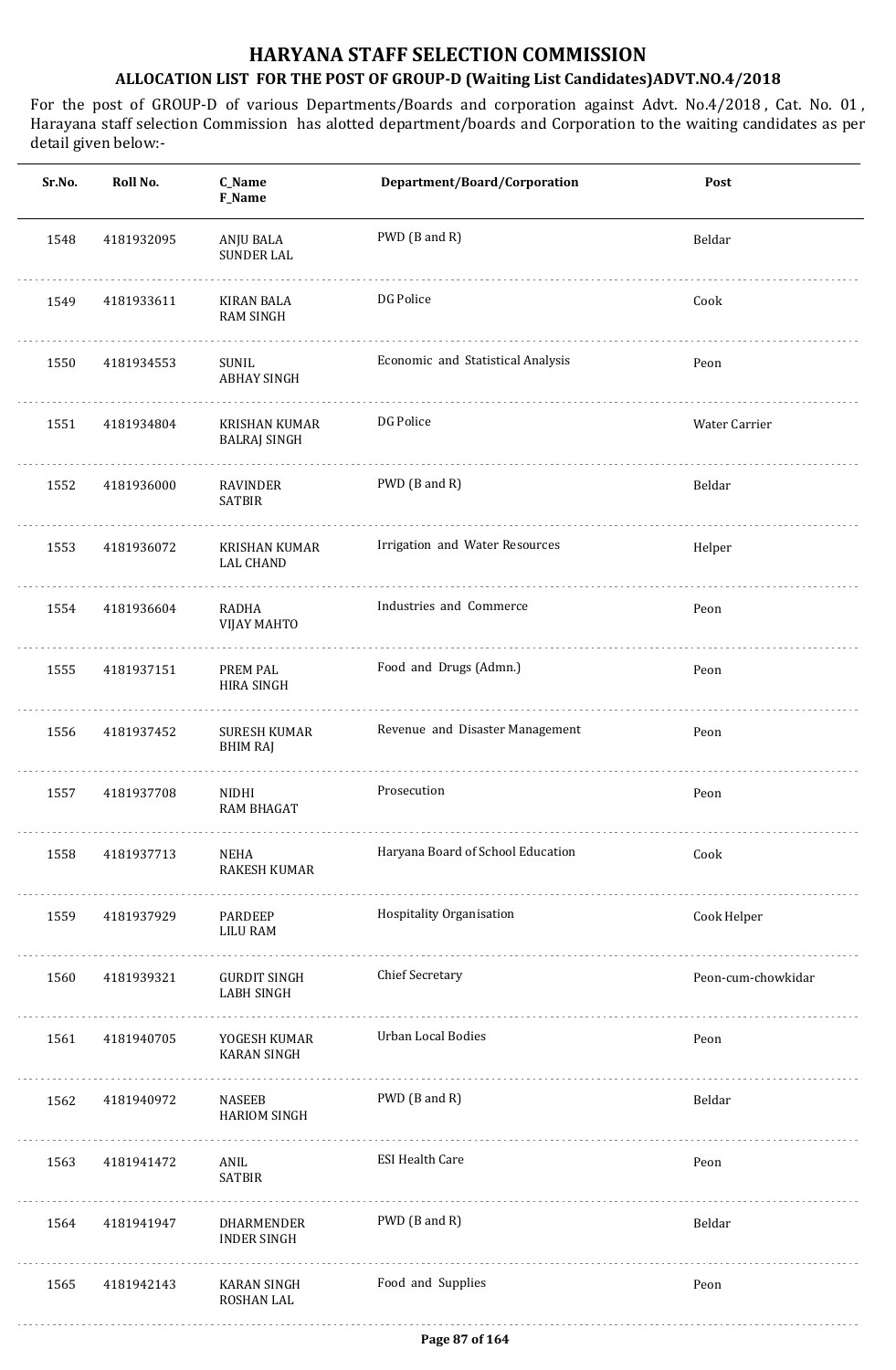# HARYANA STAFF SELECTION COMMISSION

## ALLOCATION LIST FOR THE POST OF GROUP-D (Waiting List Candidates)ADVT.NO.4/2018

For the post of GROUP-D of various Departments/Boards and corporation against Advt. No.4/2018 , Cat. No. 01 , Harayana staff selection Commission has alotted department/boards and Corporation to the waiting candidates as per detail given below:-

| Sr.No. | Roll No. | C_Name F_Name | Department/Board/Corporation | Post |
|---|---|---|---|---|
| 1548 | 4181932095 | ANJU BALA SUNDER LAL | PWD (B and R) | Beldar |
| 1549 | 4181933611 | KIRAN BALA RAM SINGH | DG Police | Cook |
| 1550 | 4181934553 | SUNIL ABHAY SINGH | Economic and Statistical Analysis | Peon |
| 1551 | 4181934804 | KRISHAN KUMAR BALRAJ SINGH | DG Police | Water Carrier |
| 1552 | 4181936000 | RAVINDER SATBIR | PWD (B and R) | Beldar |
| 1553 | 4181936072 | KRISHAN KUMAR LAL CHAND | Irrigation and Water Resources | Helper |
| 1554 | 4181936604 | RADHA VIJAY MAHTO | Industries and Commerce | Peon |
| 1555 | 4181937151 | PREM PAL HIRA SINGH | Food and Drugs (Admn.) | Peon |
| 1556 | 4181937452 | SURESH KUMAR BHIM RAJ | Revenue and Disaster Management | Peon |
| 1557 | 4181937708 | NIDHI RAM BHAGAT | Prosecution | Peon |
| 1558 | 4181937713 | NEHA RAKESH KUMAR | Haryana Board of School Education | Cook |
| 1559 | 4181937929 | PARDEEP LILU RAM | Hospitality Organisation | Cook Helper |
| 1560 | 4181939321 | GURDIT SINGH LABH SINGH | Chief Secretary | Peon-cum-chowkidar |
| 1561 | 4181940705 | YOGESH KUMAR KARAN SINGH | Urban Local Bodies | Peon |
| 1562 | 4181940972 | NASEEB HARIOM SINGH | PWD (B and R) | Beldar |
| 1563 | 4181941472 | ANIL SATBIR | ESI Health Care | Peon |
| 1564 | 4181941947 | DHARMENDER INDER SINGH | PWD (B and R) | Beldar |
| 1565 | 4181942143 | KARAN SINGH ROSHAN LAL | Food and Supplies | Peon |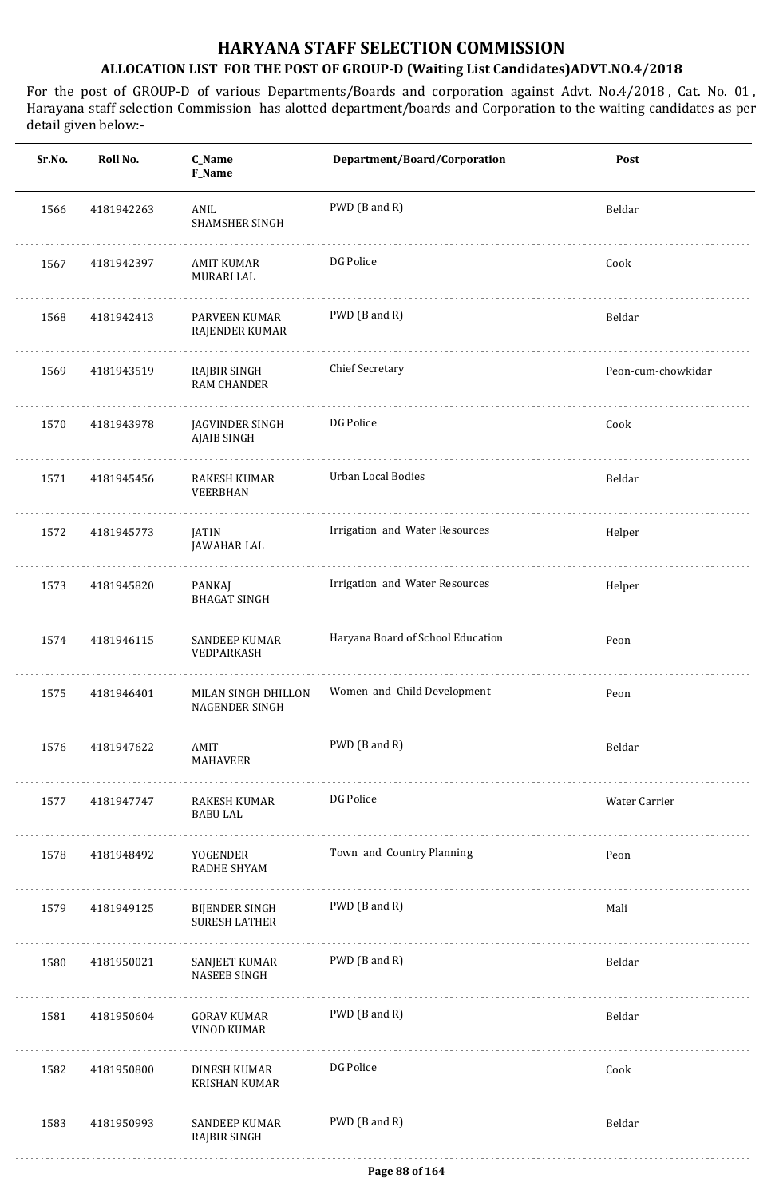# HARYANA STAFF SELECTION COMMISSION

## ALLOCATION LIST FOR THE POST OF GROUP-D (Waiting List Candidates)ADVT.NO.4/2018

For the post of GROUP-D of various Departments/Boards and corporation against Advt. No.4/2018 , Cat. No. 01 , Harayana staff selection Commission has alotted department/boards and Corporation to the waiting candidates as per detail given below:-

| Sr.No. | Roll No. | C_Name F_Name | Department/Board/Corporation | Post |
|---|---|---|---|---|
| 1566 | 4181942263 | ANIL SHAMSHER SINGH | PWD (B and R) | Beldar |
| 1567 | 4181942397 | AMIT KUMAR MURARI LAL | DG Police | Cook |
| 1568 | 4181942413 | PARVEEN KUMAR RAJENDER KUMAR | PWD (B and R) | Beldar |
| 1569 | 4181943519 | RAJBIR SINGH RAM CHANDER | Chief Secretary | Peon-cum-chowkidar |
| 1570 | 4181943978 | JAGVINDER SINGH AJAIB SINGH | DG Police | Cook |
| 1571 | 4181945456 | RAKESH KUMAR VEERBHAN | Urban Local Bodies | Beldar |
| 1572 | 4181945773 | JATIN JAWAHAR LAL | Irrigation and Water Resources | Helper |
| 1573 | 4181945820 | PANKAJ BHAGAT SINGH | Irrigation and Water Resources | Helper |
| 1574 | 4181946115 | SANDEEP KUMAR VEDPARKASH | Haryana Board of School Education | Peon |
| 1575 | 4181946401 | MILAN SINGH DHILLON NAGENDER SINGH | Women and Child Development | Peon |
| 1576 | 4181947622 | AMIT MAHAVEER | PWD (B and R) | Beldar |
| 1577 | 4181947747 | RAKESH KUMAR BABU LAL | DG Police | Water Carrier |
| 1578 | 4181948492 | YOGENDER RADHE SHYAM | Town and Country Planning | Peon |
| 1579 | 4181949125 | BIJENDER SINGH SURESH LATHER | PWD (B and R) | Mali |
| 1580 | 4181950021 | SANJEET KUMAR NASEEB SINGH | PWD (B and R) | Beldar |
| 1581 | 4181950604 | GORAV KUMAR VINOD KUMAR | PWD (B and R) | Beldar |
| 1582 | 4181950800 | DINESH KUMAR KRISHAN KUMAR | DG Police | Cook |
| 1583 | 4181950993 | SANDEEP KUMAR RAJBIR SINGH | PWD (B and R) | Beldar |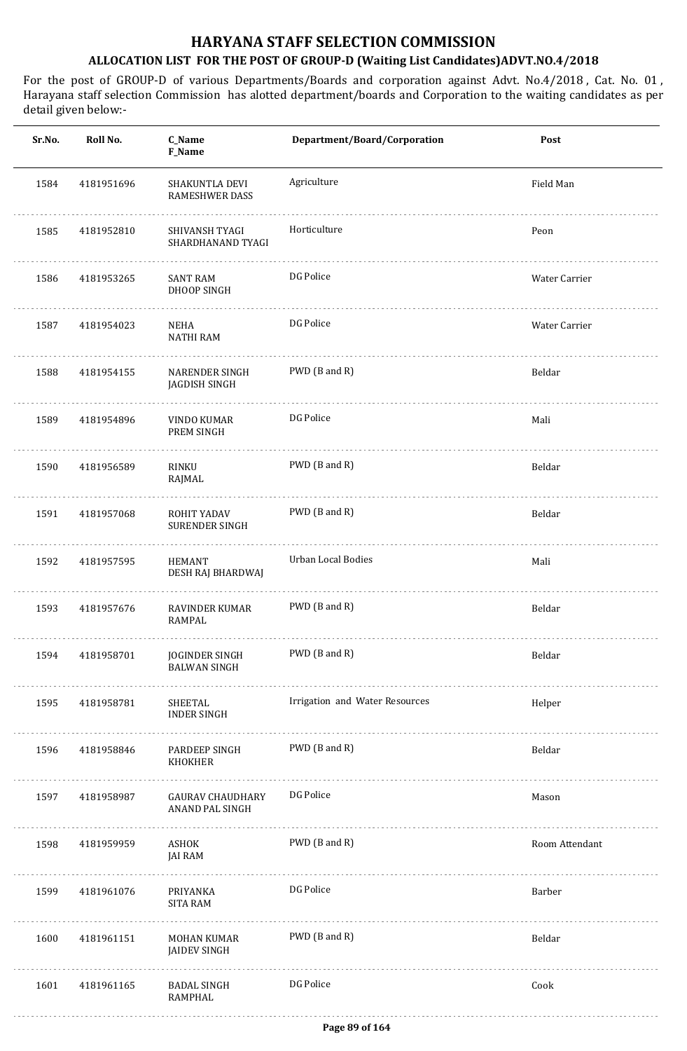# HARYANA STAFF SELECTION COMMISSION

## ALLOCATION LIST FOR THE POST OF GROUP-D (Waiting List Candidates)ADVT.NO.4/2018

For the post of GROUP-D of various Departments/Boards and corporation against Advt. No.4/2018 , Cat. No. 01 , Harayana staff selection Commission has alotted department/boards and Corporation to the waiting candidates as per detail given below:-

| Sr.No. | Roll No. | C_Name<br>F_Name | Department/Board/Corporation | Post |
|---|---|---|---|---|
| 1584 | 4181951696 | SHAKUNTLA DEVI<br>RAMESHWER DASS | Agriculture | Field Man |
| 1585 | 4181952810 | SHIVANSH TYAGI<br>SHARDHANAND TYAGI | Horticulture | Peon |
| 1586 | 4181953265 | SANT RAM<br>DHOOP SINGH | DG Police | Water Carrier |
| 1587 | 4181954023 | NEHA<br>NATHI RAM | DG Police | Water Carrier |
| 1588 | 4181954155 | NARENDER SINGH<br>JAGDISH SINGH | PWD (B and R) | Beldar |
| 1589 | 4181954896 | VINDO KUMAR<br>PREM SINGH | DG Police | Mali |
| 1590 | 4181956589 | RINKU<br>RAJMAL | PWD (B and R) | Beldar |
| 1591 | 4181957068 | ROHIT YADAV<br>SURENDER SINGH | PWD (B and R) | Beldar |
| 1592 | 4181957595 | HEMANT<br>DESH RAJ BHARDWAJ | Urban Local Bodies | Mali |
| 1593 | 4181957676 | RAVINDER KUMAR<br>RAMPAL | PWD (B and R) | Beldar |
| 1594 | 4181958701 | JOGINDER SINGH<br>BALWAN SINGH | PWD (B and R) | Beldar |
| 1595 | 4181958781 | SHEETAL<br>INDER SINGH | Irrigation and Water Resources | Helper |
| 1596 | 4181958846 | PARDEEP SINGH<br>KHOKHER | PWD (B and R) | Beldar |
| 1597 | 4181958987 | GAURAV CHAUDHARY<br>ANAND PAL SINGH | DG Police | Mason |
| 1598 | 4181959959 | ASHOK<br>JAI RAM | PWD (B and R) | Room Attendant |
| 1599 | 4181961076 | PRIYANKA<br>SITA RAM | DG Police | Barber |
| 1600 | 4181961151 | MOHAN KUMAR<br>JAIDEV SINGH | PWD (B and R) | Beldar |
| 1601 | 4181961165 | BADAL SINGH<br>RAMPHAL | DG Police | Cook |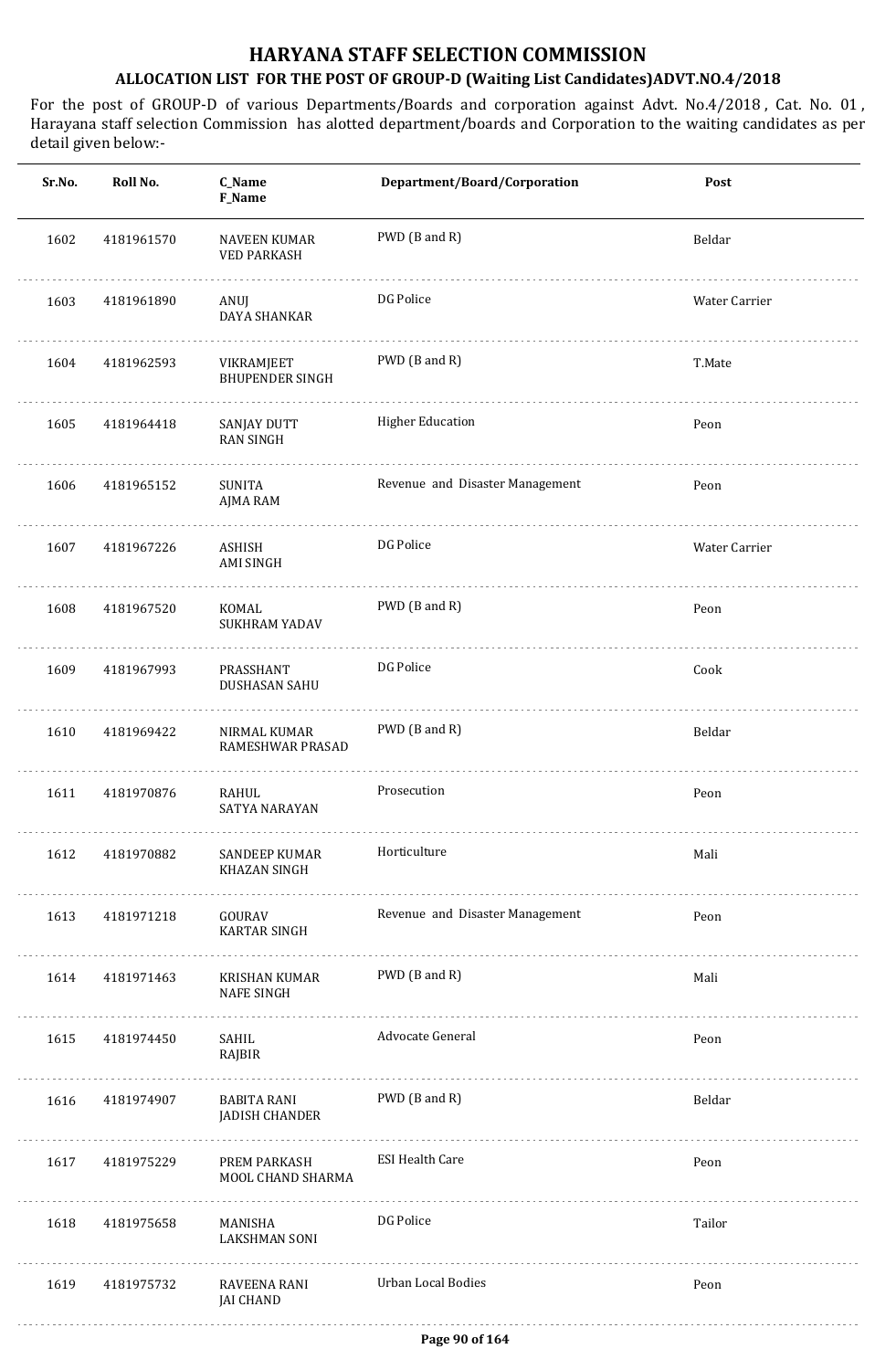# HARYANA STAFF SELECTION COMMISSION

## ALLOCATION LIST FOR THE POST OF GROUP-D (Waiting List Candidates)ADVT.NO.4/2018

For the post of GROUP-D of various Departments/Boards and corporation against Advt. No.4/2018 , Cat. No. 01 , Harayana staff selection Commission has alotted department/boards and Corporation to the waiting candidates as per detail given below:-

| Sr.No. | Roll No. | C_Name<br>F_Name | Department/Board/Corporation | Post |
|---|---|---|---|---|
| 1602 | 4181961570 | NAVEEN KUMAR<br>VED PARKASH | PWD (B and R) | Beldar |
| 1603 | 4181961890 | ANUJ<br>DAYA SHANKAR | DG Police | Water Carrier |
| 1604 | 4181962593 | VIKRAMJEET<br>BHUPENDER SINGH | PWD (B and R) | T.Mate |
| 1605 | 4181964418 | SANJAY DUTT<br>RAN SINGH | Higher Education | Peon |
| 1606 | 4181965152 | SUNITA<br>AJMA RAM | Revenue and Disaster Management | Peon |
| 1607 | 4181967226 | ASHISH<br>AMI SINGH | DG Police | Water Carrier |
| 1608 | 4181967520 | KOMAL<br>SUKHRAM YADAV | PWD (B and R) | Peon |
| 1609 | 4181967993 | PRASSHANT<br>DUSHASAN SAHU | DG Police | Cook |
| 1610 | 4181969422 | NIRMAL KUMAR<br>RAMESHWAR PRASAD | PWD (B and R) | Beldar |
| 1611 | 4181970876 | RAHUL<br>SATYA NARAYAN | Prosecution | Peon |
| 1612 | 4181970882 | SANDEEP KUMAR<br>KHAZAN SINGH | Horticulture | Mali |
| 1613 | 4181971218 | GOURAV<br>KARTAR SINGH | Revenue and Disaster Management | Peon |
| 1614 | 4181971463 | KRISHAN KUMAR<br>NAFE SINGH | PWD (B and R) | Mali |
| 1615 | 4181974450 | SAHIL<br>RAJBIR | Advocate General | Peon |
| 1616 | 4181974907 | BABITA RANI<br>JADISH CHANDER | PWD (B and R) | Beldar |
| 1617 | 4181975229 | PREM PARKASH<br>MOOL CHAND SHARMA | ESI Health Care | Peon |
| 1618 | 4181975658 | MANISHA<br>LAKSHMAN SONI | DG Police | Tailor |
| 1619 | 4181975732 | RAVEENA RANI<br>JAI CHAND | Urban Local Bodies | Peon |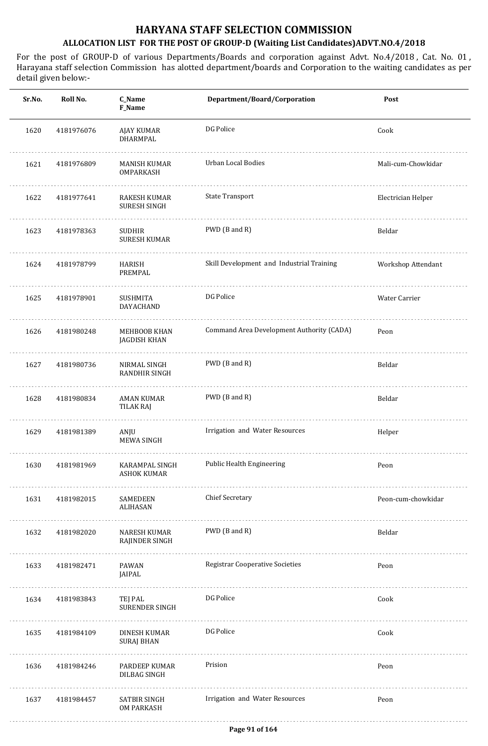# HARYANA STAFF SELECTION COMMISSION

## ALLOCATION LIST FOR THE POST OF GROUP-D (Waiting List Candidates)ADVT.NO.4/2018

For the post of GROUP-D of various Departments/Boards and corporation against Advt. No.4/2018 , Cat. No. 01 , Harayana staff selection Commission has alotted department/boards and Corporation to the waiting candidates as per detail given below:-

| Sr.No. | Roll No. | C_Name<br>F_Name | Department/Board/Corporation | Post |
|---|---|---|---|---|
| 1620 | 4181976076 | AJAY KUMAR<br>DHARMPAL | DG Police | Cook |
| 1621 | 4181976809 | MANISH KUMAR<br>OMPARKASH | Urban Local Bodies | Mali-cum-Chowkidar |
| 1622 | 4181977641 | RAKESH KUMAR<br>SURESH SINGH | State Transport | Electrician Helper |
| 1623 | 4181978363 | SUDHIR<br>SURESH KUMAR | PWD (B and R) | Beldar |
| 1624 | 4181978799 | HARISH<br>PREMPAL | Skill Development and Industrial Training | Workshop Attendant |
| 1625 | 4181978901 | SUSHMITA<br>DAYACHAND | DG Police | Water Carrier |
| 1626 | 4181980248 | MEHBOOB KHAN<br>JAGDISH KHAN | Command Area Development Authority (CADA) | Peon |
| 1627 | 4181980736 | NIRMAL SINGH<br>RANDHIR SINGH | PWD (B and R) | Beldar |
| 1628 | 4181980834 | AMAN KUMAR<br>TILAK RAJ | PWD (B and R) | Beldar |
| 1629 | 4181981389 | ANJU<br>MEWA SINGH | Irrigation and Water Resources | Helper |
| 1630 | 4181981969 | KARAMPAL SINGH<br>ASHOK KUMAR | Public Health Engineering | Peon |
| 1631 | 4181982015 | SAMEDEEN<br>ALIHASAN | Chief Secretary | Peon-cum-chowkidar |
| 1632 | 4181982020 | NARESH KUMAR<br>RAJINDER SINGH | PWD (B and R) | Beldar |
| 1633 | 4181982471 | PAWAN<br>JAIPAL | Registrar Cooperative Societies | Peon |
| 1634 | 4181983843 | TEJ PAL<br>SURENDER SINGH | DG Police | Cook |
| 1635 | 4181984109 | DINESH KUMAR<br>SURAJ BHAN | DG Police | Cook |
| 1636 | 4181984246 | PARDEEP KUMAR<br>DILBAG SINGH | Prision | Peon |
| 1637 | 4181984457 | SATBIR SINGH<br>OM PARKASH | Irrigation and Water Resources | Peon |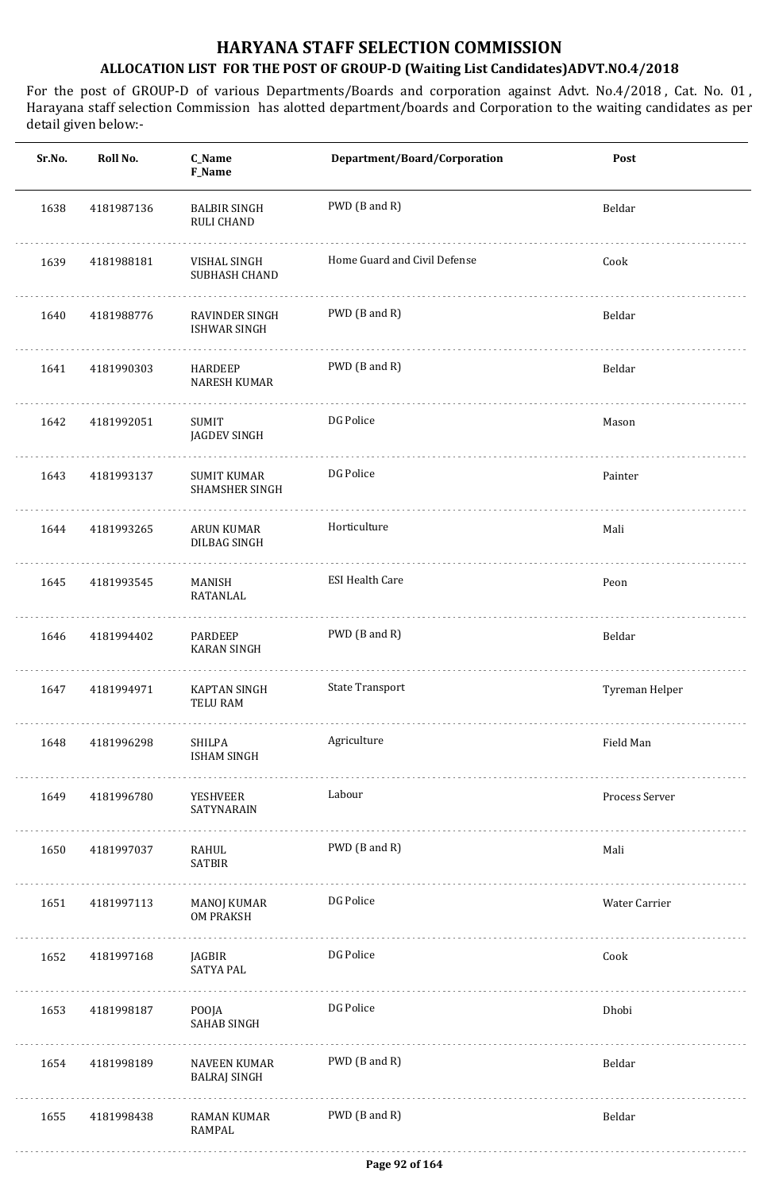# HARYANA STAFF SELECTION COMMISSION

## ALLOCATION LIST FOR THE POST OF GROUP-D (Waiting List Candidates)ADVT.NO.4/2018

For the post of GROUP-D of various Departments/Boards and corporation against Advt. No.4/2018 , Cat. No. 01 , Harayana staff selection Commission has alotted department/boards and Corporation to the waiting candidates as per detail given below:-

| Sr.No. | Roll No. | C_Name<br>F_Name | Department/Board/Corporation | Post |
|---|---|---|---|---|
| 1638 | 4181987136 | BALBIR SINGH<br>RULI CHAND | PWD (B and R) | Beldar |
| 1639 | 4181988181 | VISHAL SINGH<br>SUBHASH CHAND | Home Guard and Civil Defense | Cook |
| 1640 | 4181988776 | RAVINDER SINGH<br>ISHWAR SINGH | PWD (B and R) | Beldar |
| 1641 | 4181990303 | HARDEEP<br>NARESH KUMAR | PWD (B and R) | Beldar |
| 1642 | 4181992051 | SUMIT<br>JAGDEV SINGH | DG Police | Mason |
| 1643 | 4181993137 | SUMIT KUMAR<br>SHAMSHER SINGH | DG Police | Painter |
| 1644 | 4181993265 | ARUN KUMAR<br>DILBAG SINGH | Horticulture | Mali |
| 1645 | 4181993545 | MANISH<br>RATANLAL | ESI Health Care | Peon |
| 1646 | 4181994402 | PARDEEP<br>KARAN SINGH | PWD (B and R) | Beldar |
| 1647 | 4181994971 | KAPTAN SINGH<br>TELU RAM | State Transport | Tyreman Helper |
| 1648 | 4181996298 | SHILPA<br>ISHAM SINGH | Agriculture | Field Man |
| 1649 | 4181996780 | YESHVEER<br>SATYNARAIN | Labour | Process Server |
| 1650 | 4181997037 | RAHUL<br>SATBIR | PWD (B and R) | Mali |
| 1651 | 4181997113 | MANOJ KUMAR<br>OM PRAKSH | DG Police | Water Carrier |
| 1652 | 4181997168 | JAGBIR<br>SATYA PAL | DG Police | Cook |
| 1653 | 4181998187 | POOJA<br>SAHAB SINGH | DG Police | Dhobi |
| 1654 | 4181998189 | NAVEEN KUMAR<br>BALRAJ SINGH | PWD (B and R) | Beldar |
| 1655 | 4181998438 | RAMAN KUMAR<br>RAMPAL | PWD (B and R) | Beldar |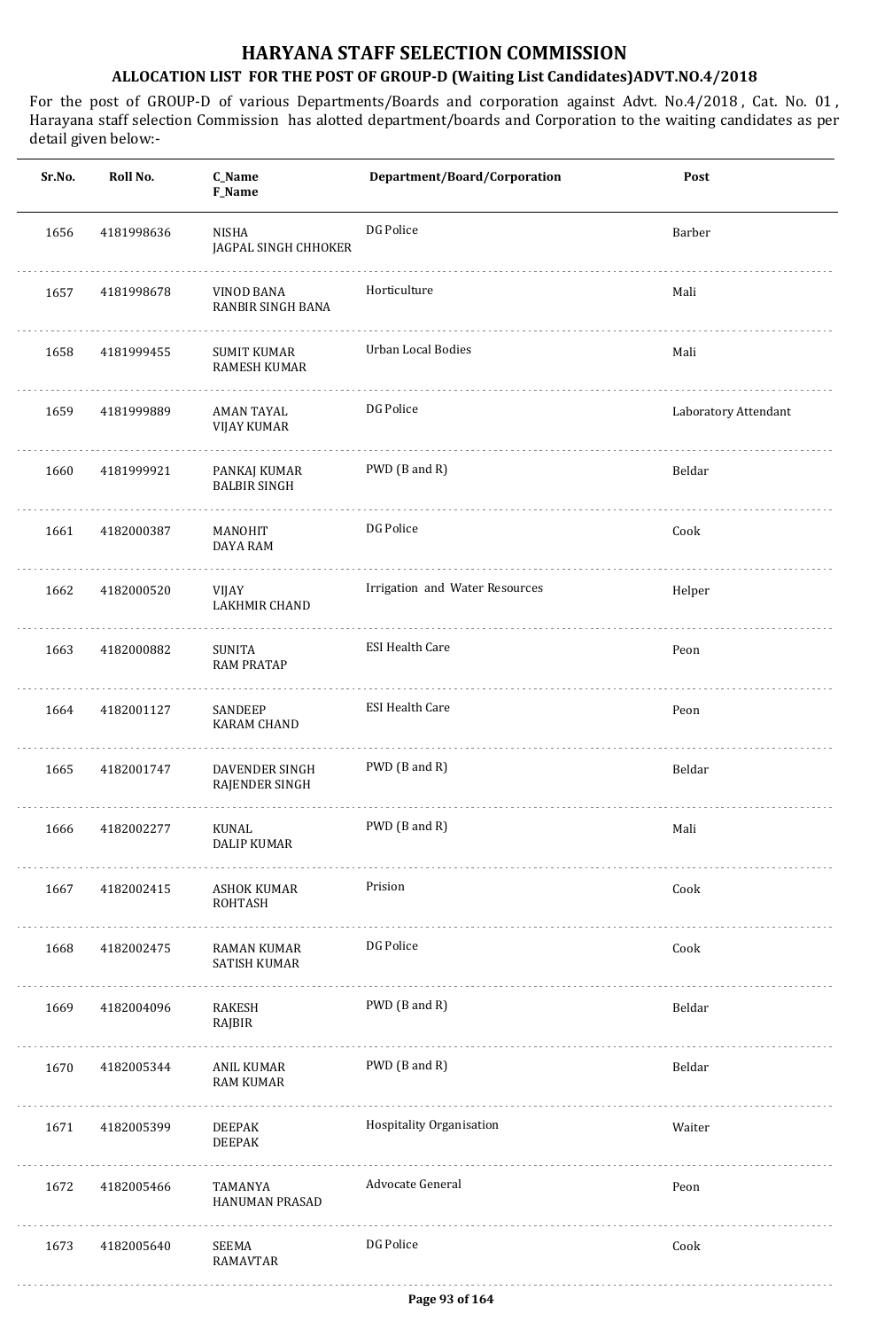# HARYANA STAFF SELECTION COMMISSION

## ALLOCATION LIST FOR THE POST OF GROUP-D (Waiting List Candidates)ADVT.NO.4/2018

For the post of GROUP-D of various Departments/Boards and corporation against Advt. No.4/2018 , Cat. No. 01 , Harayana staff selection Commission has alotted department/boards and Corporation to the waiting candidates as per detail given below:-

| Sr.No. | Roll No. | C_Name<br>F_Name | Department/Board/Corporation | Post |
|---|---|---|---|---|
| 1656 | 4181998636 | NISHA<br>JAGPAL SINGH CHHOKER | DG Police | Barber |
| 1657 | 4181998678 | VINOD BANA<br>RANBIR SINGH BANA | Horticulture | Mali |
| 1658 | 4181999455 | SUMIT KUMAR<br>RAMESH KUMAR | Urban Local Bodies | Mali |
| 1659 | 4181999889 | AMAN TAYAL<br>VIJAY KUMAR | DG Police | Laboratory Attendant |
| 1660 | 4181999921 | PANKAJ KUMAR<br>BALBIR SINGH | PWD (B and R) | Beldar |
| 1661 | 4182000387 | MANOHIT<br>DAYA RAM | DG Police | Cook |
| 1662 | 4182000520 | VIJAY<br>LAKHMIR CHAND | Irrigation and Water Resources | Helper |
| 1663 | 4182000882 | SUNITA<br>RAM PRATAP | ESI Health Care | Peon |
| 1664 | 4182001127 | SANDEEP<br>KARAM CHAND | ESI Health Care | Peon |
| 1665 | 4182001747 | DAVENDER SINGH<br>RAJENDER SINGH | PWD (B and R) | Beldar |
| 1666 | 4182002277 | KUNAL<br>DALIP KUMAR | PWD (B and R) | Mali |
| 1667 | 4182002415 | ASHOK KUMAR<br>ROHTASH | Prision | Cook |
| 1668 | 4182002475 | RAMAN KUMAR<br>SATISH KUMAR | DG Police | Cook |
| 1669 | 4182004096 | RAKESH<br>RAJBIR | PWD (B and R) | Beldar |
| 1670 | 4182005344 | ANIL KUMAR<br>RAM KUMAR | PWD (B and R) | Beldar |
| 1671 | 4182005399 | DEEPAK<br>DEEPAK | Hospitality Organisation | Waiter |
| 1672 | 4182005466 | TAMANYA<br>HANUMAN PRASAD | Advocate General | Peon |
| 1673 | 4182005640 | SEEMA<br>RAMAVTAR | DG Police | Cook |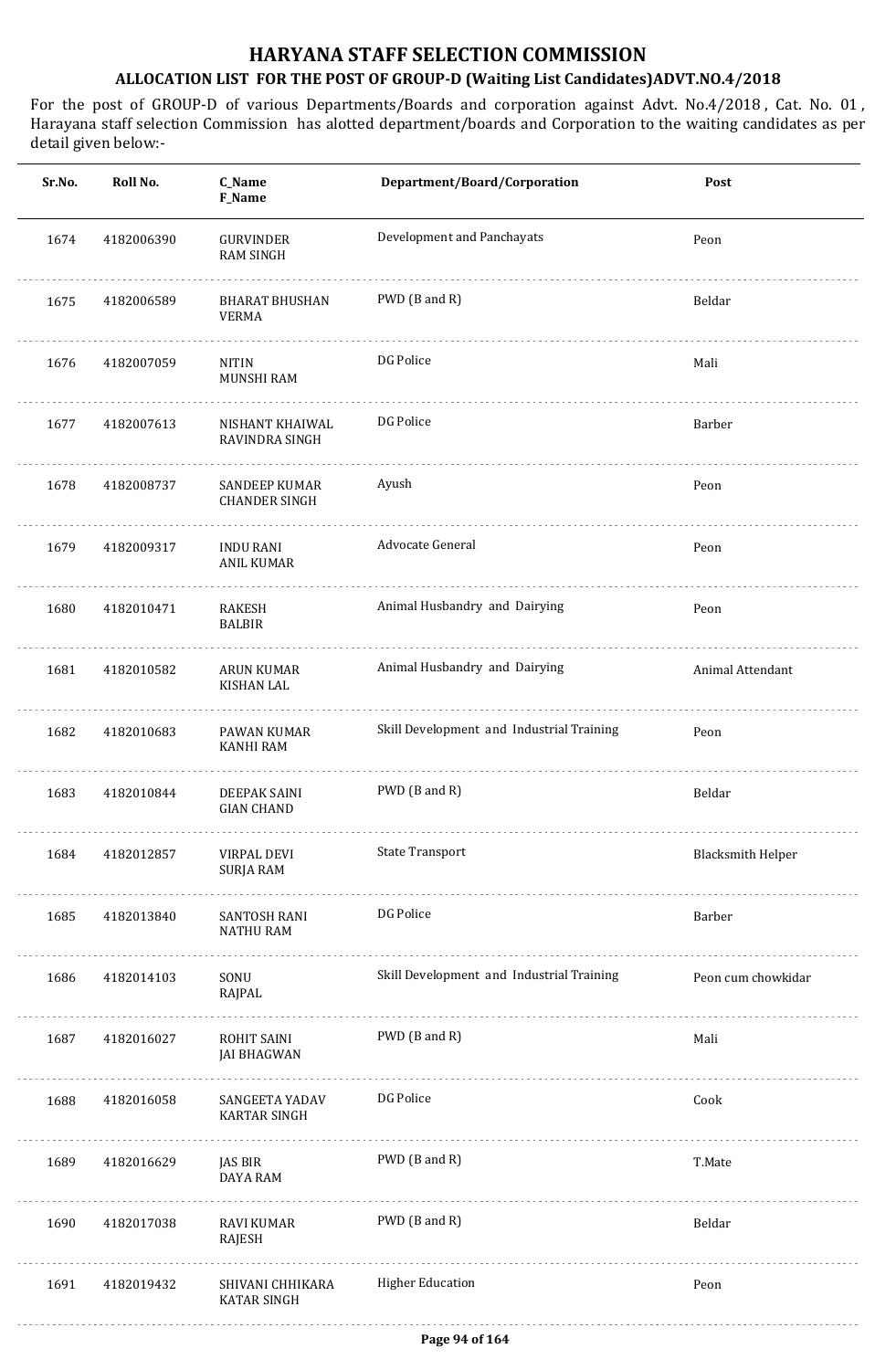# HARYANA STAFF SELECTION COMMISSION

## ALLOCATION LIST FOR THE POST OF GROUP-D (Waiting List Candidates)ADVT.NO.4/2018

For the post of GROUP-D of various Departments/Boards and corporation against Advt. No.4/2018 , Cat. No. 01 , Harayana staff selection Commission has alotted department/boards and Corporation to the waiting candidates as per detail given below:-

| Sr.No. | Roll No. | C_Name F_Name | Department/Board/Corporation | Post |
|---|---|---|---|---|
| 1674 | 4182006390 | GURVINDER RAM SINGH | Development and Panchayats | Peon |
| 1675 | 4182006589 | BHARAT BHUSHAN VERMA | PWD (B and R) | Beldar |
| 1676 | 4182007059 | NITIN MUNSHI RAM | DG Police | Mali |
| 1677 | 4182007613 | NISHANT KHAIWAL RAVINDRA SINGH | DG Police | Barber |
| 1678 | 4182008737 | SANDEEP KUMAR CHANDER SINGH | Ayush | Peon |
| 1679 | 4182009317 | INDU RANI ANIL KUMAR | Advocate General | Peon |
| 1680 | 4182010471 | RAKESH BALBIR | Animal Husbandry and Dairying | Peon |
| 1681 | 4182010582 | ARUN KUMAR KISHAN LAL | Animal Husbandry and Dairying | Animal Attendant |
| 1682 | 4182010683 | PAWAN KUMAR KANHI RAM | Skill Development and Industrial Training | Peon |
| 1683 | 4182010844 | DEEPAK SAINI GIAN CHAND | PWD (B and R) | Beldar |
| 1684 | 4182012857 | VIRPAL DEVI SURJA RAM | State Transport | Blacksmith Helper |
| 1685 | 4182013840 | SANTOSH RANI NATHU RAM | DG Police | Barber |
| 1686 | 4182014103 | SONU RAJPAL | Skill Development and Industrial Training | Peon cum chowkidar |
| 1687 | 4182016027 | ROHIT SAINI JAI BHAGWAN | PWD (B and R) | Mali |
| 1688 | 4182016058 | SANGEETA YADAV KARTAR SINGH | DG Police | Cook |
| 1689 | 4182016629 | JAS BIR DAYA RAM | PWD (B and R) | T.Mate |
| 1690 | 4182017038 | RAVI KUMAR RAJESH | PWD (B and R) | Beldar |
| 1691 | 4182019432 | SHIVANI CHHIKARA KATAR SINGH | Higher Education | Peon |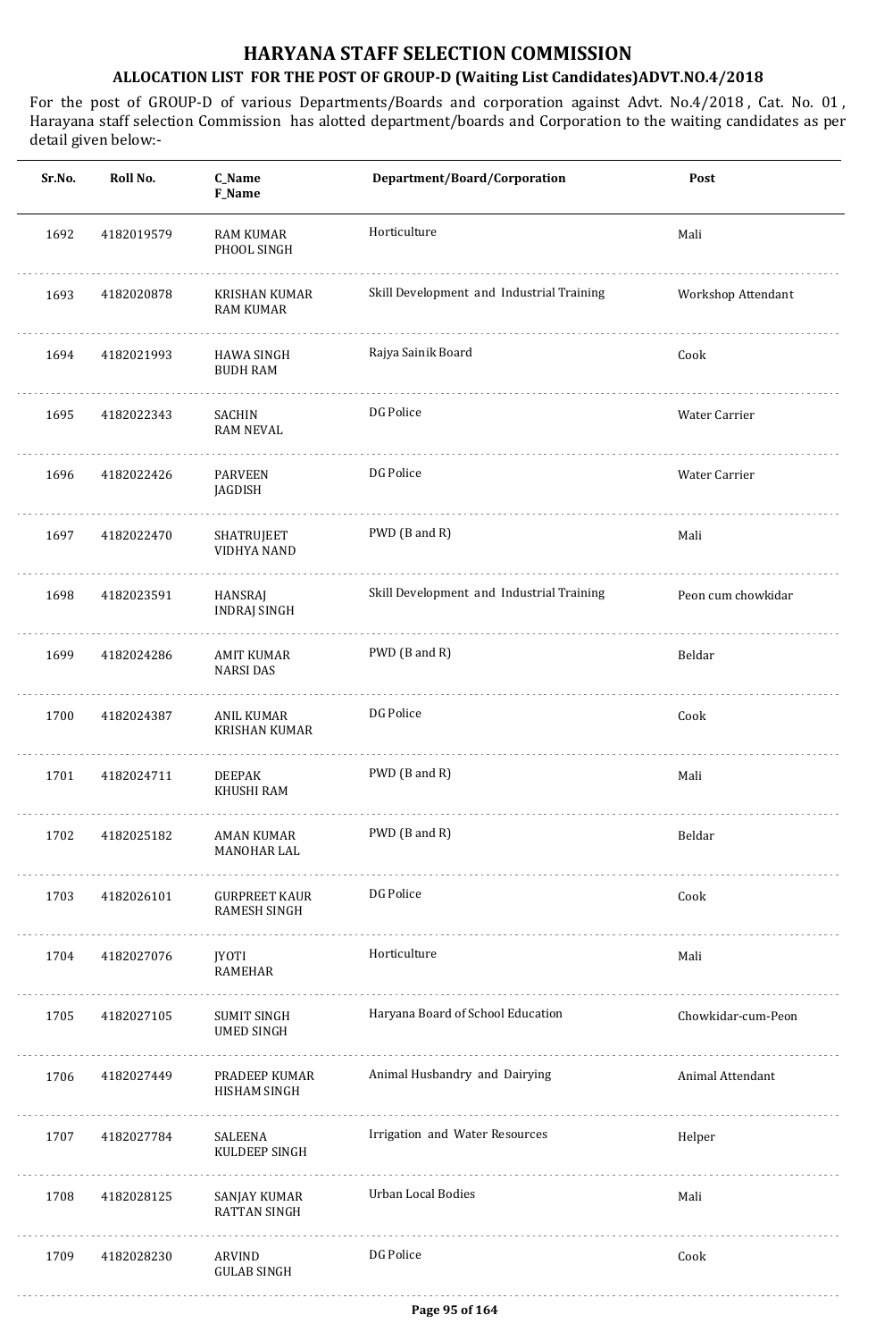# HARYANA STAFF SELECTION COMMISSION

## ALLOCATION LIST FOR THE POST OF GROUP-D (Waiting List Candidates)ADVT.NO.4/2018

For the post of GROUP-D of various Departments/Boards and corporation against Advt. No.4/2018 , Cat. No. 01 , Harayana staff selection Commission has alotted department/boards and Corporation to the waiting candidates as per detail given below:-

| Sr.No. | Roll No. | C_Name<br>F_Name | Department/Board/Corporation | Post |
|---|---|---|---|---|
| 1692 | 4182019579 | RAM KUMAR<br>PHOOL SINGH | Horticulture | Mali |
| 1693 | 4182020878 | KRISHAN KUMAR<br>RAM KUMAR | Skill Development and Industrial Training | Workshop Attendant |
| 1694 | 4182021993 | HAWA SINGH<br>BUDH RAM | Rajya Sainik Board | Cook |
| 1695 | 4182022343 | SACHIN<br>RAM NEVAL | DG Police | Water Carrier |
| 1696 | 4182022426 | PARVEEN<br>JAGDISH | DG Police | Water Carrier |
| 1697 | 4182022470 | SHATRUJEET<br>VIDHYA NAND | PWD (B and R) | Mali |
| 1698 | 4182023591 | HANSRAJ<br>INDRAJ SINGH | Skill Development and Industrial Training | Peon cum chowkidar |
| 1699 | 4182024286 | AMIT KUMAR<br>NARSI DAS | PWD (B and R) | Beldar |
| 1700 | 4182024387 | ANIL KUMAR<br>KRISHAN KUMAR | DG Police | Cook |
| 1701 | 4182024711 | DEEPAK<br>KHUSHI RAM | PWD (B and R) | Mali |
| 1702 | 4182025182 | AMAN KUMAR<br>MANOHAR LAL | PWD (B and R) | Beldar |
| 1703 | 4182026101 | GURPREET KAUR<br>RAMESH SINGH | DG Police | Cook |
| 1704 | 4182027076 | JYOTI<br>RAMEHAR | Horticulture | Mali |
| 1705 | 4182027105 | SUMIT SINGH<br>UMED SINGH | Haryana Board of School Education | Chowkidar-cum-Peon |
| 1706 | 4182027449 | PRADEEP KUMAR<br>HISHAM SINGH | Animal Husbandry and Dairying | Animal Attendant |
| 1707 | 4182027784 | SALEENA<br>KULDEEP SINGH | Irrigation and Water Resources | Helper |
| 1708 | 4182028125 | SANJAY KUMAR<br>RATTAN SINGH | Urban Local Bodies | Mali |
| 1709 | 4182028230 | ARVIND<br>GULAB SINGH | DG Police | Cook |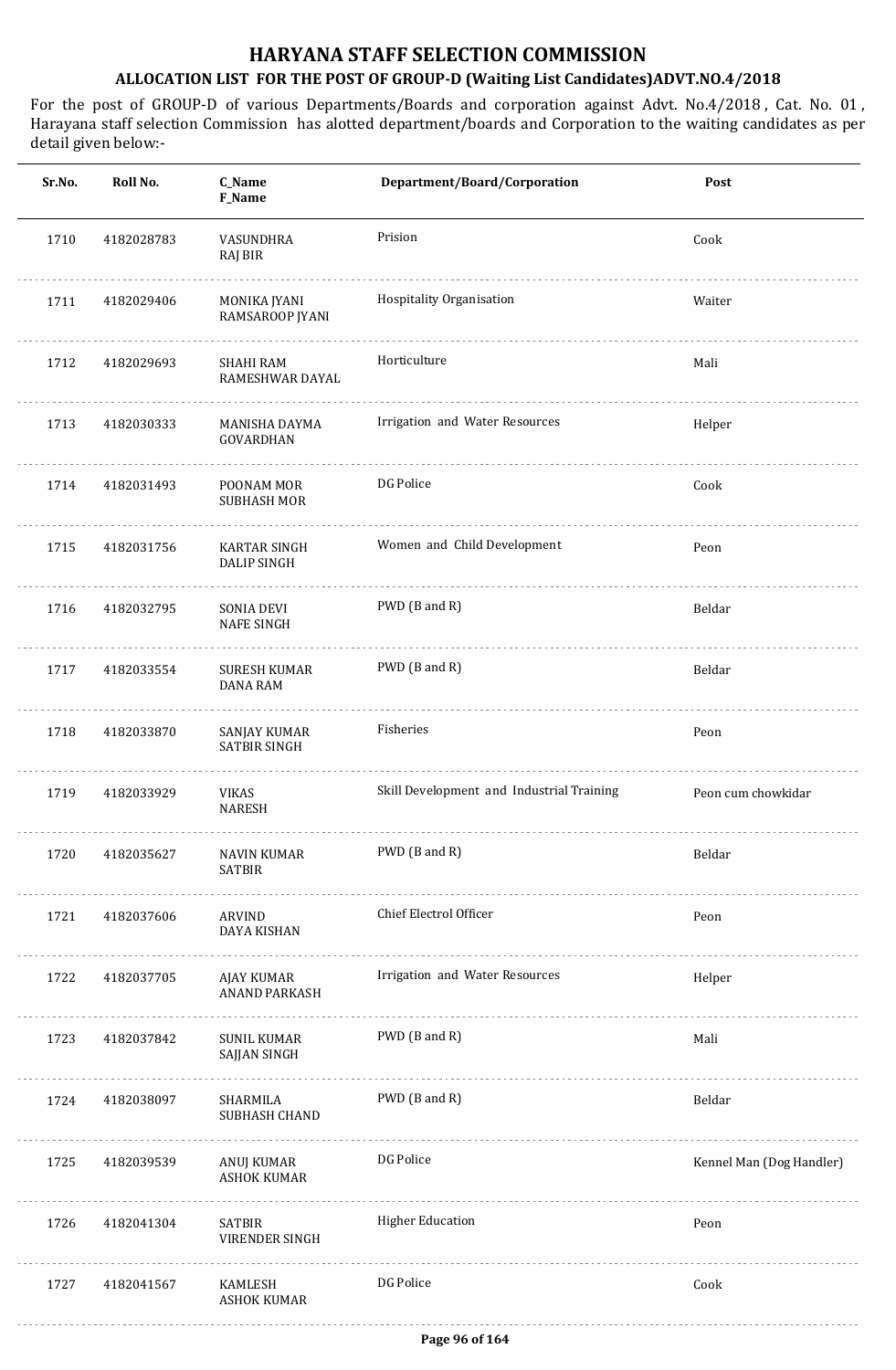# HARYANA STAFF SELECTION COMMISSION

## ALLOCATION LIST FOR THE POST OF GROUP-D (Waiting List Candidates)ADVT.NO.4/2018

For the post of GROUP-D of various Departments/Boards and corporation against Advt. No.4/2018 , Cat. No. 01 , Harayana staff selection Commission has alotted department/boards and Corporation to the waiting candidates as per detail given below:-

| Sr.No. | Roll No. | C_Name<br>F_Name | Department/Board/Corporation | Post |
|---|---|---|---|---|
| 1710 | 4182028783 | VASUNDHRA<br>RAJ BIR | Prision | Cook |
| 1711 | 4182029406 | MONIKA JYANI<br>RAMSAROOP JYANI | Hospitality Organisation | Waiter |
| 1712 | 4182029693 | SHAHI RAM<br>RAMESHWAR DAYAL | Horticulture | Mali |
| 1713 | 4182030333 | MANISHA DAYMA<br>GOVARDHAN | Irrigation and Water Resources | Helper |
| 1714 | 4182031493 | POONAM MOR<br>SUBHASH MOR | DG Police | Cook |
| 1715 | 4182031756 | KARTAR SINGH<br>DALIP SINGH | Women and Child Development | Peon |
| 1716 | 4182032795 | SONIA DEVI<br>NAFE SINGH | PWD (B and R) | Beldar |
| 1717 | 4182033554 | SURESH KUMAR<br>DANA RAM | PWD (B and R) | Beldar |
| 1718 | 4182033870 | SANJAY KUMAR<br>SATBIR SINGH | Fisheries | Peon |
| 1719 | 4182033929 | VIKAS<br>NARESH | Skill Development and Industrial Training | Peon cum chowkidar |
| 1720 | 4182035627 | NAVIN KUMAR<br>SATBIR | PWD (B and R) | Beldar |
| 1721 | 4182037606 | ARVIND<br>DAYA KISHAN | Chief Electrol Officer | Peon |
| 1722 | 4182037705 | AJAY KUMAR<br>ANAND PARKASH | Irrigation and Water Resources | Helper |
| 1723 | 4182037842 | SUNIL KUMAR<br>SAJJAN SINGH | PWD (B and R) | Mali |
| 1724 | 4182038097 | SHARMILA<br>SUBHASH CHAND | PWD (B and R) | Beldar |
| 1725 | 4182039539 | ANUJ KUMAR<br>ASHOK KUMAR | DG Police | Kennel Man (Dog Handler) |
| 1726 | 4182041304 | SATBIR<br>VIRENDER SINGH | Higher Education | Peon |
| 1727 | 4182041567 | KAMLESH<br>ASHOK KUMAR | DG Police | Cook |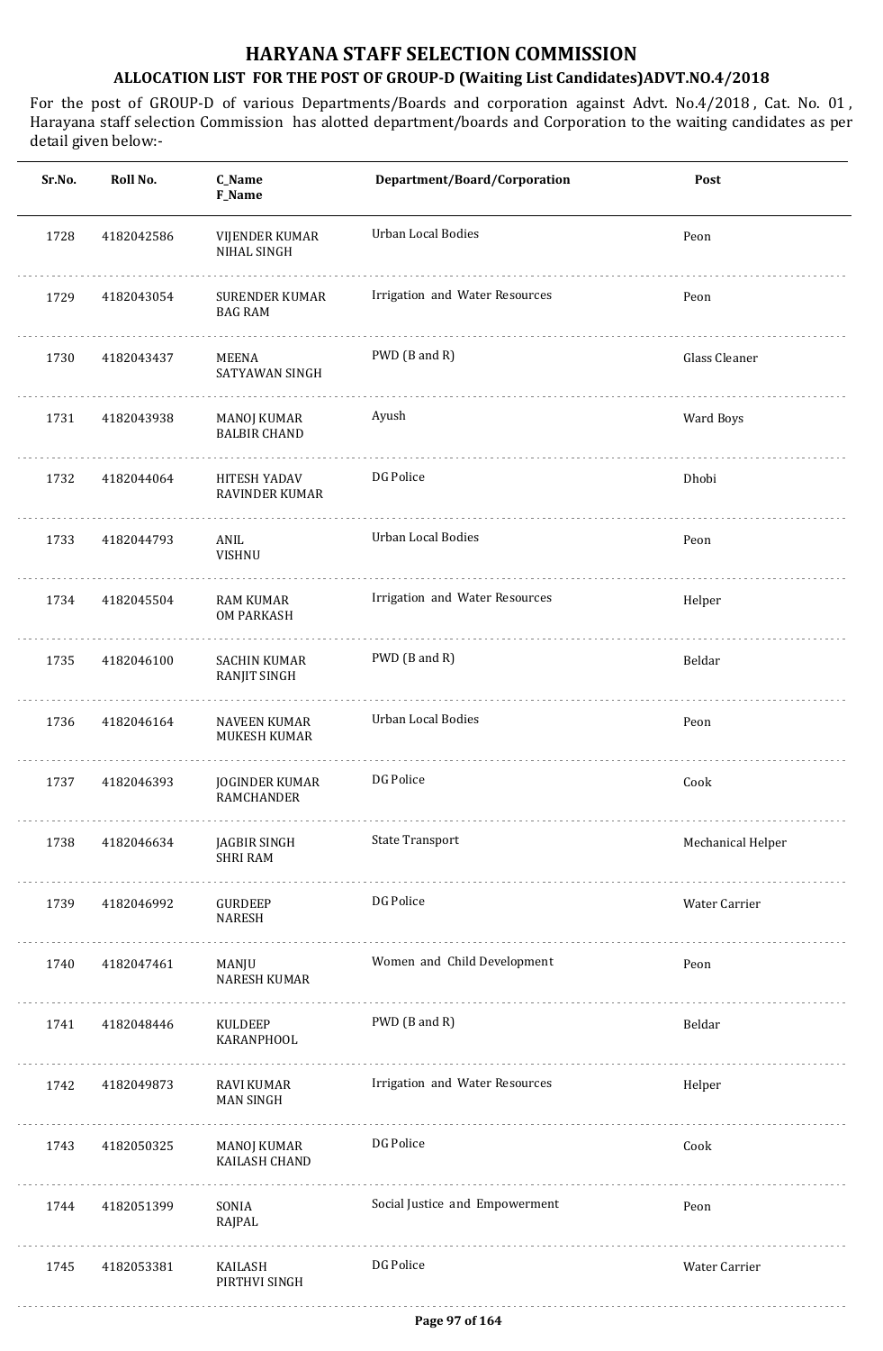# HARYANA STAFF SELECTION COMMISSION

## ALLOCATION LIST FOR THE POST OF GROUP-D (Waiting List Candidates)ADVT.NO.4/2018

For the post of GROUP-D of various Departments/Boards and corporation against Advt. No.4/2018 , Cat. No. 01 , Harayana staff selection Commission has alotted department/boards and Corporation to the waiting candidates as per detail given below:-

| Sr.No. | Roll No. | C_Name<br>F_Name | Department/Board/Corporation | Post |
|---|---|---|---|---|
| 1728 | 4182042586 | VIJENDER KUMAR<br>NIHAL SINGH | Urban Local Bodies | Peon |
| 1729 | 4182043054 | SURENDER KUMAR<br>BAG RAM | Irrigation and Water Resources | Peon |
| 1730 | 4182043437 | MEENA<br>SATYAWAN SINGH | PWD (B and R) | Glass Cleaner |
| 1731 | 4182043938 | MANOJ KUMAR<br>BALBIR CHAND | Ayush | Ward Boys |
| 1732 | 4182044064 | HITESH YADAV<br>RAVINDER KUMAR | DG Police | Dhobi |
| 1733 | 4182044793 | ANIL<br>VISHNU | Urban Local Bodies | Peon |
| 1734 | 4182045504 | RAM KUMAR<br>OM PARKASH | Irrigation and Water Resources | Helper |
| 1735 | 4182046100 | SACHIN KUMAR<br>RANJIT SINGH | PWD (B and R) | Beldar |
| 1736 | 4182046164 | NAVEEN KUMAR<br>MUKESH KUMAR | Urban Local Bodies | Peon |
| 1737 | 4182046393 | JOGINDER KUMAR<br>RAMCHANDER | DG Police | Cook |
| 1738 | 4182046634 | JAGBIR SINGH<br>SHRI RAM | State Transport | Mechanical Helper |
| 1739 | 4182046992 | GURDEEP<br>NARESH | DG Police | Water Carrier |
| 1740 | 4182047461 | MANJU<br>NARESH KUMAR | Women and Child Development | Peon |
| 1741 | 4182048446 | KULDEEP<br>KARANPHOOL | PWD (B and R) | Beldar |
| 1742 | 4182049873 | RAVI KUMAR<br>MAN SINGH | Irrigation and Water Resources | Helper |
| 1743 | 4182050325 | MANOJ KUMAR<br>KAILASH CHAND | DG Police | Cook |
| 1744 | 4182051399 | SONIA<br>RAJPAL | Social Justice and Empowerment | Peon |
| 1745 | 4182053381 | KAILASH<br>PIRTHVI SINGH | DG Police | Water Carrier |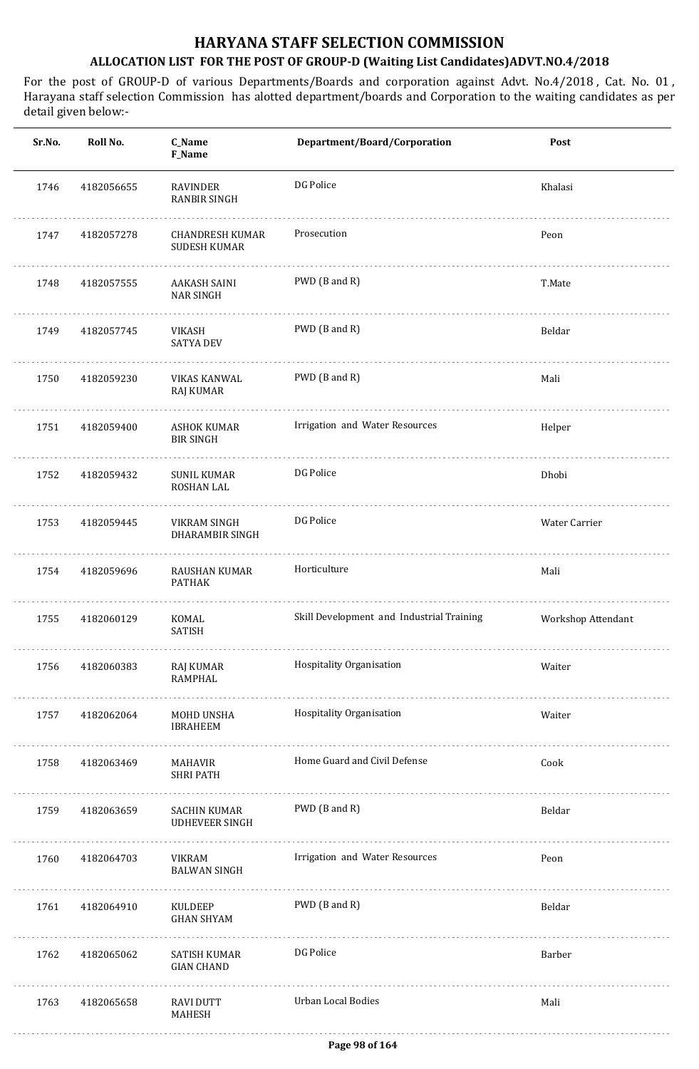# HARYANA STAFF SELECTION COMMISSION

## ALLOCATION LIST FOR THE POST OF GROUP-D (Waiting List Candidates)ADVT.NO.4/2018

For the post of GROUP-D of various Departments/Boards and corporation against Advt. No.4/2018 , Cat. No. 01 , Harayana staff selection Commission has alotted department/boards and Corporation to the waiting candidates as per detail given below:-

| Sr.No. | Roll No. | C_Name<br>F_Name | Department/Board/Corporation | Post |
|---|---|---|---|---|
| 1746 | 4182056655 | RAVINDER<br>RANBIR SINGH | DG Police | Khalasi |
| 1747 | 4182057278 | CHANDRESH KUMAR<br>SUDESH KUMAR | Prosecution | Peon |
| 1748 | 4182057555 | AAKASH SAINI<br>NAR SINGH | PWD (B and R) | T.Mate |
| 1749 | 4182057745 | VIKASH<br>SATYA DEV | PWD (B and R) | Beldar |
| 1750 | 4182059230 | VIKAS KANWAL<br>RAJ KUMAR | PWD (B and R) | Mali |
| 1751 | 4182059400 | ASHOK KUMAR<br>BIR SINGH | Irrigation and Water Resources | Helper |
| 1752 | 4182059432 | SUNIL KUMAR<br>ROSHAN LAL | DG Police | Dhobi |
| 1753 | 4182059445 | VIKRAM SINGH<br>DHARAMBIR SINGH | DG Police | Water Carrier |
| 1754 | 4182059696 | RAUSHAN KUMAR<br>PATHAK | Horticulture | Mali |
| 1755 | 4182060129 | KOMAL<br>SATISH | Skill Development and Industrial Training | Workshop Attendant |
| 1756 | 4182060383 | RAJ KUMAR<br>RAMPHAL | Hospitality Organisation | Waiter |
| 1757 | 4182062064 | MOHD UNSHA<br>IBRAHEEM | Hospitality Organisation | Waiter |
| 1758 | 4182063469 | MAHAVIR<br>SHRI PATH | Home Guard and Civil Defense | Cook |
| 1759 | 4182063659 | SACHIN KUMAR<br>UDHEVEER SINGH | PWD (B and R) | Beldar |
| 1760 | 4182064703 | VIKRAM<br>BALWAN SINGH | Irrigation and Water Resources | Peon |
| 1761 | 4182064910 | KULDEEP<br>GHAN SHYAM | PWD (B and R) | Beldar |
| 1762 | 4182065062 | SATISH KUMAR<br>GIAN CHAND | DG Police | Barber |
| 1763 | 4182065658 | RAVI DUTT<br>MAHESH | Urban Local Bodies | Mali |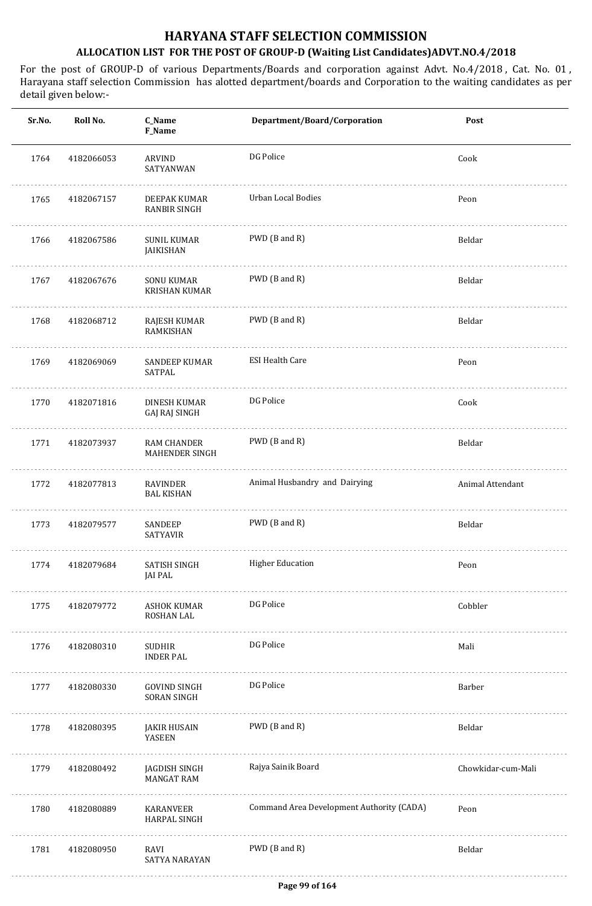# HARYANA STAFF SELECTION COMMISSION

## ALLOCATION LIST FOR THE POST OF GROUP-D (Waiting List Candidates)ADVT.NO.4/2018

For the post of GROUP-D of various Departments/Boards and corporation against Advt. No.4/2018 , Cat. No. 01 , Harayana staff selection Commission has alotted department/boards and Corporation to the waiting candidates as per detail given below:-

| Sr.No. | Roll No. | C_Name<br>F_Name | Department/Board/Corporation | Post |
|---|---|---|---|---|
| 1764 | 4182066053 | ARVIND<br>SATYANWAN | DG Police | Cook |
| 1765 | 4182067157 | DEEPAK KUMAR<br>RANBIR SINGH | Urban Local Bodies | Peon |
| 1766 | 4182067586 | SUNIL KUMAR<br>JAIKISHAN | PWD (B and R) | Beldar |
| 1767 | 4182067676 | SONU KUMAR<br>KRISHAN KUMAR | PWD (B and R) | Beldar |
| 1768 | 4182068712 | RAJESH KUMAR<br>RAMKISHAN | PWD (B and R) | Beldar |
| 1769 | 4182069069 | SANDEEP KUMAR<br>SATPAL | ESI Health Care | Peon |
| 1770 | 4182071816 | DINESH KUMAR<br>GAJ RAJ SINGH | DG Police | Cook |
| 1771 | 4182073937 | RAM CHANDER<br>MAHENDER SINGH | PWD (B and R) | Beldar |
| 1772 | 4182077813 | RAVINDER<br>BAL KISHAN | Animal Husbandry and Dairying | Animal Attendant |
| 1773 | 4182079577 | SANDEEP<br>SATYAVIR | PWD (B and R) | Beldar |
| 1774 | 4182079684 | SATISH SINGH<br>JAI PAL | Higher Education | Peon |
| 1775 | 4182079772 | ASHOK KUMAR<br>ROSHAN LAL | DG Police | Cobbler |
| 1776 | 4182080310 | SUDHIR<br>INDER PAL | DG Police | Mali |
| 1777 | 4182080330 | GOVIND SINGH<br>SORAN SINGH | DG Police | Barber |
| 1778 | 4182080395 | JAKIR HUSAIN<br>YASEEN | PWD (B and R) | Beldar |
| 1779 | 4182080492 | JAGDISH SINGH<br>MANGAT RAM | Rajya Sainik Board | Chowkidar-cum-Mali |
| 1780 | 4182080889 | KARANVEER<br>HARPAL SINGH | Command Area Development Authority (CADA) | Peon |
| 1781 | 4182080950 | RAVI<br>SATYA NARAYAN | PWD (B and R) | Beldar |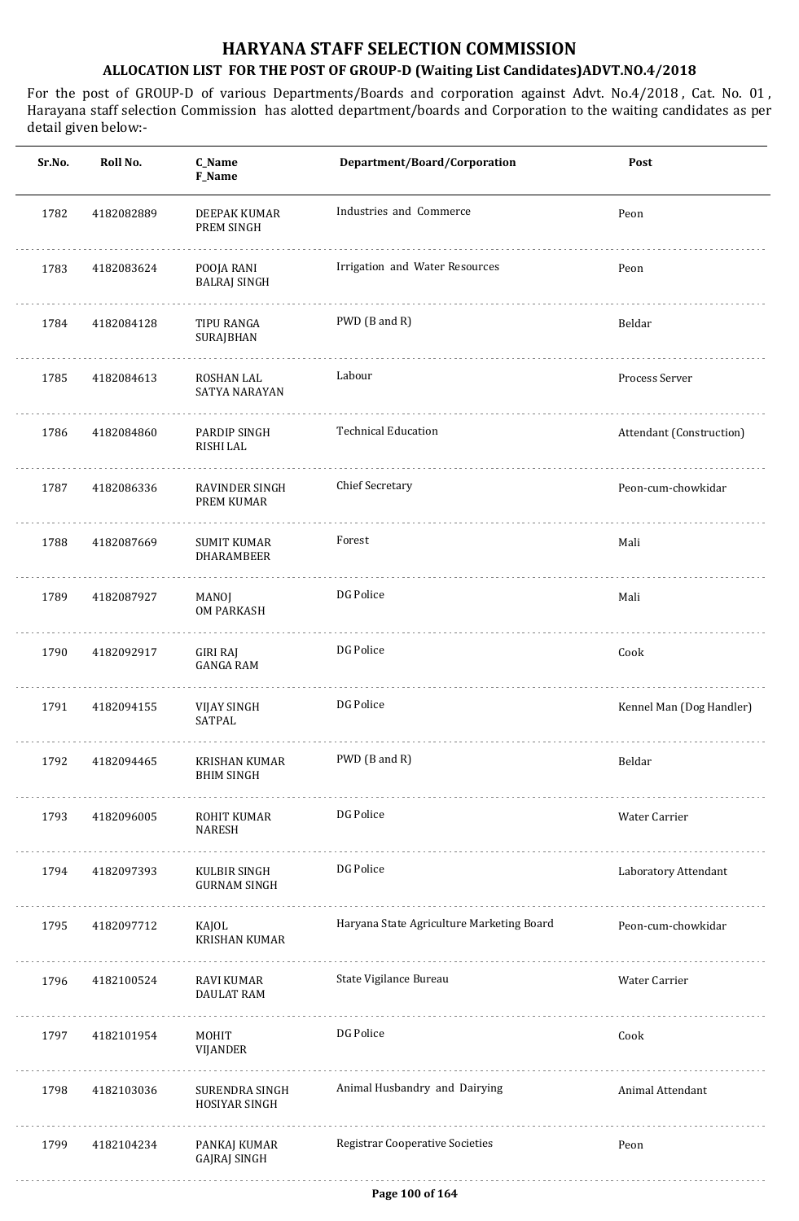# HARYANA STAFF SELECTION COMMISSION

## ALLOCATION LIST FOR THE POST OF GROUP-D (Waiting List Candidates)ADVT.NO.4/2018

For the post of GROUP-D of various Departments/Boards and corporation against Advt. No.4/2018 , Cat. No. 01 , Harayana staff selection Commission has alotted department/boards and Corporation to the waiting candidates as per detail given below:-

| Sr.No. | Roll No. | C_Name F_Name | Department/Board/Corporation | Post |
|---|---|---|---|---|
| 1782 | 4182082889 | DEEPAK KUMAR PREM SINGH | Industries and Commerce | Peon |
| 1783 | 4182083624 | POOJA RANI BALRAJ SINGH | Irrigation and Water Resources | Peon |
| 1784 | 4182084128 | TIPU RANGA SURAJBHAN | PWD (B and R) | Beldar |
| 1785 | 4182084613 | ROSHAN LAL SATYA NARAYAN | Labour | Process Server |
| 1786 | 4182084860 | PARDIP SINGH RISHI LAL | Technical Education | Attendant (Construction) |
| 1787 | 4182086336 | RAVINDER SINGH PREM KUMAR | Chief Secretary | Peon-cum-chowkidar |
| 1788 | 4182087669 | SUMIT KUMAR DHARAMBEER | Forest | Mali |
| 1789 | 4182087927 | MANOJ OM PARKASH | DG Police | Mali |
| 1790 | 4182092917 | GIRI RAJ GANGA RAM | DG Police | Cook |
| 1791 | 4182094155 | VIJAY SINGH SATPAL | DG Police | Kennel Man (Dog Handler) |
| 1792 | 4182094465 | KRISHAN KUMAR BHIM SINGH | PWD (B and R) | Beldar |
| 1793 | 4182096005 | ROHIT KUMAR NARESH | DG Police | Water Carrier |
| 1794 | 4182097393 | KULBIR SINGH GURNAM SINGH | DG Police | Laboratory Attendant |
| 1795 | 4182097712 | KAJOL KRISHAN KUMAR | Haryana State Agriculture Marketing Board | Peon-cum-chowkidar |
| 1796 | 4182100524 | RAVI KUMAR DAULAT RAM | State Vigilance Bureau | Water Carrier |
| 1797 | 4182101954 | MOHIT VIJANDER | DG Police | Cook |
| 1798 | 4182103036 | SURENDRA SINGH HOSIYAR SINGH | Animal Husbandry and Dairying | Animal Attendant |
| 1799 | 4182104234 | PANKAJ KUMAR GAJRAJ SINGH | Registrar Cooperative Societies | Peon |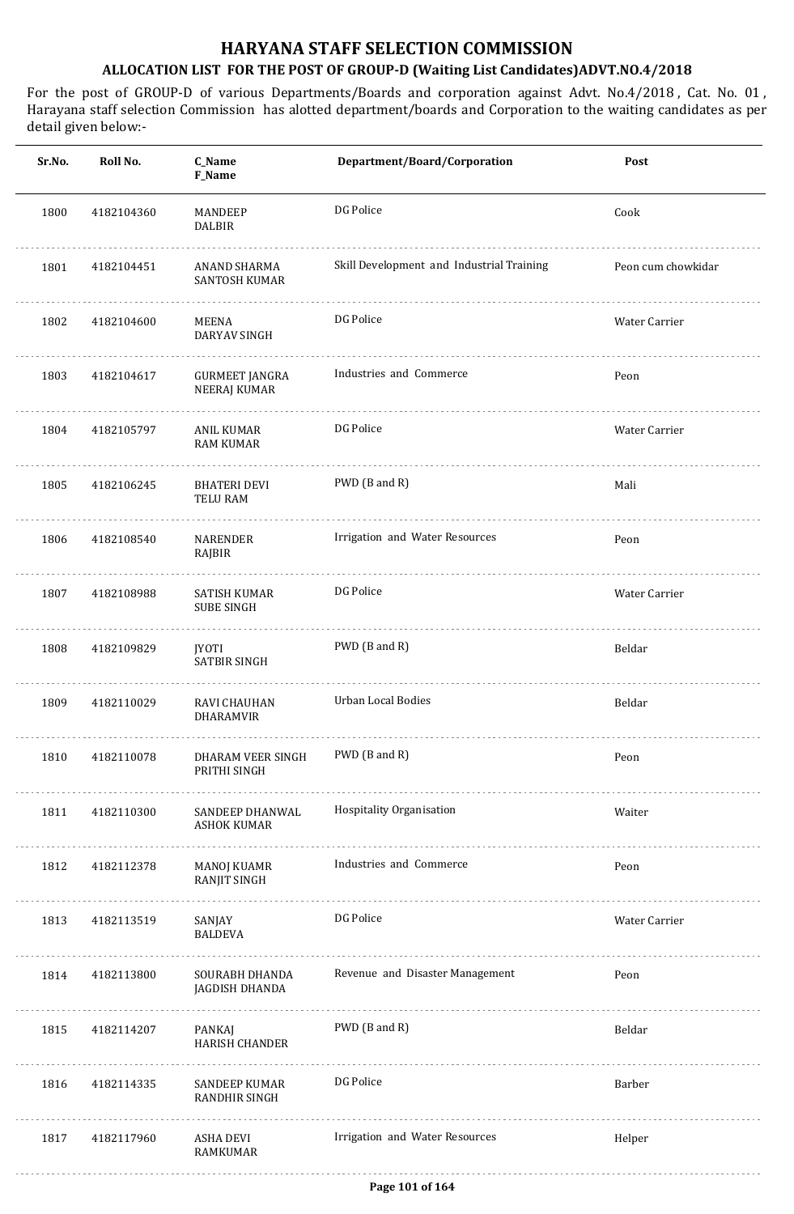# HARYANA STAFF SELECTION COMMISSION

## ALLOCATION LIST FOR THE POST OF GROUP-D (Waiting List Candidates)ADVT.NO.4/2018

For the post of GROUP-D of various Departments/Boards and corporation against Advt. No.4/2018 , Cat. No. 01 , Harayana staff selection Commission has alotted department/boards and Corporation to the waiting candidates as per detail given below:-

| Sr.No. | Roll No. | C_Name F_Name | Department/Board/Corporation | Post |
|---|---|---|---|---|
| 1800 | 4182104360 | MANDEEP DALBIR | DG Police | Cook |
| 1801 | 4182104451 | ANAND SHARMA SANTOSH KUMAR | Skill Development and Industrial Training | Peon cum chowkidar |
| 1802 | 4182104600 | MEENA DARYAV SINGH | DG Police | Water Carrier |
| 1803 | 4182104617 | GURMEET JANGRA NEERAJ KUMAR | Industries and Commerce | Peon |
| 1804 | 4182105797 | ANIL KUMAR RAM KUMAR | DG Police | Water Carrier |
| 1805 | 4182106245 | BHATERI DEVI TELU RAM | PWD (B and R) | Mali |
| 1806 | 4182108540 | NARENDER RAJBIR | Irrigation and Water Resources | Peon |
| 1807 | 4182108988 | SATISH KUMAR SUBE SINGH | DG Police | Water Carrier |
| 1808 | 4182109829 | JYOTI SATBIR SINGH | PWD (B and R) | Beldar |
| 1809 | 4182110029 | RAVI CHAUHAN DHARAMVIR | Urban Local Bodies | Beldar |
| 1810 | 4182110078 | DHARAM VEER SINGH PRITHI SINGH | PWD (B and R) | Peon |
| 1811 | 4182110300 | SANDEEP DHANWAL ASHOK KUMAR | Hospitality Organisation | Waiter |
| 1812 | 4182112378 | MANOJ KUAMR RANJIT SINGH | Industries and Commerce | Peon |
| 1813 | 4182113519 | SANJAY BALDEVA | DG Police | Water Carrier |
| 1814 | 4182113800 | SOURABH DHANDA JAGDISH DHANDA | Revenue and Disaster Management | Peon |
| 1815 | 4182114207 | PANKAJ HARISH CHANDER | PWD (B and R) | Beldar |
| 1816 | 4182114335 | SANDEEP KUMAR RANDHIR SINGH | DG Police | Barber |
| 1817 | 4182117960 | ASHA DEVI RAMKUMAR | Irrigation and Water Resources | Helper |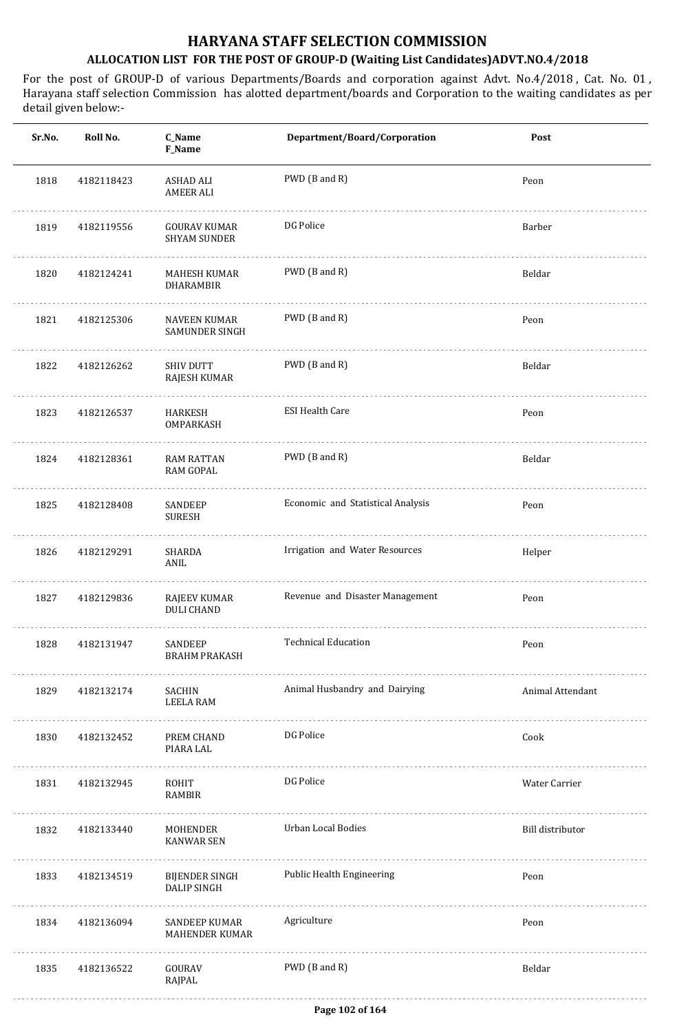# HARYANA STAFF SELECTION COMMISSION

## ALLOCATION LIST FOR THE POST OF GROUP-D (Waiting List Candidates)ADVT.NO.4/2018

For the post of GROUP-D of various Departments/Boards and corporation against Advt. No.4/2018 , Cat. No. 01 , Harayana staff selection Commission has alotted department/boards and Corporation to the waiting candidates as per detail given below:-

| Sr.No. | Roll No. | C_Name<br>F_Name | Department/Board/Corporation | Post |
|---|---|---|---|---|
| 1818 | 4182118423 | ASHAD ALI<br>AMEER ALI | PWD (B and R) | Peon |
| 1819 | 4182119556 | GOURAV KUMAR<br>SHYAM SUNDER | DG Police | Barber |
| 1820 | 4182124241 | MAHESH KUMAR<br>DHARAMBIR | PWD (B and R) | Beldar |
| 1821 | 4182125306 | NAVEEN KUMAR<br>SAMUNDER SINGH | PWD (B and R) | Peon |
| 1822 | 4182126262 | SHIV DUTT<br>RAJESH KUMAR | PWD (B and R) | Beldar |
| 1823 | 4182126537 | HARKESH<br>OMPARKASH | ESI Health Care | Peon |
| 1824 | 4182128361 | RAM RATTAN<br>RAM GOPAL | PWD (B and R) | Beldar |
| 1825 | 4182128408 | SANDEEP<br>SURESH | Economic and Statistical Analysis | Peon |
| 1826 | 4182129291 | SHARDA<br>ANIL | Irrigation and Water Resources | Helper |
| 1827 | 4182129836 | RAJEEV KUMAR<br>DULI CHAND | Revenue and Disaster Management | Peon |
| 1828 | 4182131947 | SANDEEP<br>BRAHM PRAKASH | Technical Education | Peon |
| 1829 | 4182132174 | SACHIN<br>LEELA RAM | Animal Husbandry and Dairying | Animal Attendant |
| 1830 | 4182132452 | PREM CHAND<br>PIARA LAL | DG Police | Cook |
| 1831 | 4182132945 | ROHIT<br>RAMBIR | DG Police | Water Carrier |
| 1832 | 4182133440 | MOHENDER<br>KANWAR SEN | Urban Local Bodies | Bill distributor |
| 1833 | 4182134519 | BIJENDER SINGH<br>DALIP SINGH | Public Health Engineering | Peon |
| 1834 | 4182136094 | SANDEEP KUMAR<br>MAHENDER KUMAR | Agriculture | Peon |
| 1835 | 4182136522 | GOURAV<br>RAJPAL | PWD (B and R) | Beldar |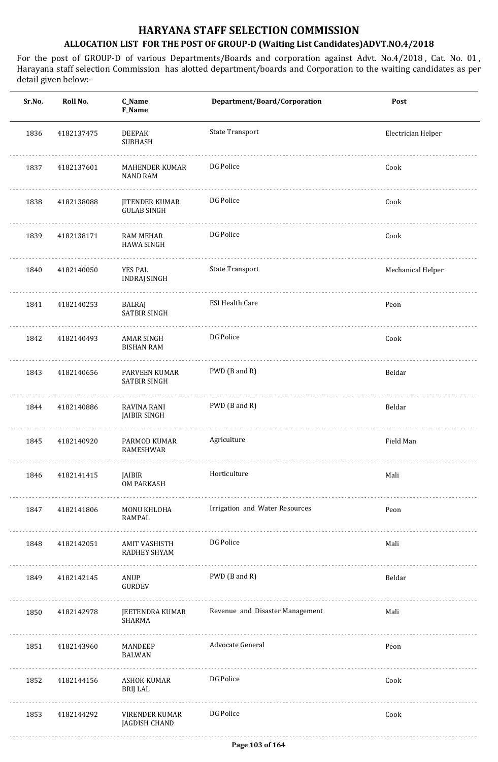# HARYANA STAFF SELECTION COMMISSION

## ALLOCATION LIST FOR THE POST OF GROUP-D (Waiting List Candidates)ADVT.NO.4/2018

For the post of GROUP-D of various Departments/Boards and corporation against Advt. No.4/2018 , Cat. No. 01 , Harayana staff selection Commission has alotted department/boards and Corporation to the waiting candidates as per detail given below:-

| Sr.No. | Roll No. | C_Name<br>F_Name | Department/Board/Corporation | Post |
|---|---|---|---|---|
| 1836 | 4182137475 | DEEPAK<br>SUBHASH | State Transport | Electrician Helper |
| 1837 | 4182137601 | MAHENDER KUMAR<br>NAND RAM | DG Police | Cook |
| 1838 | 4182138088 | JITENDER KUMAR<br>GULAB SINGH | DG Police | Cook |
| 1839 | 4182138171 | RAM MEHAR<br>HAWA SINGH | DG Police | Cook |
| 1840 | 4182140050 | YES PAL<br>INDRAJ SINGH | State Transport | Mechanical Helper |
| 1841 | 4182140253 | BALRAJ<br>SATBIR SINGH | ESI Health Care | Peon |
| 1842 | 4182140493 | AMAR SINGH<br>BISHAN RAM | DG Police | Cook |
| 1843 | 4182140656 | PARVEEN KUMAR<br>SATBIR SINGH | PWD (B and R) | Beldar |
| 1844 | 4182140886 | RAVINA RANI<br>JAIBIR SINGH | PWD (B and R) | Beldar |
| 1845 | 4182140920 | PARMOD KUMAR<br>RAMESHWAR | Agriculture | Field Man |
| 1846 | 4182141415 | JAIBIR<br>OM PARKASH | Horticulture | Mali |
| 1847 | 4182141806 | MONU KHLOHA<br>RAMPAL | Irrigation and Water Resources | Peon |
| 1848 | 4182142051 | AMIT VASHISTH<br>RADHEY SHYAM | DG Police | Mali |
| 1849 | 4182142145 | ANUP<br>GURDEV | PWD (B and R) | Beldar |
| 1850 | 4182142978 | JEETENDRA KUMAR<br>SHARMA | Revenue and Disaster Management | Mali |
| 1851 | 4182143960 | MANDEEP<br>BALWAN | Advocate General | Peon |
| 1852 | 4182144156 | ASHOK KUMAR<br>BRIJ LAL | DG Police | Cook |
| 1853 | 4182144292 | VIRENDER KUMAR<br>JAGDISH CHAND | DG Police | Cook |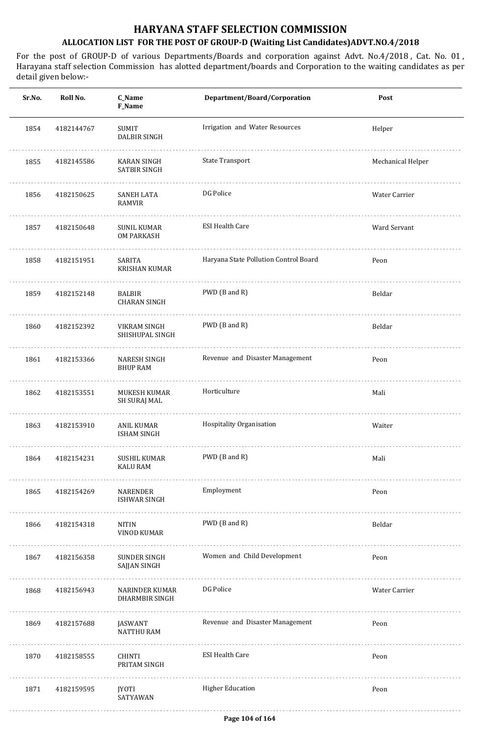# HARYANA STAFF SELECTION COMMISSION

## ALLOCATION LIST FOR THE POST OF GROUP-D (Waiting List Candidates)ADVT.NO.4/2018

For the post of GROUP-D of various Departments/Boards and corporation against Advt. No.4/2018 , Cat. No. 01 , Harayana staff selection Commission has alotted department/boards and Corporation to the waiting candidates as per detail given below:-

| Sr.No. | Roll No. | C_Name<br>F_Name | Department/Board/Corporation | Post |
|---|---|---|---|---|
| 1854 | 4182144767 | SUMIT<br>DALBIR SINGH | Irrigation and Water Resources | Helper |
| 1855 | 4182145586 | KARAN SINGH<br>SATBIR SINGH | State Transport | Mechanical Helper |
| 1856 | 4182150625 | SANEH LATA<br>RAMVIR | DG Police | Water Carrier |
| 1857 | 4182150648 | SUNIL KUMAR<br>OM PARKASH | ESI Health Care | Ward Servant |
| 1858 | 4182151951 | SARITA<br>KRISHAN KUMAR | Haryana State Pollution Control Board | Peon |
| 1859 | 4182152148 | BALBIR<br>CHARAN SINGH | PWD (B and R) | Beldar |
| 1860 | 4182152392 | VIKRAM SINGH<br>SHISHUPAL SINGH | PWD (B and R) | Beldar |
| 1861 | 4182153366 | NARESH SINGH<br>BHUP RAM | Revenue and Disaster Management | Peon |
| 1862 | 4182153551 | MUKESH KUMAR<br>SH SURAJ MAL | Horticulture | Mali |
| 1863 | 4182153910 | ANIL KUMAR<br>ISHAM SINGH | Hospitality Organisation | Waiter |
| 1864 | 4182154231 | SUSHIL KUMAR<br>KALU RAM | PWD (B and R) | Mali |
| 1865 | 4182154269 | NARENDER<br>ISHWAR SINGH | Employment | Peon |
| 1866 | 4182154318 | NITIN<br>VINOD KUMAR | PWD (B and R) | Beldar |
| 1867 | 4182156358 | SUNDER SINGH<br>SAJJAN SINGH | Women and Child Development | Peon |
| 1868 | 4182156943 | NARINDER KUMAR<br>DHARMBIR SINGH | DG Police | Water Carrier |
| 1869 | 4182157688 | JASWANT<br>NATTHU RAM | Revenue and Disaster Management | Peon |
| 1870 | 4182158555 | CHINTI<br>PRITAM SINGH | ESI Health Care | Peon |
| 1871 | 4182159595 | JYOTI<br>SATYAWAN | Higher Education | Peon |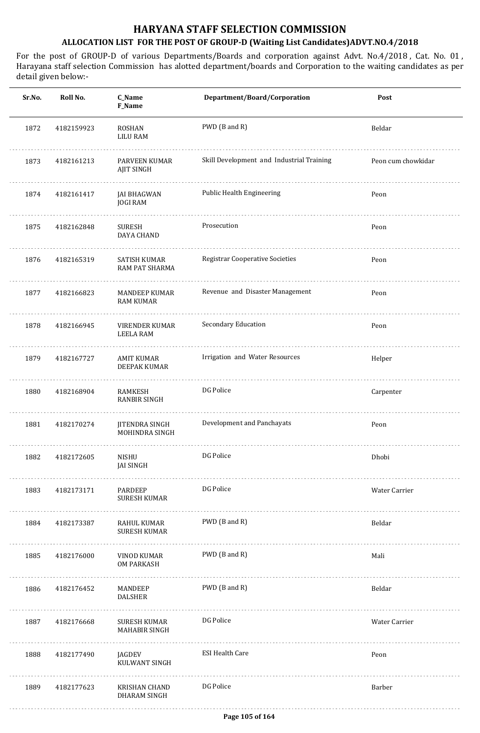# HARYANA STAFF SELECTION COMMISSION

## ALLOCATION LIST FOR THE POST OF GROUP-D (Waiting List Candidates)ADVT.NO.4/2018

For the post of GROUP-D of various Departments/Boards and corporation against Advt. No.4/2018 , Cat. No. 01 , Harayana staff selection Commission has alotted department/boards and Corporation to the waiting candidates as per detail given below:-

| Sr.No. | Roll No. | C_Name<br>F_Name | Department/Board/Corporation | Post |
|---|---|---|---|---|
| 1872 | 4182159923 | ROSHAN<br>LILU RAM | PWD (B and R) | Beldar |
| 1873 | 4182161213 | PARVEEN KUMAR<br>AJIT SINGH | Skill Development and Industrial Training | Peon cum chowkidar |
| 1874 | 4182161417 | JAI BHAGWAN<br>JOGI RAM | Public Health Engineering | Peon |
| 1875 | 4182162848 | SURESH<br>DAYA CHAND | Prosecution | Peon |
| 1876 | 4182165319 | SATISH KUMAR<br>RAM PAT SHARMA | Registrar Cooperative Societies | Peon |
| 1877 | 4182166823 | MANDEEP KUMAR<br>RAM KUMAR | Revenue and Disaster Management | Peon |
| 1878 | 4182166945 | VIRENDER KUMAR<br>LEELA RAM | Secondary Education | Peon |
| 1879 | 4182167727 | AMIT KUMAR<br>DEEPAK KUMAR | Irrigation and Water Resources | Helper |
| 1880 | 4182168904 | RAMKESH<br>RANBIR SINGH | DG Police | Carpenter |
| 1881 | 4182170274 | JITENDRA SINGH<br>MOHINDRA SINGH | Development and Panchayats | Peon |
| 1882 | 4182172605 | NISHU<br>JAI SINGH | DG Police | Dhobi |
| 1883 | 4182173171 | PARDEEP<br>SURESH KUMAR | DG Police | Water Carrier |
| 1884 | 4182173387 | RAHUL KUMAR<br>SURESH KUMAR | PWD (B and R) | Beldar |
| 1885 | 4182176000 | VINOD KUMAR<br>OM PARKASH | PWD (B and R) | Mali |
| 1886 | 4182176452 | MANDEEP<br>DALSHER | PWD (B and R) | Beldar |
| 1887 | 4182176668 | SURESH KUMAR<br>MAHABIR SINGH | DG Police | Water Carrier |
| 1888 | 4182177490 | JAGDEV<br>KULWANT SINGH | ESI Health Care | Peon |
| 1889 | 4182177623 | KRISHAN CHAND<br>DHARAM SINGH | DG Police | Barber |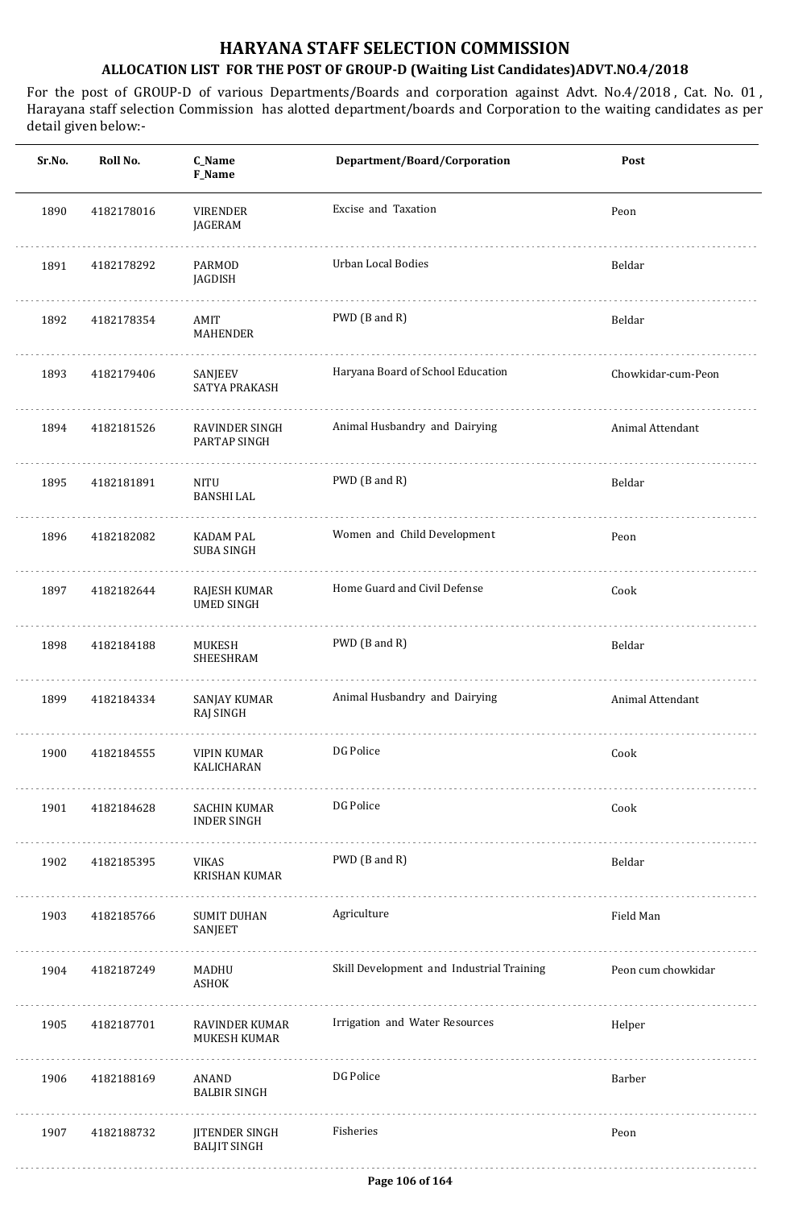# HARYANA STAFF SELECTION COMMISSION

## ALLOCATION LIST FOR THE POST OF GROUP-D (Waiting List Candidates)ADVT.NO.4/2018

For the post of GROUP-D of various Departments/Boards and corporation against Advt. No.4/2018 , Cat. No. 01 , Harayana staff selection Commission has alotted department/boards and Corporation to the waiting candidates as per detail given below:-

| Sr.No. | Roll No. | C_Name<br>F_Name | Department/Board/Corporation | Post |
|---|---|---|---|---|
| 1890 | 4182178016 | VIRENDER<br>JAGERAM | Excise and Taxation | Peon |
| 1891 | 4182178292 | PARMOD<br>JAGDISH | Urban Local Bodies | Beldar |
| 1892 | 4182178354 | AMIT<br>MAHENDER | PWD (B and R) | Beldar |
| 1893 | 4182179406 | SANJEEV<br>SATYA PRAKASH | Haryana Board of School Education | Chowkidar-cum-Peon |
| 1894 | 4182181526 | RAVINDER SINGH<br>PARTAP SINGH | Animal Husbandry and Dairying | Animal Attendant |
| 1895 | 4182181891 | NITU<br>BANSHI LAL | PWD (B and R) | Beldar |
| 1896 | 4182182082 | KADAM PAL<br>SUBA SINGH | Women and Child Development | Peon |
| 1897 | 4182182644 | RAJESH KUMAR<br>UMED SINGH | Home Guard and Civil Defense | Cook |
| 1898 | 4182184188 | MUKESH<br>SHEESHRAM | PWD (B and R) | Beldar |
| 1899 | 4182184334 | SANJAY KUMAR<br>RAJ SINGH | Animal Husbandry and Dairying | Animal Attendant |
| 1900 | 4182184555 | VIPIN KUMAR<br>KALICHARAN | DG Police | Cook |
| 1901 | 4182184628 | SACHIN KUMAR<br>INDER SINGH | DG Police | Cook |
| 1902 | 4182185395 | VIKAS<br>KRISHAN KUMAR | PWD (B and R) | Beldar |
| 1903 | 4182185766 | SUMIT DUHAN<br>SANJEET | Agriculture | Field Man |
| 1904 | 4182187249 | MADHU<br>ASHOK | Skill Development and Industrial Training | Peon cum chowkidar |
| 1905 | 4182187701 | RAVINDER KUMAR<br>MUKESH KUMAR | Irrigation and Water Resources | Helper |
| 1906 | 4182188169 | ANAND<br>BALBIR SINGH | DG Police | Barber |
| 1907 | 4182188732 | JITENDER SINGH<br>BALJIT SINGH | Fisheries | Peon |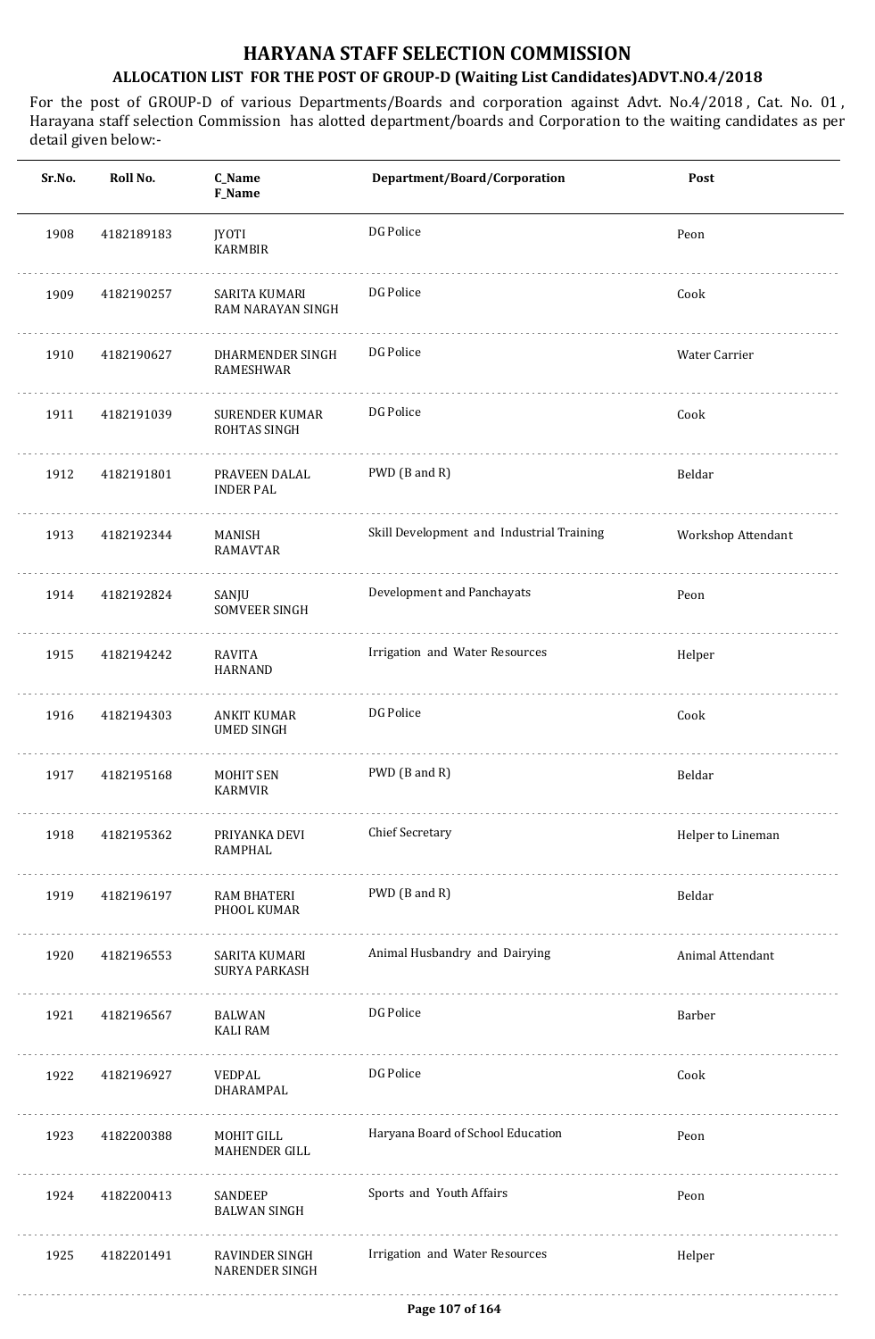# HARYANA STAFF SELECTION COMMISSION

## ALLOCATION LIST FOR THE POST OF GROUP-D (Waiting List Candidates)ADVT.NO.4/2018

For the post of GROUP-D of various Departments/Boards and corporation against Advt. No.4/2018 , Cat. No. 01 , Harayana staff selection Commission has alotted department/boards and Corporation to the waiting candidates as per detail given below:-

| Sr.No. | Roll No. | C_Name<br>F_Name | Department/Board/Corporation | Post |
|---|---|---|---|---|
| 1908 | 4182189183 | JYOTI<br>KARMBIR | DG Police | Peon |
| 1909 | 4182190257 | SARITA KUMARI<br>RAM NARAYAN SINGH | DG Police | Cook |
| 1910 | 4182190627 | DHARMENDER SINGH<br>RAMESHWAR | DG Police | Water Carrier |
| 1911 | 4182191039 | SURENDER KUMAR<br>ROHTAS SINGH | DG Police | Cook |
| 1912 | 4182191801 | PRAVEEN DALAL<br>INDER PAL | PWD (B and R) | Beldar |
| 1913 | 4182192344 | MANISH<br>RAMAVTAR | Skill Development and Industrial Training | Workshop Attendant |
| 1914 | 4182192824 | SANJU<br>SOMVEER SINGH | Development and Panchayats | Peon |
| 1915 | 4182194242 | RAVITA<br>HARNAND | Irrigation and Water Resources | Helper |
| 1916 | 4182194303 | ANKIT KUMAR<br>UMED SINGH | DG Police | Cook |
| 1917 | 4182195168 | MOHIT SEN<br>KARMVIR | PWD (B and R) | Beldar |
| 1918 | 4182195362 | PRIYANKA DEVI<br>RAMPHAL | Chief Secretary | Helper to Lineman |
| 1919 | 4182196197 | RAM BHATERI<br>PHOOL KUMAR | PWD (B and R) | Beldar |
| 1920 | 4182196553 | SARITA KUMARI<br>SURYA PARKASH | Animal Husbandry and Dairying | Animal Attendant |
| 1921 | 4182196567 | BALWAN<br>KALI RAM | DG Police | Barber |
| 1922 | 4182196927 | VEDPAL<br>DHARAMPAL | DG Police | Cook |
| 1923 | 4182200388 | MOHIT GILL<br>MAHENDER GILL | Haryana Board of School Education | Peon |
| 1924 | 4182200413 | SANDEEP<br>BALWAN SINGH | Sports and Youth Affairs | Peon |
| 1925 | 4182201491 | RAVINDER SINGH<br>NARENDER SINGH | Irrigation and Water Resources | Helper |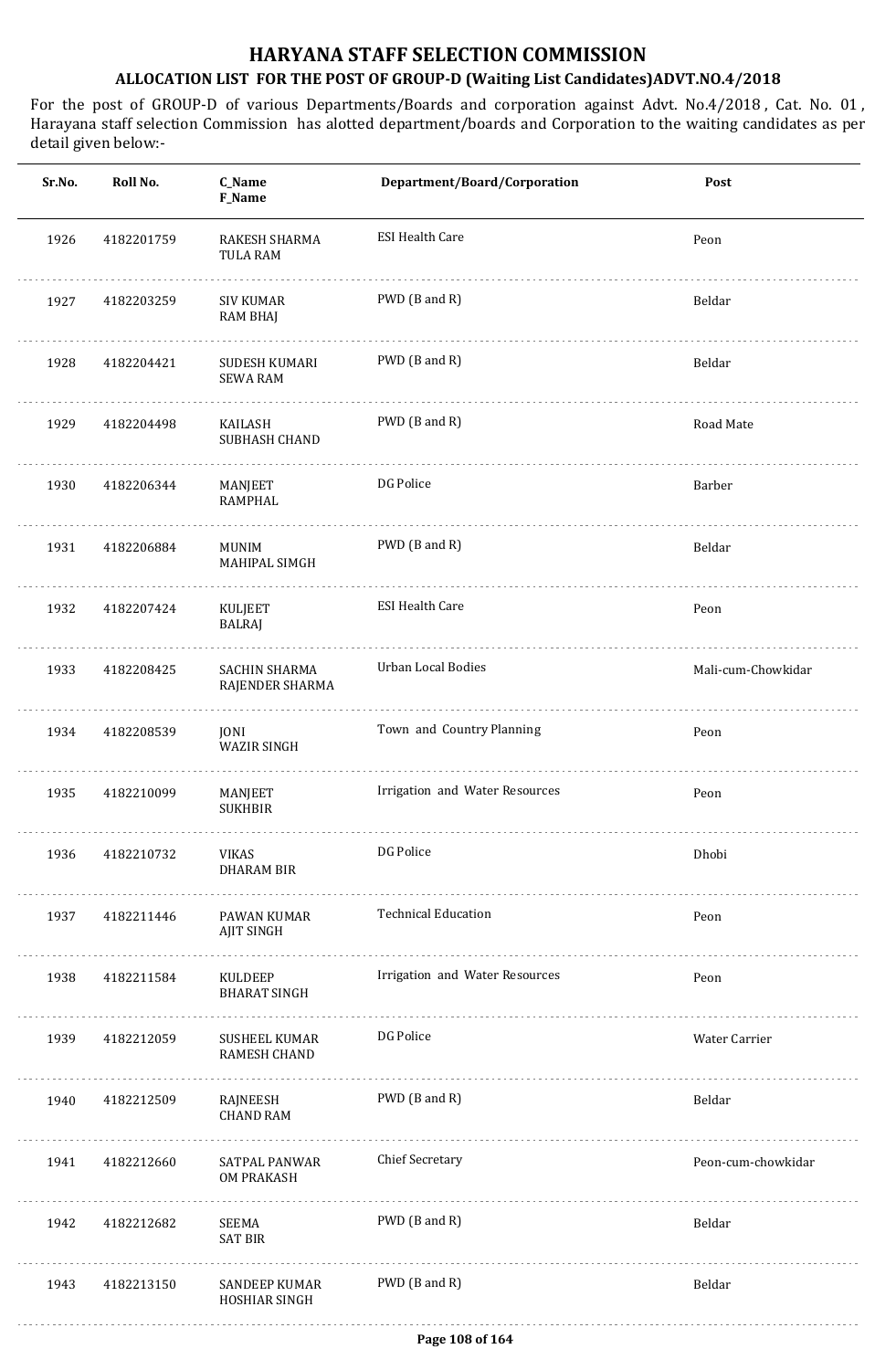# HARYANA STAFF SELECTION COMMISSION

## ALLOCATION LIST FOR THE POST OF GROUP-D (Waiting List Candidates)ADVT.NO.4/2018

For the post of GROUP-D of various Departments/Boards and corporation against Advt. No.4/2018 , Cat. No. 01 , Harayana staff selection Commission has alotted department/boards and Corporation to the waiting candidates as per detail given below:-

| Sr.No. | Roll No. | C_Name<br>F_Name | Department/Board/Corporation | Post |
|---|---|---|---|---|
| 1926 | 4182201759 | RAKESH SHARMA<br>TULA RAM | ESI Health Care | Peon |
| 1927 | 4182203259 | SIV KUMAR<br>RAM BHAJ | PWD (B and R) | Beldar |
| 1928 | 4182204421 | SUDESH KUMARI<br>SEWA RAM | PWD (B and R) | Beldar |
| 1929 | 4182204498 | KAILASH<br>SUBHASH CHAND | PWD (B and R) | Road Mate |
| 1930 | 4182206344 | MANJEET<br>RAMPHAL | DG Police | Barber |
| 1931 | 4182206884 | MUNIM<br>MAHIPAL SIMGH | PWD (B and R) | Beldar |
| 1932 | 4182207424 | KULJEET<br>BALRAJ | ESI Health Care | Peon |
| 1933 | 4182208425 | SACHIN SHARMA<br>RAJENDER SHARMA | Urban Local Bodies | Mali-cum-Chowkidar |
| 1934 | 4182208539 | JONI<br>WAZIR SINGH | Town and Country Planning | Peon |
| 1935 | 4182210099 | MANJEET<br>SUKHBIR | Irrigation and Water Resources | Peon |
| 1936 | 4182210732 | VIKAS<br>DHARAM BIR | DG Police | Dhobi |
| 1937 | 4182211446 | PAWAN KUMAR<br>AJIT SINGH | Technical Education | Peon |
| 1938 | 4182211584 | KULDEEP<br>BHARAT SINGH | Irrigation and Water Resources | Peon |
| 1939 | 4182212059 | SUSHEEL KUMAR<br>RAMESH CHAND | DG Police | Water Carrier |
| 1940 | 4182212509 | RAJNEESH<br>CHAND RAM | PWD (B and R) | Beldar |
| 1941 | 4182212660 | SATPAL PANWAR<br>OM PRAKASH | Chief Secretary | Peon-cum-chowkidar |
| 1942 | 4182212682 | SEEMA<br>SAT BIR | PWD (B and R) | Beldar |
| 1943 | 4182213150 | SANDEEP KUMAR<br>HOSHIAR SINGH | PWD (B and R) | Beldar |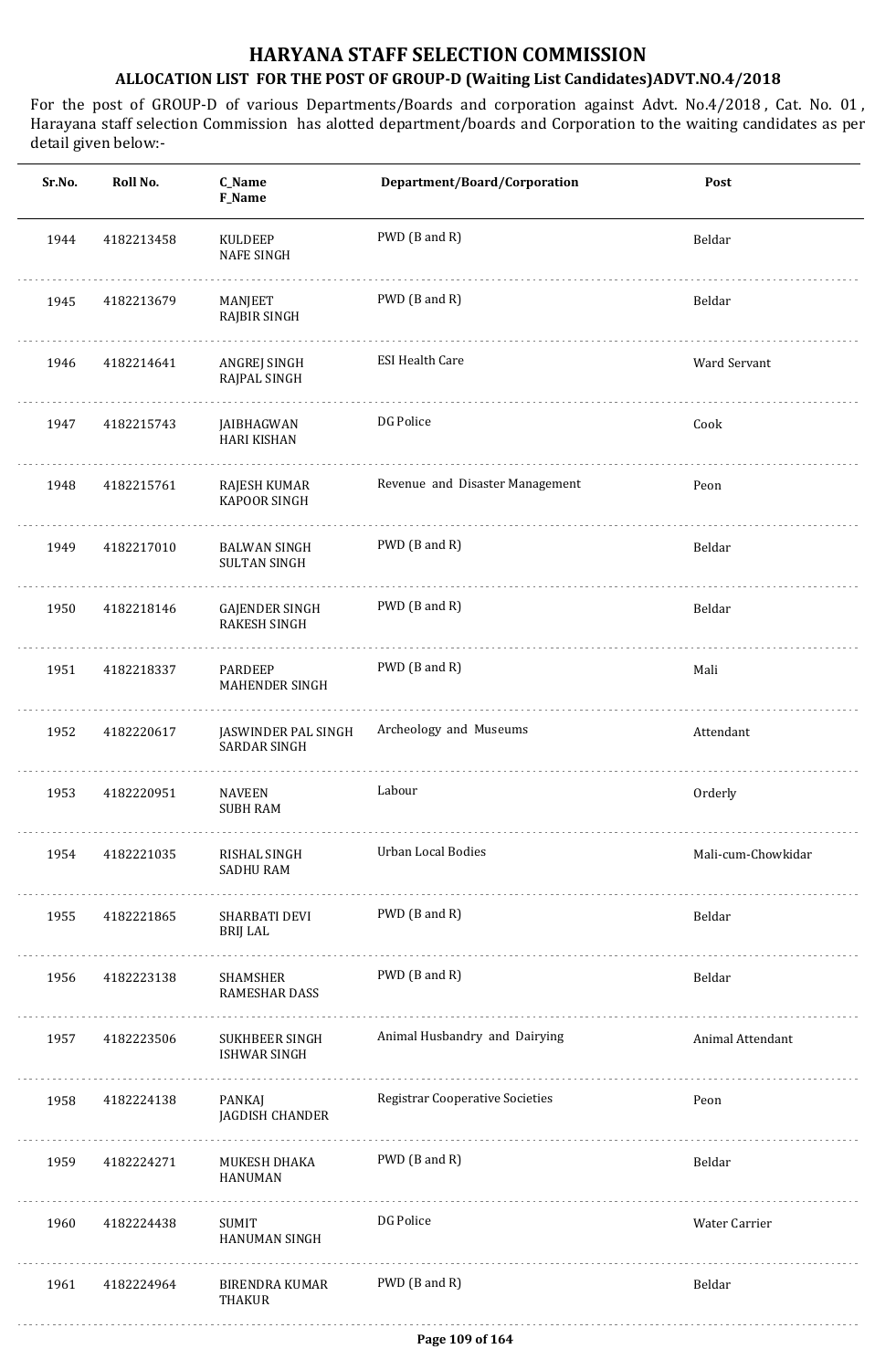# HARYANA STAFF SELECTION COMMISSION

## ALLOCATION LIST FOR THE POST OF GROUP-D (Waiting List Candidates)ADVT.NO.4/2018

For the post of GROUP-D of various Departments/Boards and corporation against Advt. No.4/2018 , Cat. No. 01 , Harayana staff selection Commission has alotted department/boards and Corporation to the waiting candidates as per detail given below:-

| Sr.No. | Roll No. | C_Name<br>F_Name | Department/Board/Corporation | Post |
|---|---|---|---|---|
| 1944 | 4182213458 | KULDEEP<br>NAFE SINGH | PWD (B and R) | Beldar |
| 1945 | 4182213679 | MANJEET<br>RAJBIR SINGH | PWD (B and R) | Beldar |
| 1946 | 4182214641 | ANGREJ SINGH<br>RAJPAL SINGH | ESI Health Care | Ward Servant |
| 1947 | 4182215743 | JAIBHAGWAN<br>HARI KISHAN | DG Police | Cook |
| 1948 | 4182215761 | RAJESH KUMAR<br>KAPOOR SINGH | Revenue and Disaster Management | Peon |
| 1949 | 4182217010 | BALWAN SINGH<br>SULTAN SINGH | PWD (B and R) | Beldar |
| 1950 | 4182218146 | GAJENDER SINGH<br>RAKESH SINGH | PWD (B and R) | Beldar |
| 1951 | 4182218337 | PARDEEP<br>MAHENDER SINGH | PWD (B and R) | Mali |
| 1952 | 4182220617 | JASWINDER PAL SINGH<br>SARDAR SINGH | Archeology and Museums | Attendant |
| 1953 | 4182220951 | NAVEEN<br>SUBH RAM | Labour | Orderly |
| 1954 | 4182221035 | RISHAL SINGH<br>SADHU RAM | Urban Local Bodies | Mali-cum-Chowkidar |
| 1955 | 4182221865 | SHARBATI DEVI<br>BRIJ LAL | PWD (B and R) | Beldar |
| 1956 | 4182223138 | SHAMSHER<br>RAMESHAR DASS | PWD (B and R) | Beldar |
| 1957 | 4182223506 | SUKHBEER SINGH<br>ISHWAR SINGH | Animal Husbandry and Dairying | Animal Attendant |
| 1958 | 4182224138 | PANKAJ<br>JAGDISH CHANDER | Registrar Cooperative Societies | Peon |
| 1959 | 4182224271 | MUKESH DHAKA<br>HANUMAN | PWD (B and R) | Beldar |
| 1960 | 4182224438 | SUMIT<br>HANUMAN SINGH | DG Police | Water Carrier |
| 1961 | 4182224964 | BIRENDRA KUMAR<br>THAKUR | PWD (B and R) | Beldar |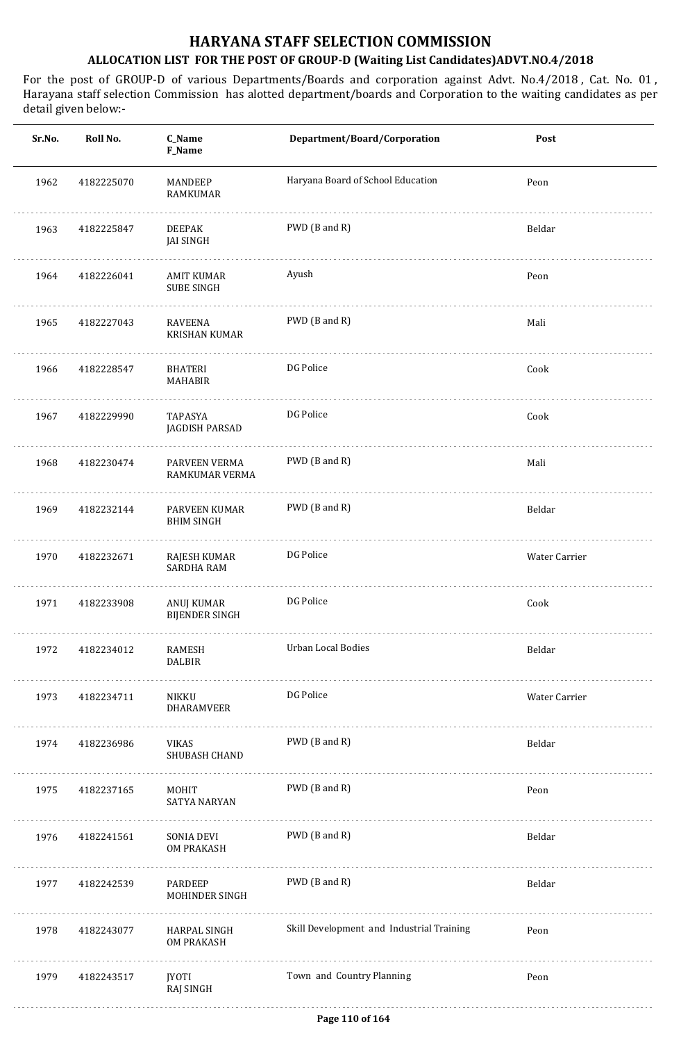# HARYANA STAFF SELECTION COMMISSION

## ALLOCATION LIST FOR THE POST OF GROUP-D (Waiting List Candidates)ADVT.NO.4/2018

For the post of GROUP-D of various Departments/Boards and corporation against Advt. No.4/2018 , Cat. No. 01 , Harayana staff selection Commission has alotted department/boards and Corporation to the waiting candidates as per detail given below:-

| Sr.No. | Roll No. | C_Name<br>F_Name | Department/Board/Corporation | Post |
|---|---|---|---|---|
| 1962 | 4182225070 | MANDEEP<br>RAMKUMAR | Haryana Board of School Education | Peon |
| 1963 | 4182225847 | DEEPAK<br>JAI SINGH | PWD (B and R) | Beldar |
| 1964 | 4182226041 | AMIT KUMAR<br>SUBE SINGH | Ayush | Peon |
| 1965 | 4182227043 | RAVEENA<br>KRISHAN KUMAR | PWD (B and R) | Mali |
| 1966 | 4182228547 | BHATERI<br>MAHABIR | DG Police | Cook |
| 1967 | 4182229990 | TAPASYA<br>JAGDISH PARSAD | DG Police | Cook |
| 1968 | 4182230474 | PARVEEN VERMA<br>RAMKUMAR VERMA | PWD (B and R) | Mali |
| 1969 | 4182232144 | PARVEEN KUMAR<br>BHIM SINGH | PWD (B and R) | Beldar |
| 1970 | 4182232671 | RAJESH KUMAR<br>SARDHA RAM | DG Police | Water Carrier |
| 1971 | 4182233908 | ANUJ KUMAR<br>BIJENDER SINGH | DG Police | Cook |
| 1972 | 4182234012 | RAMESH<br>DALBIR | Urban Local Bodies | Beldar |
| 1973 | 4182234711 | NIKKU<br>DHARAMVEER | DG Police | Water Carrier |
| 1974 | 4182236986 | VIKAS<br>SHUBASH CHAND | PWD (B and R) | Beldar |
| 1975 | 4182237165 | MOHIT<br>SATYA NARYAN | PWD (B and R) | Peon |
| 1976 | 4182241561 | SONIA DEVI<br>OM PRAKASH | PWD (B and R) | Beldar |
| 1977 | 4182242539 | PARDEEP<br>MOHINDER SINGH | PWD (B and R) | Beldar |
| 1978 | 4182243077 | HARPAL SINGH<br>OM PRAKASH | Skill Development and Industrial Training | Peon |
| 1979 | 4182243517 | JYOTI<br>RAJ SINGH | Town and Country Planning | Peon |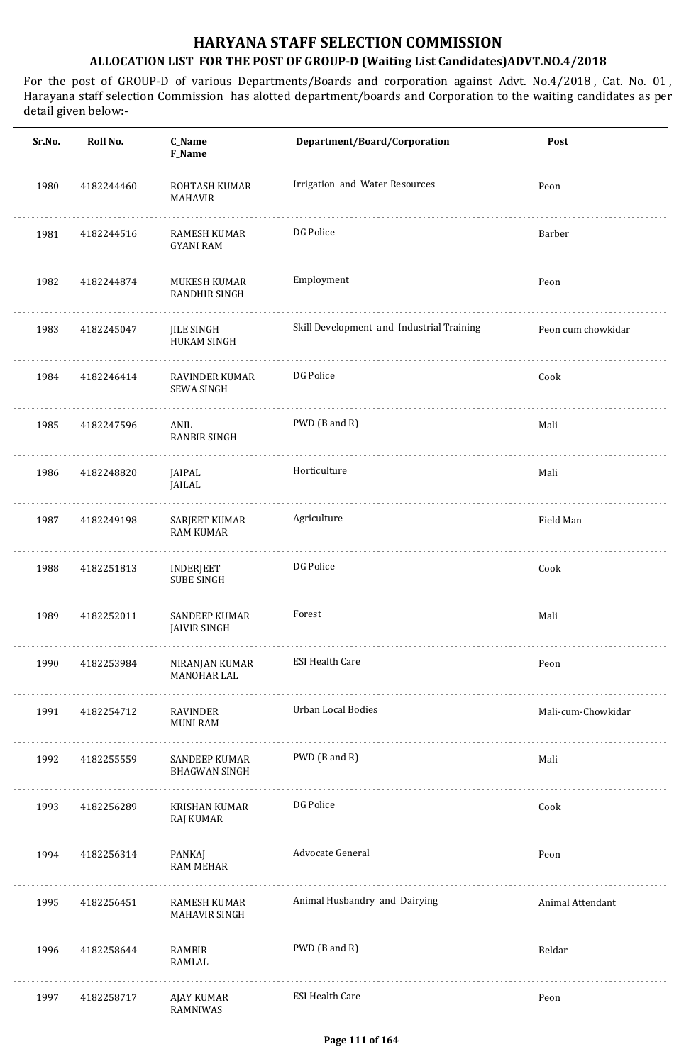# HARYANA STAFF SELECTION COMMISSION

## ALLOCATION LIST FOR THE POST OF GROUP-D (Waiting List Candidates)ADVT.NO.4/2018

For the post of GROUP-D of various Departments/Boards and corporation against Advt. No.4/2018 , Cat. No. 01 , Harayana staff selection Commission has alotted department/boards and Corporation to the waiting candidates as per detail given below:-

| Sr.No. | Roll No. | C_Name<br>F_Name | Department/Board/Corporation | Post |
|---|---|---|---|---|
| 1980 | 4182244460 | ROHTASH KUMAR<br>MAHAVIR | Irrigation and Water Resources | Peon |
| 1981 | 4182244516 | RAMESH KUMAR<br>GYANI RAM | DG Police | Barber |
| 1982 | 4182244874 | MUKESH KUMAR<br>RANDHIR SINGH | Employment | Peon |
| 1983 | 4182245047 | JILE SINGH<br>HUKAM SINGH | Skill Development and Industrial Training | Peon cum chowkidar |
| 1984 | 4182246414 | RAVINDER KUMAR<br>SEWA SINGH | DG Police | Cook |
| 1985 | 4182247596 | ANIL<br>RANBIR SINGH | PWD (B and R) | Mali |
| 1986 | 4182248820 | JAIPAL<br>JAILAL | Horticulture | Mali |
| 1987 | 4182249198 | SARJEET KUMAR<br>RAM KUMAR | Agriculture | Field Man |
| 1988 | 4182251813 | INDERJEET<br>SUBE SINGH | DG Police | Cook |
| 1989 | 4182252011 | SANDEEP KUMAR<br>JAIVIR SINGH | Forest | Mali |
| 1990 | 4182253984 | NIRANJAN KUMAR<br>MANOHAR LAL | ESI Health Care | Peon |
| 1991 | 4182254712 | RAVINDER<br>MUNI RAM | Urban Local Bodies | Mali-cum-Chowkidar |
| 1992 | 4182255559 | SANDEEP KUMAR<br>BHAGWAN SINGH | PWD (B and R) | Mali |
| 1993 | 4182256289 | KRISHAN KUMAR<br>RAJ KUMAR | DG Police | Cook |
| 1994 | 4182256314 | PANKAJ<br>RAM MEHAR | Advocate General | Peon |
| 1995 | 4182256451 | RAMESH KUMAR<br>MAHAVIR SINGH | Animal Husbandry and Dairying | Animal Attendant |
| 1996 | 4182258644 | RAMBIR<br>RAMLAL | PWD (B and R) | Beldar |
| 1997 | 4182258717 | AJAY KUMAR<br>RAMNIWAS | ESI Health Care | Peon |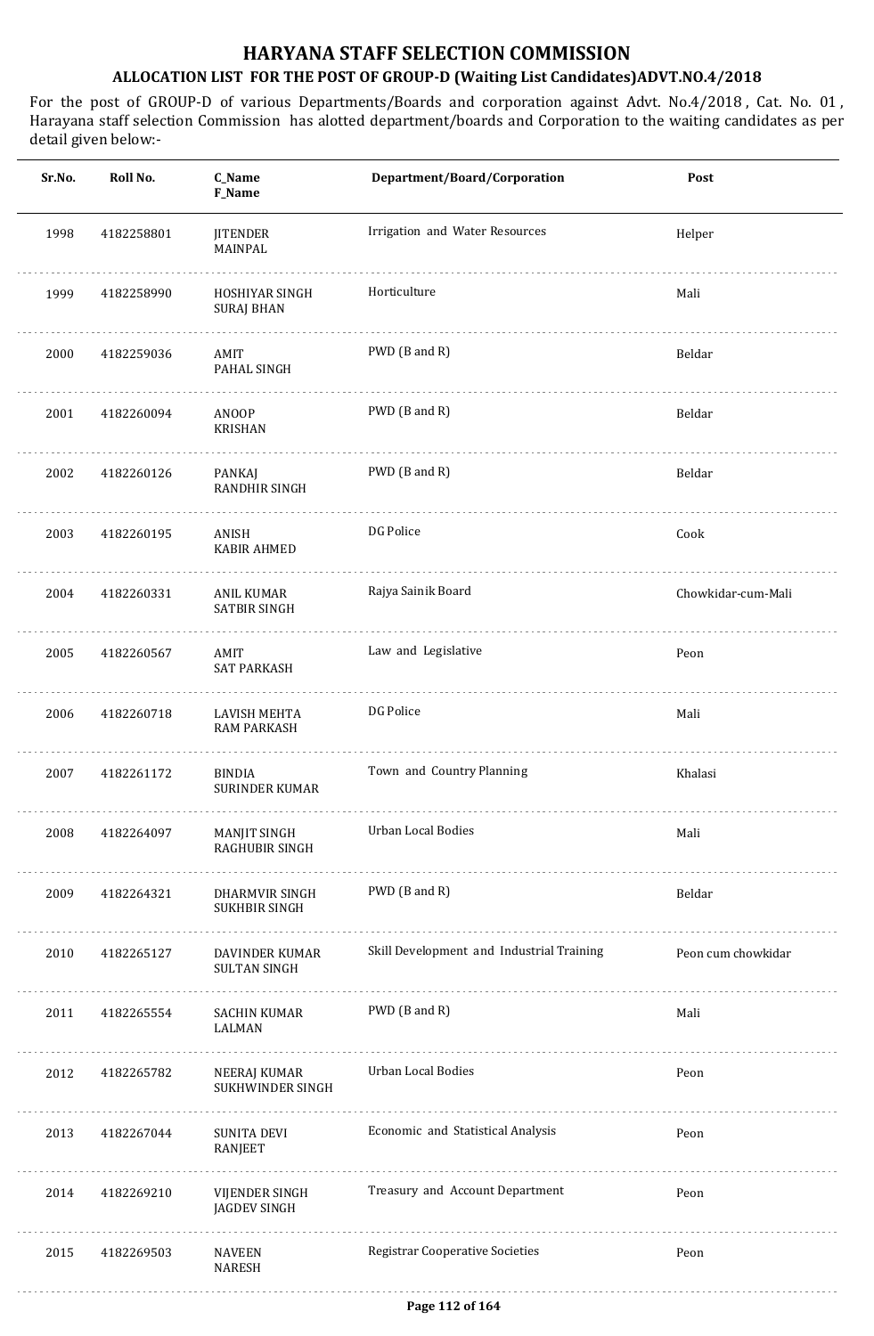# HARYANA STAFF SELECTION COMMISSION

## ALLOCATION LIST FOR THE POST OF GROUP-D (Waiting List Candidates)ADVT.NO.4/2018

For the post of GROUP-D of various Departments/Boards and corporation against Advt. No.4/2018 , Cat. No. 01 , Harayana staff selection Commission has alotted department/boards and Corporation to the waiting candidates as per detail given below:-

| Sr.No. | Roll No. | C_Name F_Name | Department/Board/Corporation | Post |
|---|---|---|---|---|
| 1998 | 4182258801 | JITENDER MAINPAL | Irrigation and Water Resources | Helper |
| 1999 | 4182258990 | HOSHIYAR SINGH SURAJ BHAN | Horticulture | Mali |
| 2000 | 4182259036 | AMIT PAHAL SINGH | PWD (B and R) | Beldar |
| 2001 | 4182260094 | ANOOP KRISHAN | PWD (B and R) | Beldar |
| 2002 | 4182260126 | PANKAJ RANDHIR SINGH | PWD (B and R) | Beldar |
| 2003 | 4182260195 | ANISH KABIR AHMED | DG Police | Cook |
| 2004 | 4182260331 | ANIL KUMAR SATBIR SINGH | Rajya Sainik Board | Chowkidar-cum-Mali |
| 2005 | 4182260567 | AMIT SAT PARKASH | Law and Legislative | Peon |
| 2006 | 4182260718 | LAVISH MEHTA RAM PARKASH | DG Police | Mali |
| 2007 | 4182261172 | BINDIA SURINDER KUMAR | Town and Country Planning | Khalasi |
| 2008 | 4182264097 | MANJIT SINGH RAGHUBIR SINGH | Urban Local Bodies | Mali |
| 2009 | 4182264321 | DHARMVIR SINGH SUKHBIR SINGH | PWD (B and R) | Beldar |
| 2010 | 4182265127 | DAVINDER KUMAR SULTAN SINGH | Skill Development and Industrial Training | Peon cum chowkidar |
| 2011 | 4182265554 | SACHIN KUMAR LALMAN | PWD (B and R) | Mali |
| 2012 | 4182265782 | NEERAJ KUMAR SUKHWINDER SINGH | Urban Local Bodies | Peon |
| 2013 | 4182267044 | SUNITA DEVI RANJEET | Economic and Statistical Analysis | Peon |
| 2014 | 4182269210 | VIJENDER SINGH JAGDEV SINGH | Treasury and Account Department | Peon |
| 2015 | 4182269503 | NAVEEN NARESH | Registrar Cooperative Societies | Peon |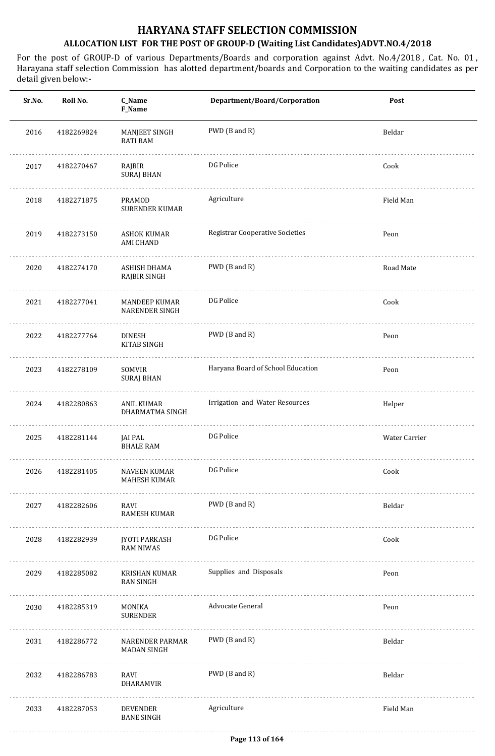# HARYANA STAFF SELECTION COMMISSION

## ALLOCATION LIST FOR THE POST OF GROUP-D (Waiting List Candidates)ADVT.NO.4/2018

For the post of GROUP-D of various Departments/Boards and corporation against Advt. No.4/2018 , Cat. No. 01 , Harayana staff selection Commission has alotted department/boards and Corporation to the waiting candidates as per detail given below:-

| Sr.No. | Roll No. | C_Name<br>F_Name | Department/Board/Corporation | Post |
|---|---|---|---|---|
| 2016 | 4182269824 | MANJEET SINGH<br>RATI RAM | PWD (B and R) | Beldar |
| 2017 | 4182270467 | RAJBIR<br>SURAJ BHAN | DG Police | Cook |
| 2018 | 4182271875 | PRAMOD<br>SURENDER KUMAR | Agriculture | Field Man |
| 2019 | 4182273150 | ASHOK KUMAR<br>AMI CHAND | Registrar Cooperative Societies | Peon |
| 2020 | 4182274170 | ASHISH DHAMA<br>RAJBIR SINGH | PWD (B and R) | Road Mate |
| 2021 | 4182277041 | MANDEEP KUMAR<br>NARENDER SINGH | DG Police | Cook |
| 2022 | 4182277764 | DINESH<br>KITAB SINGH | PWD (B and R) | Peon |
| 2023 | 4182278109 | SOMVIR<br>SURAJ BHAN | Haryana Board of School Education | Peon |
| 2024 | 4182280863 | ANIL KUMAR<br>DHARMATMA SINGH | Irrigation and Water Resources | Helper |
| 2025 | 4182281144 | JAI PAL<br>BHALE RAM | DG Police | Water Carrier |
| 2026 | 4182281405 | NAVEEN KUMAR<br>MAHESH KUMAR | DG Police | Cook |
| 2027 | 4182282606 | RAVI<br>RAMESH KUMAR | PWD (B and R) | Beldar |
| 2028 | 4182282939 | JYOTI PARKASH<br>RAM NIWAS | DG Police | Cook |
| 2029 | 4182285082 | KRISHAN KUMAR<br>RAN SINGH | Supplies and Disposals | Peon |
| 2030 | 4182285319 | MONIKA<br>SURENDER | Advocate General | Peon |
| 2031 | 4182286772 | NARENDER PARMAR<br>MADAN SINGH | PWD (B and R) | Beldar |
| 2032 | 4182286783 | RAVI<br>DHARAMVIR | PWD (B and R) | Beldar |
| 2033 | 4182287053 | DEVENDER<br>BANE SINGH | Agriculture | Field Man |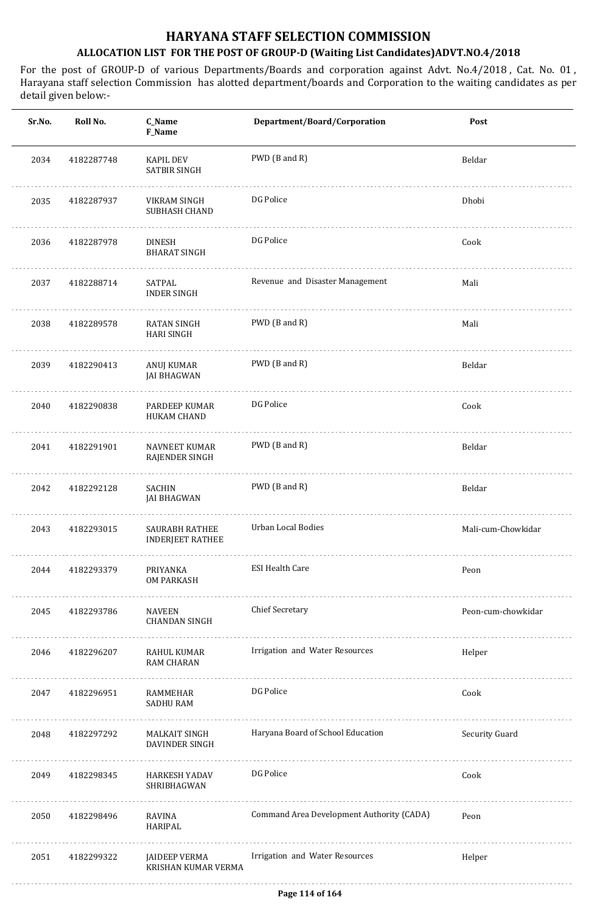# HARYANA STAFF SELECTION COMMISSION

## ALLOCATION LIST FOR THE POST OF GROUP-D (Waiting List Candidates)ADVT.NO.4/2018

For the post of GROUP-D of various Departments/Boards and corporation against Advt. No.4/2018 , Cat. No. 01 , Harayana staff selection Commission has alotted department/boards and Corporation to the waiting candidates as per detail given below:-

| Sr.No. | Roll No. | C_Name<br>F_Name | Department/Board/Corporation | Post |
|---|---|---|---|---|
| 2034 | 4182287748 | KAPIL DEV<br>SATBIR SINGH | PWD (B and R) | Beldar |
| 2035 | 4182287937 | VIKRAM SINGH<br>SUBHASH CHAND | DG Police | Dhobi |
| 2036 | 4182287978 | DINESH<br>BHARAT SINGH | DG Police | Cook |
| 2037 | 4182288714 | SATPAL<br>INDER SINGH | Revenue and Disaster Management | Mali |
| 2038 | 4182289578 | RATAN SINGH<br>HARI SINGH | PWD (B and R) | Mali |
| 2039 | 4182290413 | ANUJ KUMAR<br>JAI BHAGWAN | PWD (B and R) | Beldar |
| 2040 | 4182290838 | PARDEEP KUMAR<br>HUKAM CHAND | DG Police | Cook |
| 2041 | 4182291901 | NAVNEET KUMAR<br>RAJENDER SINGH | PWD (B and R) | Beldar |
| 2042 | 4182292128 | SACHIN<br>JAI BHAGWAN | PWD (B and R) | Beldar |
| 2043 | 4182293015 | SAURABH RATHEE<br>INDERJEET RATHEE | Urban Local Bodies | Mali-cum-Chowkidar |
| 2044 | 4182293379 | PRIYANKA<br>OM PARKASH | ESI Health Care | Peon |
| 2045 | 4182293786 | NAVEEN<br>CHANDAN SINGH | Chief Secretary | Peon-cum-chowkidar |
| 2046 | 4182296207 | RAHUL KUMAR<br>RAM CHARAN | Irrigation and Water Resources | Helper |
| 2047 | 4182296951 | RAMMEHAR<br>SADHU RAM | DG Police | Cook |
| 2048 | 4182297292 | MALKAIT SINGH<br>DAVINDER SINGH | Haryana Board of School Education | Security Guard |
| 2049 | 4182298345 | HARKESH YADAV<br>SHRIBHAGWAN | DG Police | Cook |
| 2050 | 4182298496 | RAVINA<br>HARIPAL | Command Area Development Authority (CADA) | Peon |
| 2051 | 4182299322 | JAIDEEP VERMA<br>KRISHAN KUMAR VERMA | Irrigation and Water Resources | Helper |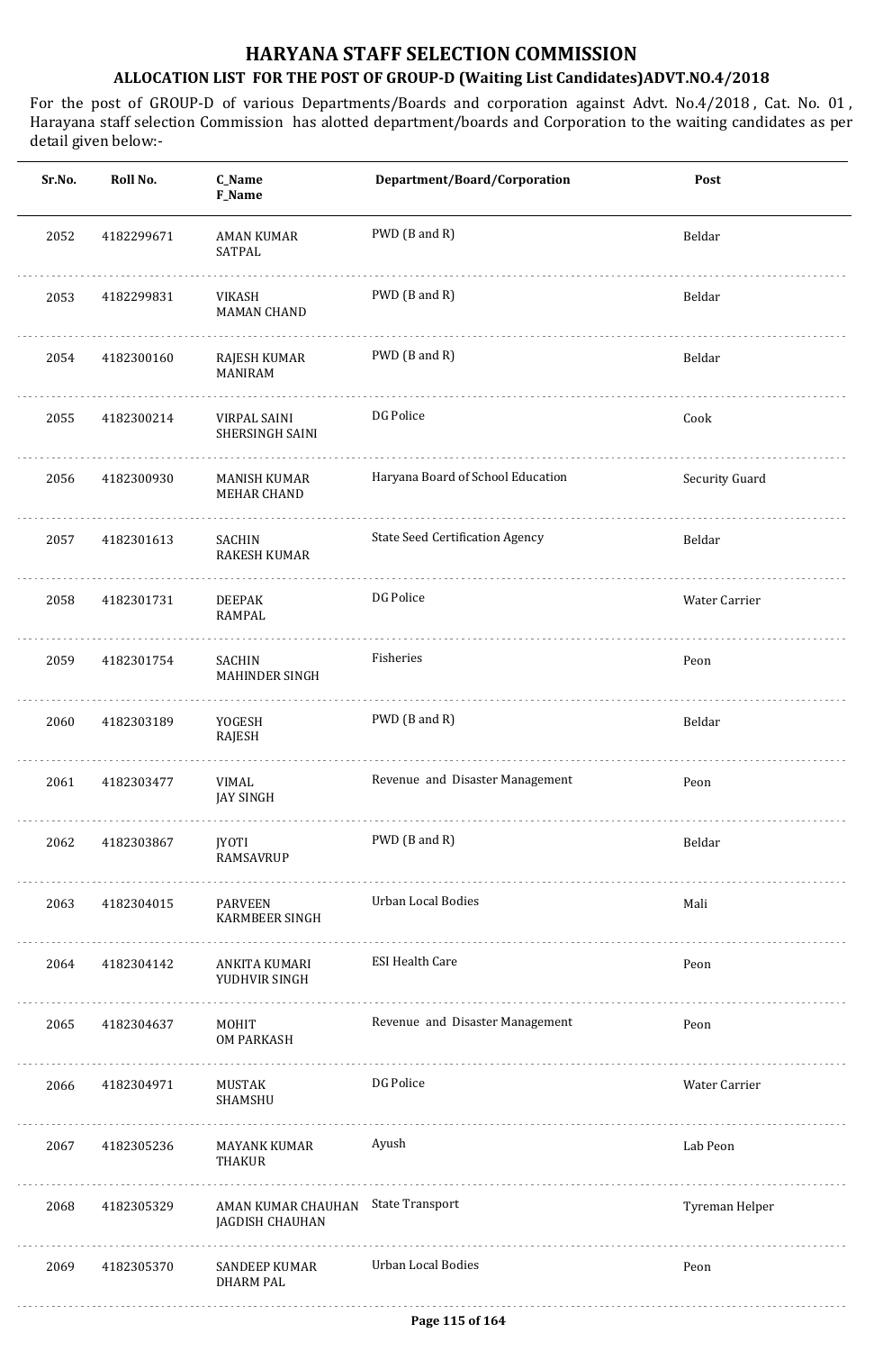# HARYANA STAFF SELECTION COMMISSION

## ALLOCATION LIST FOR THE POST OF GROUP-D (Waiting List Candidates)ADVT.NO.4/2018

For the post of GROUP-D of various Departments/Boards and corporation against Advt. No.4/2018 , Cat. No. 01 , Harayana staff selection Commission has alotted department/boards and Corporation to the waiting candidates as per detail given below:-

| Sr.No. | Roll No. | C_Name<br>F_Name | Department/Board/Corporation | Post |
|---|---|---|---|---|
| 2052 | 4182299671 | AMAN KUMAR<br>SATPAL | PWD (B and R) | Beldar |
| 2053 | 4182299831 | VIKASH<br>MAMAN CHAND | PWD (B and R) | Beldar |
| 2054 | 4182300160 | RAJESH KUMAR<br>MANIRAM | PWD (B and R) | Beldar |
| 2055 | 4182300214 | VIRPAL SAINI<br>SHERSINGH SAINI | DG Police | Cook |
| 2056 | 4182300930 | MANISH KUMAR<br>MEHAR CHAND | Haryana Board of School Education | Security Guard |
| 2057 | 4182301613 | SACHIN<br>RAKESH KUMAR | State Seed Certification Agency | Beldar |
| 2058 | 4182301731 | DEEPAK<br>RAMPAL | DG Police | Water Carrier |
| 2059 | 4182301754 | SACHIN<br>MAHINDER SINGH | Fisheries | Peon |
| 2060 | 4182303189 | YOGESH<br>RAJESH | PWD (B and R) | Beldar |
| 2061 | 4182303477 | VIMAL<br>JAY SINGH | Revenue and Disaster Management | Peon |
| 2062 | 4182303867 | JYOTI<br>RAMSAVRUP | PWD (B and R) | Beldar |
| 2063 | 4182304015 | PARVEEN<br>KARMBEER SINGH | Urban Local Bodies | Mali |
| 2064 | 4182304142 | ANKITA KUMARI<br>YUDHVIR SINGH | ESI Health Care | Peon |
| 2065 | 4182304637 | MOHIT<br>OM PARKASH | Revenue and Disaster Management | Peon |
| 2066 | 4182304971 | MUSTAK<br>SHAMSHU | DG Police | Water Carrier |
| 2067 | 4182305236 | MAYANK KUMAR<br>THAKUR | Ayush | Lab Peon |
| 2068 | 4182305329 | AMAN KUMAR CHAUHAN<br>JAGDISH CHAUHAN | State Transport | Tyreman Helper |
| 2069 | 4182305370 | SANDEEP KUMAR<br>DHARM PAL | Urban Local Bodies | Peon |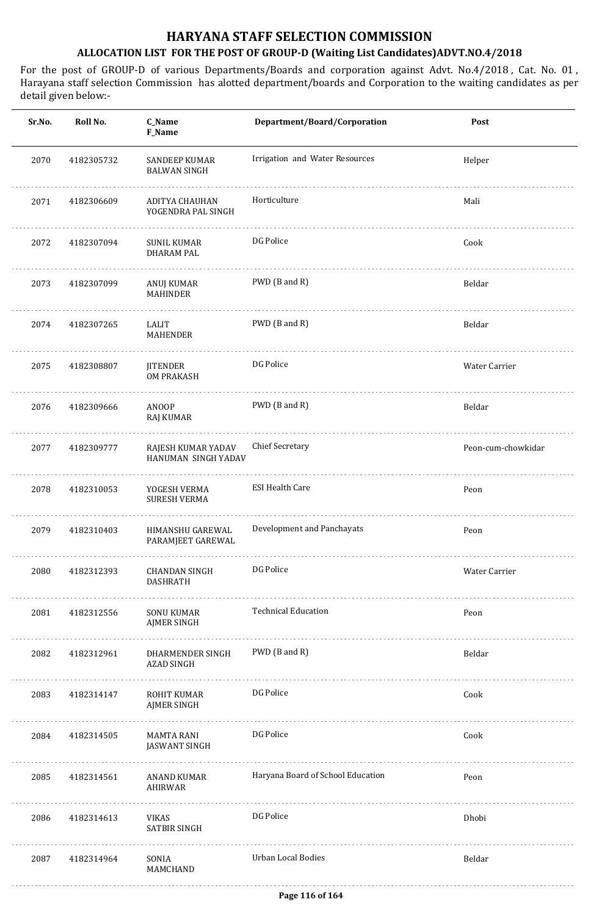# HARYANA STAFF SELECTION COMMISSION

## ALLOCATION LIST FOR THE POST OF GROUP-D (Waiting List Candidates)ADVT.NO.4/2018

For the post of GROUP-D of various Departments/Boards and corporation against Advt. No.4/2018 , Cat. No. 01 , Harayana staff selection Commission has alotted department/boards and Corporation to the waiting candidates as per detail given below:-

| Sr.No. | Roll No. | C_Name<br>F_Name | Department/Board/Corporation | Post |
|---|---|---|---|---|
| 2070 | 4182305732 | SANDEEP KUMAR<br>BALWAN SINGH | Irrigation and Water Resources | Helper |
| 2071 | 4182306609 | ADITYA CHAUHAN<br>YOGENDRA PAL SINGH | Horticulture | Mali |
| 2072 | 4182307094 | SUNIL KUMAR<br>DHARAM PAL | DG Police | Cook |
| 2073 | 4182307099 | ANUJ KUMAR<br>MAHINDER | PWD (B and R) | Beldar |
| 2074 | 4182307265 | LALIT<br>MAHENDER | PWD (B and R) | Beldar |
| 2075 | 4182308807 | JITENDER<br>OM PRAKASH | DG Police | Water Carrier |
| 2076 | 4182309666 | ANOOP<br>RAJ KUMAR | PWD (B and R) | Beldar |
| 2077 | 4182309777 | RAJESH KUMAR YADAV<br>HANUMAN SINGH YADAV | Chief Secretary | Peon-cum-chowkidar |
| 2078 | 4182310053 | YOGESH VERMA<br>SURESH VERMA | ESI Health Care | Peon |
| 2079 | 4182310403 | HIMANSHU GAREWAL<br>PARAMJEET GAREWAL | Development and Panchayats | Peon |
| 2080 | 4182312393 | CHANDAN SINGH<br>DASHRATH | DG Police | Water Carrier |
| 2081 | 4182312556 | SONU KUMAR<br>AJMER SINGH | Technical Education | Peon |
| 2082 | 4182312961 | DHARMENDER SINGH<br>AZAD SINGH | PWD (B and R) | Beldar |
| 2083 | 4182314147 | ROHIT KUMAR<br>AJMER SINGH | DG Police | Cook |
| 2084 | 4182314505 | MAMTA RANI<br>JASWANT SINGH | DG Police | Cook |
| 2085 | 4182314561 | ANAND KUMAR<br>AHIRWAR | Haryana Board of School Education | Peon |
| 2086 | 4182314613 | VIKAS<br>SATBIR SINGH | DG Police | Dhobi |
| 2087 | 4182314964 | SONIA<br>MAMCHAND | Urban Local Bodies | Beldar |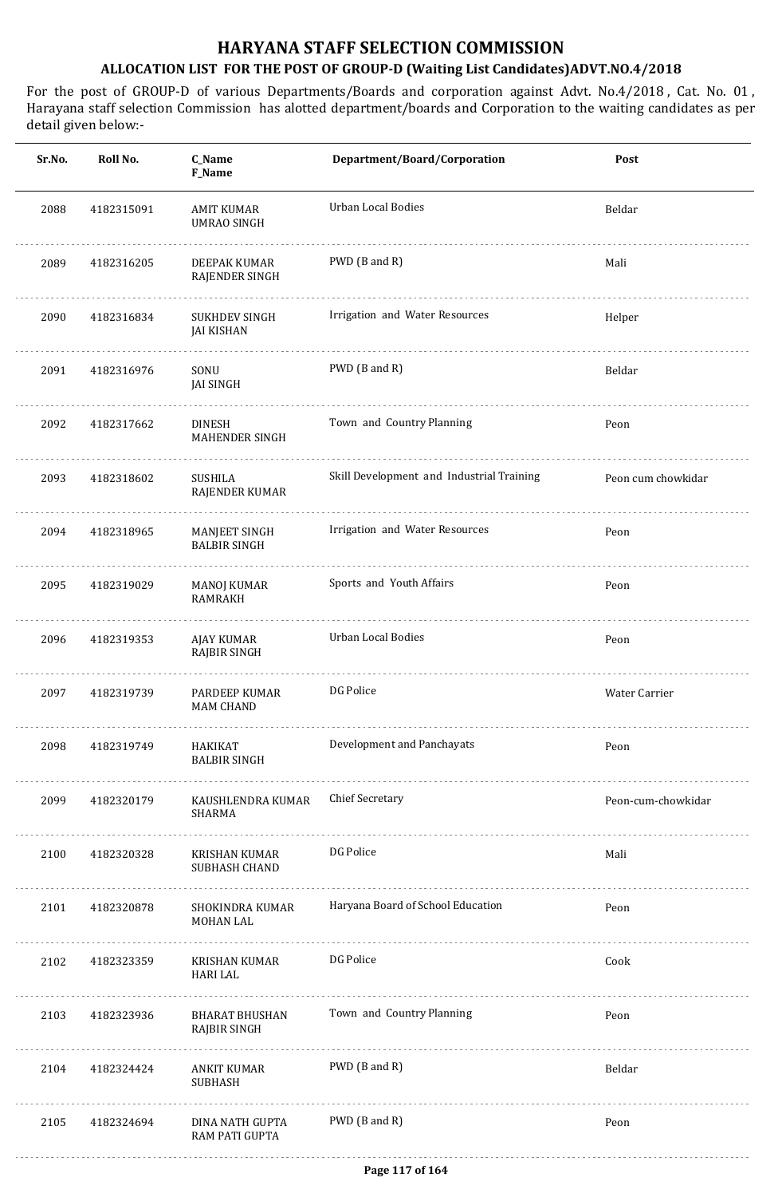# HARYANA STAFF SELECTION COMMISSION

## ALLOCATION LIST FOR THE POST OF GROUP-D (Waiting List Candidates)ADVT.NO.4/2018

For the post of GROUP-D of various Departments/Boards and corporation against Advt. No.4/2018 , Cat. No. 01 , Harayana staff selection Commission has alotted department/boards and Corporation to the waiting candidates as per detail given below:-

| Sr.No. | Roll No. | C_Name F_Name | Department/Board/Corporation | Post |
|---|---|---|---|---|
| 2088 | 4182315091 | AMIT KUMAR UMRAO SINGH | Urban Local Bodies | Beldar |
| 2089 | 4182316205 | DEEPAK KUMAR RAJENDER SINGH | PWD (B and R) | Mali |
| 2090 | 4182316834 | SUKHDEV SINGH JAI KISHAN | Irrigation and Water Resources | Helper |
| 2091 | 4182316976 | SONU JAI SINGH | PWD (B and R) | Beldar |
| 2092 | 4182317662 | DINESH MAHENDER SINGH | Town and Country Planning | Peon |
| 2093 | 4182318602 | SUSHILA RAJENDER KUMAR | Skill Development and Industrial Training | Peon cum chowkidar |
| 2094 | 4182318965 | MANJEET SINGH BALBIR SINGH | Irrigation and Water Resources | Peon |
| 2095 | 4182319029 | MANOJ KUMAR RAMRAKH | Sports and Youth Affairs | Peon |
| 2096 | 4182319353 | AJAY KUMAR RAJBIR SINGH | Urban Local Bodies | Peon |
| 2097 | 4182319739 | PARDEEP KUMAR MAM CHAND | DG Police | Water Carrier |
| 2098 | 4182319749 | HAKIKAT BALBIR SINGH | Development and Panchayats | Peon |
| 2099 | 4182320179 | KAUSHLENDRA KUMAR SHARMA | Chief Secretary | Peon-cum-chowkidar |
| 2100 | 4182320328 | KRISHAN KUMAR SUBHASH CHAND | DG Police | Mali |
| 2101 | 4182320878 | SHOKINDRA KUMAR MOHAN LAL | Haryana Board of School Education | Peon |
| 2102 | 4182323359 | KRISHAN KUMAR HARI LAL | DG Police | Cook |
| 2103 | 4182323936 | BHARAT BHUSHAN RAJBIR SINGH | Town and Country Planning | Peon |
| 2104 | 4182324424 | ANKIT KUMAR SUBHASH | PWD (B and R) | Beldar |
| 2105 | 4182324694 | DINA NATH GUPTA RAM PATI GUPTA | PWD (B and R) | Peon |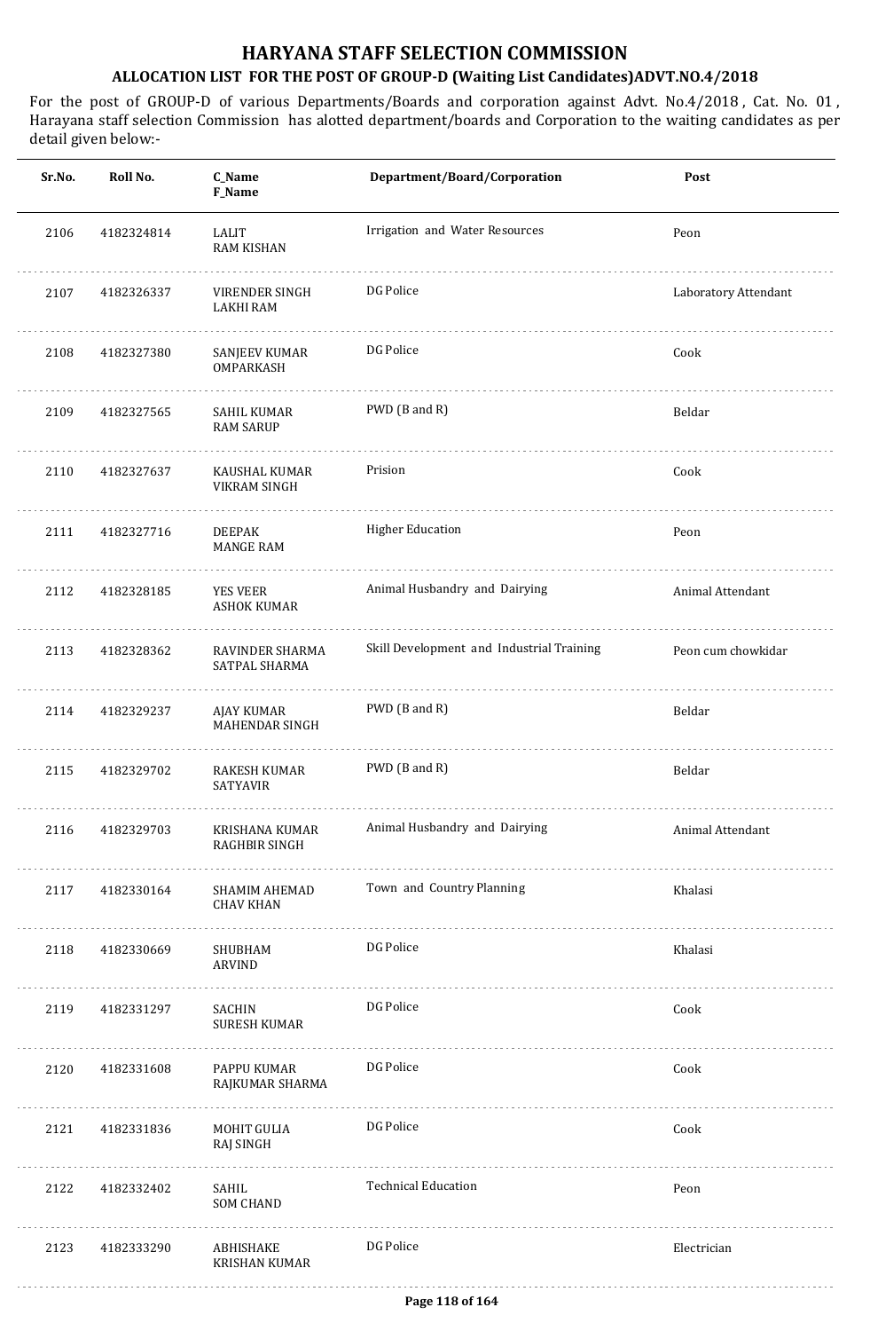# HARYANA STAFF SELECTION COMMISSION

## ALLOCATION LIST FOR THE POST OF GROUP-D (Waiting List Candidates)ADVT.NO.4/2018

For the post of GROUP-D of various Departments/Boards and corporation against Advt. No.4/2018 , Cat. No. 01 , Harayana staff selection Commission has alotted department/boards and Corporation to the waiting candidates as per detail given below:-

| Sr.No. | Roll No. | C_Name<br>F_Name | Department/Board/Corporation | Post |
|---|---|---|---|---|
| 2106 | 4182324814 | LALIT<br>RAM KISHAN | Irrigation and Water Resources | Peon |
| 2107 | 4182326337 | VIRENDER SINGH<br>LAKHI RAM | DG Police | Laboratory Attendant |
| 2108 | 4182327380 | SANJEEV KUMAR<br>OMPARKASH | DG Police | Cook |
| 2109 | 4182327565 | SAHIL KUMAR<br>RAM SARUP | PWD (B and R) | Beldar |
| 2110 | 4182327637 | KAUSHAL KUMAR<br>VIKRAM SINGH | Prision | Cook |
| 2111 | 4182327716 | DEEPAK<br>MANGE RAM | Higher Education | Peon |
| 2112 | 4182328185 | YES VEER<br>ASHOK KUMAR | Animal Husbandry and Dairying | Animal Attendant |
| 2113 | 4182328362 | RAVINDER SHARMA<br>SATPAL SHARMA | Skill Development and Industrial Training | Peon cum chowkidar |
| 2114 | 4182329237 | AJAY KUMAR<br>MAHENDAR SINGH | PWD (B and R) | Beldar |
| 2115 | 4182329702 | RAKESH KUMAR<br>SATYAVIR | PWD (B and R) | Beldar |
| 2116 | 4182329703 | KRISHANA KUMAR<br>RAGHBIR SINGH | Animal Husbandry and Dairying | Animal Attendant |
| 2117 | 4182330164 | SHAMIM AHEMAD<br>CHAV KHAN | Town and Country Planning | Khalasi |
| 2118 | 4182330669 | SHUBHAM<br>ARVIND | DG Police | Khalasi |
| 2119 | 4182331297 | SACHIN<br>SURESH KUMAR | DG Police | Cook |
| 2120 | 4182331608 | PAPPU KUMAR<br>RAJKUMAR SHARMA | DG Police | Cook |
| 2121 | 4182331836 | MOHIT GULIA<br>RAJ SINGH | DG Police | Cook |
| 2122 | 4182332402 | SAHIL<br>SOM CHAND | Technical Education | Peon |
| 2123 | 4182333290 | ABHISHAKE<br>KRISHAN KUMAR | DG Police | Electrician |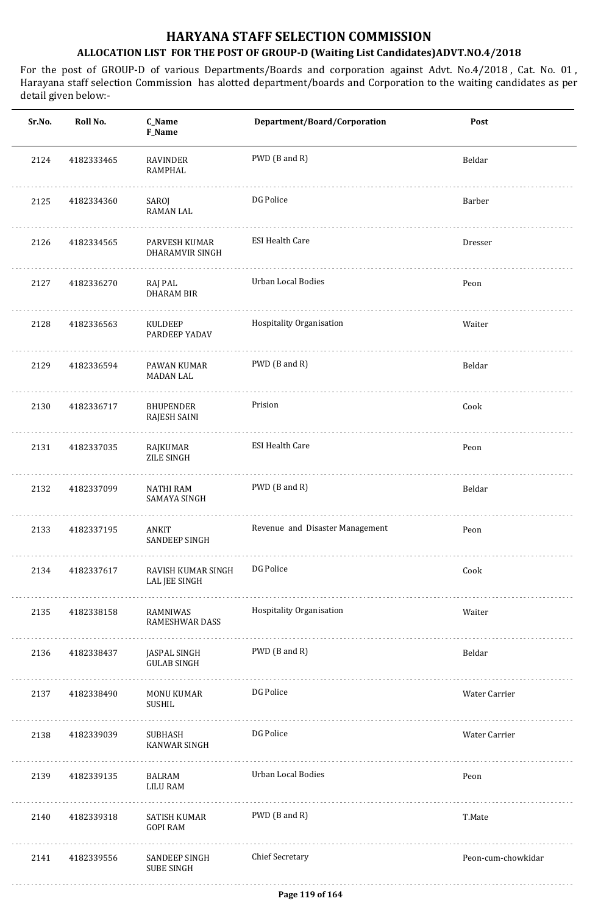# HARYANA STAFF SELECTION COMMISSION

## ALLOCATION LIST FOR THE POST OF GROUP-D (Waiting List Candidates)ADVT.NO.4/2018

For the post of GROUP-D of various Departments/Boards and corporation against Advt. No.4/2018 , Cat. No. 01 , Harayana staff selection Commission has alotted department/boards and Corporation to the waiting candidates as per detail given below:-

| Sr.No. | Roll No. | C_Name<br>F_Name | Department/Board/Corporation | Post |
|---|---|---|---|---|
| 2124 | 4182333465 | RAVINDER<br>RAMPHAL | PWD (B and R) | Beldar |
| 2125 | 4182334360 | SAROJ<br>RAMAN LAL | DG Police | Barber |
| 2126 | 4182334565 | PARVESH KUMAR<br>DHARAMVIR SINGH | ESI Health Care | Dresser |
| 2127 | 4182336270 | RAJ PAL<br>DHARAM BIR | Urban Local Bodies | Peon |
| 2128 | 4182336563 | KULDEEP<br>PARDEEP YADAV | Hospitality Organisation | Waiter |
| 2129 | 4182336594 | PAWAN KUMAR<br>MADAN LAL | PWD (B and R) | Beldar |
| 2130 | 4182336717 | BHUPENDER<br>RAJESH SAINI | Prision | Cook |
| 2131 | 4182337035 | RAJKUMAR<br>ZILE SINGH | ESI Health Care | Peon |
| 2132 | 4182337099 | NATHI RAM<br>SAMAYA SINGH | PWD (B and R) | Beldar |
| 2133 | 4182337195 | ANKIT<br>SANDEEP SINGH | Revenue and Disaster Management | Peon |
| 2134 | 4182337617 | RAVISH KUMAR SINGH<br>LAL JEE SINGH | DG Police | Cook |
| 2135 | 4182338158 | RAMNIWAS<br>RAMESHWAR DASS | Hospitality Organisation | Waiter |
| 2136 | 4182338437 | JASPAL SINGH<br>GULAB SINGH | PWD (B and R) | Beldar |
| 2137 | 4182338490 | MONU KUMAR<br>SUSHIL | DG Police | Water Carrier |
| 2138 | 4182339039 | SUBHASH<br>KANWAR SINGH | DG Police | Water Carrier |
| 2139 | 4182339135 | BALRAM<br>LILU RAM | Urban Local Bodies | Peon |
| 2140 | 4182339318 | SATISH KUMAR<br>GOPI RAM | PWD (B and R) | T.Mate |
| 2141 | 4182339556 | SANDEEP SINGH<br>SUBE SINGH | Chief Secretary | Peon-cum-chowkidar |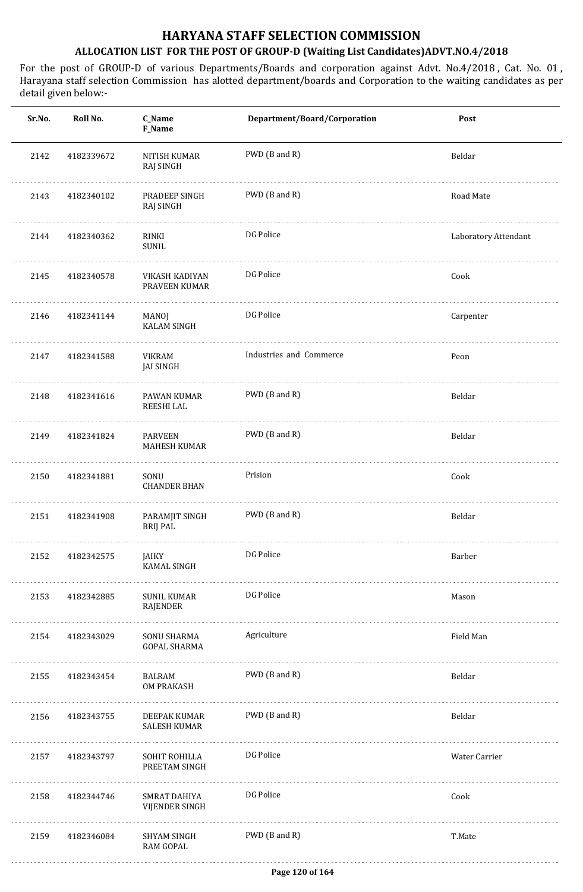# HARYANA STAFF SELECTION COMMISSION

## ALLOCATION LIST FOR THE POST OF GROUP-D (Waiting List Candidates)ADVT.NO.4/2018

For the post of GROUP-D of various Departments/Boards and corporation against Advt. No.4/2018 , Cat. No. 01 , Harayana staff selection Commission has alotted department/boards and Corporation to the waiting candidates as per detail given below:-

| Sr.No. | Roll No. | C_Name<br>F_Name | Department/Board/Corporation | Post |
|---|---|---|---|---|
| 2142 | 4182339672 | NITISH KUMAR<br>RAJ SINGH | PWD (B and R) | Beldar |
| 2143 | 4182340102 | PRADEEP SINGH<br>RAJ SINGH | PWD (B and R) | Road Mate |
| 2144 | 4182340362 | RINKI<br>SUNIL | DG Police | Laboratory Attendant |
| 2145 | 4182340578 | VIKASH KADIYAN<br>PRAVEEN KUMAR | DG Police | Cook |
| 2146 | 4182341144 | MANOJ<br>KALAM SINGH | DG Police | Carpenter |
| 2147 | 4182341588 | VIKRAM<br>JAI SINGH | Industries and Commerce | Peon |
| 2148 | 4182341616 | PAWAN KUMAR<br>REESHI LAL | PWD (B and R) | Beldar |
| 2149 | 4182341824 | PARVEEN<br>MAHESH KUMAR | PWD (B and R) | Beldar |
| 2150 | 4182341881 | SONU<br>CHANDER BHAN | Prision | Cook |
| 2151 | 4182341908 | PARAMJIT SINGH<br>BRIJ PAL | PWD (B and R) | Beldar |
| 2152 | 4182342575 | JAIKY<br>KAMAL SINGH | DG Police | Barber |
| 2153 | 4182342885 | SUNIL KUMAR<br>RAJENDER | DG Police | Mason |
| 2154 | 4182343029 | SONU SHARMA<br>GOPAL SHARMA | Agriculture | Field Man |
| 2155 | 4182343454 | BALRAM<br>OM PRAKASH | PWD (B and R) | Beldar |
| 2156 | 4182343755 | DEEPAK KUMAR<br>SALESH KUMAR | PWD (B and R) | Beldar |
| 2157 | 4182343797 | SOHIT ROHILLA<br>PREETAM SINGH | DG Police | Water Carrier |
| 2158 | 4182344746 | SMRAT DAHIYA<br>VIJENDER SINGH | DG Police | Cook |
| 2159 | 4182346084 | SHYAM SINGH<br>RAM GOPAL | PWD (B and R) | T.Mate |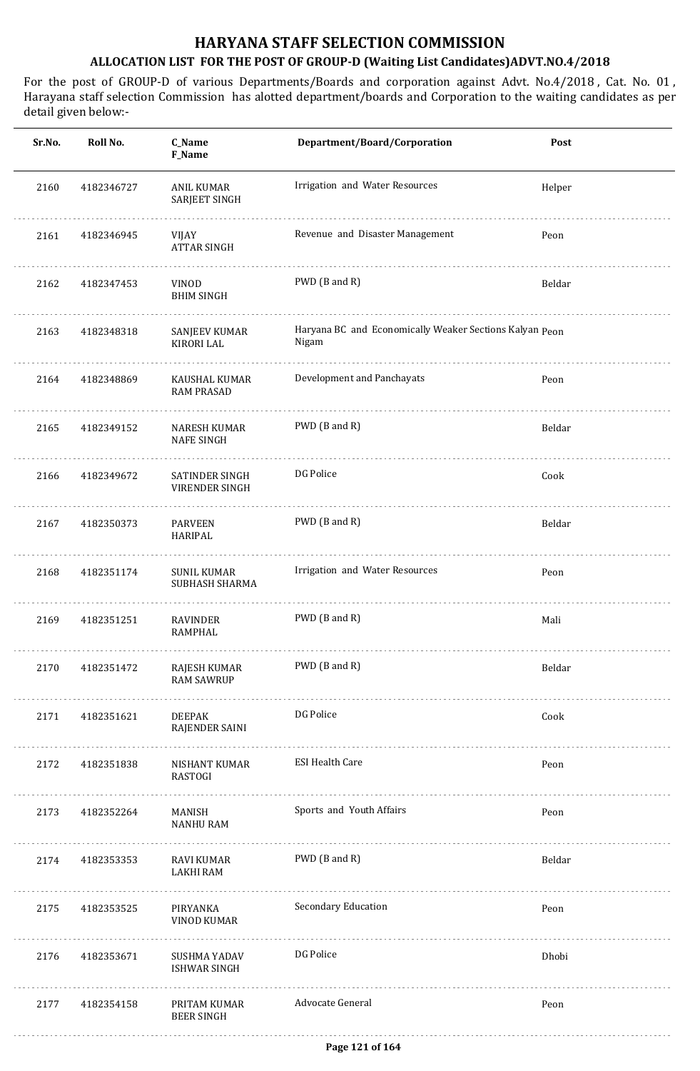# HARYANA STAFF SELECTION COMMISSION

## ALLOCATION LIST FOR THE POST OF GROUP-D (Waiting List Candidates)ADVT.NO.4/2018

For the post of GROUP-D of various Departments/Boards and corporation against Advt. No.4/2018 , Cat. No. 01 , Harayana staff selection Commission has alotted department/boards and Corporation to the waiting candidates as per detail given below:-

| Sr.No. | Roll No. | C_Name F_Name | Department/Board/Corporation | Post |
|---|---|---|---|---|
| 2160 | 4182346727 | ANIL KUMAR SARJEET SINGH | Irrigation and Water Resources | Helper |
| 2161 | 4182346945 | VIJAY ATTAR SINGH | Revenue and Disaster Management | Peon |
| 2162 | 4182347453 | VINOD BHIM SINGH | PWD (B and R) | Beldar |
| 2163 | 4182348318 | SANJEEV KUMAR KIRORI LAL | Haryana BC and Economically Weaker Sections Kalyan Nigam | Peon |
| 2164 | 4182348869 | KAUSHAL KUMAR RAM PRASAD | Development and Panchayats | Peon |
| 2165 | 4182349152 | NARESH KUMAR NAFE SINGH | PWD (B and R) | Beldar |
| 2166 | 4182349672 | SATINDER SINGH VIRENDER SINGH | DG Police | Cook |
| 2167 | 4182350373 | PARVEEN HARIPAL | PWD (B and R) | Beldar |
| 2168 | 4182351174 | SUNIL KUMAR SUBHASH SHARMA | Irrigation and Water Resources | Peon |
| 2169 | 4182351251 | RAVINDER RAMPHAL | PWD (B and R) | Mali |
| 2170 | 4182351472 | RAJESH KUMAR RAM SAWRUP | PWD (B and R) | Beldar |
| 2171 | 4182351621 | DEEPAK RAJENDER SAINI | DG Police | Cook |
| 2172 | 4182351838 | NISHANT KUMAR RASTOGI | ESI Health Care | Peon |
| 2173 | 4182352264 | MANISH NANHU RAM | Sports and Youth Affairs | Peon |
| 2174 | 4182353353 | RAVI KUMAR LAKHI RAM | PWD (B and R) | Beldar |
| 2175 | 4182353525 | PIRYANKA VINOD KUMAR | Secondary Education | Peon |
| 2176 | 4182353671 | SUSHMA YADAV ISHWAR SINGH | DG Police | Dhobi |
| 2177 | 4182354158 | PRITAM KUMAR BEER SINGH | Advocate General | Peon |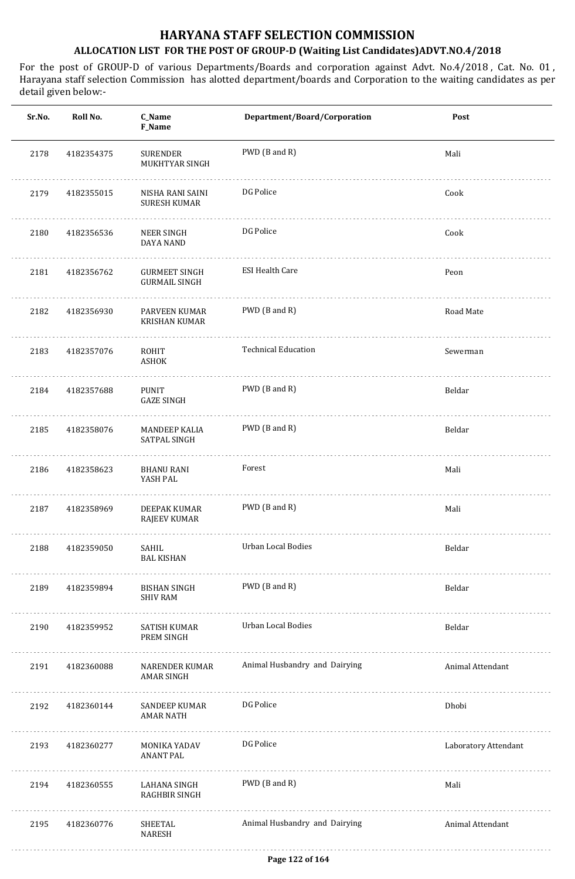# HARYANA STAFF SELECTION COMMISSION

## ALLOCATION LIST FOR THE POST OF GROUP-D (Waiting List Candidates)ADVT.NO.4/2018

For the post of GROUP-D of various Departments/Boards and corporation against Advt. No.4/2018 , Cat. No. 01 , Harayana staff selection Commission has alotted department/boards and Corporation to the waiting candidates as per detail given below:-

| Sr.No. | Roll No. | C_Name F_Name | Department/Board/Corporation | Post |
|---|---|---|---|---|
| 2178 | 4182354375 | SURENDER MUKHTYAR SINGH | PWD (B and R) | Mali |
| 2179 | 4182355015 | NISHA RANI SAINI SURESH KUMAR | DG Police | Cook |
| 2180 | 4182356536 | NEER SINGH DAYA NAND | DG Police | Cook |
| 2181 | 4182356762 | GURMEET SINGH GURMAIL SINGH | ESI Health Care | Peon |
| 2182 | 4182356930 | PARVEEN KUMAR KRISHAN KUMAR | PWD (B and R) | Road Mate |
| 2183 | 4182357076 | ROHIT ASHOK | Technical Education | Sewerman |
| 2184 | 4182357688 | PUNIT GAZE SINGH | PWD (B and R) | Beldar |
| 2185 | 4182358076 | MANDEEP KALIA SATPAL SINGH | PWD (B and R) | Beldar |
| 2186 | 4182358623 | BHANU RANI YASH PAL | Forest | Mali |
| 2187 | 4182358969 | DEEPAK KUMAR RAJEEV KUMAR | PWD (B and R) | Mali |
| 2188 | 4182359050 | SAHIL BAL KISHAN | Urban Local Bodies | Beldar |
| 2189 | 4182359894 | BISHAN SINGH SHIV RAM | PWD (B and R) | Beldar |
| 2190 | 4182359952 | SATISH KUMAR PREM SINGH | Urban Local Bodies | Beldar |
| 2191 | 4182360088 | NARENDER KUMAR AMAR SINGH | Animal Husbandry and Dairying | Animal Attendant |
| 2192 | 4182360144 | SANDEEP KUMAR AMAR NATH | DG Police | Dhobi |
| 2193 | 4182360277 | MONIKA YADAV ANANT PAL | DG Police | Laboratory Attendant |
| 2194 | 4182360555 | LAHANA SINGH RAGHBIR SINGH | PWD (B and R) | Mali |
| 2195 | 4182360776 | SHEETAL NARESH | Animal Husbandry and Dairying | Animal Attendant |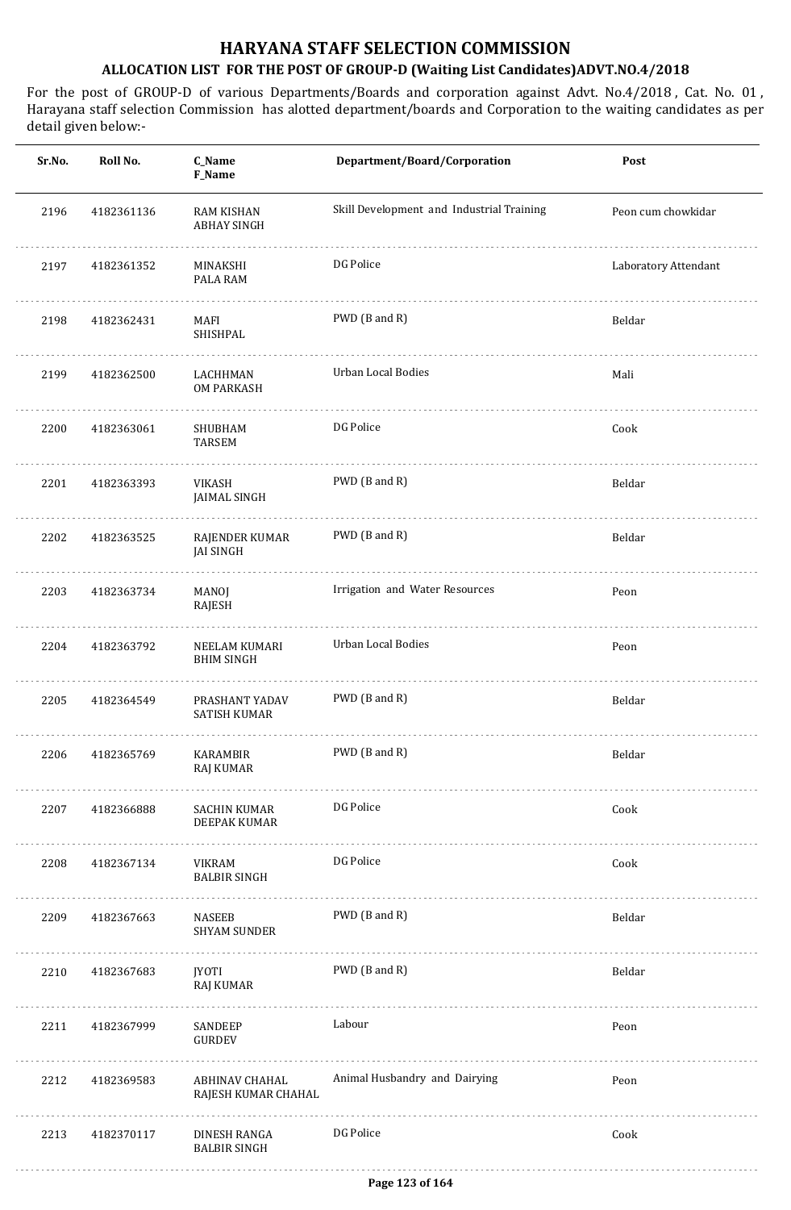# HARYANA STAFF SELECTION COMMISSION

## ALLOCATION LIST FOR THE POST OF GROUP-D (Waiting List Candidates)ADVT.NO.4/2018

For the post of GROUP-D of various Departments/Boards and corporation against Advt. No.4/2018 , Cat. No. 01 , Harayana staff selection Commission has alotted department/boards and Corporation to the waiting candidates as per detail given below:-

| Sr.No. | Roll No. | C_Name F_Name | Department/Board/Corporation | Post |
|---|---|---|---|---|
| 2196 | 4182361136 | RAM KISHAN ABHAY SINGH | Skill Development and Industrial Training | Peon cum chowkidar |
| 2197 | 4182361352 | MINAKSHI PALA RAM | DG Police | Laboratory Attendant |
| 2198 | 4182362431 | MAFI SHISHPAL | PWD (B and R) | Beldar |
| 2199 | 4182362500 | LACHHMAN OM PARKASH | Urban Local Bodies | Mali |
| 2200 | 4182363061 | SHUBHAM TARSEM | DG Police | Cook |
| 2201 | 4182363393 | VIKASH JAIMAL SINGH | PWD (B and R) | Beldar |
| 2202 | 4182363525 | RAJENDER KUMAR JAI SINGH | PWD (B and R) | Beldar |
| 2203 | 4182363734 | MANOJ RAJESH | Irrigation and Water Resources | Peon |
| 2204 | 4182363792 | NEELAM KUMARI BHIM SINGH | Urban Local Bodies | Peon |
| 2205 | 4182364549 | PRASHANT YADAV SATISH KUMAR | PWD (B and R) | Beldar |
| 2206 | 4182365769 | KARAMBIR RAJ KUMAR | PWD (B and R) | Beldar |
| 2207 | 4182366888 | SACHIN KUMAR DEEPAK KUMAR | DG Police | Cook |
| 2208 | 4182367134 | VIKRAM BALBIR SINGH | DG Police | Cook |
| 2209 | 4182367663 | NASEEB SHYAM SUNDER | PWD (B and R) | Beldar |
| 2210 | 4182367683 | JYOTI RAJ KUMAR | PWD (B and R) | Beldar |
| 2211 | 4182367999 | SANDEEP GURDEV | Labour | Peon |
| 2212 | 4182369583 | ABHINAV CHAHAL RAJESH KUMAR CHAHAL | Animal Husbandry and Dairying | Peon |
| 2213 | 4182370117 | DINESH RANGA BALBIR SINGH | DG Police | Cook |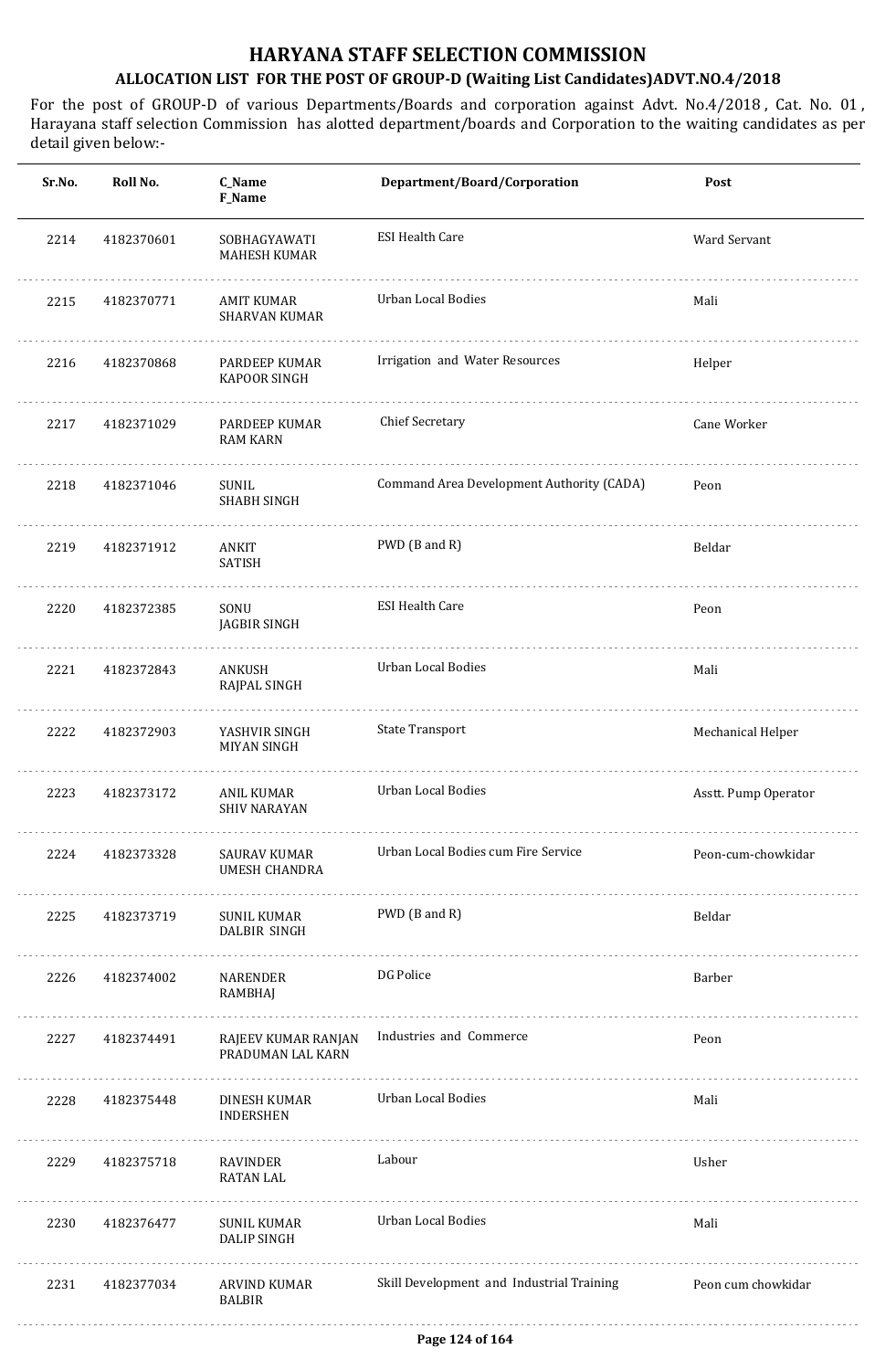# HARYANA STAFF SELECTION COMMISSION

## ALLOCATION LIST FOR THE POST OF GROUP-D (Waiting List Candidates)ADVT.NO.4/2018

For the post of GROUP-D of various Departments/Boards and corporation against Advt. No.4/2018 , Cat. No. 01 , Harayana staff selection Commission has alotted department/boards and Corporation to the waiting candidates as per detail given below:-

| Sr.No. | Roll No. | C_Name<br>F_Name | Department/Board/Corporation | Post |
|---|---|---|---|---|
| 2214 | 4182370601 | SOBHAGYAWATI<br>MAHESH KUMAR | ESI Health Care | Ward Servant |
| 2215 | 4182370771 | AMIT KUMAR<br>SHARVAN KUMAR | Urban Local Bodies | Mali |
| 2216 | 4182370868 | PARDEEP KUMAR<br>KAPOOR SINGH | Irrigation and Water Resources | Helper |
| 2217 | 4182371029 | PARDEEP KUMAR<br>RAM KARN | Chief Secretary | Cane Worker |
| 2218 | 4182371046 | SUNIL<br>SHABH SINGH | Command Area Development Authority (CADA) | Peon |
| 2219 | 4182371912 | ANKIT<br>SATISH | PWD (B and R) | Beldar |
| 2220 | 4182372385 | SONU<br>JAGBIR SINGH | ESI Health Care | Peon |
| 2221 | 4182372843 | ANKUSH<br>RAJPAL SINGH | Urban Local Bodies | Mali |
| 2222 | 4182372903 | YASHVIR SINGH<br>MIYAN SINGH | State Transport | Mechanical Helper |
| 2223 | 4182373172 | ANIL KUMAR<br>SHIV NARAYAN | Urban Local Bodies | Asstt. Pump Operator |
| 2224 | 4182373328 | SAURAV KUMAR<br>UMESH CHANDRA | Urban Local Bodies cum Fire Service | Peon-cum-chowkidar |
| 2225 | 4182373719 | SUNIL KUMAR<br>DALBIR SINGH | PWD (B and R) | Beldar |
| 2226 | 4182374002 | NARENDER<br>RAMBHAJ | DG Police | Barber |
| 2227 | 4182374491 | RAJEEV KUMAR RANJAN<br>PRADUMAN LAL KARN | Industries and Commerce | Peon |
| 2228 | 4182375448 | DINESH KUMAR<br>INDERSHEN | Urban Local Bodies | Mali |
| 2229 | 4182375718 | RAVINDER<br>RATAN LAL | Labour | Usher |
| 2230 | 4182376477 | SUNIL KUMAR<br>DALIP SINGH | Urban Local Bodies | Mali |
| 2231 | 4182377034 | ARVIND KUMAR<br>BALBIR | Skill Development and Industrial Training | Peon cum chowkidar |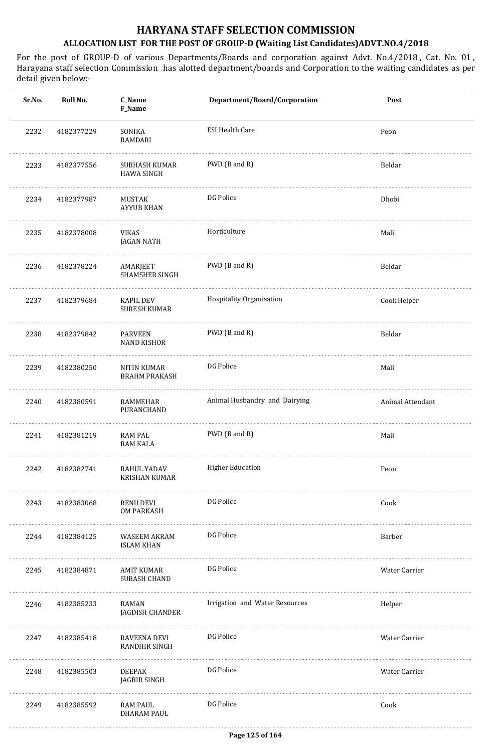# HARYANA STAFF SELECTION COMMISSION

## ALLOCATION LIST FOR THE POST OF GROUP-D (Waiting List Candidates)ADVT.NO.4/2018

For the post of GROUP-D of various Departments/Boards and corporation against Advt. No.4/2018 , Cat. No. 01 , Harayana staff selection Commission has alotted department/boards and Corporation to the waiting candidates as per detail given below:-

| Sr.No. | Roll No. | C_Name<br>F_Name | Department/Board/Corporation | Post |
|---|---|---|---|---|
| 2232 | 4182377229 | SONIKA<br>RAMDARI | ESI Health Care | Peon |
| 2233 | 4182377556 | SUBHASH KUMAR<br>HAWA SINGH | PWD (B and R) | Beldar |
| 2234 | 4182377987 | MUSTAK<br>AYYUB KHAN | DG Police | Dhobi |
| 2235 | 4182378008 | VIKAS<br>JAGAN NATH | Horticulture | Mali |
| 2236 | 4182378224 | AMARJEET<br>SHAMSHER SINGH | PWD (B and R) | Beldar |
| 2237 | 4182379684 | KAPIL DEV<br>SURESH KUMAR | Hospitality Organisation | Cook Helper |
| 2238 | 4182379842 | PARVEEN<br>NAND KISHOR | PWD (B and R) | Beldar |
| 2239 | 4182380250 | NITIN KUMAR<br>BRAHM PRAKASH | DG Police | Mali |
| 2240 | 4182380591 | RAMMEHAR<br>PURANCHAND | Animal Husbandry and Dairying | Animal Attendant |
| 2241 | 4182381219 | RAM PAL<br>RAM KALA | PWD (B and R) | Mali |
| 2242 | 4182382741 | RAHUL YADAV<br>KRISHAN KUMAR | Higher Education | Peon |
| 2243 | 4182383068 | RENU DEVI<br>OM PARKASH | DG Police | Cook |
| 2244 | 4182384125 | WASEEM AKRAM<br>ISLAM KHAN | DG Police | Barber |
| 2245 | 4182384871 | AMIT KUMAR<br>SUBASH CHAND | DG Police | Water Carrier |
| 2246 | 4182385233 | RAMAN<br>JAGDISH CHANDER | Irrigation and Water Resources | Helper |
| 2247 | 4182385418 | RAVEENA DEVI<br>RANDHIR SINGH | DG Police | Water Carrier |
| 2248 | 4182385503 | DEEPAK<br>JAGBIR SINGH | DG Police | Water Carrier |
| 2249 | 4182385592 | RAM PAUL<br>DHARAM PAUL | DG Police | Cook |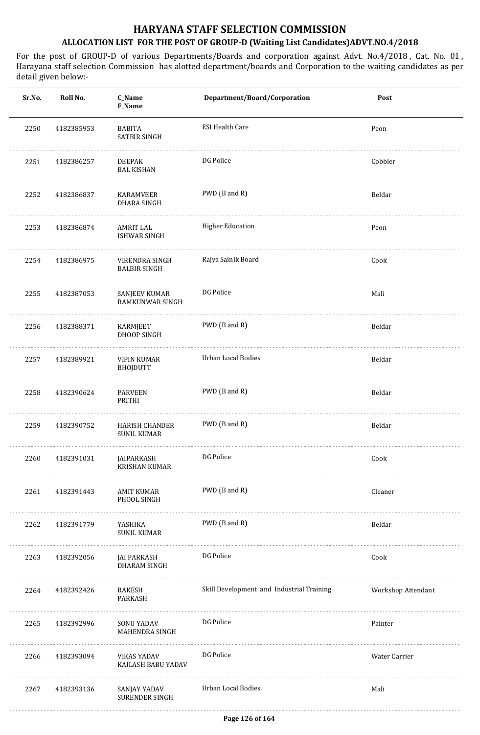# HARYANA STAFF SELECTION COMMISSION

## ALLOCATION LIST FOR THE POST OF GROUP-D (Waiting List Candidates)ADVT.NO.4/2018

For the post of GROUP-D of various Departments/Boards and corporation against Advt. No.4/2018 , Cat. No. 01 , Harayana staff selection Commission has alotted department/boards and Corporation to the waiting candidates as per detail given below:-

| Sr.No. | Roll No. | C_Name<br>F_Name | Department/Board/Corporation | Post |
|---|---|---|---|---|
| 2250 | 4182385953 | BABITA<br>SATBIR SINGH | ESI Health Care | Peon |
| 2251 | 4182386257 | DEEPAK<br>BAL KISHAN | DG Police | Cobbler |
| 2252 | 4182386837 | KARAMVEER<br>DHARA SINGH | PWD (B and R) | Beldar |
| 2253 | 4182386874 | AMRIT LAL<br>ISHWAR SINGH | Higher Education | Peon |
| 2254 | 4182386975 | VIRENDRA SINGH<br>BALBIR SINGH | Rajya Sainik Board | Cook |
| 2255 | 4182387053 | SANJEEV KUMAR<br>RAMKUNWAR SINGH | DG Police | Mali |
| 2256 | 4182388371 | KARMJEET<br>DHOOP SINGH | PWD (B and R) | Beldar |
| 2257 | 4182389921 | VIPIN KUMAR<br>BHOJDUTT | Urban Local Bodies | Beldar |
| 2258 | 4182390624 | PARVEEN<br>PRITHI | PWD (B and R) | Beldar |
| 2259 | 4182390752 | HARISH CHANDER<br>SUNIL KUMAR | PWD (B and R) | Beldar |
| 2260 | 4182391031 | JAIPARKASH<br>KRISHAN KUMAR | DG Police | Cook |
| 2261 | 4182391443 | AMIT KUMAR<br>PHOOL SINGH | PWD (B and R) | Cleaner |
| 2262 | 4182391779 | YASHIKA<br>SUNIL KUMAR | PWD (B and R) | Beldar |
| 2263 | 4182392056 | JAI PARKASH<br>DHARAM SINGH | DG Police | Cook |
| 2264 | 4182392426 | RAKESH<br>PARKASH | Skill Development and Industrial Training | Workshop Attendant |
| 2265 | 4182392996 | SONU YADAV<br>MAHENDRA SINGH | DG Police | Painter |
| 2266 | 4182393094 | VIKAS YADAV<br>KAILASH BABU YADAV | DG Police | Water Carrier |
| 2267 | 4182393136 | SANJAY YADAV<br>SURENDER SINGH | Urban Local Bodies | Mali |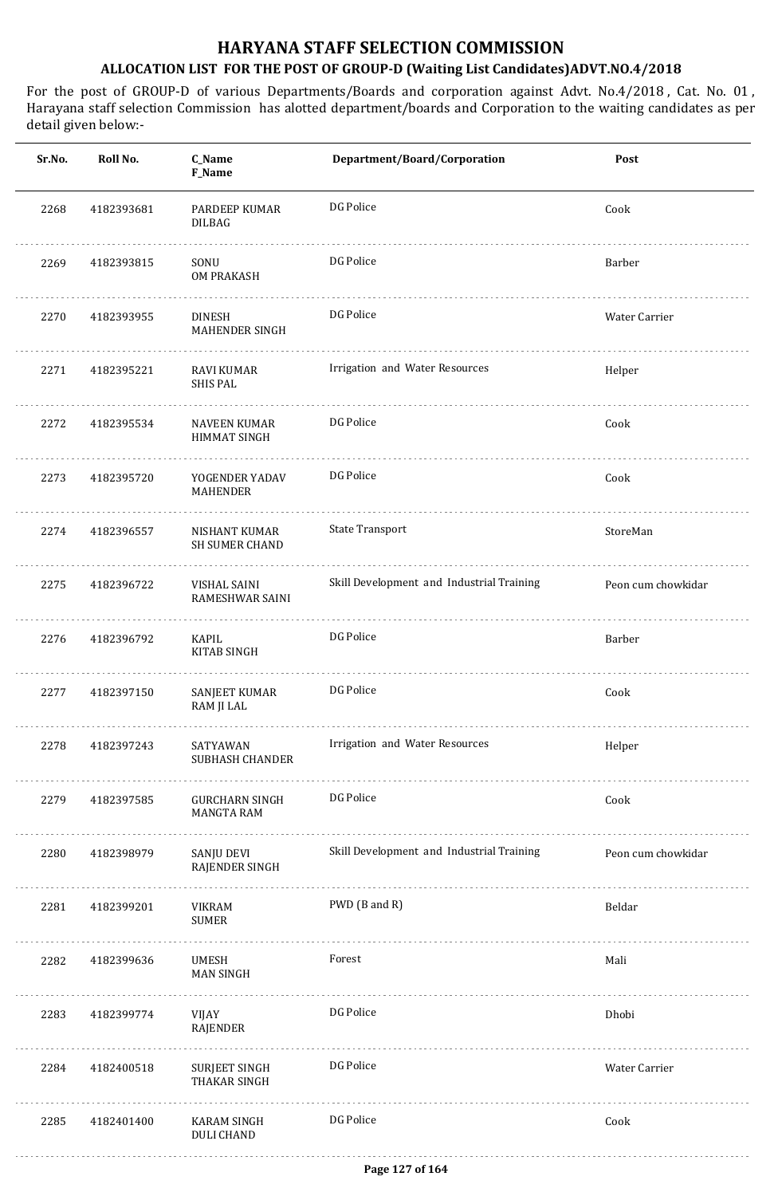# HARYANA STAFF SELECTION COMMISSION

## ALLOCATION LIST FOR THE POST OF GROUP-D (Waiting List Candidates)ADVT.NO.4/2018

For the post of GROUP-D of various Departments/Boards and corporation against Advt. No.4/2018 , Cat. No. 01 , Harayana staff selection Commission has alotted department/boards and Corporation to the waiting candidates as per detail given below:-

| Sr.No. | Roll No. | C_Name<br>F_Name | Department/Board/Corporation | Post |
|---|---|---|---|---|
| 2268 | 4182393681 | PARDEEP KUMAR<br>DILBAG | DG Police | Cook |
| 2269 | 4182393815 | SONU<br>OM PRAKASH | DG Police | Barber |
| 2270 | 4182393955 | DINESH<br>MAHENDER SINGH | DG Police | Water Carrier |
| 2271 | 4182395221 | RAVI KUMAR<br>SHIS PAL | Irrigation and Water Resources | Helper |
| 2272 | 4182395534 | NAVEEN KUMAR<br>HIMMAT SINGH | DG Police | Cook |
| 2273 | 4182395720 | YOGENDER YADAV<br>MAHENDER | DG Police | Cook |
| 2274 | 4182396557 | NISHANT KUMAR<br>SH SUMER CHAND | State Transport | StoreMan |
| 2275 | 4182396722 | VISHAL SAINI<br>RAMESHWAR SAINI | Skill Development and Industrial Training | Peon cum chowkidar |
| 2276 | 4182396792 | KAPIL<br>KITAB SINGH | DG Police | Barber |
| 2277 | 4182397150 | SANJEET KUMAR<br>RAM JI LAL | DG Police | Cook |
| 2278 | 4182397243 | SATYAWAN<br>SUBHASH CHANDER | Irrigation and Water Resources | Helper |
| 2279 | 4182397585 | GURCHARN SINGH<br>MANGTA RAM | DG Police | Cook |
| 2280 | 4182398979 | SANJU DEVI<br>RAJENDER SINGH | Skill Development and Industrial Training | Peon cum chowkidar |
| 2281 | 4182399201 | VIKRAM<br>SUMER | PWD (B and R) | Beldar |
| 2282 | 4182399636 | UMESH<br>MAN SINGH | Forest | Mali |
| 2283 | 4182399774 | VIJAY<br>RAJENDER | DG Police | Dhobi |
| 2284 | 4182400518 | SURJEET SINGH<br>THAKAR SINGH | DG Police | Water Carrier |
| 2285 | 4182401400 | KARAM SINGH<br>DULI CHAND | DG Police | Cook |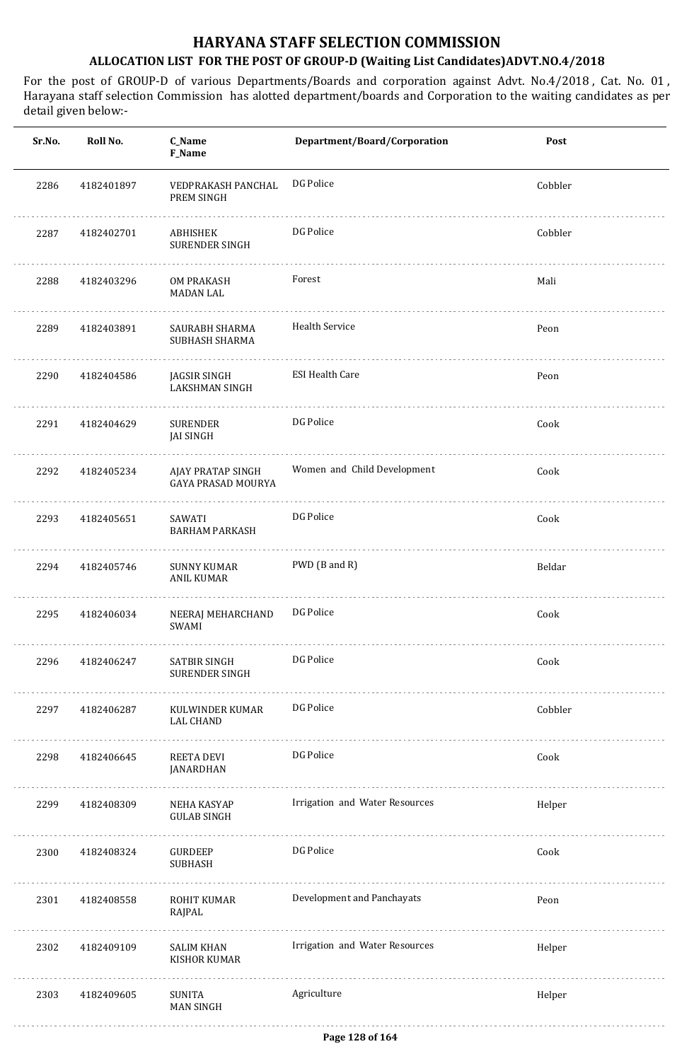# HARYANA STAFF SELECTION COMMISSION

## ALLOCATION LIST FOR THE POST OF GROUP-D (Waiting List Candidates)ADVT.NO.4/2018

For the post of GROUP-D of various Departments/Boards and corporation against Advt. No.4/2018 , Cat. No. 01 , Harayana staff selection Commission has alotted department/boards and Corporation to the waiting candidates as per detail given below:-

| Sr.No. | Roll No. | C_Name F_Name | Department/Board/Corporation | Post |
|---|---|---|---|---|
| 2286 | 4182401897 | VEDPRAKASH PANCHAL PREM SINGH | DG Police | Cobbler |
| 2287 | 4182402701 | ABHISHEK SURENDER SINGH | DG Police | Cobbler |
| 2288 | 4182403296 | OM PRAKASH MADAN LAL | Forest | Mali |
| 2289 | 4182403891 | SAURABH SHARMA SUBHASH SHARMA | Health Service | Peon |
| 2290 | 4182404586 | JAGSIR SINGH LAKSHMAN SINGH | ESI Health Care | Peon |
| 2291 | 4182404629 | SURENDER JAI SINGH | DG Police | Cook |
| 2292 | 4182405234 | AJAY PRATAP SINGH GAYA PRASAD MOURYA | Women and Child Development | Cook |
| 2293 | 4182405651 | SAWATI BARHAM PARKASH | DG Police | Cook |
| 2294 | 4182405746 | SUNNY KUMAR ANIL KUMAR | PWD (B and R) | Beldar |
| 2295 | 4182406034 | NEERAJ MEHARCHAND SWAMI | DG Police | Cook |
| 2296 | 4182406247 | SATBIR SINGH SURENDER SINGH | DG Police | Cook |
| 2297 | 4182406287 | KULWINDER KUMAR LAL CHAND | DG Police | Cobbler |
| 2298 | 4182406645 | REETA DEVI JANARDHAN | DG Police | Cook |
| 2299 | 4182408309 | NEHA KASYAP GULAB SINGH | Irrigation and Water Resources | Helper |
| 2300 | 4182408324 | GURDEEP SUBHASH | DG Police | Cook |
| 2301 | 4182408558 | ROHIT KUMAR RAJPAL | Development and Panchayats | Peon |
| 2302 | 4182409109 | SALIM KHAN KISHOR KUMAR | Irrigation and Water Resources | Helper |
| 2303 | 4182409605 | SUNITA MAN SINGH | Agriculture | Helper |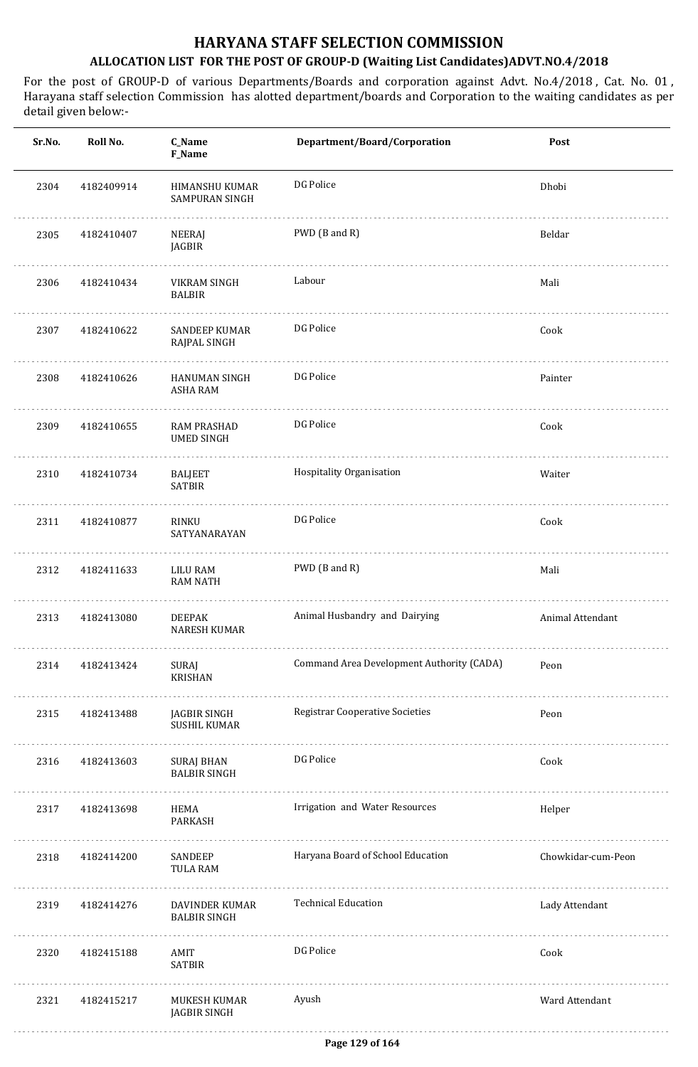# HARYANA STAFF SELECTION COMMISSION

## ALLOCATION LIST FOR THE POST OF GROUP-D (Waiting List Candidates)ADVT.NO.4/2018

For the post of GROUP-D of various Departments/Boards and corporation against Advt. No.4/2018 , Cat. No. 01 , Harayana staff selection Commission has alotted department/boards and Corporation to the waiting candidates as per detail given below:-

| Sr.No. | Roll No. | C_Name F_Name | Department/Board/Corporation | Post |
|---|---|---|---|---|
| 2304 | 4182409914 | HIMANSHU KUMAR SAMPURAN SINGH | DG Police | Dhobi |
| 2305 | 4182410407 | NEERAJ JAGBIR | PWD (B and R) | Beldar |
| 2306 | 4182410434 | VIKRAM SINGH BALBIR | Labour | Mali |
| 2307 | 4182410622 | SANDEEP KUMAR RAJPAL SINGH | DG Police | Cook |
| 2308 | 4182410626 | HANUMAN SINGH ASHA RAM | DG Police | Painter |
| 2309 | 4182410655 | RAM PRASHAD UMED SINGH | DG Police | Cook |
| 2310 | 4182410734 | BALJEET SATBIR | Hospitality Organisation | Waiter |
| 2311 | 4182410877 | RINKU SATYANARAYAN | DG Police | Cook |
| 2312 | 4182411633 | LILU RAM RAM NATH | PWD (B and R) | Mali |
| 2313 | 4182413080 | DEEPAK NARESH KUMAR | Animal Husbandry and Dairying | Animal Attendant |
| 2314 | 4182413424 | SURAJ KRISHAN | Command Area Development Authority (CADA) | Peon |
| 2315 | 4182413488 | JAGBIR SINGH SUSHIL KUMAR | Registrar Cooperative Societies | Peon |
| 2316 | 4182413603 | SURAJ BHAN BALBIR SINGH | DG Police | Cook |
| 2317 | 4182413698 | HEMA PARKASH | Irrigation and Water Resources | Helper |
| 2318 | 4182414200 | SANDEEP TULA RAM | Haryana Board of School Education | Chowkidar-cum-Peon |
| 2319 | 4182414276 | DAVINDER KUMAR BALBIR SINGH | Technical Education | Lady Attendant |
| 2320 | 4182415188 | AMIT SATBIR | DG Police | Cook |
| 2321 | 4182415217 | MUKESH KUMAR JAGBIR SINGH | Ayush | Ward Attendant |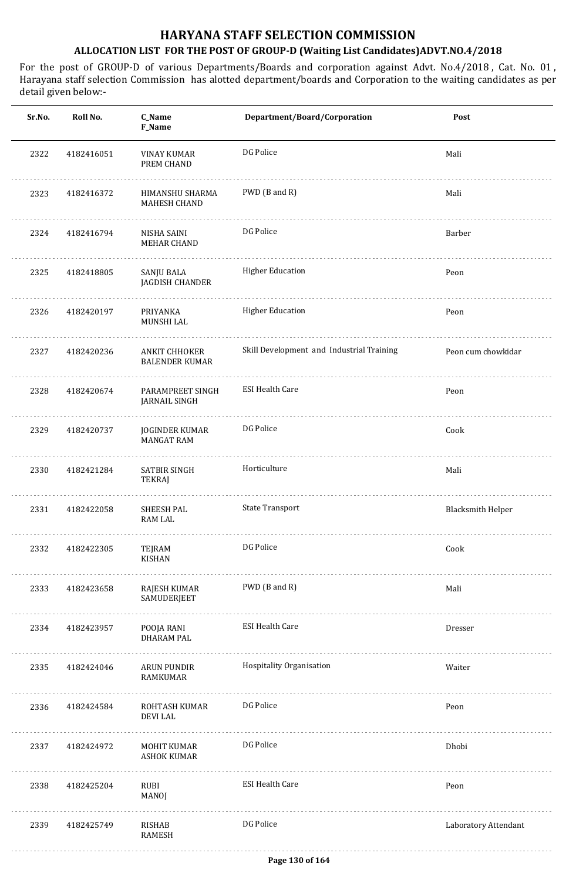# HARYANA STAFF SELECTION COMMISSION

## ALLOCATION LIST FOR THE POST OF GROUP-D (Waiting List Candidates)ADVT.NO.4/2018

For the post of GROUP-D of various Departments/Boards and corporation against Advt. No.4/2018 , Cat. No. 01 , Harayana staff selection Commission has alotted department/boards and Corporation to the waiting candidates as per detail given below:-

| Sr.No. | Roll No. | C_Name<br>F_Name | Department/Board/Corporation | Post |
|---|---|---|---|---|
| 2322 | 4182416051 | VINAY KUMAR<br>PREM CHAND | DG Police | Mali |
| 2323 | 4182416372 | HIMANSHU SHARMA<br>MAHESH CHAND | PWD (B and R) | Mali |
| 2324 | 4182416794 | NISHA SAINI<br>MEHAR CHAND | DG Police | Barber |
| 2325 | 4182418805 | SANJU BALA<br>JAGDISH CHANDER | Higher Education | Peon |
| 2326 | 4182420197 | PRIYANKA<br>MUNSHI LAL | Higher Education | Peon |
| 2327 | 4182420236 | ANKIT CHHOKER<br>BALENDER KUMAR | Skill Development and Industrial Training | Peon cum chowkidar |
| 2328 | 4182420674 | PARAMPREET SINGH<br>JARNAIL SINGH | ESI Health Care | Peon |
| 2329 | 4182420737 | JOGINDER KUMAR<br>MANGAT RAM | DG Police | Cook |
| 2330 | 4182421284 | SATBIR SINGH<br>TEKRAJ | Horticulture | Mali |
| 2331 | 4182422058 | SHEESH PAL<br>RAM LAL | State Transport | Blacksmith Helper |
| 2332 | 4182422305 | TEJRAM<br>KISHAN | DG Police | Cook |
| 2333 | 4182423658 | RAJESH KUMAR<br>SAMUDERJEET | PWD (B and R) | Mali |
| 2334 | 4182423957 | POOJA RANI<br>DHARAM PAL | ESI Health Care | Dresser |
| 2335 | 4182424046 | ARUN PUNDIR<br>RAMKUMAR | Hospitality Organisation | Waiter |
| 2336 | 4182424584 | ROHTASH KUMAR<br>DEVI LAL | DG Police | Peon |
| 2337 | 4182424972 | MOHIT KUMAR<br>ASHOK KUMAR | DG Police | Dhobi |
| 2338 | 4182425204 | RUBI<br>MANOJ | ESI Health Care | Peon |
| 2339 | 4182425749 | RISHAB<br>RAMESH | DG Police | Laboratory Attendant |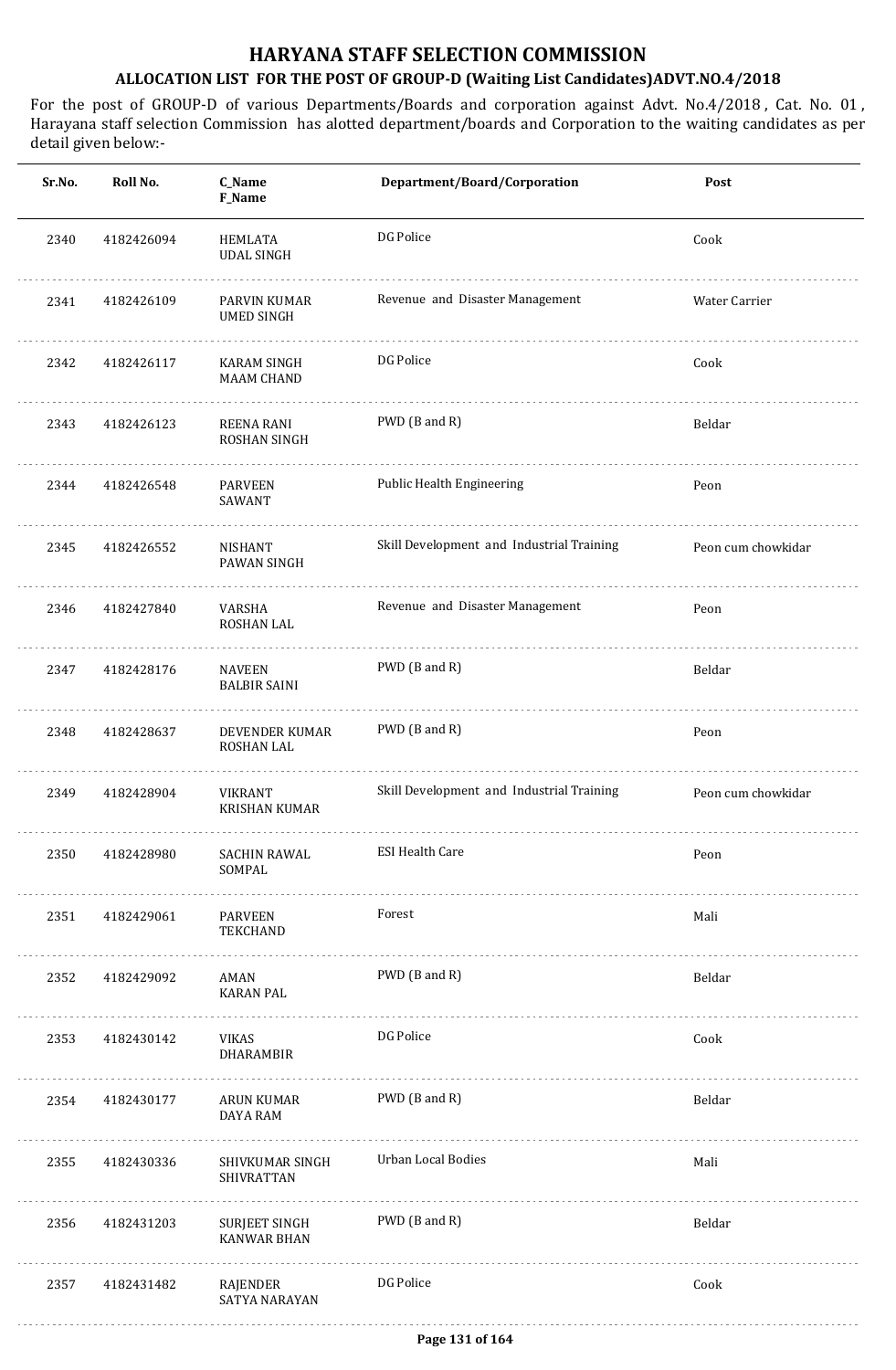# HARYANA STAFF SELECTION COMMISSION

## ALLOCATION LIST FOR THE POST OF GROUP-D (Waiting List Candidates)ADVT.NO.4/2018

For the post of GROUP-D of various Departments/Boards and corporation against Advt. No.4/2018 , Cat. No. 01 , Harayana staff selection Commission has alotted department/boards and Corporation to the waiting candidates as per detail given below:-

| Sr.No. | Roll No. | C_Name<br>F_Name | Department/Board/Corporation | Post |
|---|---|---|---|---|
| 2340 | 4182426094 | HEMLATA<br>UDAL SINGH | DG Police | Cook |
| 2341 | 4182426109 | PARVIN KUMAR<br>UMED SINGH | Revenue and Disaster Management | Water Carrier |
| 2342 | 4182426117 | KARAM SINGH<br>MAAM CHAND | DG Police | Cook |
| 2343 | 4182426123 | REENA RANI<br>ROSHAN SINGH | PWD (B and R) | Beldar |
| 2344 | 4182426548 | PARVEEN<br>SAWANT | Public Health Engineering | Peon |
| 2345 | 4182426552 | NISHANT<br>PAWAN SINGH | Skill Development and Industrial Training | Peon cum chowkidar |
| 2346 | 4182427840 | VARSHA<br>ROSHAN LAL | Revenue and Disaster Management | Peon |
| 2347 | 4182428176 | NAVEEN<br>BALBIR SAINI | PWD (B and R) | Beldar |
| 2348 | 4182428637 | DEVENDER KUMAR<br>ROSHAN LAL | PWD (B and R) | Peon |
| 2349 | 4182428904 | VIKRANT<br>KRISHAN KUMAR | Skill Development and Industrial Training | Peon cum chowkidar |
| 2350 | 4182428980 | SACHIN RAWAL<br>SOMPAL | ESI Health Care | Peon |
| 2351 | 4182429061 | PARVEEN<br>TEKCHAND | Forest | Mali |
| 2352 | 4182429092 | AMAN<br>KARAN PAL | PWD (B and R) | Beldar |
| 2353 | 4182430142 | VIKAS<br>DHARAMBIR | DG Police | Cook |
| 2354 | 4182430177 | ARUN KUMAR<br>DAYA RAM | PWD (B and R) | Beldar |
| 2355 | 4182430336 | SHIVKUMAR SINGH<br>SHIVRATTAN | Urban Local Bodies | Mali |
| 2356 | 4182431203 | SURJEET SINGH<br>KANWAR BHAN | PWD (B and R) | Beldar |
| 2357 | 4182431482 | RAJENDER<br>SATYA NARAYAN | DG Police | Cook |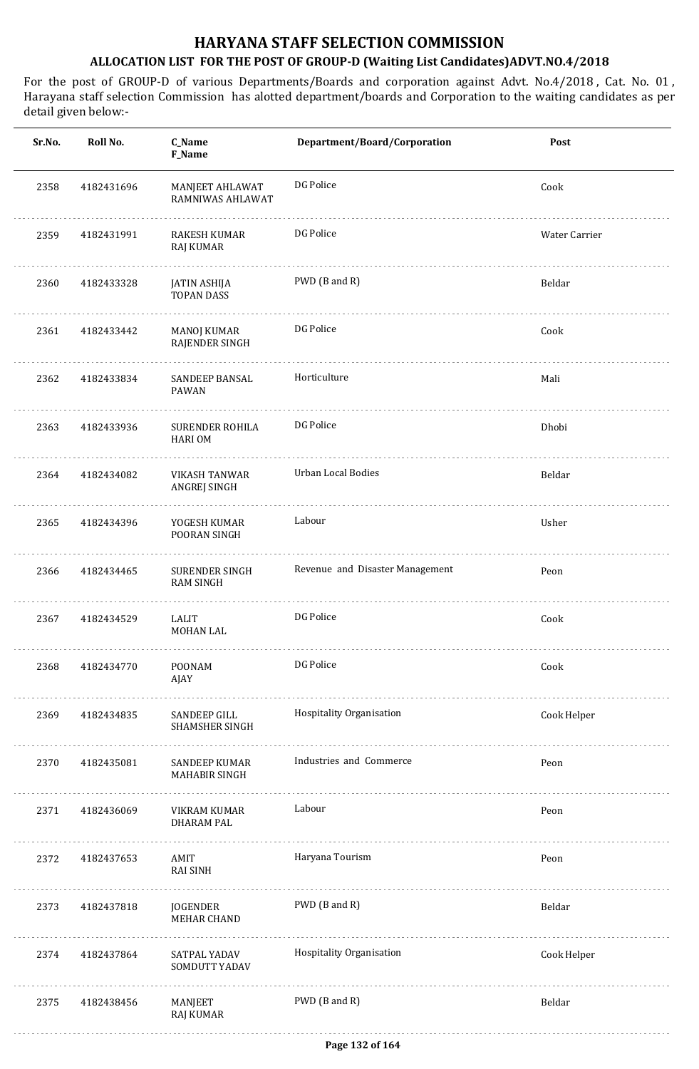# HARYANA STAFF SELECTION COMMISSION

## ALLOCATION LIST FOR THE POST OF GROUP-D (Waiting List Candidates)ADVT.NO.4/2018

For the post of GROUP-D of various Departments/Boards and corporation against Advt. No.4/2018 , Cat. No. 01 , Harayana staff selection Commission has alotted department/boards and Corporation to the waiting candidates as per detail given below:-

| Sr.No. | Roll No. | C_Name<br>F_Name | Department/Board/Corporation | Post |
|---|---|---|---|---|
| 2358 | 4182431696 | MANJEET AHLAWAT<br>RAMNIWAS AHLAWAT | DG Police | Cook |
| 2359 | 4182431991 | RAKESH KUMAR<br>RAJ KUMAR | DG Police | Water Carrier |
| 2360 | 4182433328 | JATIN ASHIJA<br>TOPAN DASS | PWD (B and R) | Beldar |
| 2361 | 4182433442 | MANOJ KUMAR<br>RAJENDER SINGH | DG Police | Cook |
| 2362 | 4182433834 | SANDEEP BANSAL<br>PAWAN | Horticulture | Mali |
| 2363 | 4182433936 | SURENDER ROHILA<br>HARI OM | DG Police | Dhobi |
| 2364 | 4182434082 | VIKASH TANWAR<br>ANGREJ SINGH | Urban Local Bodies | Beldar |
| 2365 | 4182434396 | YOGESH KUMAR<br>POORAN SINGH | Labour | Usher |
| 2366 | 4182434465 | SURENDER SINGH<br>RAM SINGH | Revenue and Disaster Management | Peon |
| 2367 | 4182434529 | LALIT<br>MOHAN LAL | DG Police | Cook |
| 2368 | 4182434770 | POONAM<br>AJAY | DG Police | Cook |
| 2369 | 4182434835 | SANDEEP GILL<br>SHAMSHER SINGH | Hospitality Organisation | Cook Helper |
| 2370 | 4182435081 | SANDEEP KUMAR<br>MAHABIR SINGH | Industries and Commerce | Peon |
| 2371 | 4182436069 | VIKRAM KUMAR<br>DHARAM PAL | Labour | Peon |
| 2372 | 4182437653 | AMIT<br>RAI SINH | Haryana Tourism | Peon |
| 2373 | 4182437818 | JOGENDER<br>MEHAR CHAND | PWD (B and R) | Beldar |
| 2374 | 4182437864 | SATPAL YADAV<br>SOMDUTT YADAV | Hospitality Organisation | Cook Helper |
| 2375 | 4182438456 | MANJEET<br>RAJ KUMAR | PWD (B and R) | Beldar |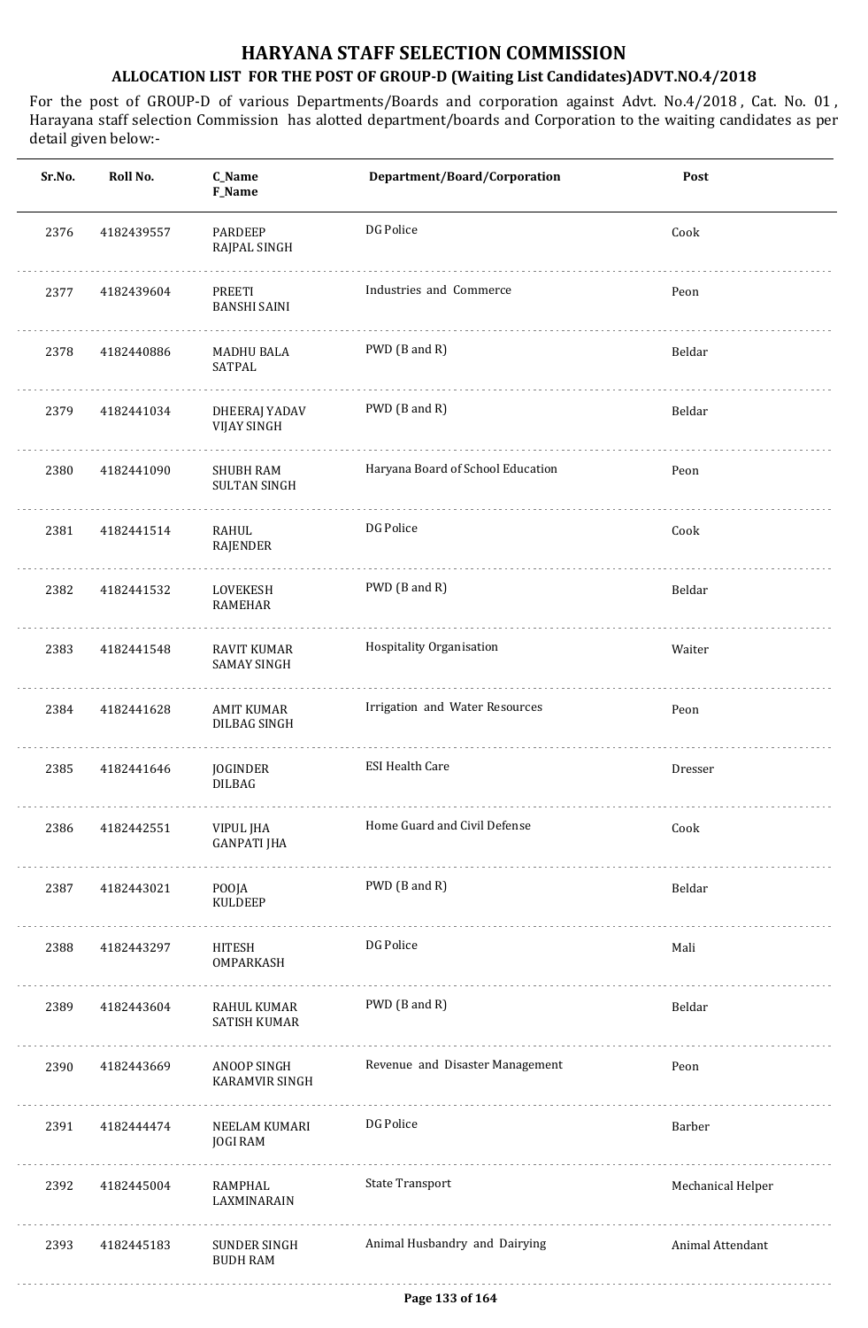# HARYANA STAFF SELECTION COMMISSION

## ALLOCATION LIST FOR THE POST OF GROUP-D (Waiting List Candidates)ADVT.NO.4/2018

For the post of GROUP-D of various Departments/Boards and corporation against Advt. No.4/2018 , Cat. No. 01 , Harayana staff selection Commission has alotted department/boards and Corporation to the waiting candidates as per detail given below:-

| Sr.No. | Roll No. | C_Name<br>F_Name | Department/Board/Corporation | Post |
|---|---|---|---|---|
| 2376 | 4182439557 | PARDEEP<br>RAJPAL SINGH | DG Police | Cook |
| 2377 | 4182439604 | PREETI<br>BANSHI SAINI | Industries and Commerce | Peon |
| 2378 | 4182440886 | MADHU BALA<br>SATPAL | PWD (B and R) | Beldar |
| 2379 | 4182441034 | DHEERAJ YADAV<br>VIJAY SINGH | PWD (B and R) | Beldar |
| 2380 | 4182441090 | SHUBH RAM<br>SULTAN SINGH | Haryana Board of School Education | Peon |
| 2381 | 4182441514 | RAHUL<br>RAJENDER | DG Police | Cook |
| 2382 | 4182441532 | LOVEKESH<br>RAMEHAR | PWD (B and R) | Beldar |
| 2383 | 4182441548 | RAVIT KUMAR<br>SAMAY SINGH | Hospitality Organisation | Waiter |
| 2384 | 4182441628 | AMIT KUMAR<br>DILBAG SINGH | Irrigation and Water Resources | Peon |
| 2385 | 4182441646 | JOGINDER<br>DILBAG | ESI Health Care | Dresser |
| 2386 | 4182442551 | VIPUL JHA<br>GANPATI JHA | Home Guard and Civil Defense | Cook |
| 2387 | 4182443021 | POOJA<br>KULDEEP | PWD (B and R) | Beldar |
| 2388 | 4182443297 | HITESH<br>OMPARKASH | DG Police | Mali |
| 2389 | 4182443604 | RAHUL KUMAR<br>SATISH KUMAR | PWD (B and R) | Beldar |
| 2390 | 4182443669 | ANOOP SINGH<br>KARAMVIR SINGH | Revenue and Disaster Management | Peon |
| 2391 | 4182444474 | NEELAM KUMARI<br>JOGI RAM | DG Police | Barber |
| 2392 | 4182445004 | RAMPHAL<br>LAXMINARAIN | State Transport | Mechanical Helper |
| 2393 | 4182445183 | SUNDER SINGH<br>BUDH RAM | Animal Husbandry and Dairying | Animal Attendant |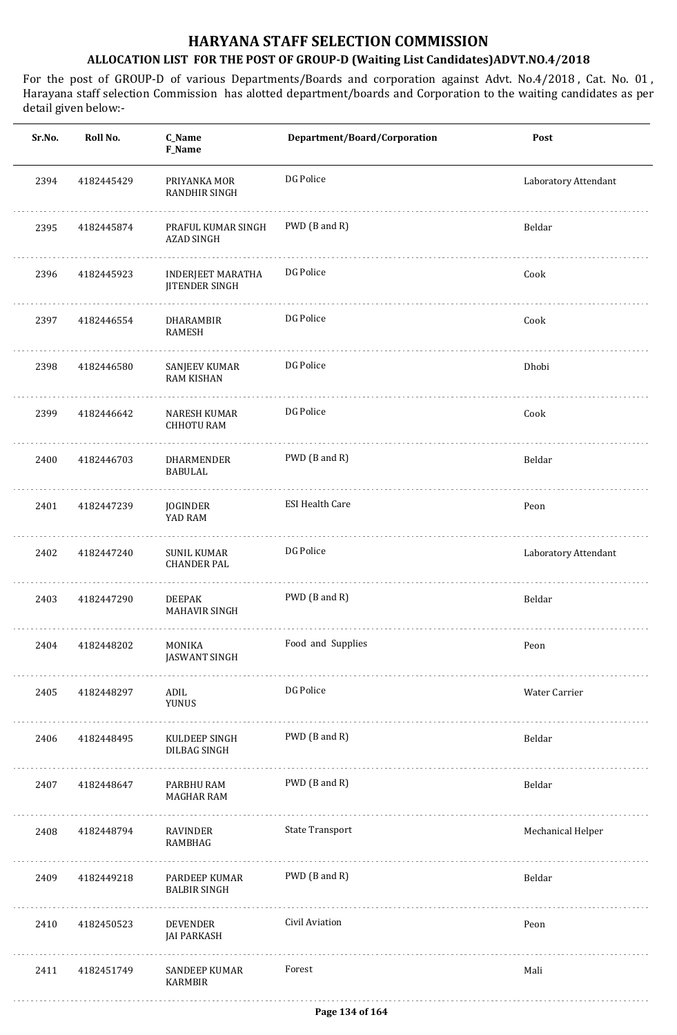# HARYANA STAFF SELECTION COMMISSION

## ALLOCATION LIST FOR THE POST OF GROUP-D (Waiting List Candidates)ADVT.NO.4/2018

For the post of GROUP-D of various Departments/Boards and corporation against Advt. No.4/2018 , Cat. No. 01 , Harayana staff selection Commission has alotted department/boards and Corporation to the waiting candidates as per detail given below:-

| Sr.No. | Roll No. | C_Name F_Name | Department/Board/Corporation | Post |
|---|---|---|---|---|
| 2394 | 4182445429 | PRIYANKA MOR RANDHIR SINGH | DG Police | Laboratory Attendant |
| 2395 | 4182445874 | PRAFUL KUMAR SINGH AZAD SINGH | PWD (B and R) | Beldar |
| 2396 | 4182445923 | INDERJEET MARATHA JITENDER SINGH | DG Police | Cook |
| 2397 | 4182446554 | DHARAMBIR RAMESH | DG Police | Cook |
| 2398 | 4182446580 | SANJEEV KUMAR RAM KISHAN | DG Police | Dhobi |
| 2399 | 4182446642 | NARESH KUMAR CHHOTU RAM | DG Police | Cook |
| 2400 | 4182446703 | DHARMENDER BABULAL | PWD (B and R) | Beldar |
| 2401 | 4182447239 | JOGINDER YAD RAM | ESI Health Care | Peon |
| 2402 | 4182447240 | SUNIL KUMAR CHANDER PAL | DG Police | Laboratory Attendant |
| 2403 | 4182447290 | DEEPAK MAHAVIR SINGH | PWD (B and R) | Beldar |
| 2404 | 4182448202 | MONIKA JASWANT SINGH | Food and Supplies | Peon |
| 2405 | 4182448297 | ADIL YUNUS | DG Police | Water Carrier |
| 2406 | 4182448495 | KULDEEP SINGH DILBAG SINGH | PWD (B and R) | Beldar |
| 2407 | 4182448647 | PARBHU RAM MAGHAR RAM | PWD (B and R) | Beldar |
| 2408 | 4182448794 | RAVINDER RAMBHAG | State Transport | Mechanical Helper |
| 2409 | 4182449218 | PARDEEP KUMAR BALBIR SINGH | PWD (B and R) | Beldar |
| 2410 | 4182450523 | DEVENDER JAI PARKASH | Civil Aviation | Peon |
| 2411 | 4182451749 | SANDEEP KUMAR KARMBIR | Forest | Mali |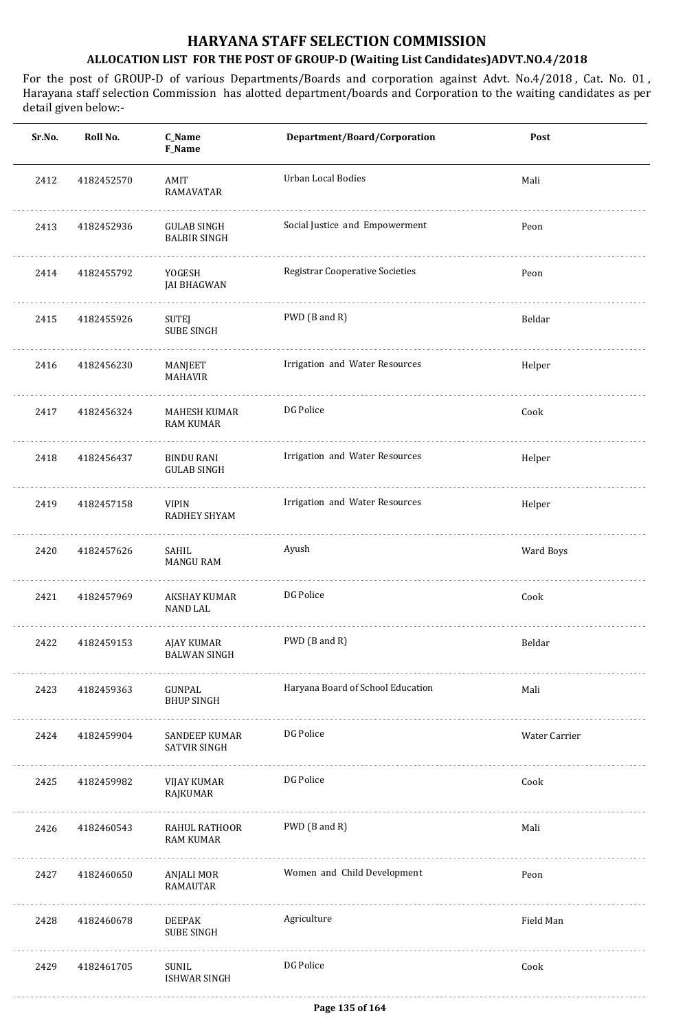# HARYANA STAFF SELECTION COMMISSION

## ALLOCATION LIST FOR THE POST OF GROUP-D (Waiting List Candidates)ADVT.NO.4/2018

For the post of GROUP-D of various Departments/Boards and corporation against Advt. No.4/2018 , Cat. No. 01 , Harayana staff selection Commission has alotted department/boards and Corporation to the waiting candidates as per detail given below:-

| Sr.No. | Roll No. | C_Name F_Name | Department/Board/Corporation | Post |
|---|---|---|---|---|
| 2412 | 4182452570 | AMIT RAMAVATAR | Urban Local Bodies | Mali |
| 2413 | 4182452936 | GULAB SINGH BALBIR SINGH | Social Justice and Empowerment | Peon |
| 2414 | 4182455792 | YOGESH JAI BHAGWAN | Registrar Cooperative Societies | Peon |
| 2415 | 4182455926 | SUTEJ SUBE SINGH | PWD (B and R) | Beldar |
| 2416 | 4182456230 | MANJEET MAHAVIR | Irrigation and Water Resources | Helper |
| 2417 | 4182456324 | MAHESH KUMAR RAM KUMAR | DG Police | Cook |
| 2418 | 4182456437 | BINDU RANI GULAB SINGH | Irrigation and Water Resources | Helper |
| 2419 | 4182457158 | VIPIN RADHEY SHYAM | Irrigation and Water Resources | Helper |
| 2420 | 4182457626 | SAHIL MANGU RAM | Ayush | Ward Boys |
| 2421 | 4182457969 | AKSHAY KUMAR NAND LAL | DG Police | Cook |
| 2422 | 4182459153 | AJAY KUMAR BALWAN SINGH | PWD (B and R) | Beldar |
| 2423 | 4182459363 | GUNPAL BHUP SINGH | Haryana Board of School Education | Mali |
| 2424 | 4182459904 | SANDEEP KUMAR SATVIR SINGH | DG Police | Water Carrier |
| 2425 | 4182459982 | VIJAY KUMAR RAJKUMAR | DG Police | Cook |
| 2426 | 4182460543 | RAHUL RATHOOR RAM KUMAR | PWD (B and R) | Mali |
| 2427 | 4182460650 | ANJALI MOR RAMAUTAR | Women and Child Development | Peon |
| 2428 | 4182460678 | DEEPAK SUBE SINGH | Agriculture | Field Man |
| 2429 | 4182461705 | SUNIL ISHWAR SINGH | DG Police | Cook |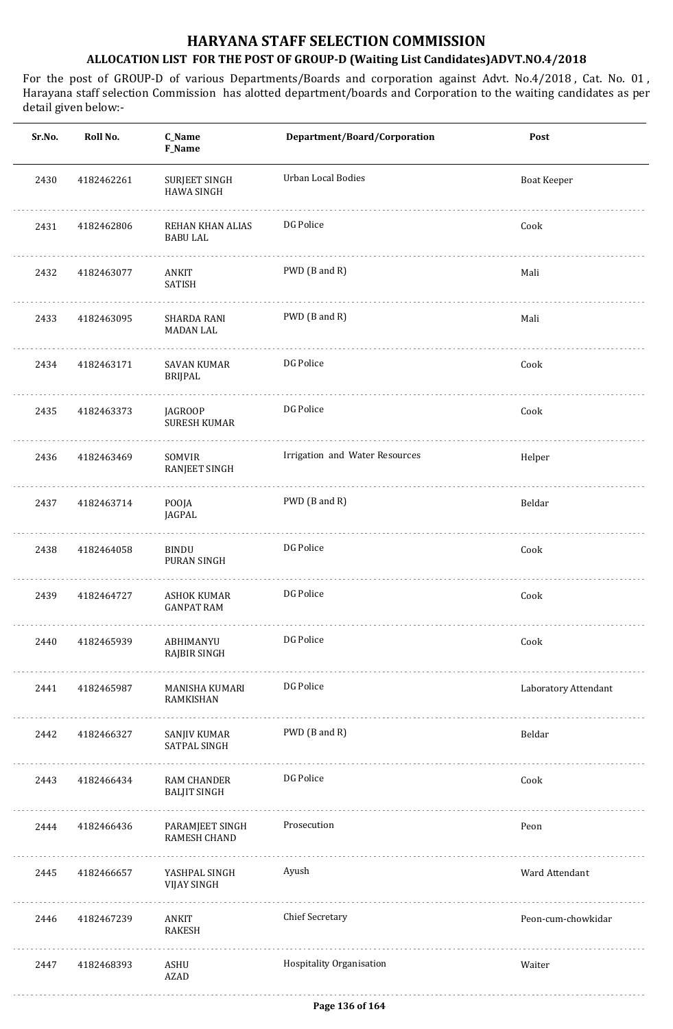# HARYANA STAFF SELECTION COMMISSION

## ALLOCATION LIST FOR THE POST OF GROUP-D (Waiting List Candidates)ADVT.NO.4/2018

For the post of GROUP-D of various Departments/Boards and corporation against Advt. No.4/2018 , Cat. No. 01 , Harayana staff selection Commission has alotted department/boards and Corporation to the waiting candidates as per detail given below:-

| Sr.No. | Roll No. | C_Name F_Name | Department/Board/Corporation | Post |
|---|---|---|---|---|
| 2430 | 4182462261 | SURJEET SINGH HAWA SINGH | Urban Local Bodies | Boat Keeper |
| 2431 | 4182462806 | REHAN KHAN ALIAS BABU LAL | DG Police | Cook |
| 2432 | 4182463077 | ANKIT SATISH | PWD (B and R) | Mali |
| 2433 | 4182463095 | SHARDA RANI MADAN LAL | PWD (B and R) | Mali |
| 2434 | 4182463171 | SAVAN KUMAR BRIJPAL | DG Police | Cook |
| 2435 | 4182463373 | JAGROOP SURESH KUMAR | DG Police | Cook |
| 2436 | 4182463469 | SOMVIR RANJEET SINGH | Irrigation and Water Resources | Helper |
| 2437 | 4182463714 | POOJA JAGPAL | PWD (B and R) | Beldar |
| 2438 | 4182464058 | BINDU PURAN SINGH | DG Police | Cook |
| 2439 | 4182464727 | ASHOK KUMAR GANPAT RAM | DG Police | Cook |
| 2440 | 4182465939 | ABHIMANYU RAJBIR SINGH | DG Police | Cook |
| 2441 | 4182465987 | MANISHA KUMARI RAMKISHAN | DG Police | Laboratory Attendant |
| 2442 | 4182466327 | SANJIV KUMAR SATPAL SINGH | PWD (B and R) | Beldar |
| 2443 | 4182466434 | RAM CHANDER BALJIT SINGH | DG Police | Cook |
| 2444 | 4182466436 | PARAMJEET SINGH RAMESH CHAND | Prosecution | Peon |
| 2445 | 4182466657 | YASHPAL SINGH VIJAY SINGH | Ayush | Ward Attendant |
| 2446 | 4182467239 | ANKIT RAKESH | Chief Secretary | Peon-cum-chowkidar |
| 2447 | 4182468393 | ASHU AZAD | Hospitality Organisation | Waiter |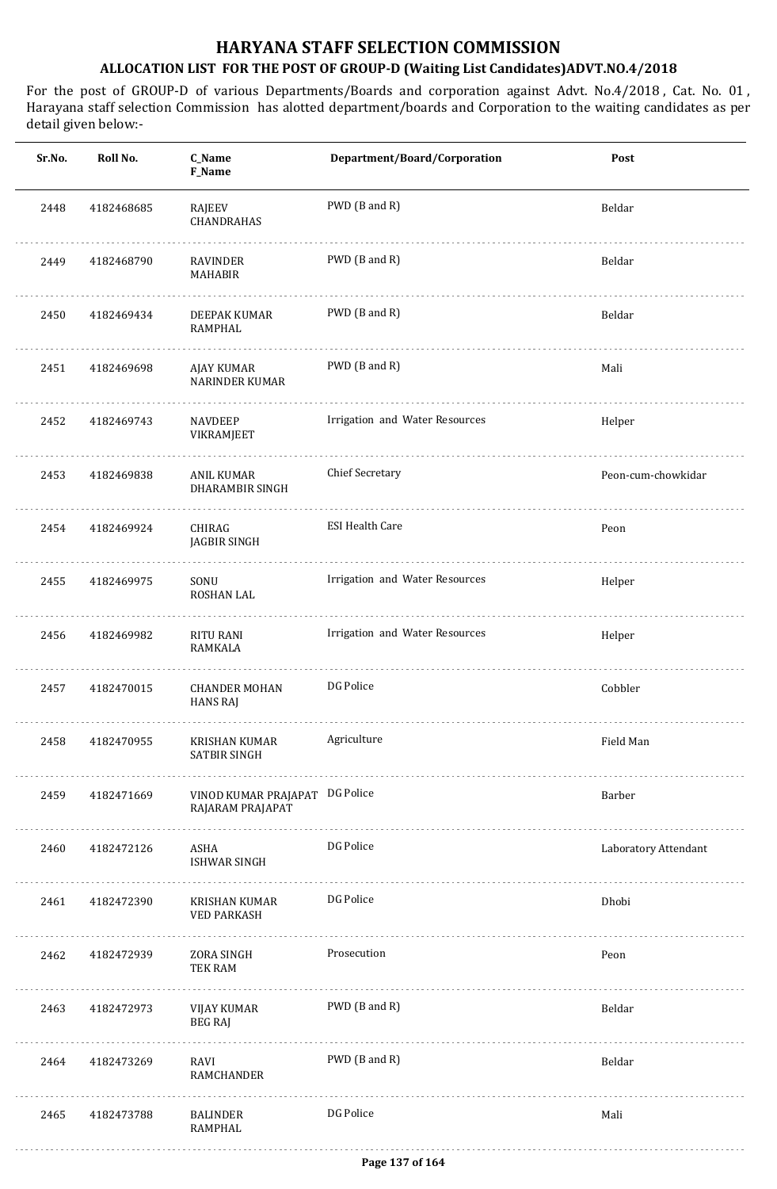# HARYANA STAFF SELECTION COMMISSION

## ALLOCATION LIST FOR THE POST OF GROUP-D (Waiting List Candidates)ADVT.NO.4/2018

For the post of GROUP-D of various Departments/Boards and corporation against Advt. No.4/2018 , Cat. No. 01 , Harayana staff selection Commission has alotted department/boards and Corporation to the waiting candidates as per detail given below:-

| Sr.No. | Roll No. | C_Name<br>F_Name | Department/Board/Corporation | Post |
|---|---|---|---|---|
| 2448 | 4182468685 | RAJEEV<br>CHANDRAHAS | PWD (B and R) | Beldar |
| 2449 | 4182468790 | RAVINDER<br>MAHABIR | PWD (B and R) | Beldar |
| 2450 | 4182469434 | DEEPAK KUMAR<br>RAMPHAL | PWD (B and R) | Beldar |
| 2451 | 4182469698 | AJAY KUMAR<br>NARINDER KUMAR | PWD (B and R) | Mali |
| 2452 | 4182469743 | NAVDEEP<br>VIKRAMJEET | Irrigation and Water Resources | Helper |
| 2453 | 4182469838 | ANIL KUMAR<br>DHARAMBIR SINGH | Chief Secretary | Peon-cum-chowkidar |
| 2454 | 4182469924 | CHIRAG<br>JAGBIR SINGH | ESI Health Care | Peon |
| 2455 | 4182469975 | SONU<br>ROSHAN LAL | Irrigation and Water Resources | Helper |
| 2456 | 4182469982 | RITU RANI<br>RAMKALA | Irrigation and Water Resources | Helper |
| 2457 | 4182470015 | CHANDER MOHAN<br>HANS RAJ | DG Police | Cobbler |
| 2458 | 4182470955 | KRISHAN KUMAR<br>SATBIR SINGH | Agriculture | Field Man |
| 2459 | 4182471669 | VINOD KUMAR PRAJAPAT<br>RAJARAM PRAJAPAT | DG Police | Barber |
| 2460 | 4182472126 | ASHA<br>ISHWAR SINGH | DG Police | Laboratory Attendant |
| 2461 | 4182472390 | KRISHAN KUMAR<br>VED PARKASH | DG Police | Dhobi |
| 2462 | 4182472939 | ZORA SINGH<br>TEK RAM | Prosecution | Peon |
| 2463 | 4182472973 | VIJAY KUMAR<br>BEG RAJ | PWD (B and R) | Beldar |
| 2464 | 4182473269 | RAVI<br>RAMCHANDER | PWD (B and R) | Beldar |
| 2465 | 4182473788 | BALINDER<br>RAMPHAL | DG Police | Mali |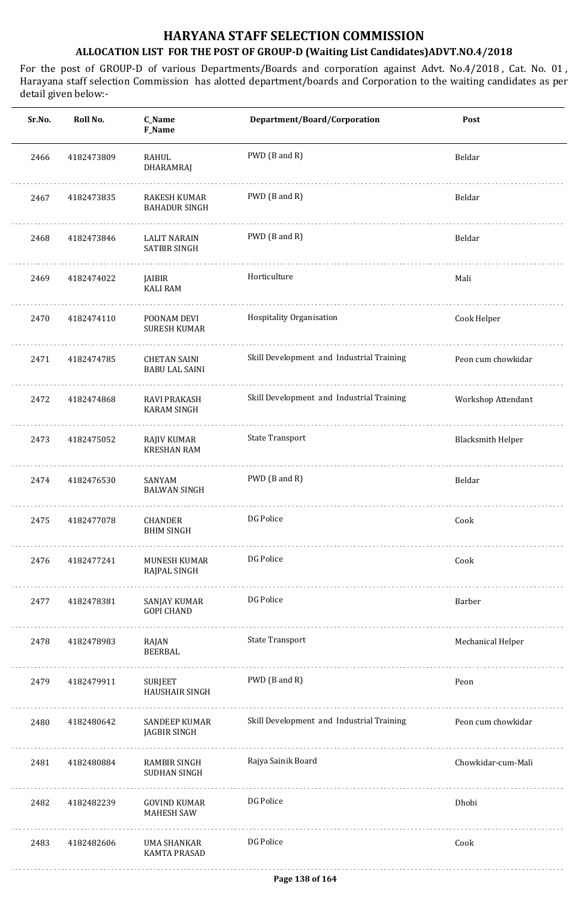# HARYANA STAFF SELECTION COMMISSION

## ALLOCATION LIST FOR THE POST OF GROUP-D (Waiting List Candidates)ADVT.NO.4/2018

For the post of GROUP-D of various Departments/Boards and corporation against Advt. No.4/2018 , Cat. No. 01 , Harayana staff selection Commission has alotted department/boards and Corporation to the waiting candidates as per detail given below:-

| Sr.No. | Roll No. | C_Name<br>F_Name | Department/Board/Corporation | Post |
|---|---|---|---|---|
| 2466 | 4182473809 | RAHUL<br>DHARAMRAJ | PWD (B and R) | Beldar |
| 2467 | 4182473835 | RAKESH KUMAR<br>BAHADUR SINGH | PWD (B and R) | Beldar |
| 2468 | 4182473846 | LALIT NARAIN<br>SATBIR SINGH | PWD (B and R) | Beldar |
| 2469 | 4182474022 | JAIBIR<br>KALI RAM | Horticulture | Mali |
| 2470 | 4182474110 | POONAM DEVI<br>SURESH KUMAR | Hospitality Organisation | Cook Helper |
| 2471 | 4182474785 | CHETAN SAINI<br>BABU LAL SAINI | Skill Development and Industrial Training | Peon cum chowkidar |
| 2472 | 4182474868 | RAVI PRAKASH<br>KARAM SINGH | Skill Development and Industrial Training | Workshop Attendant |
| 2473 | 4182475052 | RAJIV KUMAR<br>KRESHAN RAM | State Transport | Blacksmith Helper |
| 2474 | 4182476530 | SANYAM<br>BALWAN SINGH | PWD (B and R) | Beldar |
| 2475 | 4182477078 | CHANDER<br>BHIM SINGH | DG Police | Cook |
| 2476 | 4182477241 | MUNESH KUMAR<br>RAJPAL SINGH | DG Police | Cook |
| 2477 | 4182478381 | SANJAY KUMAR<br>GOPI CHAND | DG Police | Barber |
| 2478 | 4182478983 | RAJAN<br>BEERBAL | State Transport | Mechanical Helper |
| 2479 | 4182479911 | SURJEET<br>HAUSHAIR SINGH | PWD (B and R) | Peon |
| 2480 | 4182480642 | SANDEEP KUMAR<br>JAGBIR SINGH | Skill Development and Industrial Training | Peon cum chowkidar |
| 2481 | 4182480884 | RAMBIR SINGH<br>SUDHAN SINGH | Rajya Sainik Board | Chowkidar-cum-Mali |
| 2482 | 4182482239 | GOVIND KUMAR<br>MAHESH SAW | DG Police | Dhobi |
| 2483 | 4182482606 | UMA SHANKAR<br>KAMTA PRASAD | DG Police | Cook |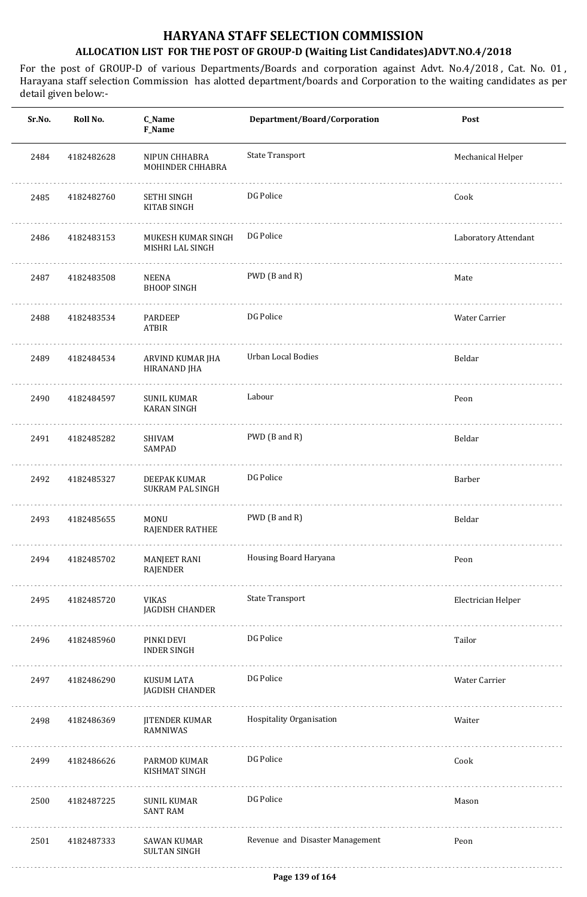# HARYANA STAFF SELECTION COMMISSION

## ALLOCATION LIST FOR THE POST OF GROUP-D (Waiting List Candidates)ADVT.NO.4/2018

For the post of GROUP-D of various Departments/Boards and corporation against Advt. No.4/2018 , Cat. No. 01 , Harayana staff selection Commission has alotted department/boards and Corporation to the waiting candidates as per detail given below:-

| Sr.No. | Roll No. | C_Name F_Name | Department/Board/Corporation | Post |
|---|---|---|---|---|
| 2484 | 4182482628 | NIPUN CHHABRA MOHINDER CHHABRA | State Transport | Mechanical Helper |
| 2485 | 4182482760 | SETHI SINGH KITAB SINGH | DG Police | Cook |
| 2486 | 4182483153 | MUKESH KUMAR SINGH MISHRI LAL SINGH | DG Police | Laboratory Attendant |
| 2487 | 4182483508 | NEENA BHOOP SINGH | PWD (B and R) | Mate |
| 2488 | 4182483534 | PARDEEP ATBIR | DG Police | Water Carrier |
| 2489 | 4182484534 | ARVIND KUMAR JHA HIRANAND JHA | Urban Local Bodies | Beldar |
| 2490 | 4182484597 | SUNIL KUMAR KARAN SINGH | Labour | Peon |
| 2491 | 4182485282 | SHIVAM SAMPAD | PWD (B and R) | Beldar |
| 2492 | 4182485327 | DEEPAK KUMAR SUKRAM PAL SINGH | DG Police | Barber |
| 2493 | 4182485655 | MONU RAJENDER RATHEE | PWD (B and R) | Beldar |
| 2494 | 4182485702 | MANJEET RANI RAJENDER | Housing Board Haryana | Peon |
| 2495 | 4182485720 | VIKAS JAGDISH CHANDER | State Transport | Electrician Helper |
| 2496 | 4182485960 | PINKI DEVI INDER SINGH | DG Police | Tailor |
| 2497 | 4182486290 | KUSUM LATA JAGDISH CHANDER | DG Police | Water Carrier |
| 2498 | 4182486369 | JITENDER KUMAR RAMNIWAS | Hospitality Organisation | Waiter |
| 2499 | 4182486626 | PARMOD KUMAR KISHMAT SINGH | DG Police | Cook |
| 2500 | 4182487225 | SUNIL KUMAR SANT RAM | DG Police | Mason |
| 2501 | 4182487333 | SAWAN KUMAR SULTAN SINGH | Revenue and Disaster Management | Peon |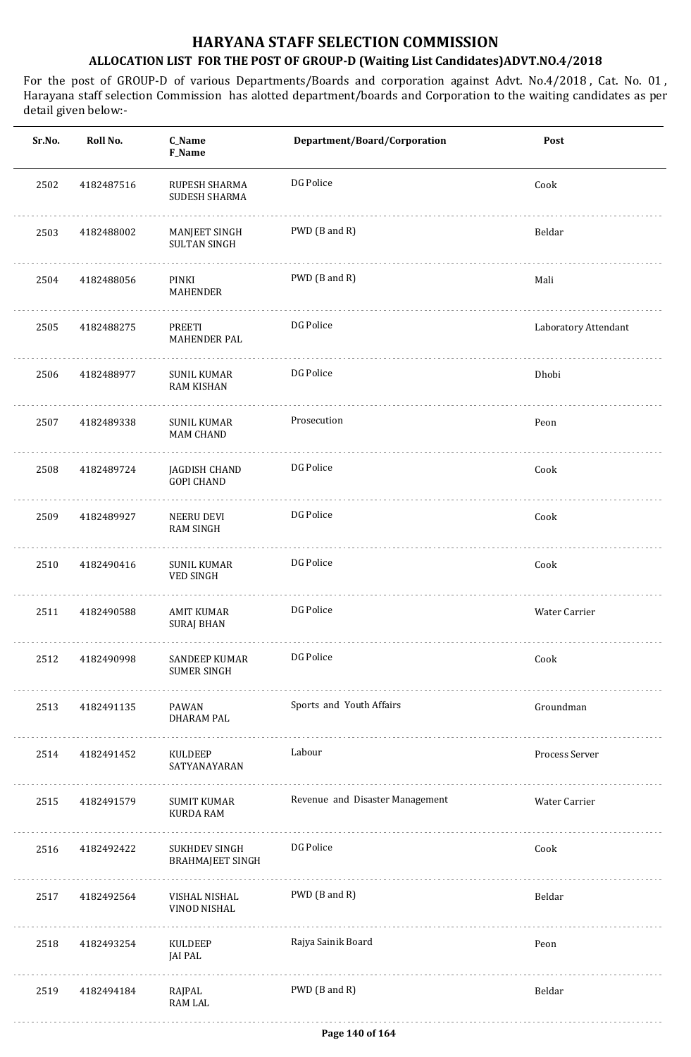# HARYANA STAFF SELECTION COMMISSION

## ALLOCATION LIST FOR THE POST OF GROUP-D (Waiting List Candidates)ADVT.NO.4/2018

For the post of GROUP-D of various Departments/Boards and corporation against Advt. No.4/2018 , Cat. No. 01 , Harayana staff selection Commission has alotted department/boards and Corporation to the waiting candidates as per detail given below:-

| Sr.No. | Roll No. | C_Name F_Name | Department/Board/Corporation | Post |
|---|---|---|---|---|
| 2502 | 4182487516 | RUPESH SHARMA SUDESH SHARMA | DG Police | Cook |
| 2503 | 4182488002 | MANJEET SINGH SULTAN SINGH | PWD (B and R) | Beldar |
| 2504 | 4182488056 | PINKI MAHENDER | PWD (B and R) | Mali |
| 2505 | 4182488275 | PREETI MAHENDER PAL | DG Police | Laboratory Attendant |
| 2506 | 4182488977 | SUNIL KUMAR RAM KISHAN | DG Police | Dhobi |
| 2507 | 4182489338 | SUNIL KUMAR MAM CHAND | Prosecution | Peon |
| 2508 | 4182489724 | JAGDISH CHAND GOPI CHAND | DG Police | Cook |
| 2509 | 4182489927 | NEERU DEVI RAM SINGH | DG Police | Cook |
| 2510 | 4182490416 | SUNIL KUMAR VED SINGH | DG Police | Cook |
| 2511 | 4182490588 | AMIT KUMAR SURAJ BHAN | DG Police | Water Carrier |
| 2512 | 4182490998 | SANDEEP KUMAR SUMER SINGH | DG Police | Cook |
| 2513 | 4182491135 | PAWAN DHARAM PAL | Sports and Youth Affairs | Groundman |
| 2514 | 4182491452 | KULDEEP SATYANAYARAN | Labour | Process Server |
| 2515 | 4182491579 | SUMIT KUMAR KURDA RAM | Revenue and Disaster Management | Water Carrier |
| 2516 | 4182492422 | SUKHDEV SINGH BRAHMAJEET SINGH | DG Police | Cook |
| 2517 | 4182492564 | VISHAL NISHAL VINOD NISHAL | PWD (B and R) | Beldar |
| 2518 | 4182493254 | KULDEEP JAI PAL | Rajya Sainik Board | Peon |
| 2519 | 4182494184 | RAJPAL RAM LAL | PWD (B and R) | Beldar |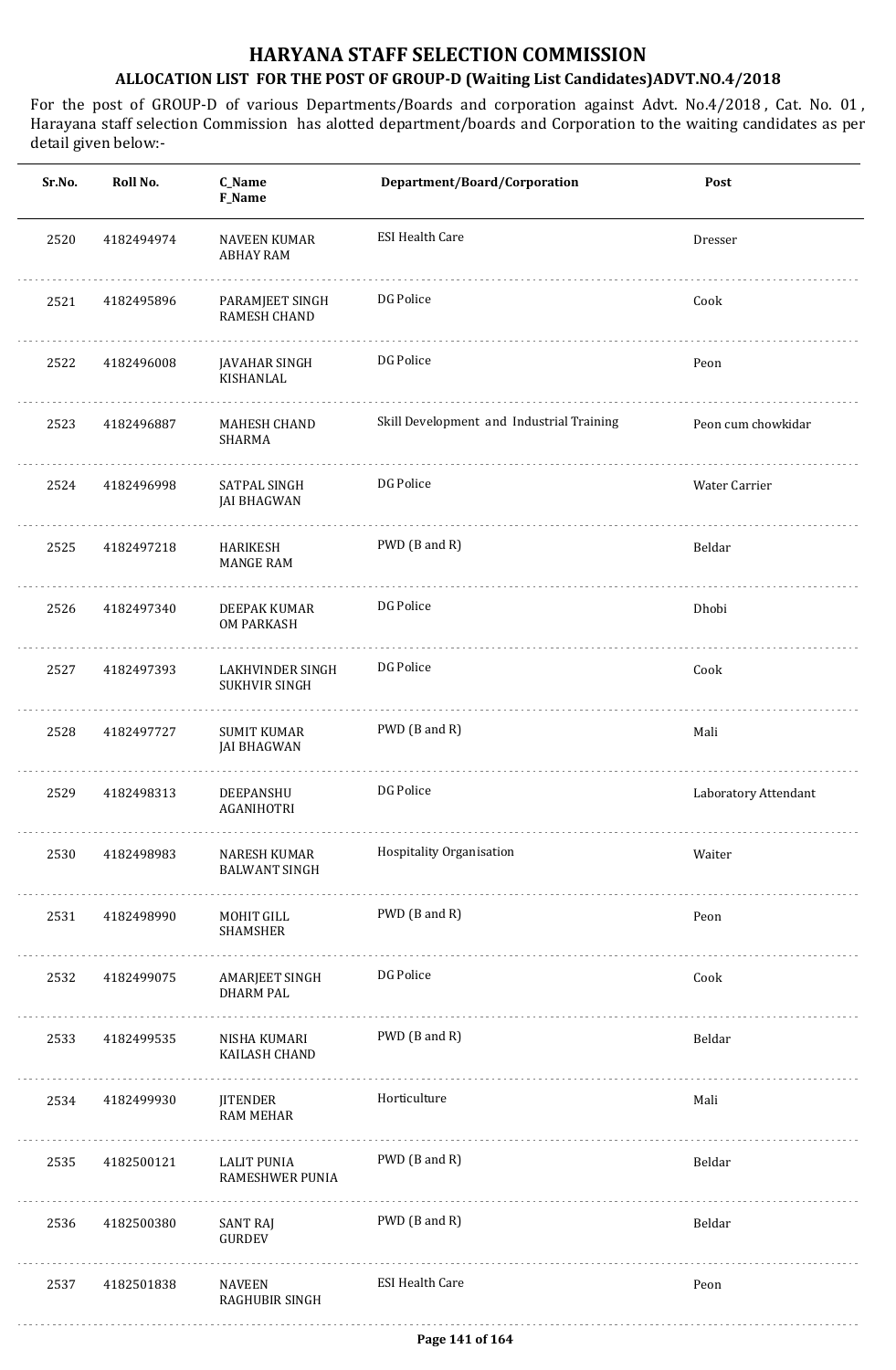# HARYANA STAFF SELECTION COMMISSION

## ALLOCATION LIST FOR THE POST OF GROUP-D (Waiting List Candidates)ADVT.NO.4/2018

For the post of GROUP-D of various Departments/Boards and corporation against Advt. No.4/2018 , Cat. No. 01 , Harayana staff selection Commission has alotted department/boards and Corporation to the waiting candidates as per detail given below:-

| Sr.No. | Roll No. | C_Name<br>F_Name | Department/Board/Corporation | Post |
|---|---|---|---|---|
| 2520 | 4182494974 | NAVEEN KUMAR<br>ABHAY RAM | ESI Health Care | Dresser |
| 2521 | 4182495896 | PARAMJEET SINGH<br>RAMESH CHAND | DG Police | Cook |
| 2522 | 4182496008 | JAVAHAR SINGH<br>KISHANLAL | DG Police | Peon |
| 2523 | 4182496887 | MAHESH CHAND<br>SHARMA | Skill Development and Industrial Training | Peon cum chowkidar |
| 2524 | 4182496998 | SATPAL SINGH<br>JAI BHAGWAN | DG Police | Water Carrier |
| 2525 | 4182497218 | HARIKESH<br>MANGE RAM | PWD (B and R) | Beldar |
| 2526 | 4182497340 | DEEPAK KUMAR<br>OM PARKASH | DG Police | Dhobi |
| 2527 | 4182497393 | LAKHVINDER SINGH<br>SUKHVIR SINGH | DG Police | Cook |
| 2528 | 4182497727 | SUMIT KUMAR<br>JAI BHAGWAN | PWD (B and R) | Mali |
| 2529 | 4182498313 | DEEPANSHU<br>AGANIHOTRI | DG Police | Laboratory Attendant |
| 2530 | 4182498983 | NARESH KUMAR<br>BALWANT SINGH | Hospitality Organisation | Waiter |
| 2531 | 4182498990 | MOHIT GILL<br>SHAMSHER | PWD (B and R) | Peon |
| 2532 | 4182499075 | AMARJEET SINGH<br>DHARM PAL | DG Police | Cook |
| 2533 | 4182499535 | NISHA KUMARI<br>KAILASH CHAND | PWD (B and R) | Beldar |
| 2534 | 4182499930 | JITENDER<br>RAM MEHAR | Horticulture | Mali |
| 2535 | 4182500121 | LALIT PUNIA<br>RAMESHWER PUNIA | PWD (B and R) | Beldar |
| 2536 | 4182500380 | SANT RAJ<br>GURDEV | PWD (B and R) | Beldar |
| 2537 | 4182501838 | NAVEEN<br>RAGHUBIR SINGH | ESI Health Care | Peon |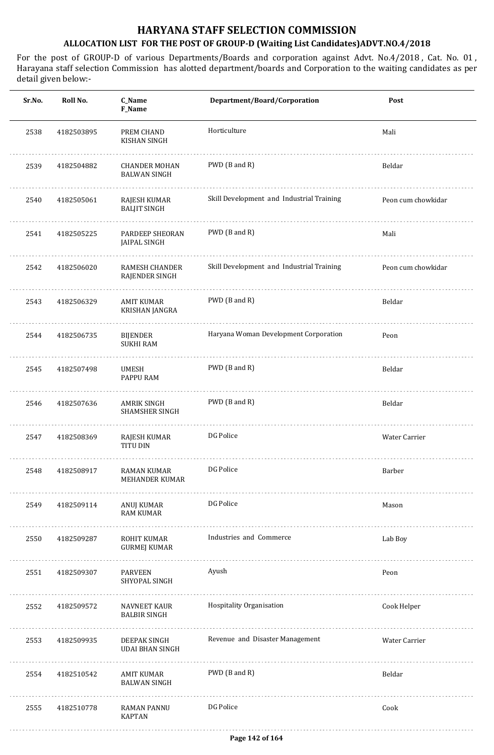# HARYANA STAFF SELECTION COMMISSION

## ALLOCATION LIST FOR THE POST OF GROUP-D (Waiting List Candidates)ADVT.NO.4/2018

For the post of GROUP-D of various Departments/Boards and corporation against Advt. No.4/2018 , Cat. No. 01 , Harayana staff selection Commission has alotted department/boards and Corporation to the waiting candidates as per detail given below:-

| Sr.No. | Roll No. | C_Name F_Name | Department/Board/Corporation | Post |
|---|---|---|---|---|
| 2538 | 4182503895 | PREM CHAND KISHAN SINGH | Horticulture | Mali |
| 2539 | 4182504882 | CHANDER MOHAN BALWAN SINGH | PWD (B and R) | Beldar |
| 2540 | 4182505061 | RAJESH KUMAR BALJIT SINGH | Skill Development and Industrial Training | Peon cum chowkidar |
| 2541 | 4182505225 | PARDEEP SHEORAN JAIPAL SINGH | PWD (B and R) | Mali |
| 2542 | 4182506020 | RAMESH CHANDER RAJENDER SINGH | Skill Development and Industrial Training | Peon cum chowkidar |
| 2543 | 4182506329 | AMIT KUMAR KRISHAN JANGRA | PWD (B and R) | Beldar |
| 2544 | 4182506735 | BIJENDER SUKHI RAM | Haryana Woman Development Corporation | Peon |
| 2545 | 4182507498 | UMESH PAPPU RAM | PWD (B and R) | Beldar |
| 2546 | 4182507636 | AMRIK SINGH SHAMSHER SINGH | PWD (B and R) | Beldar |
| 2547 | 4182508369 | RAJESH KUMAR TITU DIN | DG Police | Water Carrier |
| 2548 | 4182508917 | RAMAN KUMAR MEHANDER KUMAR | DG Police | Barber |
| 2549 | 4182509114 | ANUJ KUMAR RAM KUMAR | DG Police | Mason |
| 2550 | 4182509287 | ROHIT KUMAR GURMEJ KUMAR | Industries and Commerce | Lab Boy |
| 2551 | 4182509307 | PARVEEN SHYOPAL SINGH | Ayush | Peon |
| 2552 | 4182509572 | NAVNEET KAUR BALBIR SINGH | Hospitality Organisation | Cook Helper |
| 2553 | 4182509935 | DEEPAK SINGH UDAI BHAN SINGH | Revenue and Disaster Management | Water Carrier |
| 2554 | 4182510542 | AMIT KUMAR BALWAN SINGH | PWD (B and R) | Beldar |
| 2555 | 4182510778 | RAMAN PANNU KAPTAN | DG Police | Cook |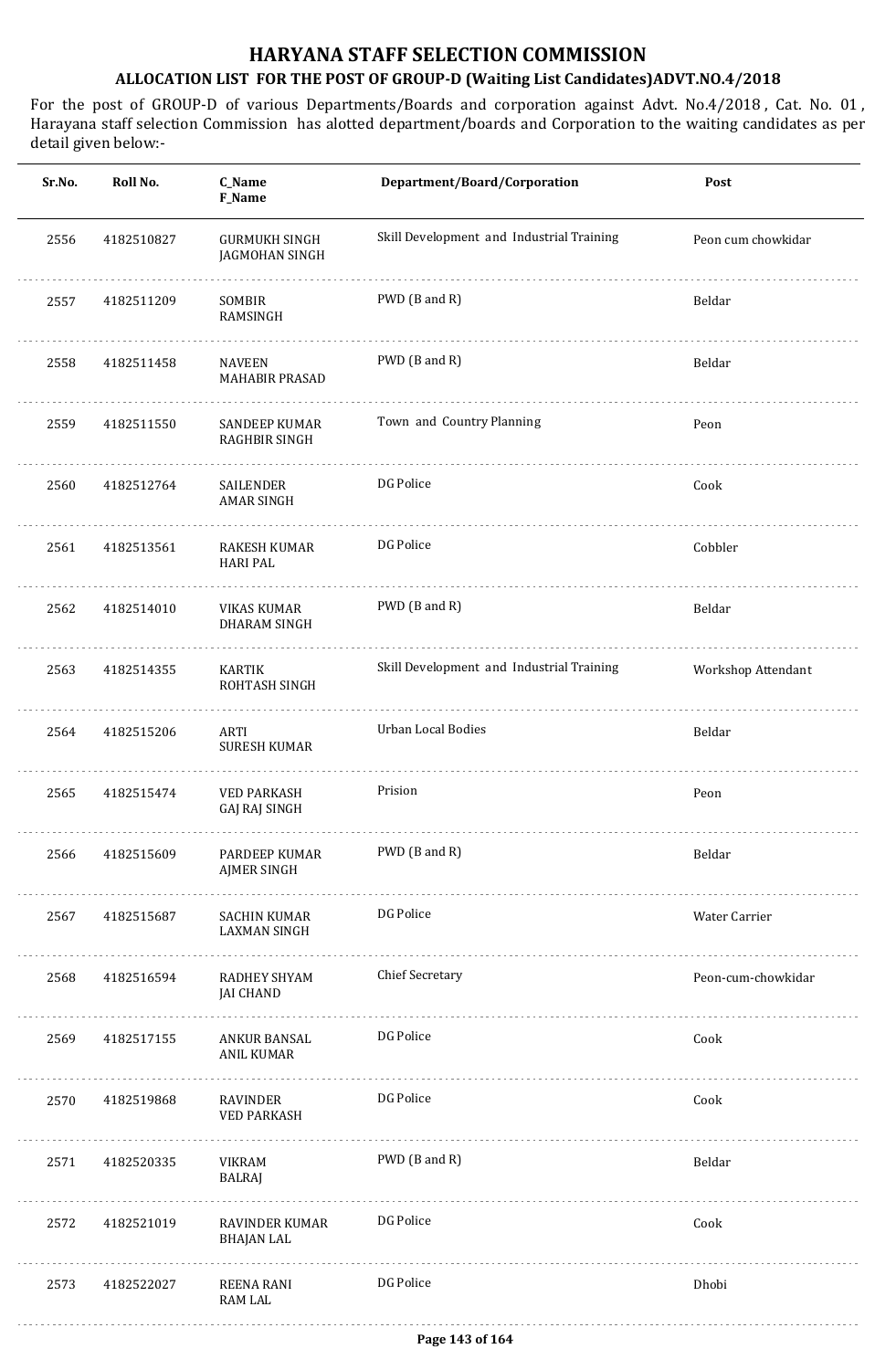# HARYANA STAFF SELECTION COMMISSION

## ALLOCATION LIST FOR THE POST OF GROUP-D (Waiting List Candidates)ADVT.NO.4/2018

For the post of GROUP-D of various Departments/Boards and corporation against Advt. No.4/2018 , Cat. No. 01 , Harayana staff selection Commission has alotted department/boards and Corporation to the waiting candidates as per detail given below:-

| Sr.No. | Roll No. | C_Name<br>F_Name | Department/Board/Corporation | Post |
|---|---|---|---|---|
| 2556 | 4182510827 | GURMUKH SINGH<br>JAGMOHAN SINGH | Skill Development and Industrial Training | Peon cum chowkidar |
| 2557 | 4182511209 | SOMBIR<br>RAMSINGH | PWD (B and R) | Beldar |
| 2558 | 4182511458 | NAVEEN<br>MAHABIR PRASAD | PWD (B and R) | Beldar |
| 2559 | 4182511550 | SANDEEP KUMAR<br>RAGHBIR SINGH | Town and Country Planning | Peon |
| 2560 | 4182512764 | SAILENDER<br>AMAR SINGH | DG Police | Cook |
| 2561 | 4182513561 | RAKESH KUMAR<br>HARI PAL | DG Police | Cobbler |
| 2562 | 4182514010 | VIKAS KUMAR<br>DHARAM SINGH | PWD (B and R) | Beldar |
| 2563 | 4182514355 | KARTIK<br>ROHTASH SINGH | Skill Development and Industrial Training | Workshop Attendant |
| 2564 | 4182515206 | ARTI<br>SURESH KUMAR | Urban Local Bodies | Beldar |
| 2565 | 4182515474 | VED PARKASH<br>GAJ RAJ SINGH | Prision | Peon |
| 2566 | 4182515609 | PARDEEP KUMAR<br>AJMER SINGH | PWD (B and R) | Beldar |
| 2567 | 4182515687 | SACHIN KUMAR<br>LAXMAN SINGH | DG Police | Water Carrier |
| 2568 | 4182516594 | RADHEY SHYAM<br>JAI CHAND | Chief Secretary | Peon-cum-chowkidar |
| 2569 | 4182517155 | ANKUR BANSAL<br>ANIL KUMAR | DG Police | Cook |
| 2570 | 4182519868 | RAVINDER<br>VED PARKASH | DG Police | Cook |
| 2571 | 4182520335 | VIKRAM<br>BALRAJ | PWD (B and R) | Beldar |
| 2572 | 4182521019 | RAVINDER KUMAR<br>BHAJAN LAL | DG Police | Cook |
| 2573 | 4182522027 | REENA RANI<br>RAM LAL | DG Police | Dhobi |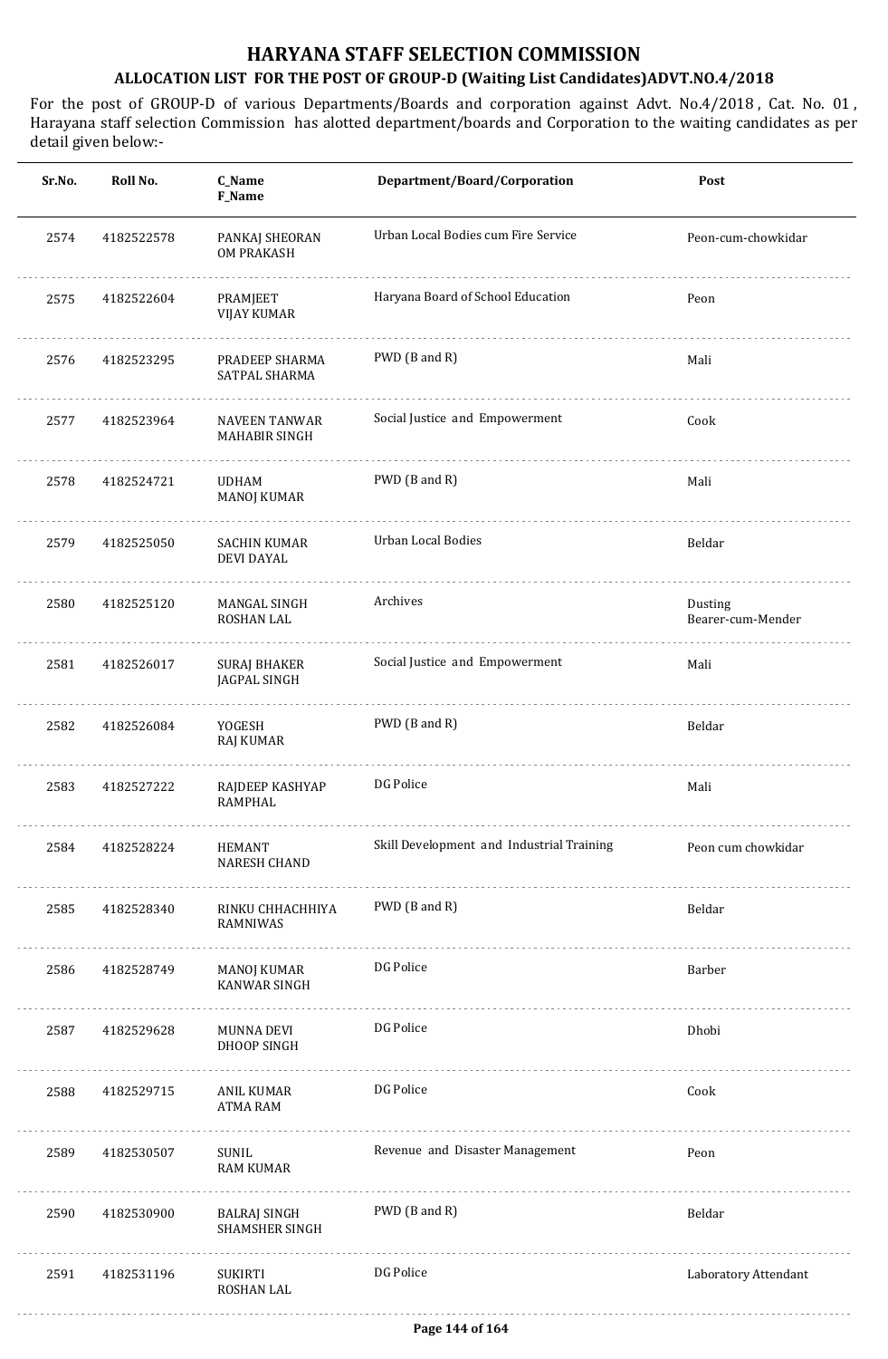# HARYANA STAFF SELECTION COMMISSION

## ALLOCATION LIST FOR THE POST OF GROUP-D (Waiting List Candidates)ADVT.NO.4/2018

For the post of GROUP-D of various Departments/Boards and corporation against Advt. No.4/2018 , Cat. No. 01 , Harayana staff selection Commission has alotted department/boards and Corporation to the waiting candidates as per detail given below:-

| Sr.No. | Roll No. | C_Name<br>F_Name | Department/Board/Corporation | Post |
|---|---|---|---|---|
| 2574 | 4182522578 | PANKAJ SHEORAN<br>OM PRAKASH | Urban Local Bodies cum Fire Service | Peon-cum-chowkidar |
| 2575 | 4182522604 | PRAMJEET<br>VIJAY KUMAR | Haryana Board of School Education | Peon |
| 2576 | 4182523295 | PRADEEP SHARMA<br>SATPAL SHARMA | PWD (B and R) | Mali |
| 2577 | 4182523964 | NAVEEN TANWAR<br>MAHABIR SINGH | Social Justice and Empowerment | Cook |
| 2578 | 4182524721 | UDHAM<br>MANOJ KUMAR | PWD (B and R) | Mali |
| 2579 | 4182525050 | SACHIN KUMAR<br>DEVI DAYAL | Urban Local Bodies | Beldar |
| 2580 | 4182525120 | MANGAL SINGH<br>ROSHAN LAL | Archives | Dusting Bearer-cum-Mender |
| 2581 | 4182526017 | SURAJ BHAKER<br>JAGPAL SINGH | Social Justice and Empowerment | Mali |
| 2582 | 4182526084 | YOGESH<br>RAJ KUMAR | PWD (B and R) | Beldar |
| 2583 | 4182527222 | RAJDEEP KASHYAP<br>RAMPHAL | DG Police | Mali |
| 2584 | 4182528224 | HEMANT<br>NARESH CHAND | Skill Development and Industrial Training | Peon cum chowkidar |
| 2585 | 4182528340 | RINKU CHHACHHIYA<br>RAMNIWAS | PWD (B and R) | Beldar |
| 2586 | 4182528749 | MANOJ KUMAR<br>KANWAR SINGH | DG Police | Barber |
| 2587 | 4182529628 | MUNNA DEVI<br>DHOOP SINGH | DG Police | Dhobi |
| 2588 | 4182529715 | ANIL KUMAR<br>ATMA RAM | DG Police | Cook |
| 2589 | 4182530507 | SUNIL<br>RAM KUMAR | Revenue and Disaster Management | Peon |
| 2590 | 4182530900 | BALRAJ SINGH<br>SHAMSHER SINGH | PWD (B and R) | Beldar |
| 2591 | 4182531196 | SUKIRTI<br>ROSHAN LAL | DG Police | Laboratory Attendant |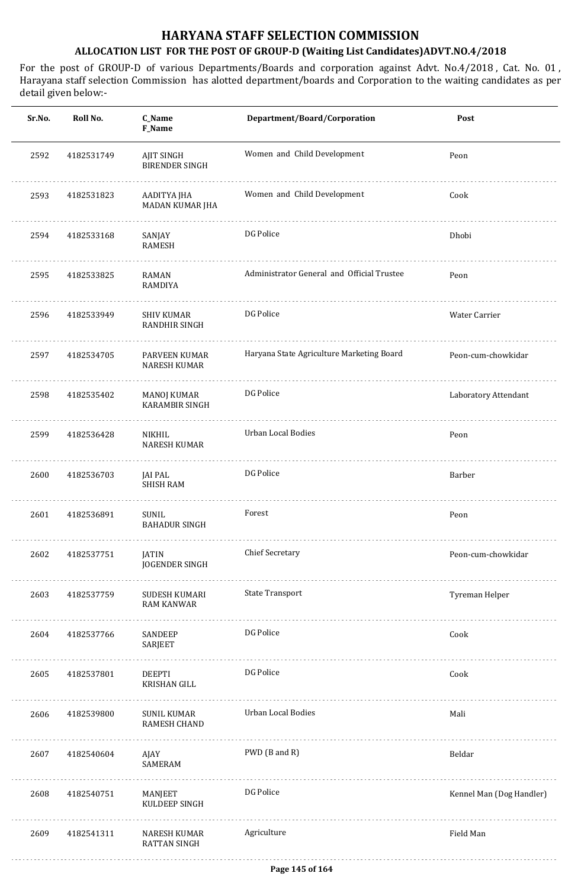# HARYANA STAFF SELECTION COMMISSION

## ALLOCATION LIST FOR THE POST OF GROUP-D (Waiting List Candidates)ADVT.NO.4/2018

For the post of GROUP-D of various Departments/Boards and corporation against Advt. No.4/2018 , Cat. No. 01 , Harayana staff selection Commission has alotted department/boards and Corporation to the waiting candidates as per detail given below:-

| Sr.No. | Roll No. | C_Name F_Name | Department/Board/Corporation | Post |
|---|---|---|---|---|
| 2592 | 4182531749 | AJIT SINGH BIRENDER SINGH | Women and Child Development | Peon |
| 2593 | 4182531823 | AADITYA JHA MADAN KUMAR JHA | Women and Child Development | Cook |
| 2594 | 4182533168 | SANJAY RAMESH | DG Police | Dhobi |
| 2595 | 4182533825 | RAMAN RAMDIYA | Administrator General and Official Trustee | Peon |
| 2596 | 4182533949 | SHIV KUMAR RANDHIR SINGH | DG Police | Water Carrier |
| 2597 | 4182534705 | PARVEEN KUMAR NARESH KUMAR | Haryana State Agriculture Marketing Board | Peon-cum-chowkidar |
| 2598 | 4182535402 | MANOJ KUMAR KARAMBIR SINGH | DG Police | Laboratory Attendant |
| 2599 | 4182536428 | NIKHIL NARESH KUMAR | Urban Local Bodies | Peon |
| 2600 | 4182536703 | JAI PAL SHISH RAM | DG Police | Barber |
| 2601 | 4182536891 | SUNIL BAHADUR SINGH | Forest | Peon |
| 2602 | 4182537751 | JATIN JOGENDER SINGH | Chief Secretary | Peon-cum-chowkidar |
| 2603 | 4182537759 | SUDESH KUMARI RAM KANWAR | State Transport | Tyreman Helper |
| 2604 | 4182537766 | SANDEEP SARJEET | DG Police | Cook |
| 2605 | 4182537801 | DEEPTI KRISHAN GILL | DG Police | Cook |
| 2606 | 4182539800 | SUNIL KUMAR RAMESH CHAND | Urban Local Bodies | Mali |
| 2607 | 4182540604 | AJAY SAMERAM | PWD (B and R) | Beldar |
| 2608 | 4182540751 | MANJEET KULDEEP SINGH | DG Police | Kennel Man (Dog Handler) |
| 2609 | 4182541311 | NARESH KUMAR RATTAN SINGH | Agriculture | Field Man |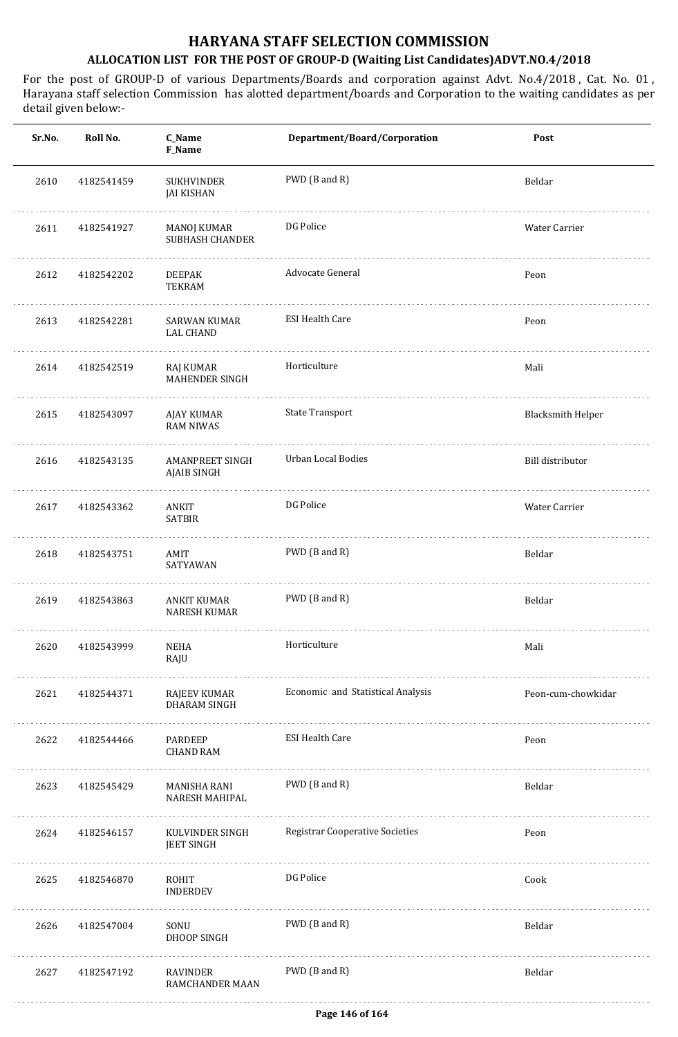# HARYANA STAFF SELECTION COMMISSION

## ALLOCATION LIST FOR THE POST OF GROUP-D (Waiting List Candidates)ADVT.NO.4/2018

For the post of GROUP-D of various Departments/Boards and corporation against Advt. No.4/2018 , Cat. No. 01 , Harayana staff selection Commission has alotted department/boards and Corporation to the waiting candidates as per detail given below:-

| Sr.No. | Roll No. | C_Name<br>F_Name | Department/Board/Corporation | Post |
|---|---|---|---|---|
| 2610 | 4182541459 | SUKHVINDER<br>JAI KISHAN | PWD (B and R) | Beldar |
| 2611 | 4182541927 | MANOJ KUMAR<br>SUBHASH CHANDER | DG Police | Water Carrier |
| 2612 | 4182542202 | DEEPAK<br>TEKRAM | Advocate General | Peon |
| 2613 | 4182542281 | SARWAN KUMAR<br>LAL CHAND | ESI Health Care | Peon |
| 2614 | 4182542519 | RAJ KUMAR<br>MAHENDER SINGH | Horticulture | Mali |
| 2615 | 4182543097 | AJAY KUMAR<br>RAM NIWAS | State Transport | Blacksmith Helper |
| 2616 | 4182543135 | AMANPREET SINGH<br>AJAIB SINGH | Urban Local Bodies | Bill distributor |
| 2617 | 4182543362 | ANKIT<br>SATBIR | DG Police | Water Carrier |
| 2618 | 4182543751 | AMIT<br>SATYAWAN | PWD (B and R) | Beldar |
| 2619 | 4182543863 | ANKIT KUMAR<br>NARESH KUMAR | PWD (B and R) | Beldar |
| 2620 | 4182543999 | NEHA<br>RAJU | Horticulture | Mali |
| 2621 | 4182544371 | RAJEEV KUMAR<br>DHARAM SINGH | Economic and Statistical Analysis | Peon-cum-chowkidar |
| 2622 | 4182544466 | PARDEEP<br>CHAND RAM | ESI Health Care | Peon |
| 2623 | 4182545429 | MANISHA RANI<br>NARESH MAHIPAL | PWD (B and R) | Beldar |
| 2624 | 4182546157 | KULVINDER SINGH<br>JEET SINGH | Registrar Cooperative Societies | Peon |
| 2625 | 4182546870 | ROHIT<br>INDERDEV | DG Police | Cook |
| 2626 | 4182547004 | SONU<br>DHOOP SINGH | PWD (B and R) | Beldar |
| 2627 | 4182547192 | RAVINDER<br>RAMCHANDER MAAN | PWD (B and R) | Beldar |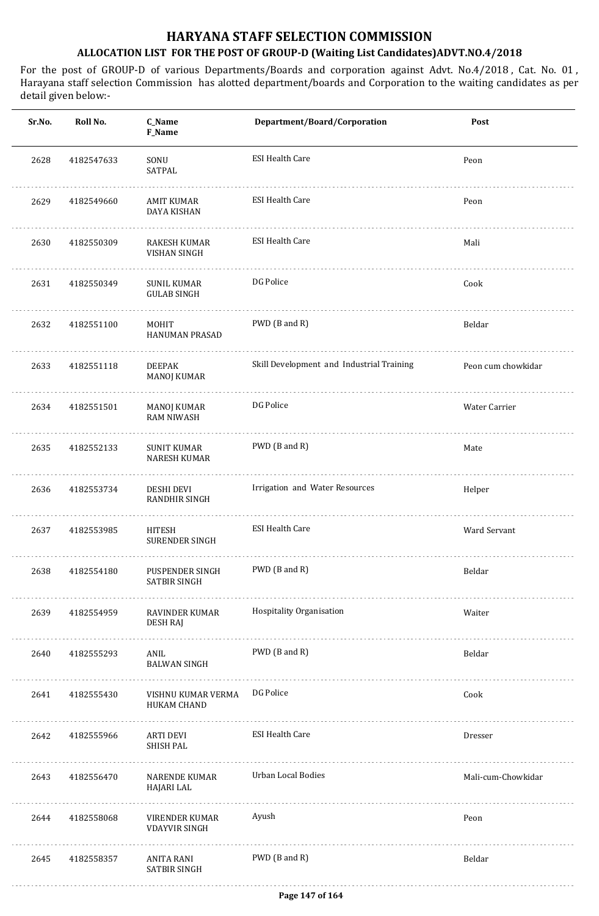# HARYANA STAFF SELECTION COMMISSION

## ALLOCATION LIST FOR THE POST OF GROUP-D (Waiting List Candidates)ADVT.NO.4/2018

For the post of GROUP-D of various Departments/Boards and corporation against Advt. No.4/2018 , Cat. No. 01 , Harayana staff selection Commission has alotted department/boards and Corporation to the waiting candidates as per detail given below:-

| Sr.No. | Roll No. | C_Name F_Name | Department/Board/Corporation | Post |
|---|---|---|---|---|
| 2628 | 4182547633 | SONU SATPAL | ESI Health Care | Peon |
| 2629 | 4182549660 | AMIT KUMAR DAYA KISHAN | ESI Health Care | Peon |
| 2630 | 4182550309 | RAKESH KUMAR VISHAN SINGH | ESI Health Care | Mali |
| 2631 | 4182550349 | SUNIL KUMAR GULAB SINGH | DG Police | Cook |
| 2632 | 4182551100 | MOHIT HANUMAN PRASAD | PWD (B and R) | Beldar |
| 2633 | 4182551118 | DEEPAK MANOJ KUMAR | Skill Development and Industrial Training | Peon cum chowkidar |
| 2634 | 4182551501 | MANOJ KUMAR RAM NIWASH | DG Police | Water Carrier |
| 2635 | 4182552133 | SUNIT KUMAR NARESH KUMAR | PWD (B and R) | Mate |
| 2636 | 4182553734 | DESHI DEVI RANDHIR SINGH | Irrigation and Water Resources | Helper |
| 2637 | 4182553985 | HITESH SURENDER SINGH | ESI Health Care | Ward Servant |
| 2638 | 4182554180 | PUSPENDER SINGH SATBIR SINGH | PWD (B and R) | Beldar |
| 2639 | 4182554959 | RAVINDER KUMAR DESH RAJ | Hospitality Organisation | Waiter |
| 2640 | 4182555293 | ANIL BALWAN SINGH | PWD (B and R) | Beldar |
| 2641 | 4182555430 | VISHNU KUMAR VERMA HUKAM CHAND | DG Police | Cook |
| 2642 | 4182555966 | ARTI DEVI SHISH PAL | ESI Health Care | Dresser |
| 2643 | 4182556470 | NARENDE KUMAR HAJARI LAL | Urban Local Bodies | Mali-cum-Chowkidar |
| 2644 | 4182558068 | VIRENDER KUMAR VDAYVIR SINGH | Ayush | Peon |
| 2645 | 4182558357 | ANITA RANI SATBIR SINGH | PWD (B and R) | Beldar |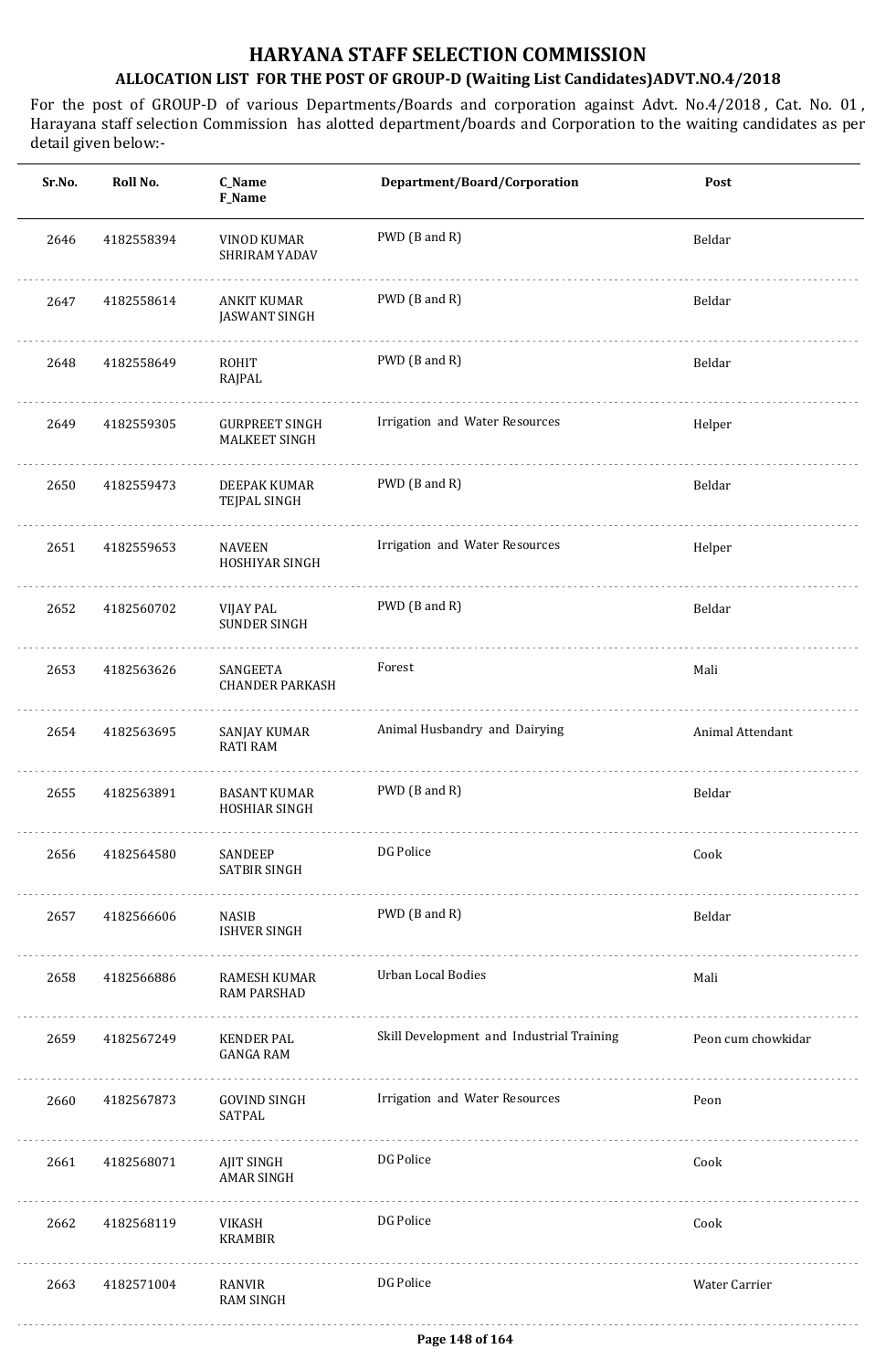# HARYANA STAFF SELECTION COMMISSION

## ALLOCATION LIST FOR THE POST OF GROUP-D (Waiting List Candidates)ADVT.NO.4/2018

For the post of GROUP-D of various Departments/Boards and corporation against Advt. No.4/2018 , Cat. No. 01 , Harayana staff selection Commission has alotted department/boards and Corporation to the waiting candidates as per detail given below:-

| Sr.No. | Roll No. | C_Name F_Name | Department/Board/Corporation | Post |
|---|---|---|---|---|
| 2646 | 4182558394 | VINOD KUMAR SHRIRAM YADAV | PWD (B and R) | Beldar |
| 2647 | 4182558614 | ANKIT KUMAR JASWANT SINGH | PWD (B and R) | Beldar |
| 2648 | 4182558649 | ROHIT RAJPAL | PWD (B and R) | Beldar |
| 2649 | 4182559305 | GURPREET SINGH MALKEET SINGH | Irrigation and Water Resources | Helper |
| 2650 | 4182559473 | DEEPAK KUMAR TEJPAL SINGH | PWD (B and R) | Beldar |
| 2651 | 4182559653 | NAVEEN HOSHIYAR SINGH | Irrigation and Water Resources | Helper |
| 2652 | 4182560702 | VIJAY PAL SUNDER SINGH | PWD (B and R) | Beldar |
| 2653 | 4182563626 | SANGEETA CHANDER PARKASH | Forest | Mali |
| 2654 | 4182563695 | SANJAY KUMAR RATI RAM | Animal Husbandry and Dairying | Animal Attendant |
| 2655 | 4182563891 | BASANT KUMAR HOSHIAR SINGH | PWD (B and R) | Beldar |
| 2656 | 4182564580 | SANDEEP SATBIR SINGH | DG Police | Cook |
| 2657 | 4182566606 | NASIB ISHVER SINGH | PWD (B and R) | Beldar |
| 2658 | 4182566886 | RAMESH KUMAR RAM PARSHAD | Urban Local Bodies | Mali |
| 2659 | 4182567249 | KENDER PAL GANGA RAM | Skill Development and Industrial Training | Peon cum chowkidar |
| 2660 | 4182567873 | GOVIND SINGH SATPAL | Irrigation and Water Resources | Peon |
| 2661 | 4182568071 | AJIT SINGH AMAR SINGH | DG Police | Cook |
| 2662 | 4182568119 | VIKASH KRAMBIR | DG Police | Cook |
| 2663 | 4182571004 | RANVIR RAM SINGH | DG Police | Water Carrier |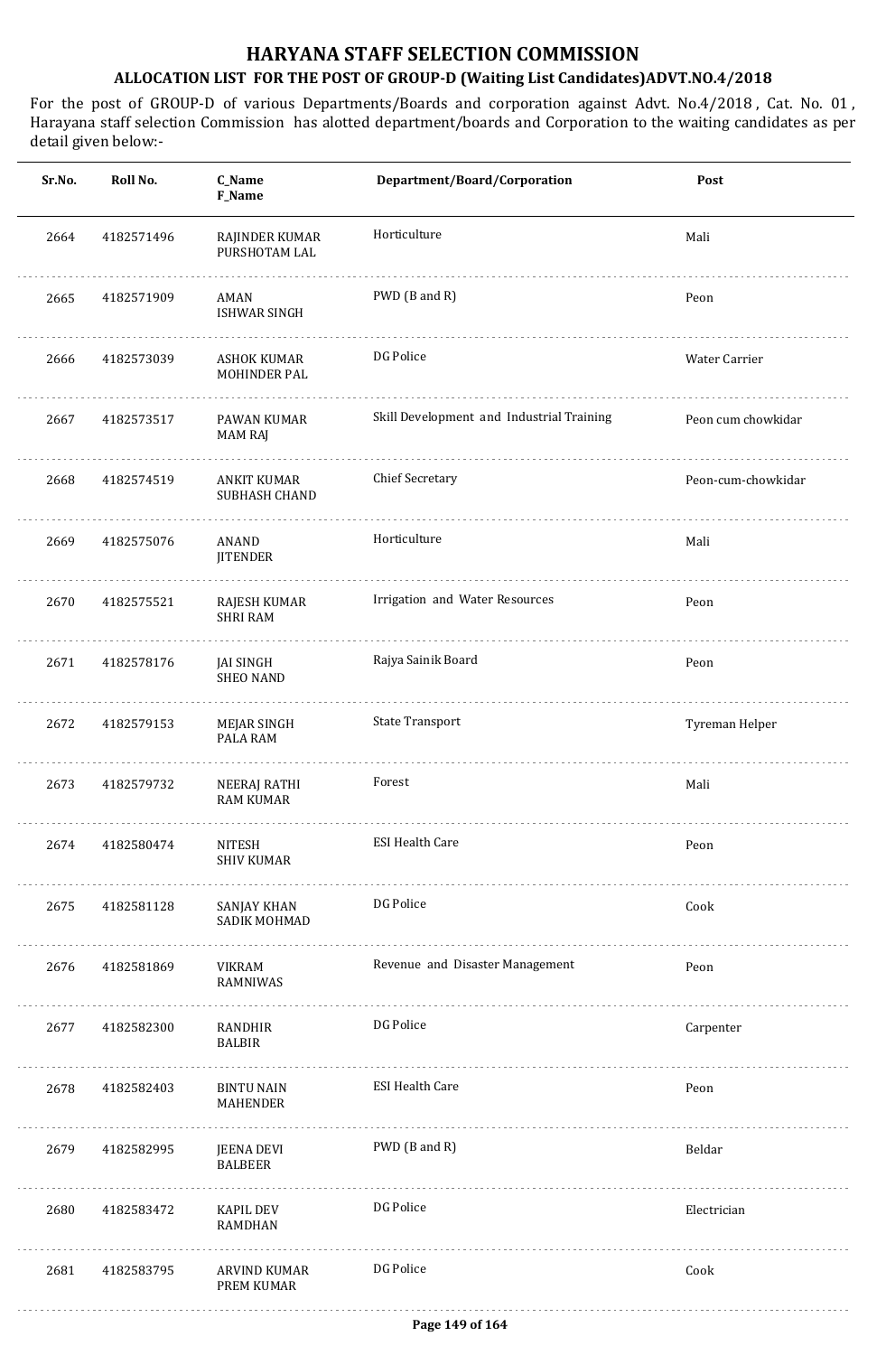# HARYANA STAFF SELECTION COMMISSION

## ALLOCATION LIST FOR THE POST OF GROUP-D (Waiting List Candidates)ADVT.NO.4/2018

For the post of GROUP-D of various Departments/Boards and corporation against Advt. No.4/2018 , Cat. No. 01 , Harayana staff selection Commission has alotted department/boards and Corporation to the waiting candidates as per detail given below:-

| Sr.No. | Roll No. | C_Name F_Name | Department/Board/Corporation | Post |
|---|---|---|---|---|
| 2664 | 4182571496 | RAJINDER KUMAR PURSHOTAM LAL | Horticulture | Mali |
| 2665 | 4182571909 | AMAN ISHWAR SINGH | PWD (B and R) | Peon |
| 2666 | 4182573039 | ASHOK KUMAR MOHINDER PAL | DG Police | Water Carrier |
| 2667 | 4182573517 | PAWAN KUMAR MAM RAJ | Skill Development and Industrial Training | Peon cum chowkidar |
| 2668 | 4182574519 | ANKIT KUMAR SUBHASH CHAND | Chief Secretary | Peon-cum-chowkidar |
| 2669 | 4182575076 | ANAND JITENDER | Horticulture | Mali |
| 2670 | 4182575521 | RAJESH KUMAR SHRI RAM | Irrigation and Water Resources | Peon |
| 2671 | 4182578176 | JAI SINGH SHEO NAND | Rajya Sainik Board | Peon |
| 2672 | 4182579153 | MEJAR SINGH PALA RAM | State Transport | Tyreman Helper |
| 2673 | 4182579732 | NEERAJ RATHI RAM KUMAR | Forest | Mali |
| 2674 | 4182580474 | NITESH SHIV KUMAR | ESI Health Care | Peon |
| 2675 | 4182581128 | SANJAY KHAN SADIK MOHMAD | DG Police | Cook |
| 2676 | 4182581869 | VIKRAM RAMNIWAS | Revenue and Disaster Management | Peon |
| 2677 | 4182582300 | RANDHIR BALBIR | DG Police | Carpenter |
| 2678 | 4182582403 | BINTU NAIN MAHENDER | ESI Health Care | Peon |
| 2679 | 4182582995 | JEENA DEVI BALBEER | PWD (B and R) | Beldar |
| 2680 | 4182583472 | KAPIL DEV RAMDHAN | DG Police | Electrician |
| 2681 | 4182583795 | ARVIND KUMAR PREM KUMAR | DG Police | Cook |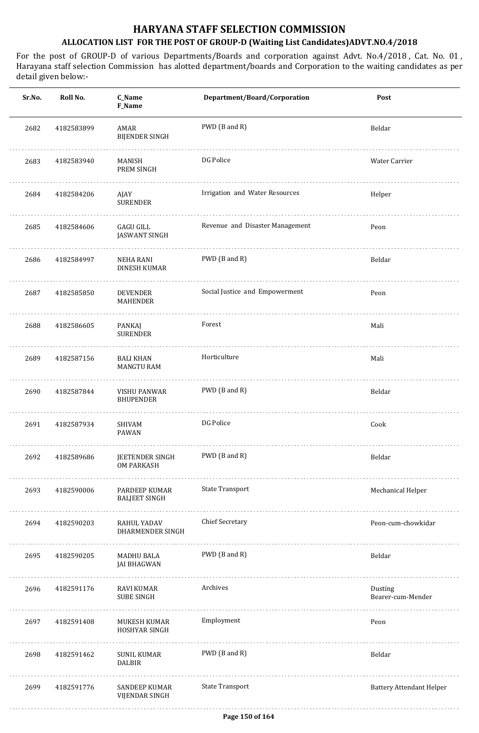# HARYANA STAFF SELECTION COMMISSION

## ALLOCATION LIST FOR THE POST OF GROUP-D (Waiting List Candidates)ADVT.NO.4/2018

For the post of GROUP-D of various Departments/Boards and corporation against Advt. No.4/2018 , Cat. No. 01 , Harayana staff selection Commission has alotted department/boards and Corporation to the waiting candidates as per detail given below:-

| Sr.No. | Roll No. | C_Name<br>F_Name | Department/Board/Corporation | Post |
|---|---|---|---|---|
| 2682 | 4182583899 | AMAR<br>BIJENDER SINGH | PWD (B and R) | Beldar |
| 2683 | 4182583940 | MANISH<br>PREM SINGH | DG Police | Water Carrier |
| 2684 | 4182584206 | AJAY<br>SURENDER | Irrigation and Water Resources | Helper |
| 2685 | 4182584606 | GAGU GILL<br>JASWANT SINGH | Revenue and Disaster Management | Peon |
| 2686 | 4182584997 | NEHA RANI<br>DINESH KUMAR | PWD (B and R) | Beldar |
| 2687 | 4182585850 | DEVENDER<br>MAHENDER | Social Justice and Empowerment | Peon |
| 2688 | 4182586605 | PANKAJ<br>SURENDER | Forest | Mali |
| 2689 | 4182587156 | BALI KHAN<br>MANGTU RAM | Horticulture | Mali |
| 2690 | 4182587844 | VISHU PANWAR<br>BHUPENDER | PWD (B and R) | Beldar |
| 2691 | 4182587934 | SHIVAM<br>PAWAN | DG Police | Cook |
| 2692 | 4182589686 | JEETENDER SINGH<br>OM PARKASH | PWD (B and R) | Beldar |
| 2693 | 4182590006 | PARDEEP KUMAR<br>BALJEET SINGH | State Transport | Mechanical Helper |
| 2694 | 4182590203 | RAHUL YADAV<br>DHARMENDER SINGH | Chief Secretary | Peon-cum-chowkidar |
| 2695 | 4182590205 | MADHU BALA<br>JAI BHAGWAN | PWD (B and R) | Beldar |
| 2696 | 4182591176 | RAVI KUMAR<br>SUBE SINGH | Archives | Dusting Bearer-cum-Mender |
| 2697 | 4182591408 | MUKESH KUMAR<br>HOSHYAR SINGH | Employment | Peon |
| 2698 | 4182591462 | SUNIL KUMAR<br>DALBIR | PWD (B and R) | Beldar |
| 2699 | 4182591776 | SANDEEP KUMAR<br>VIJENDAR SINGH | State Transport | Battery Attendant Helper |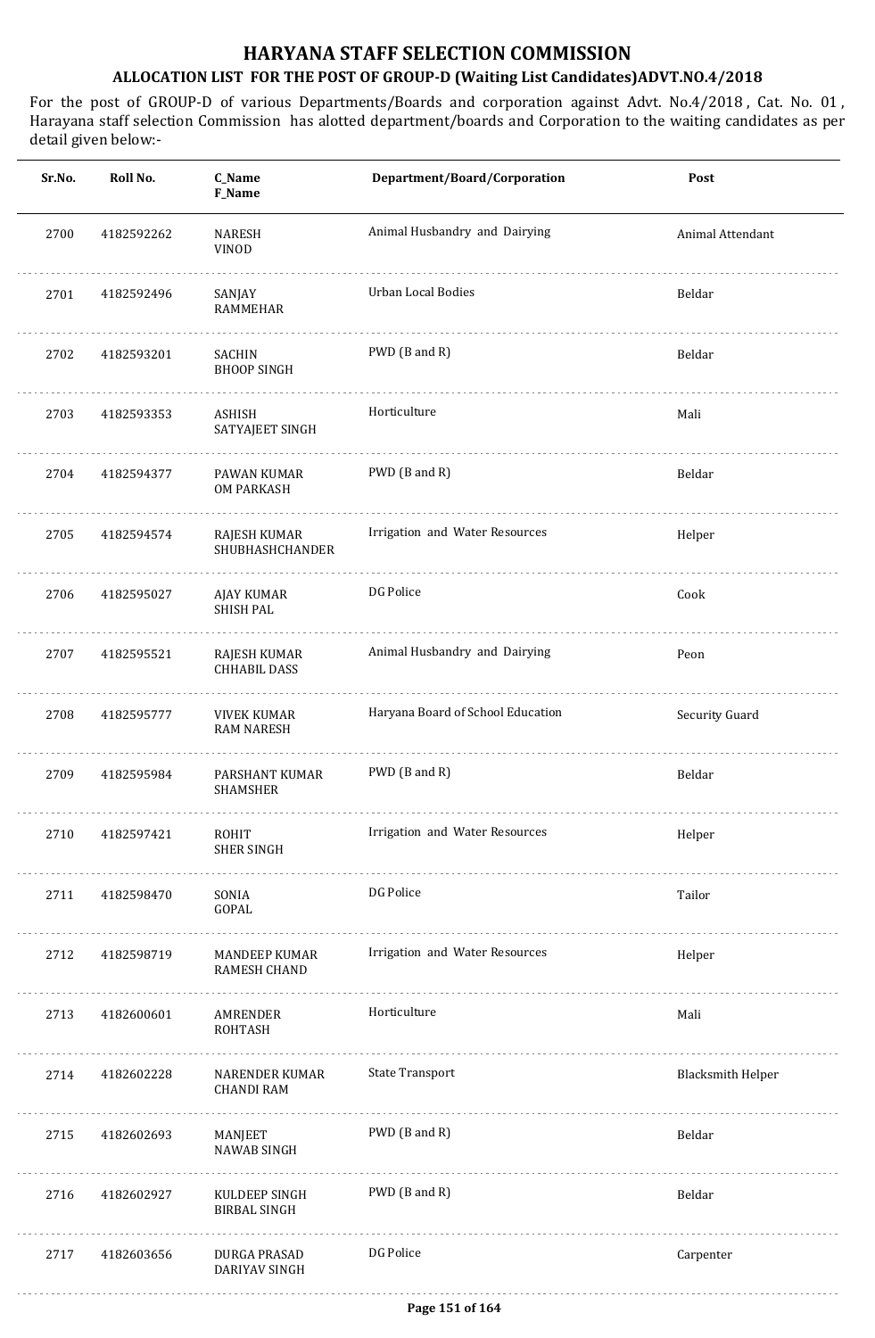# HARYANA STAFF SELECTION COMMISSION

## ALLOCATION LIST FOR THE POST OF GROUP-D (Waiting List Candidates)ADVT.NO.4/2018

For the post of GROUP-D of various Departments/Boards and corporation against Advt. No.4/2018 , Cat. No. 01 , Harayana staff selection Commission has alotted department/boards and Corporation to the waiting candidates as per detail given below:-

| Sr.No. | Roll No. | C_Name<br>F_Name | Department/Board/Corporation | Post |
|---|---|---|---|---|
| 2700 | 4182592262 | NARESH<br>VINOD | Animal Husbandry and Dairying | Animal Attendant |
| 2701 | 4182592496 | SANJAY<br>RAMMEHAR | Urban Local Bodies | Beldar |
| 2702 | 4182593201 | SACHIN<br>BHOOP SINGH | PWD (B and R) | Beldar |
| 2703 | 4182593353 | ASHISH<br>SATYAJEET SINGH | Horticulture | Mali |
| 2704 | 4182594377 | PAWAN KUMAR<br>OM PARKASH | PWD (B and R) | Beldar |
| 2705 | 4182594574 | RAJESH KUMAR<br>SHUBHASHCHANDER | Irrigation and Water Resources | Helper |
| 2706 | 4182595027 | AJAY KUMAR<br>SHISH PAL | DG Police | Cook |
| 2707 | 4182595521 | RAJESH KUMAR<br>CHHABIL DASS | Animal Husbandry and Dairying | Peon |
| 2708 | 4182595777 | VIVEK KUMAR<br>RAM NARESH | Haryana Board of School Education | Security Guard |
| 2709 | 4182595984 | PARSHANT KUMAR<br>SHAMSHER | PWD (B and R) | Beldar |
| 2710 | 4182597421 | ROHIT<br>SHER SINGH | Irrigation and Water Resources | Helper |
| 2711 | 4182598470 | SONIA<br>GOPAL | DG Police | Tailor |
| 2712 | 4182598719 | MANDEEP KUMAR<br>RAMESH CHAND | Irrigation and Water Resources | Helper |
| 2713 | 4182600601 | AMRENDER<br>ROHTASH | Horticulture | Mali |
| 2714 | 4182602228 | NARENDER KUMAR<br>CHANDI RAM | State Transport | Blacksmith Helper |
| 2715 | 4182602693 | MANJEET<br>NAWAB SINGH | PWD (B and R) | Beldar |
| 2716 | 4182602927 | KULDEEP SINGH<br>BIRBAL SINGH | PWD (B and R) | Beldar |
| 2717 | 4182603656 | DURGA PRASAD<br>DARIYAV SINGH | DG Police | Carpenter |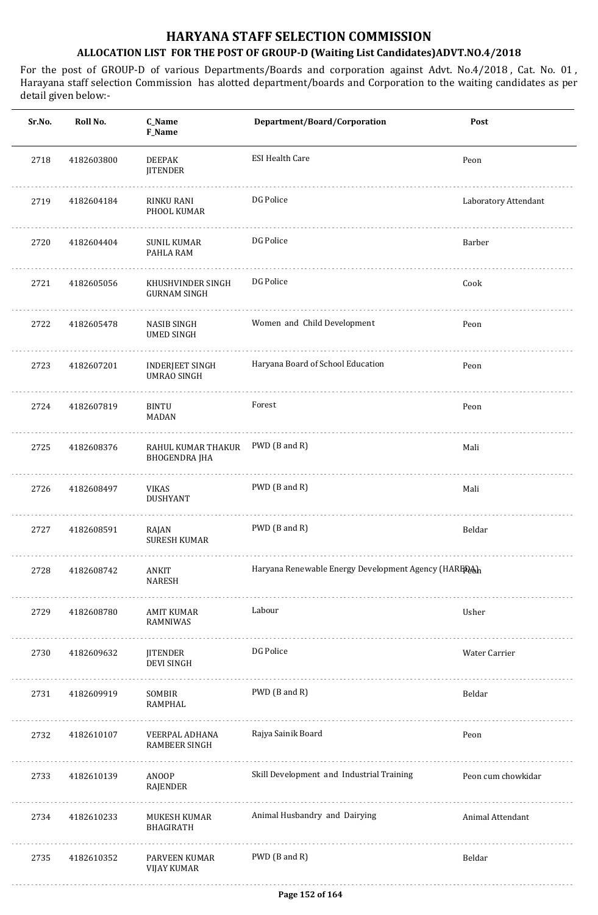# HARYANA STAFF SELECTION COMMISSION

## ALLOCATION LIST FOR THE POST OF GROUP-D (Waiting List Candidates)ADVT.NO.4/2018

For the post of GROUP-D of various Departments/Boards and corporation against Advt. No.4/2018 , Cat. No. 01 , Harayana staff selection Commission has alotted department/boards and Corporation to the waiting candidates as per detail given below:-

| Sr.No. | Roll No. | C_Name F_Name | Department/Board/Corporation | Post |
|---|---|---|---|---|
| 2718 | 4182603800 | DEEPAK JITENDER | ESI Health Care | Peon |
| 2719 | 4182604184 | RINKU RANI PHOOL KUMAR | DG Police | Laboratory Attendant |
| 2720 | 4182604404 | SUNIL KUMAR PAHLA RAM | DG Police | Barber |
| 2721 | 4182605056 | KHUSHVINDER SINGH GURNAM SINGH | DG Police | Cook |
| 2722 | 4182605478 | NASIB SINGH UMED SINGH | Women and Child Development | Peon |
| 2723 | 4182607201 | INDERJEET SINGH UMRAO SINGH | Haryana Board of School Education | Peon |
| 2724 | 4182607819 | BINTU MADAN | Forest | Peon |
| 2725 | 4182608376 | RAHUL KUMAR THAKUR BHOGENDRA JHA | PWD (B and R) | Mali |
| 2726 | 4182608497 | VIKAS DUSHYANT | PWD (B and R) | Mali |
| 2727 | 4182608591 | RAJAN SURESH KUMAR | PWD (B and R) | Beldar |
| 2728 | 4182608742 | ANKIT NARESH | Haryana Renewable Energy Development Agency (HAREDA) | Peon |
| 2729 | 4182608780 | AMIT KUMAR RAMNIWAS | Labour | Usher |
| 2730 | 4182609632 | JITENDER DEVI SINGH | DG Police | Water Carrier |
| 2731 | 4182609919 | SOMBIR RAMPHAL | PWD (B and R) | Beldar |
| 2732 | 4182610107 | VEERPAL ADHANA RAMBEER SINGH | Rajya Sainik Board | Peon |
| 2733 | 4182610139 | ANOOP RAJENDER | Skill Development and Industrial Training | Peon cum chowkidar |
| 2734 | 4182610233 | MUKESH KUMAR BHAGIRATH | Animal Husbandry and Dairying | Animal Attendant |
| 2735 | 4182610352 | PARVEEN KUMAR VIJAY KUMAR | PWD (B and R) | Beldar |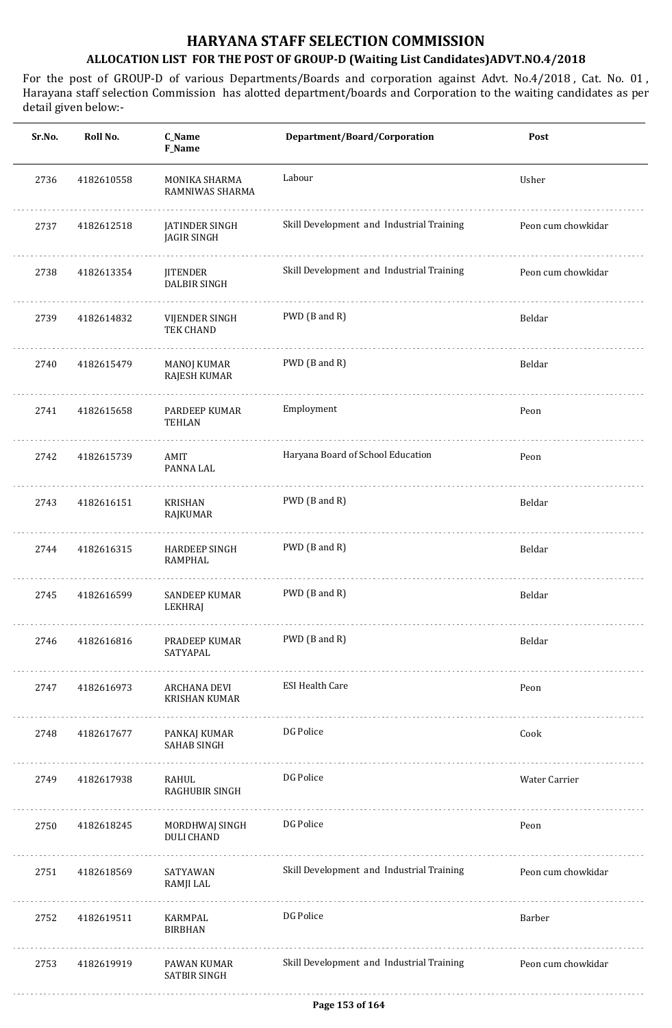# HARYANA STAFF SELECTION COMMISSION

## ALLOCATION LIST FOR THE POST OF GROUP-D (Waiting List Candidates)ADVT.NO.4/2018

For the post of GROUP-D of various Departments/Boards and corporation against Advt. No.4/2018 , Cat. No. 01 , Harayana staff selection Commission has alotted department/boards and Corporation to the waiting candidates as per detail given below:-

| Sr.No. | Roll No. | C_Name<br>F_Name | Department/Board/Corporation | Post |
|---|---|---|---|---|
| 2736 | 4182610558 | MONIKA SHARMA<br>RAMNIWAS SHARMA | Labour | Usher |
| 2737 | 4182612518 | JATINDER SINGH<br>JAGIR SINGH | Skill Development and Industrial Training | Peon cum chowkidar |
| 2738 | 4182613354 | JITENDER<br>DALBIR SINGH | Skill Development and Industrial Training | Peon cum chowkidar |
| 2739 | 4182614832 | VIJENDER SINGH<br>TEK CHAND | PWD (B and R) | Beldar |
| 2740 | 4182615479 | MANOJ KUMAR<br>RAJESH KUMAR | PWD (B and R) | Beldar |
| 2741 | 4182615658 | PARDEEP KUMAR<br>TEHLAN | Employment | Peon |
| 2742 | 4182615739 | AMIT<br>PANNA LAL | Haryana Board of School Education | Peon |
| 2743 | 4182616151 | KRISHAN<br>RAJKUMAR | PWD (B and R) | Beldar |
| 2744 | 4182616315 | HARDEEP SINGH<br>RAMPHAL | PWD (B and R) | Beldar |
| 2745 | 4182616599 | SANDEEP KUMAR<br>LEKHRAJ | PWD (B and R) | Beldar |
| 2746 | 4182616816 | PRADEEP KUMAR<br>SATYAPAL | PWD (B and R) | Beldar |
| 2747 | 4182616973 | ARCHANA DEVI<br>KRISHAN KUMAR | ESI Health Care | Peon |
| 2748 | 4182617677 | PANKAJ KUMAR<br>SAHAB SINGH | DG Police | Cook |
| 2749 | 4182617938 | RAHUL<br>RAGHUBIR SINGH | DG Police | Water Carrier |
| 2750 | 4182618245 | MORDHWAJ SINGH<br>DULI CHAND | DG Police | Peon |
| 2751 | 4182618569 | SATYAWAN<br>RAMJI LAL | Skill Development and Industrial Training | Peon cum chowkidar |
| 2752 | 4182619511 | KARMPAL<br>BIRBHAN | DG Police | Barber |
| 2753 | 4182619919 | PAWAN KUMAR<br>SATBIR SINGH | Skill Development and Industrial Training | Peon cum chowkidar |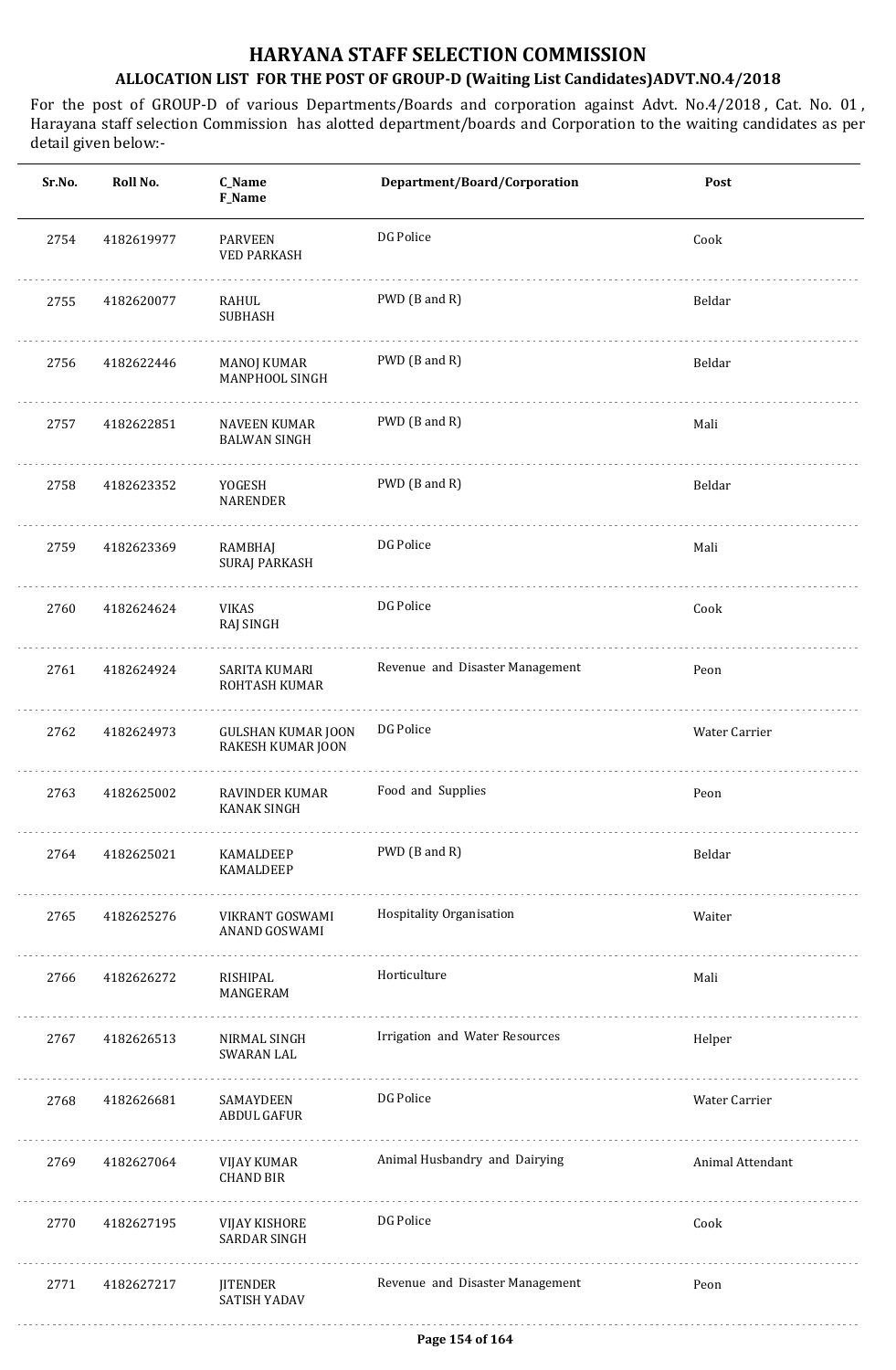# HARYANA STAFF SELECTION COMMISSION

## ALLOCATION LIST FOR THE POST OF GROUP-D (Waiting List Candidates)ADVT.NO.4/2018

For the post of GROUP-D of various Departments/Boards and corporation against Advt. No.4/2018 , Cat. No. 01 , Harayana staff selection Commission has alotted department/boards and Corporation to the waiting candidates as per detail given below:-

| Sr.No. | Roll No. | C_Name F_Name | Department/Board/Corporation | Post |
|---|---|---|---|---|
| 2754 | 4182619977 | PARVEEN VED PARKASH | DG Police | Cook |
| 2755 | 4182620077 | RAHUL SUBHASH | PWD (B and R) | Beldar |
| 2756 | 4182622446 | MANOJ KUMAR MANPHOOL SINGH | PWD (B and R) | Beldar |
| 2757 | 4182622851 | NAVEEN KUMAR BALWAN SINGH | PWD (B and R) | Mali |
| 2758 | 4182623352 | YOGESH NARENDER | PWD (B and R) | Beldar |
| 2759 | 4182623369 | RAMBHAJ SURAJ PARKASH | DG Police | Mali |
| 2760 | 4182624624 | VIKAS RAJ SINGH | DG Police | Cook |
| 2761 | 4182624924 | SARITA KUMARI ROHTASH KUMAR | Revenue and Disaster Management | Peon |
| 2762 | 4182624973 | GULSHAN KUMAR JOON RAKESH KUMAR JOON | DG Police | Water Carrier |
| 2763 | 4182625002 | RAVINDER KUMAR KANAK SINGH | Food and Supplies | Peon |
| 2764 | 4182625021 | KAMALDEEP KAMALDEEP | PWD (B and R) | Beldar |
| 2765 | 4182625276 | VIKRANT GOSWAMI ANAND GOSWAMI | Hospitality Organisation | Waiter |
| 2766 | 4182626272 | RISHIPAL MANGERAM | Horticulture | Mali |
| 2767 | 4182626513 | NIRMAL SINGH SWARAN LAL | Irrigation and Water Resources | Helper |
| 2768 | 4182626681 | SAMAYDEEN ABDUL GAFUR | DG Police | Water Carrier |
| 2769 | 4182627064 | VIJAY KUMAR CHAND BIR | Animal Husbandry and Dairying | Animal Attendant |
| 2770 | 4182627195 | VIJAY KISHORE SARDAR SINGH | DG Police | Cook |
| 2771 | 4182627217 | JITENDER SATISH YADAV | Revenue and Disaster Management | Peon |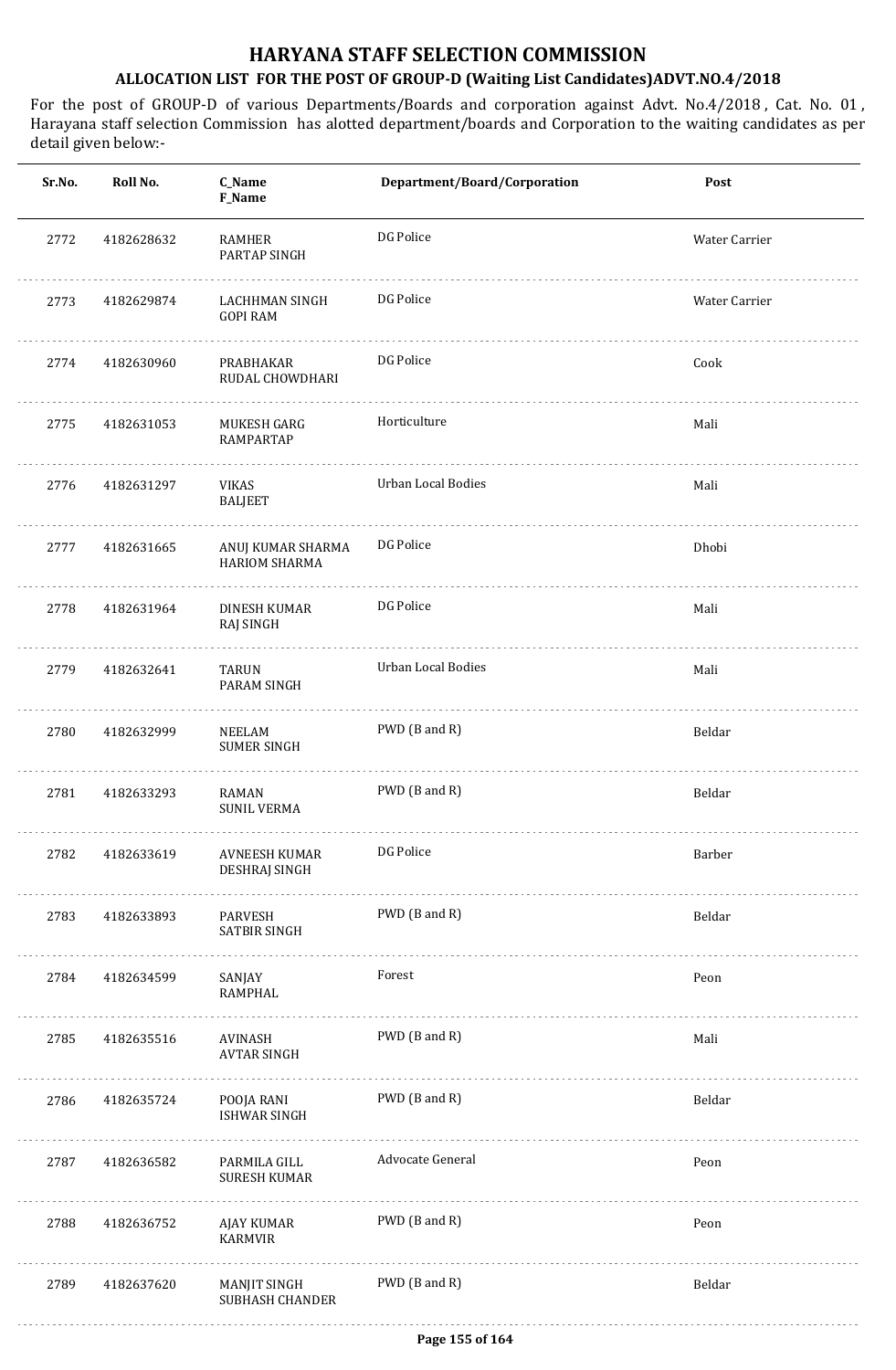# HARYANA STAFF SELECTION COMMISSION

## ALLOCATION LIST FOR THE POST OF GROUP-D (Waiting List Candidates)ADVT.NO.4/2018

For the post of GROUP-D of various Departments/Boards and corporation against Advt. No.4/2018 , Cat. No. 01 , Harayana staff selection Commission has alotted department/boards and Corporation to the waiting candidates as per detail given below:-

| Sr.No. | Roll No. | C_Name<br>F_Name | Department/Board/Corporation | Post |
|---|---|---|---|---|
| 2772 | 4182628632 | RAMHER<br>PARTAP SINGH | DG Police | Water Carrier |
| 2773 | 4182629874 | LACHHMAN SINGH<br>GOPI RAM | DG Police | Water Carrier |
| 2774 | 4182630960 | PRABHAKAR<br>RUDAL CHOWDHARI | DG Police | Cook |
| 2775 | 4182631053 | MUKESH GARG<br>RAMPARTAP | Horticulture | Mali |
| 2776 | 4182631297 | VIKAS<br>BALJEET | Urban Local Bodies | Mali |
| 2777 | 4182631665 | ANUJ KUMAR SHARMA<br>HARIOM SHARMA | DG Police | Dhobi |
| 2778 | 4182631964 | DINESH KUMAR<br>RAJ SINGH | DG Police | Mali |
| 2779 | 4182632641 | TARUN<br>PARAM SINGH | Urban Local Bodies | Mali |
| 2780 | 4182632999 | NEELAM<br>SUMER SINGH | PWD (B and R) | Beldar |
| 2781 | 4182633293 | RAMAN<br>SUNIL VERMA | PWD (B and R) | Beldar |
| 2782 | 4182633619 | AVNEESH KUMAR<br>DESHRAJ SINGH | DG Police | Barber |
| 2783 | 4182633893 | PARVESH<br>SATBIR SINGH | PWD (B and R) | Beldar |
| 2784 | 4182634599 | SANJAY<br>RAMPHAL | Forest | Peon |
| 2785 | 4182635516 | AVINASH<br>AVTAR SINGH | PWD (B and R) | Mali |
| 2786 | 4182635724 | POOJA RANI<br>ISHWAR SINGH | PWD (B and R) | Beldar |
| 2787 | 4182636582 | PARMILA GILL<br>SURESH KUMAR | Advocate General | Peon |
| 2788 | 4182636752 | AJAY KUMAR<br>KARMVIR | PWD (B and R) | Peon |
| 2789 | 4182637620 | MANJIT SINGH<br>SUBHASH CHANDER | PWD (B and R) | Beldar |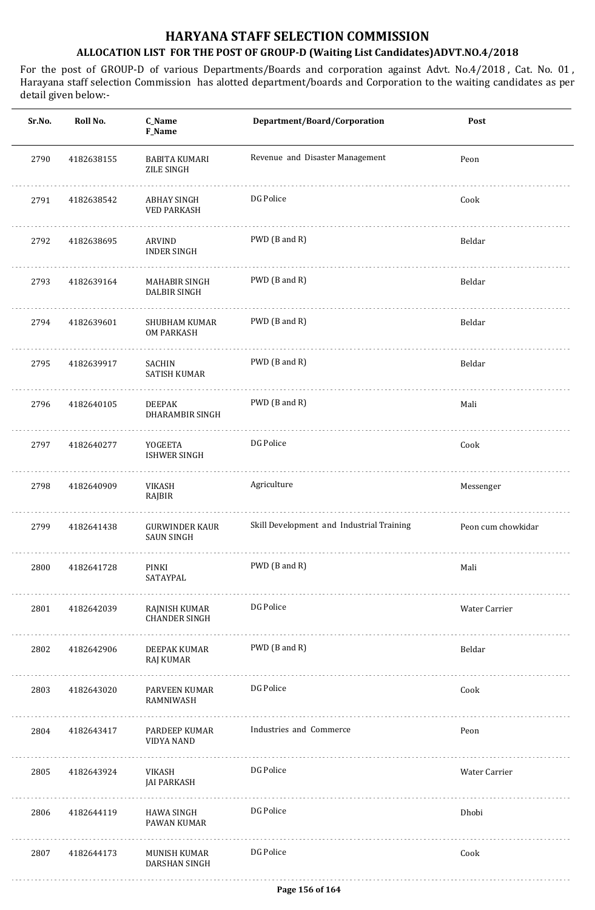# HARYANA STAFF SELECTION COMMISSION

## ALLOCATION LIST FOR THE POST OF GROUP-D (Waiting List Candidates)ADVT.NO.4/2018

For the post of GROUP-D of various Departments/Boards and corporation against Advt. No.4/2018 , Cat. No. 01 , Harayana staff selection Commission has alotted department/boards and Corporation to the waiting candidates as per detail given below:-

| Sr.No. | Roll No. | C_Name<br>F_Name | Department/Board/Corporation | Post |
|---|---|---|---|---|
| 2790 | 4182638155 | BABITA KUMARI<br>ZILE SINGH | Revenue and Disaster Management | Peon |
| 2791 | 4182638542 | ABHAY SINGH<br>VED PARKASH | DG Police | Cook |
| 2792 | 4182638695 | ARVIND<br>INDER SINGH | PWD (B and R) | Beldar |
| 2793 | 4182639164 | MAHABIR SINGH<br>DALBIR SINGH | PWD (B and R) | Beldar |
| 2794 | 4182639601 | SHUBHAM KUMAR<br>OM PARKASH | PWD (B and R) | Beldar |
| 2795 | 4182639917 | SACHIN<br>SATISH KUMAR | PWD (B and R) | Beldar |
| 2796 | 4182640105 | DEEPAK<br>DHARAMBIR SINGH | PWD (B and R) | Mali |
| 2797 | 4182640277 | YOGEETA<br>ISHWER SINGH | DG Police | Cook |
| 2798 | 4182640909 | VIKASH<br>RAJBIR | Agriculture | Messenger |
| 2799 | 4182641438 | GURWINDER KAUR<br>SAUN SINGH | Skill Development and Industrial Training | Peon cum chowkidar |
| 2800 | 4182641728 | PINKI<br>SATAYPAL | PWD (B and R) | Mali |
| 2801 | 4182642039 | RAJNISH KUMAR<br>CHANDER SINGH | DG Police | Water Carrier |
| 2802 | 4182642906 | DEEPAK KUMAR<br>RAJ KUMAR | PWD (B and R) | Beldar |
| 2803 | 4182643020 | PARVEEN KUMAR<br>RAMNIWASH | DG Police | Cook |
| 2804 | 4182643417 | PARDEEP KUMAR<br>VIDYA NAND | Industries and Commerce | Peon |
| 2805 | 4182643924 | VIKASH<br>JAI PARKASH | DG Police | Water Carrier |
| 2806 | 4182644119 | HAWA SINGH<br>PAWAN KUMAR | DG Police | Dhobi |
| 2807 | 4182644173 | MUNISH KUMAR<br>DARSHAN SINGH | DG Police | Cook |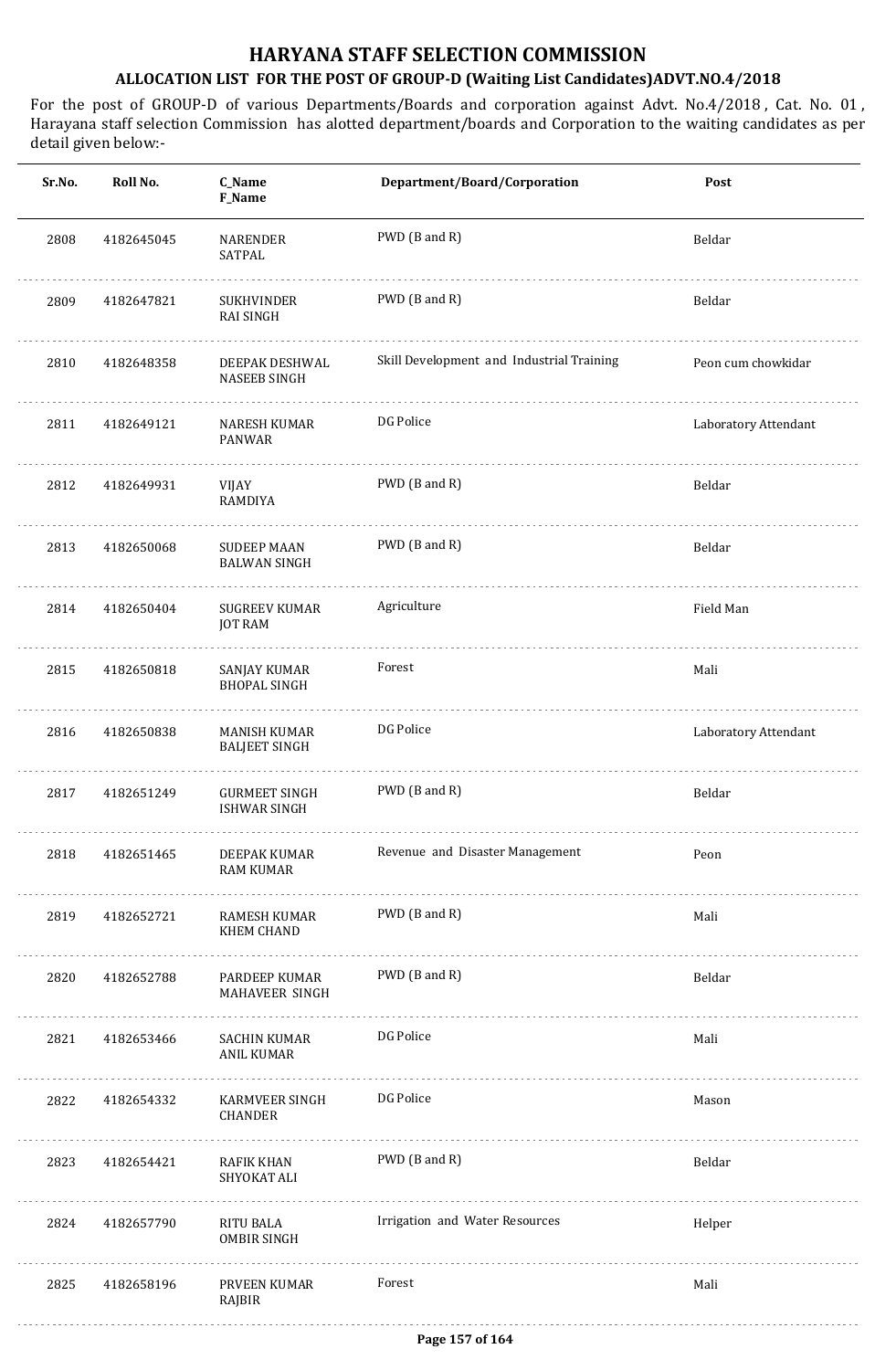# HARYANA STAFF SELECTION COMMISSION

## ALLOCATION LIST FOR THE POST OF GROUP-D (Waiting List Candidates)ADVT.NO.4/2018

For the post of GROUP-D of various Departments/Boards and corporation against Advt. No.4/2018 , Cat. No. 01 , Harayana staff selection Commission has alotted department/boards and Corporation to the waiting candidates as per detail given below:-

| Sr.No. | Roll No. | C_Name<br>F_Name | Department/Board/Corporation | Post |
|---|---|---|---|---|
| 2808 | 4182645045 | NARENDER<br>SATPAL | PWD (B and R) | Beldar |
| 2809 | 4182647821 | SUKHVINDER<br>RAI SINGH | PWD (B and R) | Beldar |
| 2810 | 4182648358 | DEEPAK DESHWAL<br>NASEEB SINGH | Skill Development and Industrial Training | Peon cum chowkidar |
| 2811 | 4182649121 | NARESH KUMAR<br>PANWAR | DG Police | Laboratory Attendant |
| 2812 | 4182649931 | VIJAY<br>RAMDIYA | PWD (B and R) | Beldar |
| 2813 | 4182650068 | SUDEEP MAAN<br>BALWAN SINGH | PWD (B and R) | Beldar |
| 2814 | 4182650404 | SUGREEV KUMAR<br>JOT RAM | Agriculture | Field Man |
| 2815 | 4182650818 | SANJAY KUMAR<br>BHOPAL SINGH | Forest | Mali |
| 2816 | 4182650838 | MANISH KUMAR<br>BALJEET SINGH | DG Police | Laboratory Attendant |
| 2817 | 4182651249 | GURMEET SINGH<br>ISHWAR SINGH | PWD (B and R) | Beldar |
| 2818 | 4182651465 | DEEPAK KUMAR<br>RAM KUMAR | Revenue and Disaster Management | Peon |
| 2819 | 4182652721 | RAMESH KUMAR<br>KHEM CHAND | PWD (B and R) | Mali |
| 2820 | 4182652788 | PARDEEP KUMAR<br>MAHAVEER SINGH | PWD (B and R) | Beldar |
| 2821 | 4182653466 | SACHIN KUMAR<br>ANIL KUMAR | DG Police | Mali |
| 2822 | 4182654332 | KARMVEER SINGH<br>CHANDER | DG Police | Mason |
| 2823 | 4182654421 | RAFIK KHAN<br>SHYOKAT ALI | PWD (B and R) | Beldar |
| 2824 | 4182657790 | RITU BALA<br>OMBIR SINGH | Irrigation and Water Resources | Helper |
| 2825 | 4182658196 | PRVEEN KUMAR<br>RAJBIR | Forest | Mali |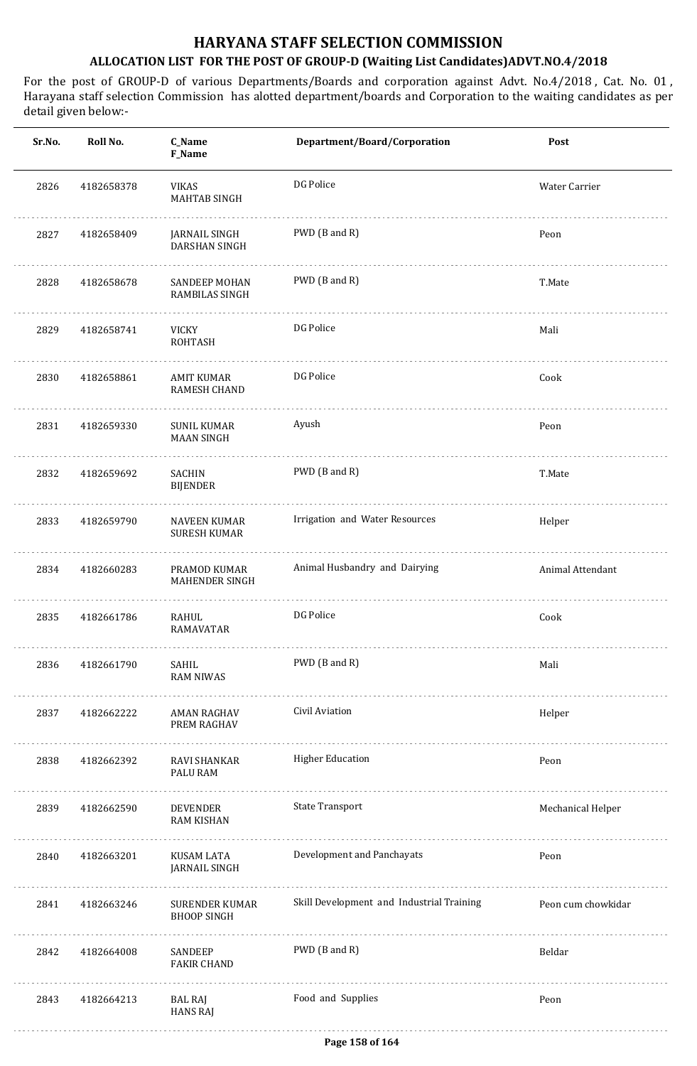# HARYANA STAFF SELECTION COMMISSION

## ALLOCATION LIST FOR THE POST OF GROUP-D (Waiting List Candidates)ADVT.NO.4/2018

For the post of GROUP-D of various Departments/Boards and corporation against Advt. No.4/2018 , Cat. No. 01 , Harayana staff selection Commission has alotted department/boards and Corporation to the waiting candidates as per detail given below:-

| Sr.No. | Roll No. | C_Name<br>F_Name | Department/Board/Corporation | Post |
|---|---|---|---|---|
| 2826 | 4182658378 | VIKAS<br>MAHTAB SINGH | DG Police | Water Carrier |
| 2827 | 4182658409 | JARNAIL SINGH<br>DARSHAN SINGH | PWD (B and R) | Peon |
| 2828 | 4182658678 | SANDEEP MOHAN<br>RAMBILAS SINGH | PWD (B and R) | T.Mate |
| 2829 | 4182658741 | VICKY<br>ROHTASH | DG Police | Mali |
| 2830 | 4182658861 | AMIT KUMAR<br>RAMESH CHAND | DG Police | Cook |
| 2831 | 4182659330 | SUNIL KUMAR<br>MAAN SINGH | Ayush | Peon |
| 2832 | 4182659692 | SACHIN<br>BIJENDER | PWD (B and R) | T.Mate |
| 2833 | 4182659790 | NAVEEN KUMAR<br>SURESH KUMAR | Irrigation and Water Resources | Helper |
| 2834 | 4182660283 | PRAMOD KUMAR<br>MAHENDER SINGH | Animal Husbandry and Dairying | Animal Attendant |
| 2835 | 4182661786 | RAHUL<br>RAMAVATAR | DG Police | Cook |
| 2836 | 4182661790 | SAHIL<br>RAM NIWAS | PWD (B and R) | Mali |
| 2837 | 4182662222 | AMAN RAGHAV<br>PREM RAGHAV | Civil Aviation | Helper |
| 2838 | 4182662392 | RAVI SHANKAR<br>PALU RAM | Higher Education | Peon |
| 2839 | 4182662590 | DEVENDER<br>RAM KISHAN | State Transport | Mechanical Helper |
| 2840 | 4182663201 | KUSAM LATA<br>JARNAIL SINGH | Development and Panchayats | Peon |
| 2841 | 4182663246 | SURENDER KUMAR<br>BHOOP SINGH | Skill Development and Industrial Training | Peon cum chowkidar |
| 2842 | 4182664008 | SANDEEP<br>FAKIR CHAND | PWD (B and R) | Beldar |
| 2843 | 4182664213 | BAL RAJ<br>HANS RAJ | Food and Supplies | Peon |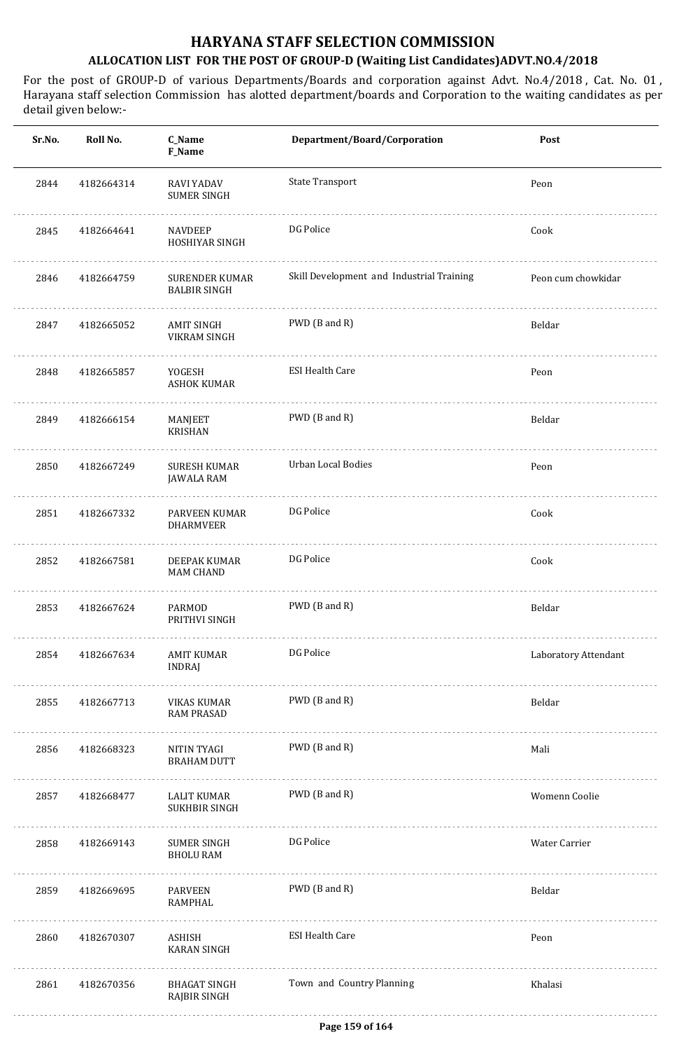# HARYANA STAFF SELECTION COMMISSION

## ALLOCATION LIST FOR THE POST OF GROUP-D (Waiting List Candidates)ADVT.NO.4/2018

For the post of GROUP-D of various Departments/Boards and corporation against Advt. No.4/2018 , Cat. No. 01 , Harayana staff selection Commission has alotted department/boards and Corporation to the waiting candidates as per detail given below:-

| Sr.No. | Roll No. | C_Name<br>F_Name | Department/Board/Corporation | Post |
|---|---|---|---|---|
| 2844 | 4182664314 | RAVI YADAV<br>SUMER SINGH | State Transport | Peon |
| 2845 | 4182664641 | NAVDEEP<br>HOSHIYAR SINGH | DG Police | Cook |
| 2846 | 4182664759 | SURENDER KUMAR<br>BALBIR SINGH | Skill Development and Industrial Training | Peon cum chowkidar |
| 2847 | 4182665052 | AMIT SINGH<br>VIKRAM SINGH | PWD (B and R) | Beldar |
| 2848 | 4182665857 | YOGESH<br>ASHOK KUMAR | ESI Health Care | Peon |
| 2849 | 4182666154 | MANJEET<br>KRISHAN | PWD (B and R) | Beldar |
| 2850 | 4182667249 | SURESH KUMAR<br>JAWALA RAM | Urban Local Bodies | Peon |
| 2851 | 4182667332 | PARVEEN KUMAR<br>DHARMVEER | DG Police | Cook |
| 2852 | 4182667581 | DEEPAK KUMAR<br>MAM CHAND | DG Police | Cook |
| 2853 | 4182667624 | PARMOD<br>PRITHVI SINGH | PWD (B and R) | Beldar |
| 2854 | 4182667634 | AMIT KUMAR<br>INDRAJ | DG Police | Laboratory Attendant |
| 2855 | 4182667713 | VIKAS KUMAR<br>RAM PRASAD | PWD (B and R) | Beldar |
| 2856 | 4182668323 | NITIN TYAGI<br>BRAHAM DUTT | PWD (B and R) | Mali |
| 2857 | 4182668477 | LALIT KUMAR<br>SUKHBIR SINGH | PWD (B and R) | Womenn Coolie |
| 2858 | 4182669143 | SUMER SINGH<br>BHOLU RAM | DG Police | Water Carrier |
| 2859 | 4182669695 | PARVEEN<br>RAMPHAL | PWD (B and R) | Beldar |
| 2860 | 4182670307 | ASHISH<br>KARAN SINGH | ESI Health Care | Peon |
| 2861 | 4182670356 | BHAGAT SINGH<br>RAJBIR SINGH | Town and Country Planning | Khalasi |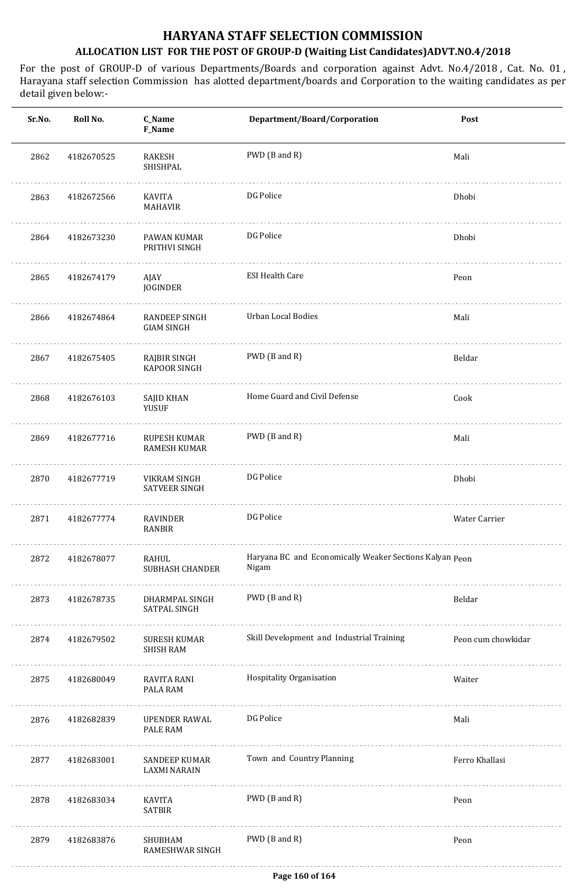# HARYANA STAFF SELECTION COMMISSION

## ALLOCATION LIST FOR THE POST OF GROUP-D (Waiting List Candidates)ADVT.NO.4/2018

For the post of GROUP-D of various Departments/Boards and corporation against Advt. No.4/2018 , Cat. No. 01 , Harayana staff selection Commission has alotted department/boards and Corporation to the waiting candidates as per detail given below:-

| Sr.No. | Roll No. | C_Name<br>F_Name | Department/Board/Corporation | Post |
|---|---|---|---|---|
| 2862 | 4182670525 | RAKESH<br>SHISHPAL | PWD (B and R) | Mali |
| 2863 | 4182672566 | KAVITA<br>MAHAVIR | DG Police | Dhobi |
| 2864 | 4182673230 | PAWAN KUMAR<br>PRITHVI SINGH | DG Police | Dhobi |
| 2865 | 4182674179 | AJAY<br>JOGINDER | ESI Health Care | Peon |
| 2866 | 4182674864 | RANDEEP SINGH<br>GIAM SINGH | Urban Local Bodies | Mali |
| 2867 | 4182675405 | RAJBIR SINGH<br>KAPOOR SINGH | PWD (B and R) | Beldar |
| 2868 | 4182676103 | SAJID KHAN<br>YUSUF | Home Guard and Civil Defense | Cook |
| 2869 | 4182677716 | RUPESH KUMAR<br>RAMESH KUMAR | PWD (B and R) | Mali |
| 2870 | 4182677719 | VIKRAM SINGH<br>SATVEER SINGH | DG Police | Dhobi |
| 2871 | 4182677774 | RAVINDER<br>RANBIR | DG Police | Water Carrier |
| 2872 | 4182678077 | RAHUL<br>SUBHASH CHANDER | Haryana BC and Economically Weaker Sections Kalyan Nigam | Peon |
| 2873 | 4182678735 | DHARMPAL SINGH<br>SATPAL SINGH | PWD (B and R) | Beldar |
| 2874 | 4182679502 | SURESH KUMAR<br>SHISH RAM | Skill Development and Industrial Training | Peon cum chowkidar |
| 2875 | 4182680049 | RAVITA RANI<br>PALA RAM | Hospitality Organisation | Waiter |
| 2876 | 4182682839 | UPENDER RAWAL<br>PALE RAM | DG Police | Mali |
| 2877 | 4182683001 | SANDEEP KUMAR<br>LAXMI NARAIN | Town and Country Planning | Ferro Khallasi |
| 2878 | 4182683034 | KAVITA<br>SATBIR | PWD (B and R) | Peon |
| 2879 | 4182683876 | SHUBHAM<br>RAMESHWAR SINGH | PWD (B and R) | Peon |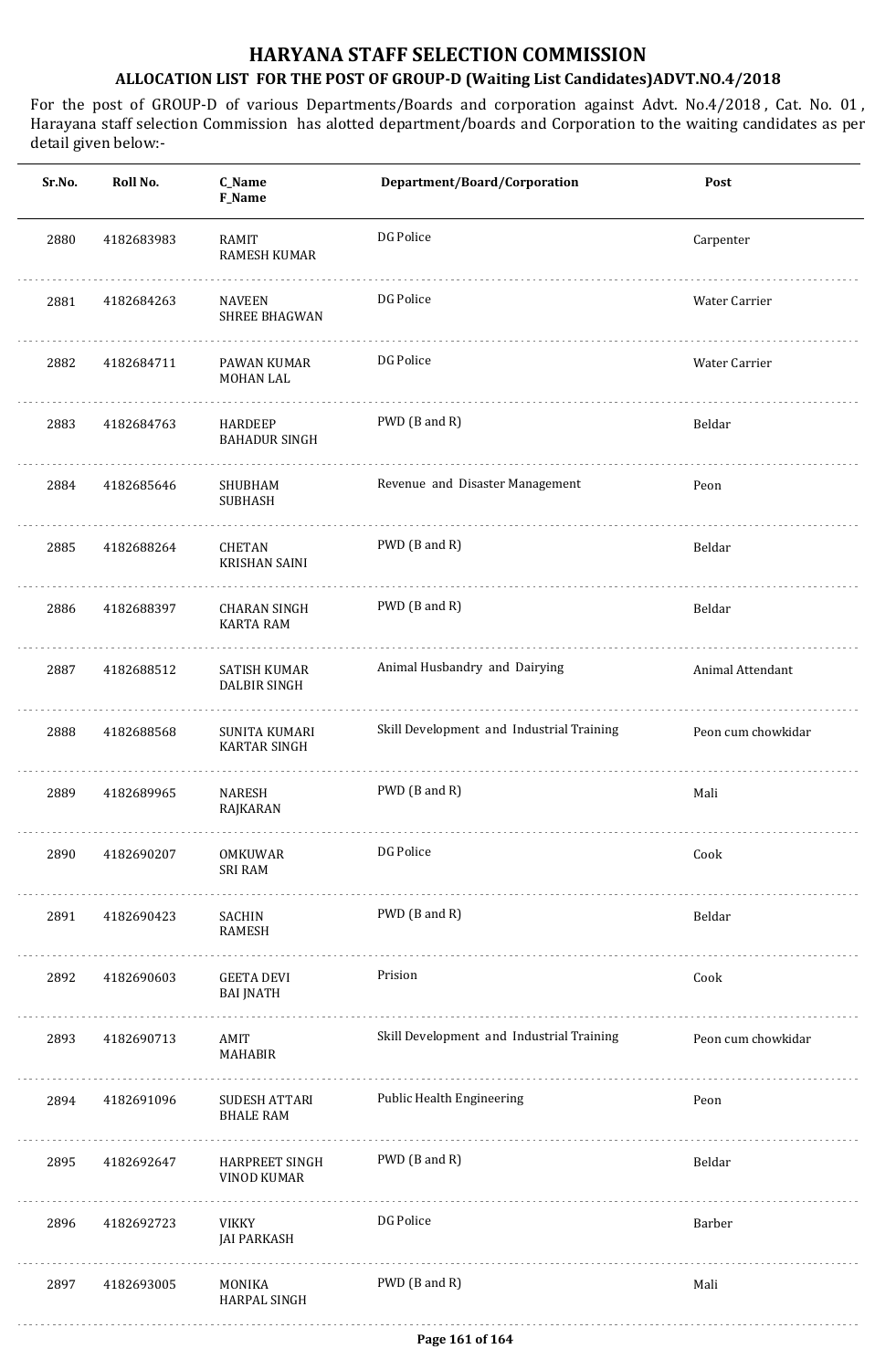# HARYANA STAFF SELECTION COMMISSION

## ALLOCATION LIST FOR THE POST OF GROUP-D (Waiting List Candidates)ADVT.NO.4/2018

For the post of GROUP-D of various Departments/Boards and corporation against Advt. No.4/2018 , Cat. No. 01 , Harayana staff selection Commission has alotted department/boards and Corporation to the waiting candidates as per detail given below:-

| Sr.No. | Roll No. | C_Name<br>F_Name | Department/Board/Corporation | Post |
|---|---|---|---|---|
| 2880 | 4182683983 | RAMIT<br>RAMESH KUMAR | DG Police | Carpenter |
| 2881 | 4182684263 | NAVEEN<br>SHREE BHAGWAN | DG Police | Water Carrier |
| 2882 | 4182684711 | PAWAN KUMAR<br>MOHAN LAL | DG Police | Water Carrier |
| 2883 | 4182684763 | HARDEEP<br>BAHADUR SINGH | PWD (B and R) | Beldar |
| 2884 | 4182685646 | SHUBHAM<br>SUBHASH | Revenue and Disaster Management | Peon |
| 2885 | 4182688264 | CHETAN<br>KRISHAN SAINI | PWD (B and R) | Beldar |
| 2886 | 4182688397 | CHARAN SINGH<br>KARTA RAM | PWD (B and R) | Beldar |
| 2887 | 4182688512 | SATISH KUMAR<br>DALBIR SINGH | Animal Husbandry and Dairying | Animal Attendant |
| 2888 | 4182688568 | SUNITA KUMARI<br>KARTAR SINGH | Skill Development and Industrial Training | Peon cum chowkidar |
| 2889 | 4182689965 | NARESH<br>RAJKARAN | PWD (B and R) | Mali |
| 2890 | 4182690207 | OMKUWAR<br>SRI RAM | DG Police | Cook |
| 2891 | 4182690423 | SACHIN<br>RAMESH | PWD (B and R) | Beldar |
| 2892 | 4182690603 | GEETA DEVI<br>BAI JNATH | Prision | Cook |
| 2893 | 4182690713 | AMIT<br>MAHABIR | Skill Development and Industrial Training | Peon cum chowkidar |
| 2894 | 4182691096 | SUDESH ATTARI<br>BHALE RAM | Public Health Engineering | Peon |
| 2895 | 4182692647 | HARPREET SINGH<br>VINOD KUMAR | PWD (B and R) | Beldar |
| 2896 | 4182692723 | VIKKY<br>JAI PARKASH | DG Police | Barber |
| 2897 | 4182693005 | MONIKA<br>HARPAL SINGH | PWD (B and R) | Mali |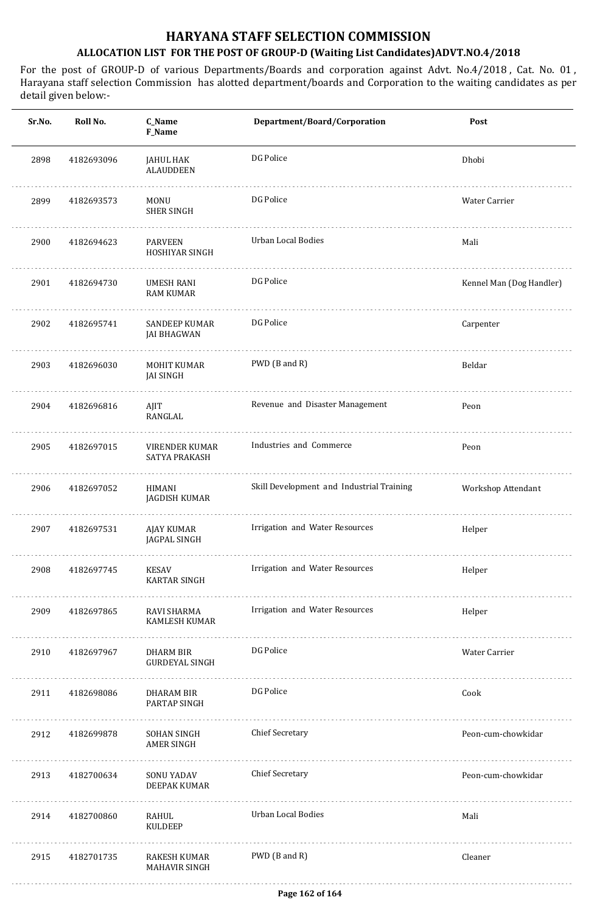# HARYANA STAFF SELECTION COMMISSION

## ALLOCATION LIST FOR THE POST OF GROUP-D (Waiting List Candidates)ADVT.NO.4/2018

For the post of GROUP-D of various Departments/Boards and corporation against Advt. No.4/2018 , Cat. No. 01 , Harayana staff selection Commission has alotted department/boards and Corporation to the waiting candidates as per detail given below:-

| Sr.No. | Roll No. | C_Name F_Name | Department/Board/Corporation | Post |
|---|---|---|---|---|
| 2898 | 4182693096 | JAHUL HAK ALAUDDEEN | DG Police | Dhobi |
| 2899 | 4182693573 | MONU SHER SINGH | DG Police | Water Carrier |
| 2900 | 4182694623 | PARVEEN HOSHIYAR SINGH | Urban Local Bodies | Mali |
| 2901 | 4182694730 | UMESH RANI RAM KUMAR | DG Police | Kennel Man (Dog Handler) |
| 2902 | 4182695741 | SANDEEP KUMAR JAI BHAGWAN | DG Police | Carpenter |
| 2903 | 4182696030 | MOHIT KUMAR JAI SINGH | PWD (B and R) | Beldar |
| 2904 | 4182696816 | AJIT RANGLAL | Revenue and Disaster Management | Peon |
| 2905 | 4182697015 | VIRENDER KUMAR SATYA PRAKASH | Industries and Commerce | Peon |
| 2906 | 4182697052 | HIMANI JAGDISH KUMAR | Skill Development and Industrial Training | Workshop Attendant |
| 2907 | 4182697531 | AJAY KUMAR JAGPAL SINGH | Irrigation and Water Resources | Helper |
| 2908 | 4182697745 | KESAV KARTAR SINGH | Irrigation and Water Resources | Helper |
| 2909 | 4182697865 | RAVI SHARMA KAMLESH KUMAR | Irrigation and Water Resources | Helper |
| 2910 | 4182697967 | DHARM BIR GURDEYAL SINGH | DG Police | Water Carrier |
| 2911 | 4182698086 | DHARAM BIR PARTAP SINGH | DG Police | Cook |
| 2912 | 4182699878 | SOHAN SINGH AMER SINGH | Chief Secretary | Peon-cum-chowkidar |
| 2913 | 4182700634 | SONU YADAV DEEPAK KUMAR | Chief Secretary | Peon-cum-chowkidar |
| 2914 | 4182700860 | RAHUL KULDEEP | Urban Local Bodies | Mali |
| 2915 | 4182701735 | RAKESH KUMAR MAHAVIR SINGH | PWD (B and R) | Cleaner |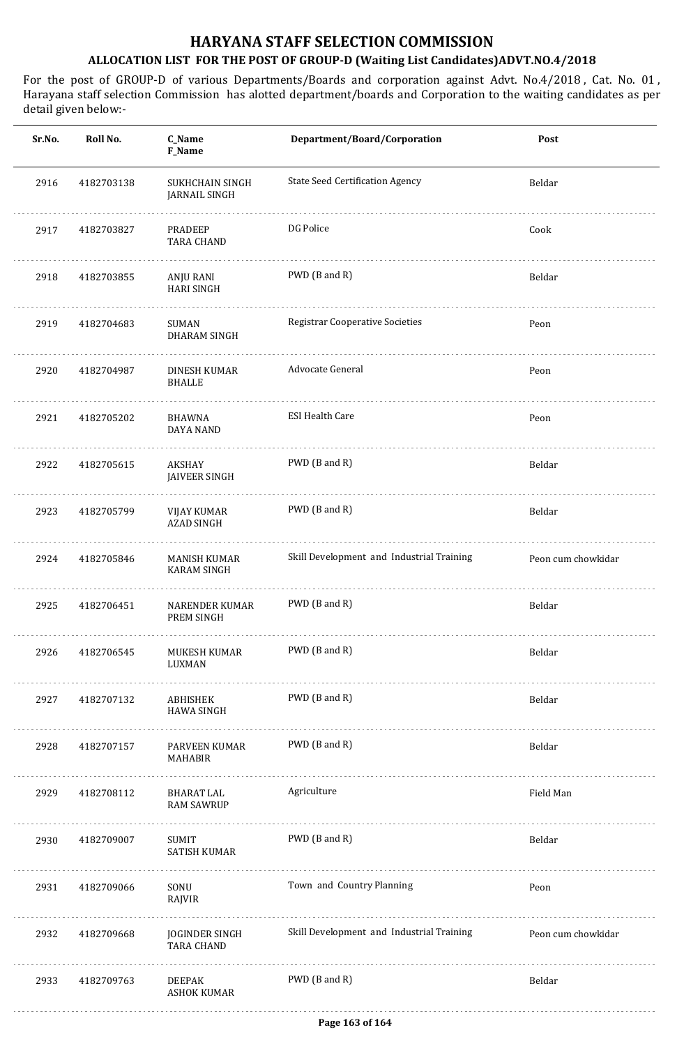# HARYANA STAFF SELECTION COMMISSION

## ALLOCATION LIST FOR THE POST OF GROUP-D (Waiting List Candidates)ADVT.NO.4/2018

For the post of GROUP-D of various Departments/Boards and corporation against Advt. No.4/2018 , Cat. No. 01 , Harayana staff selection Commission has alotted department/boards and Corporation to the waiting candidates as per detail given below:-

| Sr.No. | Roll No. | C_Name F_Name | Department/Board/Corporation | Post |
|---|---|---|---|---|
| 2916 | 4182703138 | SUKHCHAIN SINGH JARNAIL SINGH | State Seed Certification Agency | Beldar |
| 2917 | 4182703827 | PRADEEP TARA CHAND | DG Police | Cook |
| 2918 | 4182703855 | ANJU RANI HARI SINGH | PWD (B and R) | Beldar |
| 2919 | 4182704683 | SUMAN DHARAM SINGH | Registrar Cooperative Societies | Peon |
| 2920 | 4182704987 | DINESH KUMAR BHALLE | Advocate General | Peon |
| 2921 | 4182705202 | BHAWNA DAYA NAND | ESI Health Care | Peon |
| 2922 | 4182705615 | AKSHAY JAIVEER SINGH | PWD (B and R) | Beldar |
| 2923 | 4182705799 | VIJAY KUMAR AZAD SINGH | PWD (B and R) | Beldar |
| 2924 | 4182705846 | MANISH KUMAR KARAM SINGH | Skill Development and Industrial Training | Peon cum chowkidar |
| 2925 | 4182706451 | NARENDER KUMAR PREM SINGH | PWD (B and R) | Beldar |
| 2926 | 4182706545 | MUKESH KUMAR LUXMAN | PWD (B and R) | Beldar |
| 2927 | 4182707132 | ABHISHEK HAWA SINGH | PWD (B and R) | Beldar |
| 2928 | 4182707157 | PARVEEN KUMAR MAHABIR | PWD (B and R) | Beldar |
| 2929 | 4182708112 | BHARAT LAL RAM SAWRUP | Agriculture | Field Man |
| 2930 | 4182709007 | SUMIT SATISH KUMAR | PWD (B and R) | Beldar |
| 2931 | 4182709066 | SONU RAJVIR | Town and Country Planning | Peon |
| 2932 | 4182709668 | JOGINDER SINGH TARA CHAND | Skill Development and Industrial Training | Peon cum chowkidar |
| 2933 | 4182709763 | DEEPAK ASHOK KUMAR | PWD (B and R) | Beldar |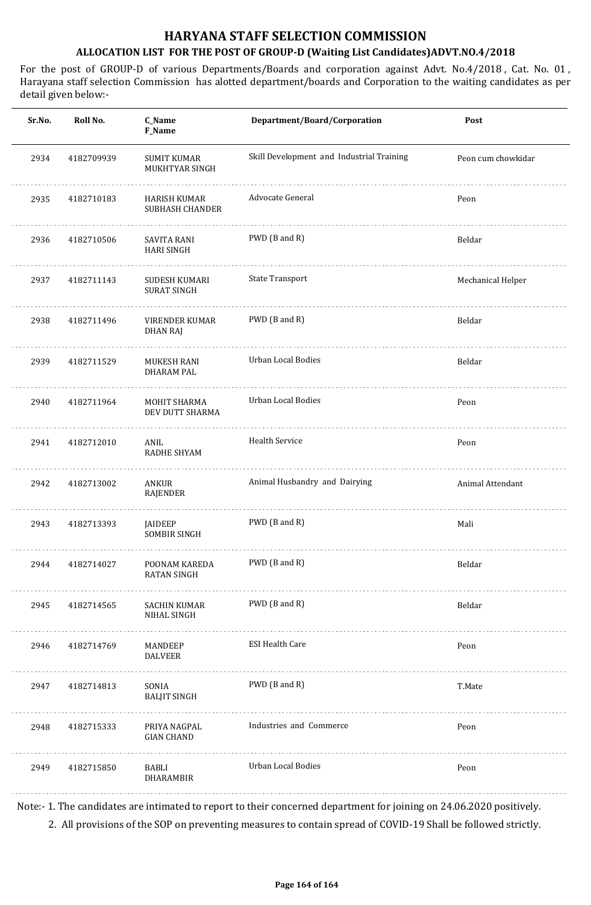# HARYANA STAFF SELECTION COMMISSION

## ALLOCATION LIST FOR THE POST OF GROUP-D (Waiting List Candidates)ADVT.NO.4/2018

For the post of GROUP-D of various Departments/Boards and corporation against Advt. No.4/2018 , Cat. No. 01 , Harayana staff selection Commission has alotted department/boards and Corporation to the waiting candidates as per detail given below:-

| Sr.No. | Roll No. | C_Name<br>F_Name | Department/Board/Corporation | Post |
|---|---|---|---|---|
| 2934 | 4182709939 | SUMIT KUMAR<br>MUKHTYAR SINGH | Skill Development and Industrial Training | Peon cum chowkidar |
| 2935 | 4182710183 | HARISH KUMAR<br>SUBHASH CHANDER | Advocate General | Peon |
| 2936 | 4182710506 | SAVITA RANI<br>HARI SINGH | PWD (B and R) | Beldar |
| 2937 | 4182711143 | SUDESH KUMARI<br>SURAT SINGH | State Transport | Mechanical Helper |
| 2938 | 4182711496 | VIRENDER KUMAR<br>DHAN RAJ | PWD (B and R) | Beldar |
| 2939 | 4182711529 | MUKESH RANI<br>DHARAM PAL | Urban Local Bodies | Beldar |
| 2940 | 4182711964 | MOHIT SHARMA<br>DEV DUTT SHARMA | Urban Local Bodies | Peon |
| 2941 | 4182712010 | ANIL<br>RADHE SHYAM | Health Service | Peon |
| 2942 | 4182713002 | ANKUR<br>RAJENDER | Animal Husbandry and Dairying | Animal Attendant |
| 2943 | 4182713393 | JAIDEEP<br>SOMBIR SINGH | PWD (B and R) | Mali |
| 2944 | 4182714027 | POONAM KAREDA<br>RATAN SINGH | PWD (B and R) | Beldar |
| 2945 | 4182714565 | SACHIN KUMAR<br>NIHAL SINGH | PWD (B and R) | Beldar |
| 2946 | 4182714769 | MANDEEP<br>DALVEER | ESI Health Care | Peon |
| 2947 | 4182714813 | SONIA<br>BALJIT SINGH | PWD (B and R) | T.Mate |
| 2948 | 4182715333 | PRIYA NAGPAL<br>GIAN CHAND | Industries and Commerce | Peon |
| 2949 | 4182715850 | BABLI<br>DHARAMBIR | Urban Local Bodies | Peon |

Note:- 1. The candidates are intimated to report to their concerned department for joining on 24.06.2020 positively.

2. All provisions of the SOP on preventing measures to contain spread of COVID-19 Shall be followed strictly.